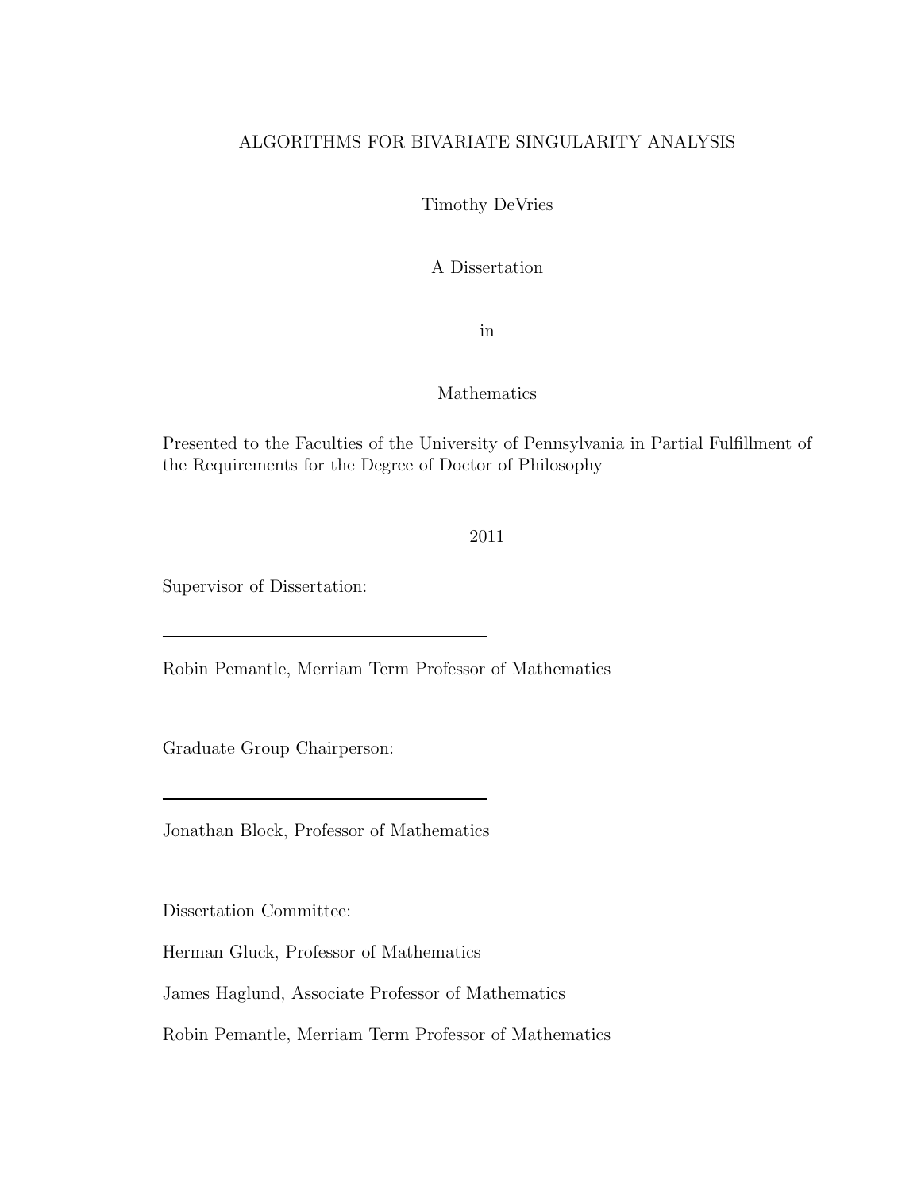# ALGORITHMS FOR BIVARIATE SINGULARITY ANALYSIS

Timothy DeVries

A Dissertation

in

Mathematics

Presented to the Faculties of the University of Pennsylvania in Partial Fulfillment of the Requirements for the Degree of Doctor of Philosophy

2011

Supervisor of Dissertation:

______________________________

Robin Pemantle, Merriam Term Professor of Mathematics

Graduate Group Chairperson:

______________________________

Jonathan Block, Professor of Mathematics

Dissertation Committee:

Herman Gluck, Professor of Mathematics

James Haglund, Associate Professor of Mathematics

Robin Pemantle, Merriam Term Professor of Mathematics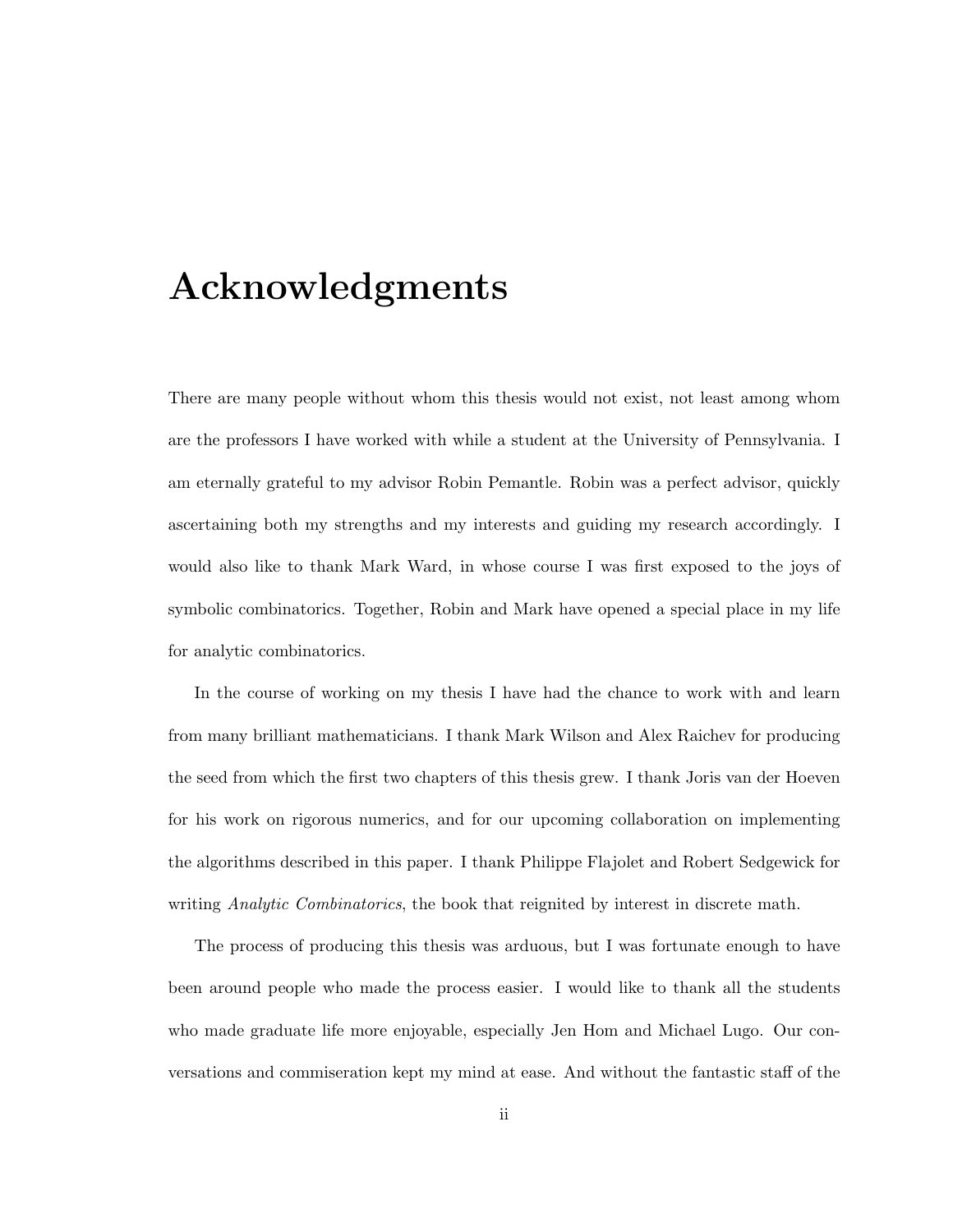# Acknowledgments

There are many people without whom this thesis would not exist, not least among whom are the professors I have worked with while a student at the University of Pennsylvania. I am eternally grateful to my advisor Robin Pemantle. Robin was a perfect advisor, quickly ascertaining both my strengths and my interests and guiding my research accordingly. I would also like to thank Mark Ward, in whose course I was first exposed to the joys of symbolic combinatorics. Together, Robin and Mark have opened a special place in my life for analytic combinatorics.

In the course of working on my thesis I have had the chance to work with and learn from many brilliant mathematicians. I thank Mark Wilson and Alex Raichev for producing the seed from which the first two chapters of this thesis grew. I thank Joris van der Hoeven for his work on rigorous numerics, and for our upcoming collaboration on implementing the algorithms described in this paper. I thank Philippe Flajolet and Robert Sedgewick for writing *Analytic Combinatorics*, the book that reignited by interest in discrete math.

The process of producing this thesis was arduous, but I was fortunate enough to have been around people who made the process easier. I would like to thank all the students who made graduate life more enjoyable, especially Jen Hom and Michael Lugo. Our conversations and commiseration kept my mind at ease. And without the fantastic staff of the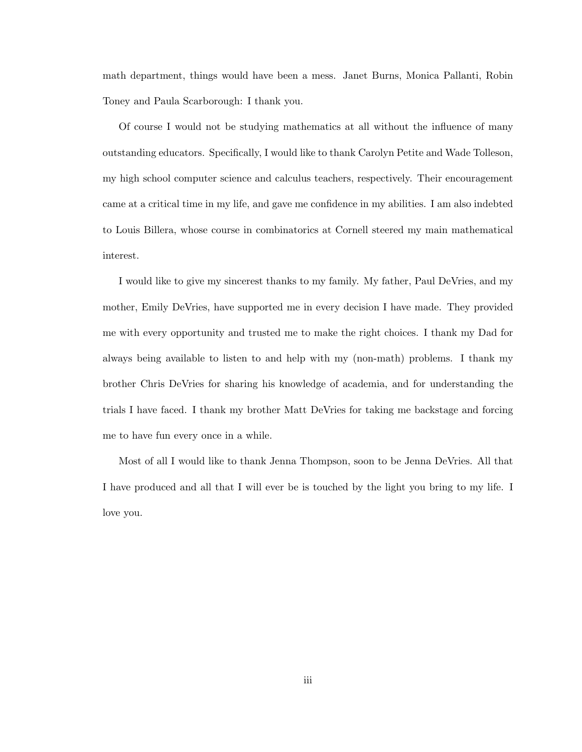math department, things would have been a mess. Janet Burns, Monica Pallanti, Robin Toney and Paula Scarborough: I thank you.

Of course I would not be studying mathematics at all without the influence of many outstanding educators. Specifically, I would like to thank Carolyn Petite and Wade Tolleson, my high school computer science and calculus teachers, respectively. Their encouragement came at a critical time in my life, and gave me confidence in my abilities. I am also indebted to Louis Billera, whose course in combinatorics at Cornell steered my main mathematical interest.

I would like to give my sincerest thanks to my family. My father, Paul DeVries, and my mother, Emily DeVries, have supported me in every decision I have made. They provided me with every opportunity and trusted me to make the right choices. I thank my Dad for always being available to listen to and help with my (non-math) problems. I thank my brother Chris DeVries for sharing his knowledge of academia, and for understanding the trials I have faced. I thank my brother Matt DeVries for taking me backstage and forcing me to have fun every once in a while.

Most of all I would like to thank Jenna Thompson, soon to be Jenna DeVries. All that I have produced and all that I will ever be is touched by the light you bring to my life. I love you.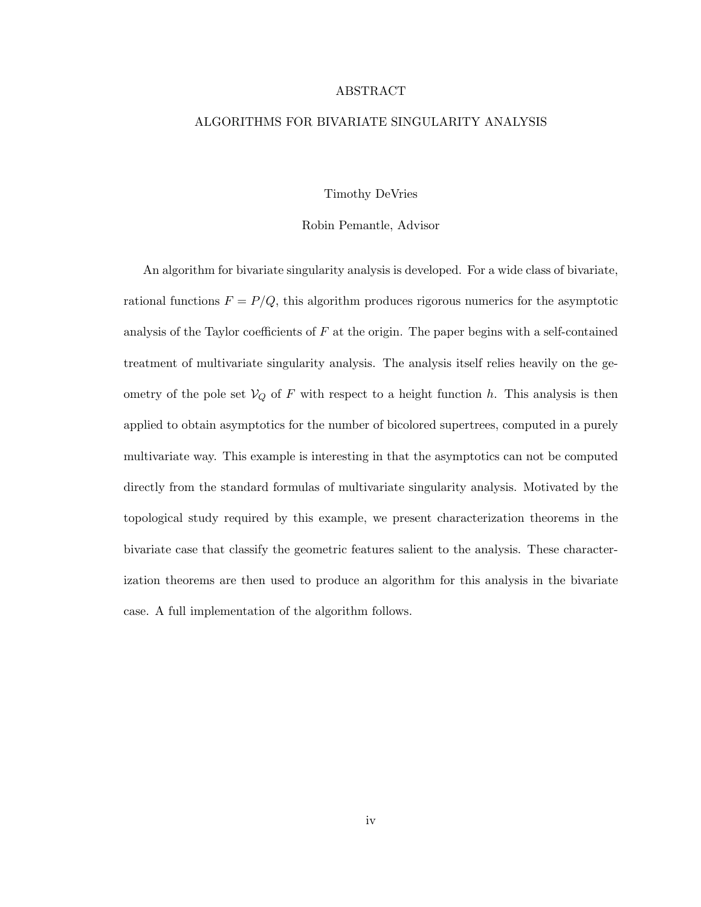# ABSTRACT

## ALGORITHMS FOR BIVARIATE SINGULARITY ANALYSIS

Timothy DeVries

Robin Pemantle, Advisor

An algorithm for bivariate singularity analysis is developed. For a wide class of bivariate, rational functions $F = P/Q$, this algorithm produces rigorous numerics for the asymptotic analysis of the Taylor coefficients of $F$ at the origin. The paper begins with a self-contained treatment of multivariate singularity analysis. The analysis itself relies heavily on the geometry of the pole set $\mathcal{V}_Q$ of $F$ with respect to a height function $h$. This analysis is then applied to obtain asymptotics for the number of bicolored supertrees, computed in a purely multivariate way. This example is interesting in that the asymptotics can not be computed directly from the standard formulas of multivariate singularity analysis. Motivated by the topological study required by this example, we present characterization theorems in the bivariate case that classify the geometric features salient to the analysis. These characterization theorems are then used to produce an algorithm for this analysis in the bivariate case. A full implementation of the algorithm follows.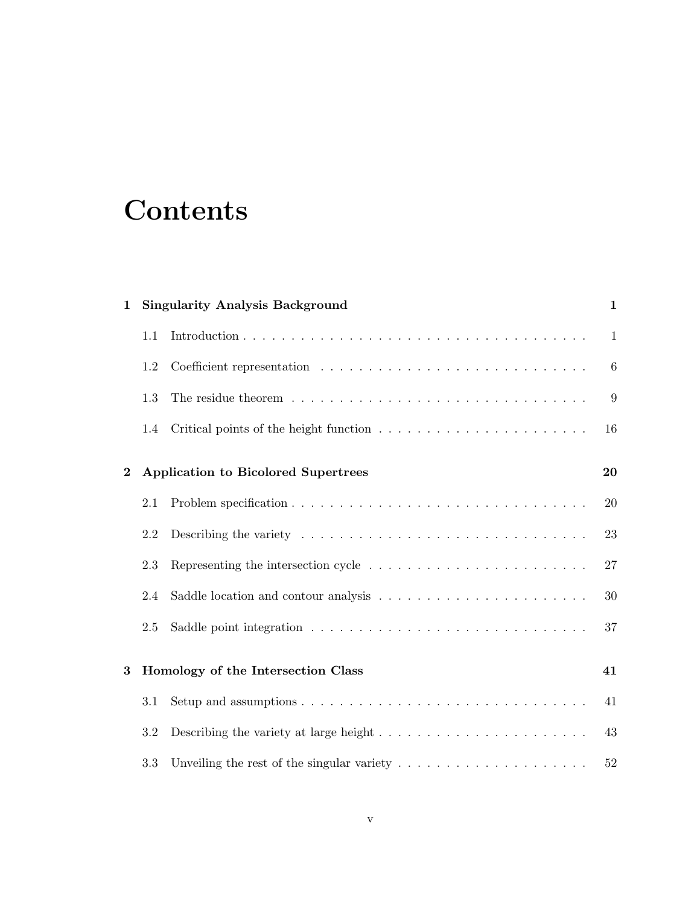# Contents

| | | |
|---|---|---|
| **1** | **Singularity Analysis Background** | **1** |
| 1.1 | Introduction | 1 |
| 1.2 | Coefficient representation | 6 |
| 1.3 | The residue theorem | 9 |
| 1.4 | Critical points of the height function | 16 |
| **2** | **Application to Bicolored Supertrees** | **20** |
| 2.1 | Problem specification | 20 |
| 2.2 | Describing the variety | 23 |
| 2.3 | Representing the intersection cycle | 27 |
| 2.4 | Saddle location and contour analysis | 30 |
| 2.5 | Saddle point integration | 37 |
| **3** | **Homology of the Intersection Class** | **41** |
| 3.1 | Setup and assumptions | 41 |
| 3.2 | Describing the variety at large height | 43 |
| 3.3 | Unveiling the rest of the singular variety | 52 |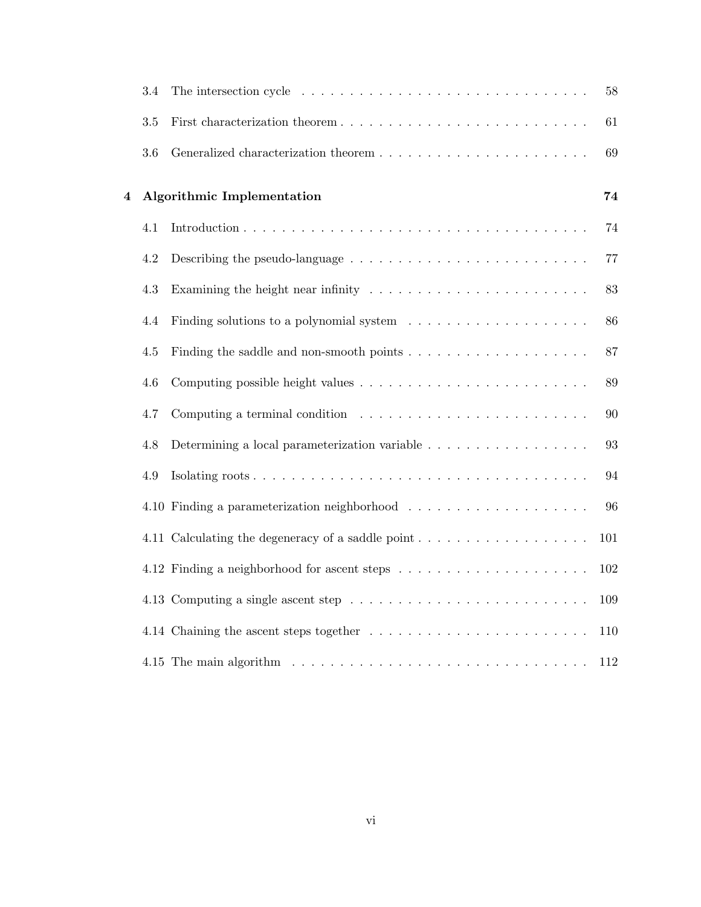3.4 The intersection cycle . . . . . . . . . . . . . . . . . . . . . . . . . . . . . . 58

3.5 First characterization theorem . . . . . . . . . . . . . . . . . . . . . . . . . 61

3.6 Generalized characterization theorem . . . . . . . . . . . . . . . . . . . . . 69

**4 Algorithmic Implementation** **74**

4.1 Introduction . . . . . . . . . . . . . . . . . . . . . . . . . . . . . . . . . . . . 74

4.2 Describing the pseudo-language . . . . . . . . . . . . . . . . . . . . . . . . 77

4.3 Examining the height near infinity . . . . . . . . . . . . . . . . . . . . . . 83

4.4 Finding solutions to a polynomial system . . . . . . . . . . . . . . . . . . . 86

4.5 Finding the saddle and non-smooth points . . . . . . . . . . . . . . . . . . . 87

4.6 Computing possible height values . . . . . . . . . . . . . . . . . . . . . . . . 89

4.7 Computing a terminal condition . . . . . . . . . . . . . . . . . . . . . . . . 90

4.8 Determining a local parameterization variable . . . . . . . . . . . . . . . . . 93

4.9 Isolating roots . . . . . . . . . . . . . . . . . . . . . . . . . . . . . . . . . . . 94

4.10 Finding a parameterization neighborhood . . . . . . . . . . . . . . . . . . . 96

4.11 Calculating the degeneracy of a saddle point . . . . . . . . . . . . . . . . . . 101

4.12 Finding a neighborhood for ascent steps . . . . . . . . . . . . . . . . . . . . 102

4.13 Computing a single ascent step . . . . . . . . . . . . . . . . . . . . . . . . . 109

4.14 Chaining the ascent steps together . . . . . . . . . . . . . . . . . . . . . . . 110

4.15 The main algorithm . . . . . . . . . . . . . . . . . . . . . . . . . . . . . . . 112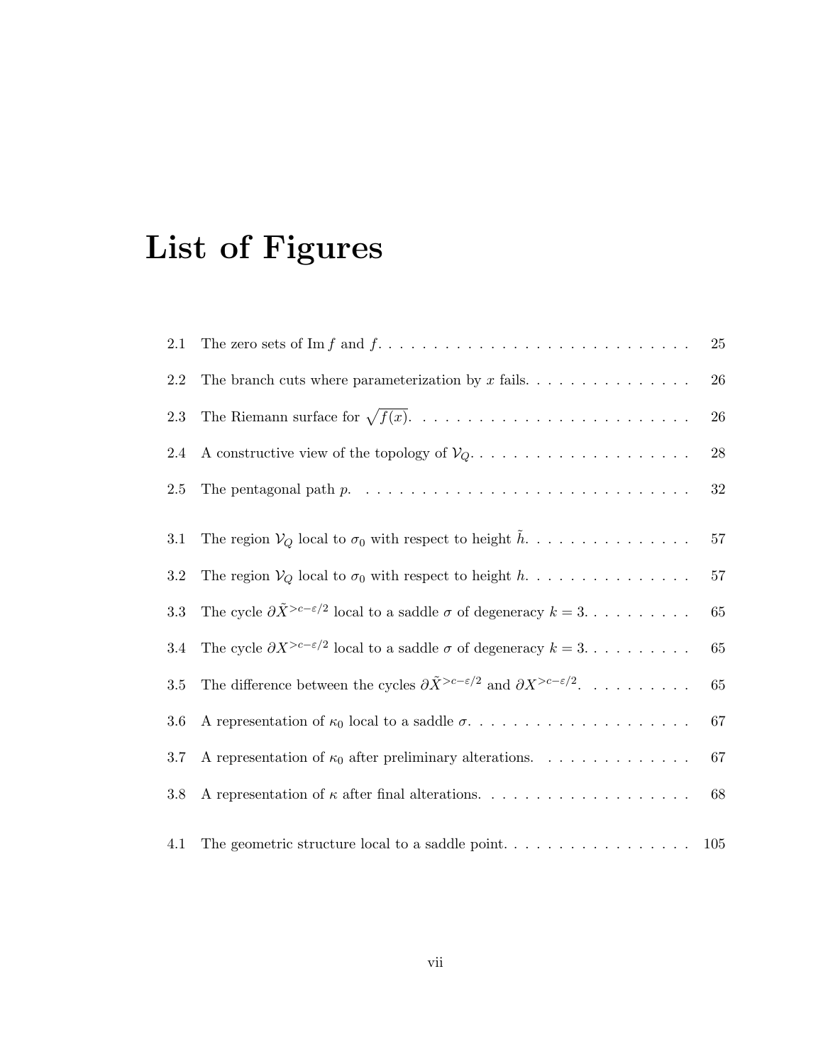# List of Figures

| | | |
|---|---|---|
| 2.1 | The zero sets of $\operatorname{Im} f$ and $f$. | 25 |
| 2.2 | The branch cuts where parameterization by $x$ fails. | 26 |
| 2.3 | The Riemann surface for $\sqrt{f(x)}$. | 26 |
| 2.4 | A constructive view of the topology of $\mathcal{V}_Q$. | 28 |
| 2.5 | The pentagonal path $p$. | 32 |
| 3.1 | The region $\mathcal{V}_Q$ local to $\sigma_0$ with respect to height $\tilde{h}$. | 57 |
| 3.2 | The region $\mathcal{V}_Q$ local to $\sigma_0$ with respect to height $h$. | 57 |
| 3.3 | The cycle $\partial \tilde{X}^{>c-\varepsilon/2}$ local to a saddle $\sigma$ of degeneracy $k = 3$. | 65 |
| 3.4 | The cycle $\partial X^{>c-\varepsilon/2}$ local to a saddle $\sigma$ of degeneracy $k = 3$. | 65 |
| 3.5 | The difference between the cycles $\partial \tilde{X}^{>c-\varepsilon/2}$ and $\partial X^{>c-\varepsilon/2}$. | 65 |
| 3.6 | A representation of $\kappa_0$ local to a saddle $\sigma$. | 67 |
| 3.7 | A representation of $\kappa_0$ after preliminary alterations. | 67 |
| 3.8 | A representation of $\kappa$ after final alterations. | 68 |
| 4.1 | The geometric structure local to a saddle point. | 105 |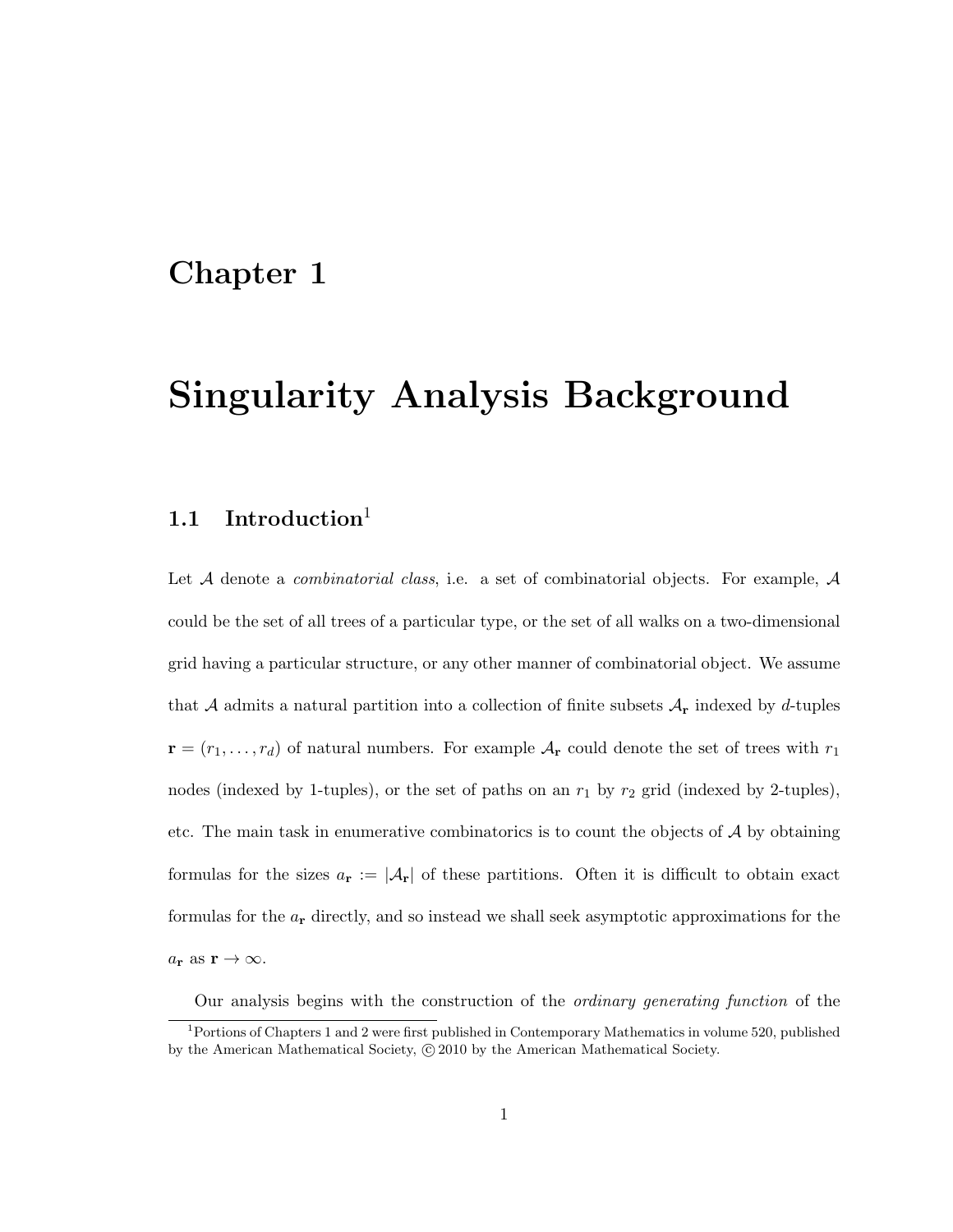# Chapter 1

# Singularity Analysis Background

## 1.1 Introduction[1]

Let $\mathcal{A}$ denote a *combinatorial class*, i.e. a set of combinatorial objects. For example, $\mathcal{A}$ could be the set of all trees of a particular type, or the set of all walks on a two-dimensional grid having a particular structure, or any other manner of combinatorial object. We assume that $\mathcal{A}$ admits a natural partition into a collection of finite subsets $\mathcal{A}_{\mathbf{r}}$ indexed by $d$-tuples $\mathbf{r} = (r_1, \ldots, r_d)$ of natural numbers. For example $\mathcal{A}_{\mathbf{r}}$ could denote the set of trees with $r_1$ nodes (indexed by 1-tuples), or the set of paths on an $r_1$ by $r_2$ grid (indexed by 2-tuples), etc. The main task in enumerative combinatorics is to count the objects of $\mathcal{A}$ by obtaining formulas for the sizes $a_{\mathbf{r}} := |\mathcal{A}_{\mathbf{r}}|$ of these partitions. Often it is difficult to obtain exact formulas for the $a_{\mathbf{r}}$ directly, and so instead we shall seek asymptotic approximations for the $a_{\mathbf{r}}$ as $\mathbf{r} \to \infty$.

Our analysis begins with the construction of the *ordinary generating function* of the

[1] Portions of Chapters 1 and 2 were first published in Contemporary Mathematics in volume 520, published by the American Mathematical Society, © 2010 by the American Mathematical Society.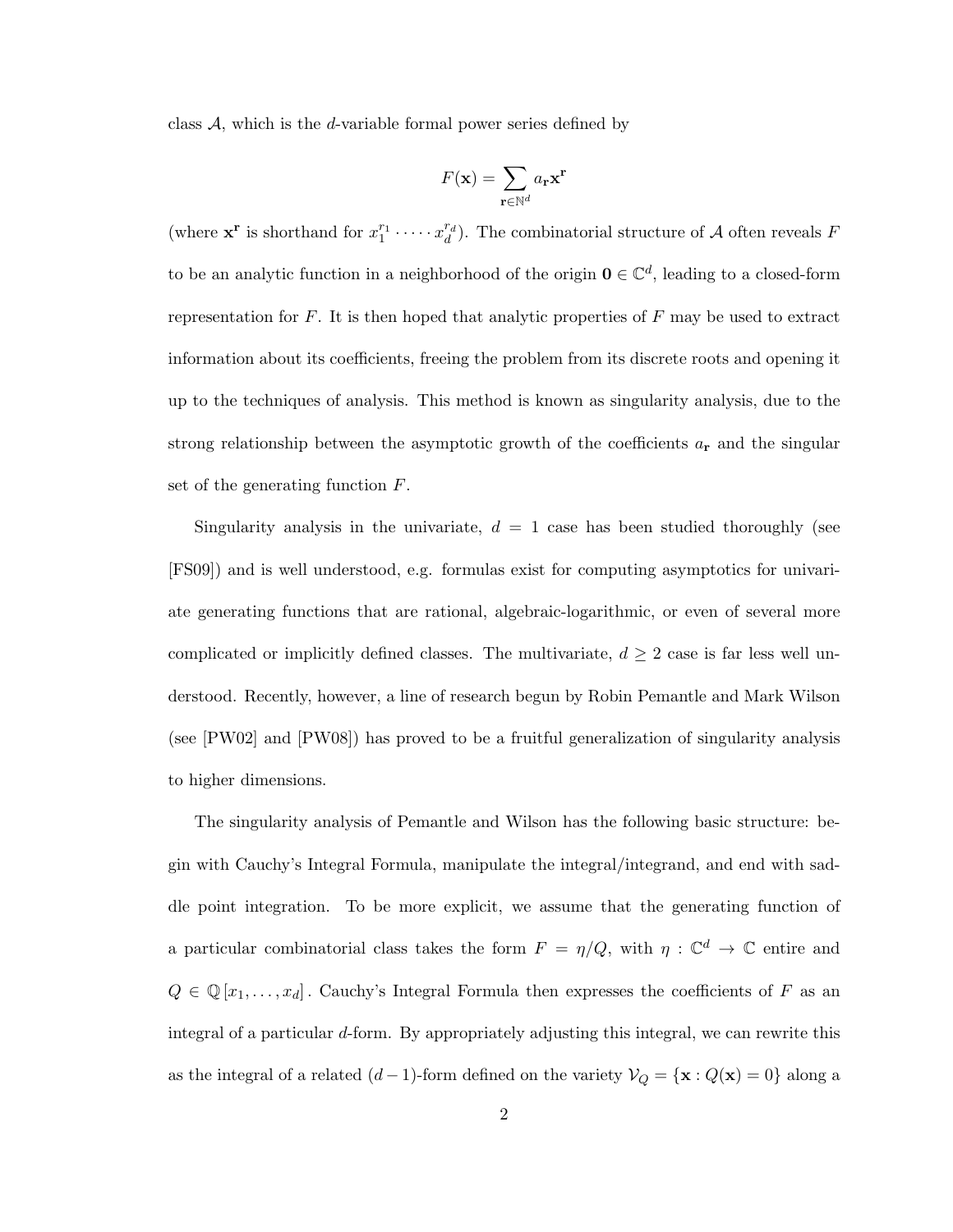class $\mathcal{A}$, which is the $d$-variable formal power series defined by

$$F(\mathbf{x}) = \sum_{\mathbf{r}\in\mathbb{N}^d} a_{\mathbf{r}}\mathbf{x}^{\mathbf{r}}$$

(where $\mathbf{x}^{\mathbf{r}}$ is shorthand for $x_1^{r_1}\cdot\dots\cdot x_d^{r_d}$). The combinatorial structure of $\mathcal{A}$ often reveals $F$ to be an analytic function in a neighborhood of the origin $\mathbf{0}\in\mathbb{C}^d$, leading to a closed-form representation for $F$. It is then hoped that analytic properties of $F$ may be used to extract information about its coefficients, freeing the problem from its discrete roots and opening it up to the techniques of analysis. This method is known as singularity analysis, due to the strong relationship between the asymptotic growth of the coefficients $a_{\mathbf{r}}$ and the singular set of the generating function $F$.

Singularity analysis in the univariate, $d = 1$ case has been studied thoroughly (see [FS09]) and is well understood, e.g. formulas exist for computing asymptotics for univariate generating functions that are rational, algebraic-logarithmic, or even of several more complicated or implicitly defined classes. The multivariate, $d \geq 2$ case is far less well understood. Recently, however, a line of research begun by Robin Pemantle and Mark Wilson (see [PW02] and [PW08]) has proved to be a fruitful generalization of singularity analysis to higher dimensions.

The singularity analysis of Pemantle and Wilson has the following basic structure: begin with Cauchy's Integral Formula, manipulate the integral/integrand, and end with saddle point integration. To be more explicit, we assume that the generating function of a particular combinatorial class takes the form $F = \eta/Q$, with $\eta : \mathbb{C}^d \to \mathbb{C}$ entire and $Q \in \mathbb{Q}[x_1,\dots,x_d]$. Cauchy's Integral Formula then expresses the coefficients of $F$ as an integral of a particular $d$-form. By appropriately adjusting this integral, we can rewrite this as the integral of a related $(d-1)$-form defined on the variety $\mathcal{V}_Q = \{\mathbf{x} : Q(\mathbf{x}) = 0\}$ along a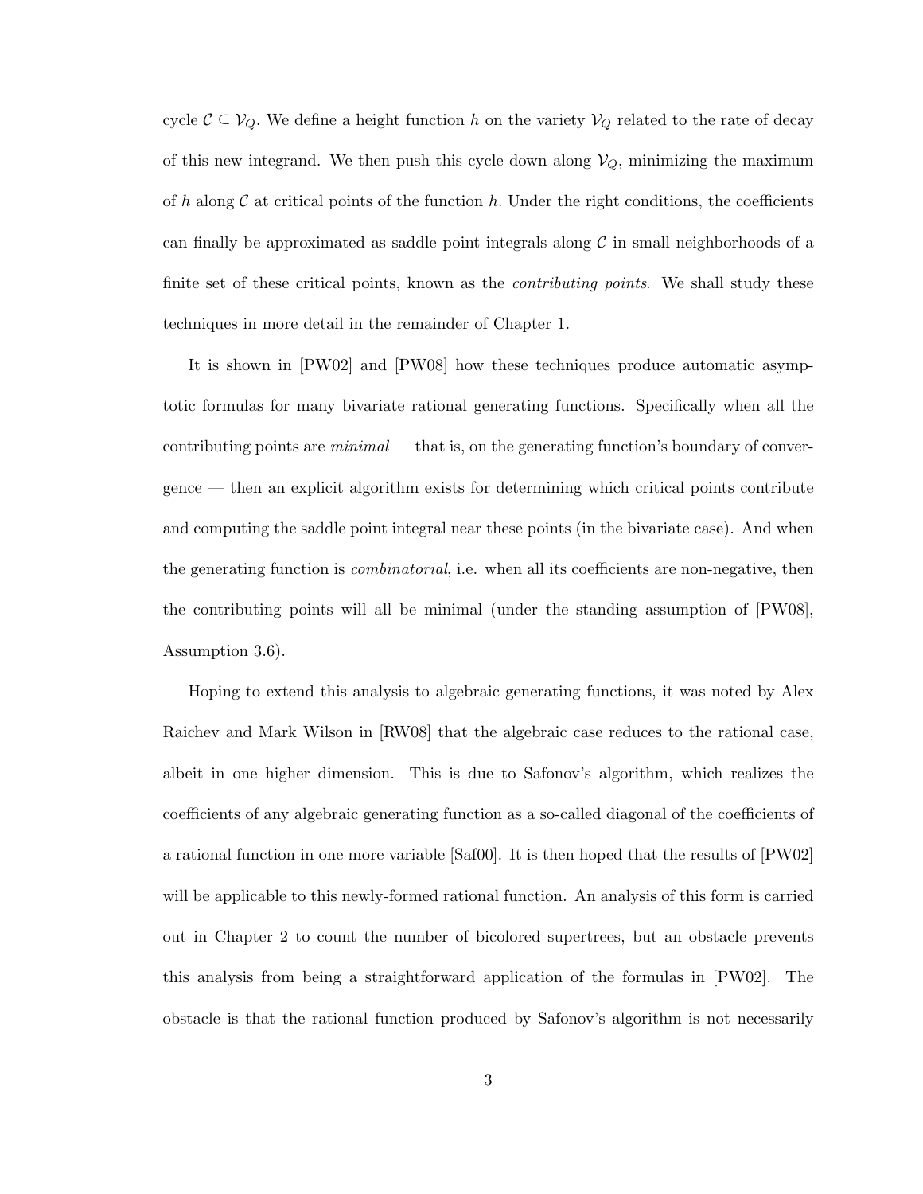cycle $\mathcal{C} \subseteq \mathcal{V}_Q$. We define a height function $h$ on the variety $\mathcal{V}_Q$ related to the rate of decay of this new integrand. We then push this cycle down along $\mathcal{V}_Q$, minimizing the maximum of $h$ along $\mathcal{C}$ at critical points of the function $h$. Under the right conditions, the coefficients can finally be approximated as saddle point integrals along $\mathcal{C}$ in small neighborhoods of a finite set of these critical points, known as the *contributing points*. We shall study these techniques in more detail in the remainder of Chapter 1.

It is shown in [PW02] and [PW08] how these techniques produce automatic asymptotic formulas for many bivariate rational generating functions. Specifically when all the contributing points are *minimal* — that is, on the generating function's boundary of convergence — then an explicit algorithm exists for determining which critical points contribute and computing the saddle point integral near these points (in the bivariate case). And when the generating function is *combinatorial*, i.e. when all its coefficients are non-negative, then the contributing points will all be minimal (under the standing assumption of [PW08], Assumption 3.6).

Hoping to extend this analysis to algebraic generating functions, it was noted by Alex Raichev and Mark Wilson in [RW08] that the algebraic case reduces to the rational case, albeit in one higher dimension. This is due to Safonov's algorithm, which realizes the coefficients of any algebraic generating function as a so-called diagonal of the coefficients of a rational function in one more variable [Saf00]. It is then hoped that the results of [PW02] will be applicable to this newly-formed rational function. An analysis of this form is carried out in Chapter 2 to count the number of bicolored supertrees, but an obstacle prevents this analysis from being a straightforward application of the formulas in [PW02]. The obstacle is that the rational function produced by Safonov's algorithm is not necessarily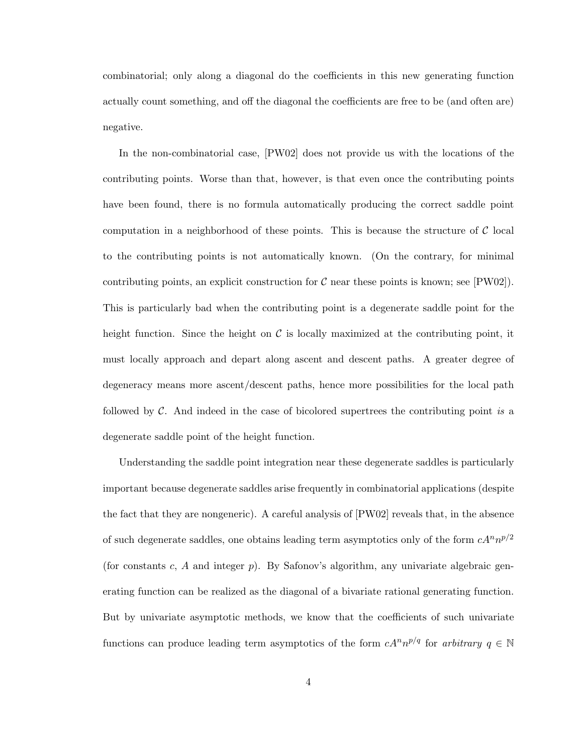combinatorial; only along a diagonal do the coefficients in this new generating function actually count something, and off the diagonal the coefficients are free to be (and often are) negative.

In the non-combinatorial case, [PW02] does not provide us with the locations of the contributing points. Worse than that, however, is that even once the contributing points have been found, there is no formula automatically producing the correct saddle point computation in a neighborhood of these points. This is because the structure of $\mathcal{C}$ local to the contributing points is not automatically known. (On the contrary, for minimal contributing points, an explicit construction for $\mathcal{C}$ near these points is known; see [PW02]). This is particularly bad when the contributing point is a degenerate saddle point for the height function. Since the height on $\mathcal{C}$ is locally maximized at the contributing point, it must locally approach and depart along ascent and descent paths. A greater degree of degeneracy means more ascent/descent paths, hence more possibilities for the local path followed by $\mathcal{C}$. And indeed in the case of bicolored supertrees the contributing point *is* a degenerate saddle point of the height function.

Understanding the saddle point integration near these degenerate saddles is particularly important because degenerate saddles arise frequently in combinatorial applications (despite the fact that they are nongeneric). A careful analysis of [PW02] reveals that, in the absence of such degenerate saddles, one obtains leading term asymptotics only of the form $cA^n n^{p/2}$ (for constants $c$, $A$ and integer $p$). By Safonov's algorithm, any univariate algebraic generating function can be realized as the diagonal of a bivariate rational generating function. But by univariate asymptotic methods, we know that the coefficients of such univariate functions can produce leading term asymptotics of the form $cA^n n^{p/q}$ for *arbitrary* $q \in \mathbb{N}$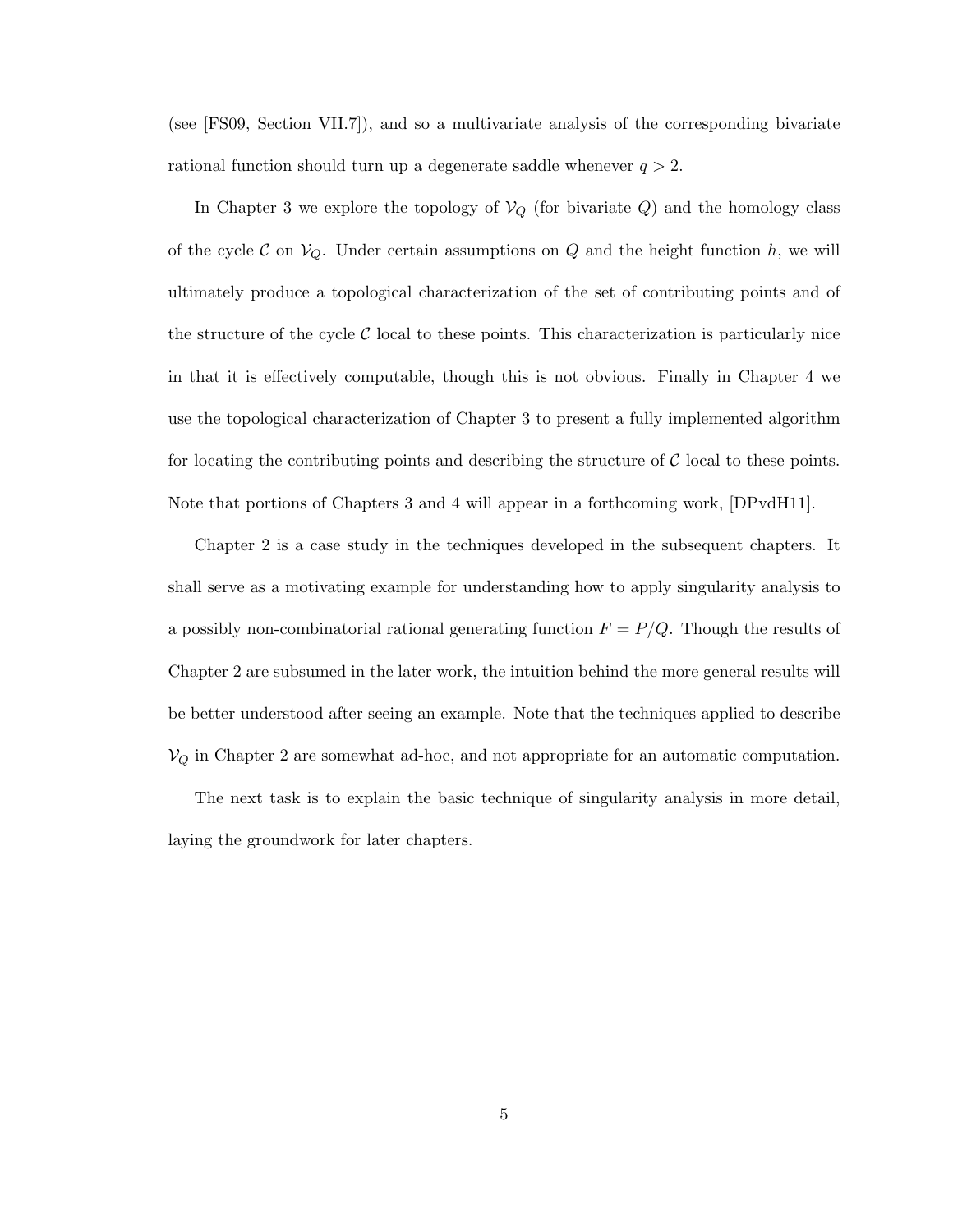(see [FS09, Section VII.7]), and so a multivariate analysis of the corresponding bivariate rational function should turn up a degenerate saddle whenever $q > 2$.

In Chapter 3 we explore the topology of $\mathcal{V}_Q$ (for bivariate $Q$) and the homology class of the cycle $\mathcal{C}$ on $\mathcal{V}_Q$. Under certain assumptions on $Q$ and the height function $h$, we will ultimately produce a topological characterization of the set of contributing points and of the structure of the cycle $\mathcal{C}$ local to these points. This characterization is particularly nice in that it is effectively computable, though this is not obvious. Finally in Chapter 4 we use the topological characterization of Chapter 3 to present a fully implemented algorithm for locating the contributing points and describing the structure of $\mathcal{C}$ local to these points. Note that portions of Chapters 3 and 4 will appear in a forthcoming work, [DPvdH11].

Chapter 2 is a case study in the techniques developed in the subsequent chapters. It shall serve as a motivating example for understanding how to apply singularity analysis to a possibly non-combinatorial rational generating function $F = P/Q$. Though the results of Chapter 2 are subsumed in the later work, the intuition behind the more general results will be better understood after seeing an example. Note that the techniques applied to describe $\mathcal{V}_Q$ in Chapter 2 are somewhat ad-hoc, and not appropriate for an automatic computation.

The next task is to explain the basic technique of singularity analysis in more detail, laying the groundwork for later chapters.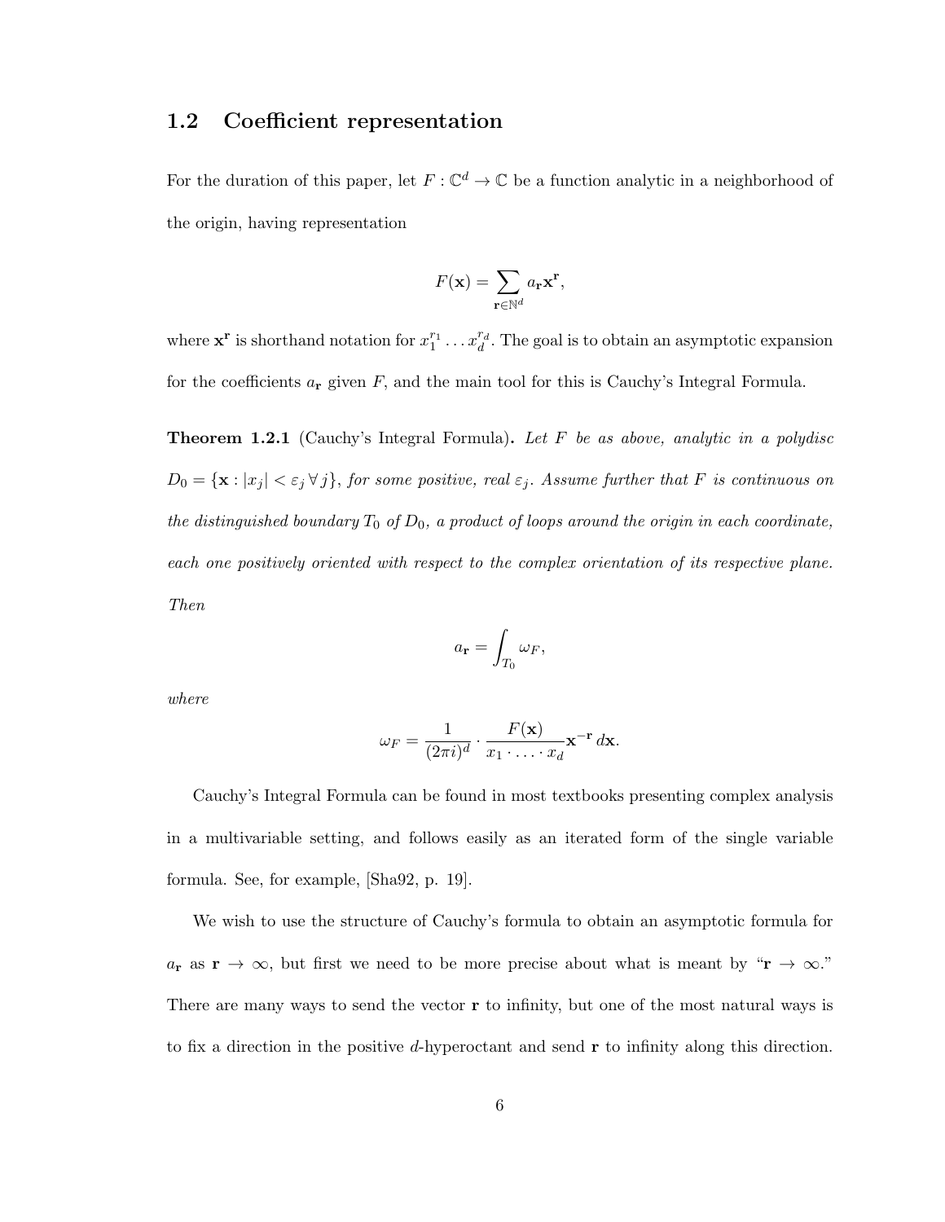## 1.2 Coefficient representation

For the duration of this paper, let $F : \mathbb{C}^d \to \mathbb{C}$ be a function analytic in a neighborhood of the origin, having representation

$$F(\mathbf{x}) = \sum_{\mathbf{r} \in \mathbb{N}^d} a_{\mathbf{r}} \mathbf{x}^{\mathbf{r}},$$

where $\mathbf{x}^{\mathbf{r}}$ is shorthand notation for $x_1^{r_1} \dots x_d^{r_d}$. The goal is to obtain an asymptotic expansion for the coefficients $a_{\mathbf{r}}$ given $F$, and the main tool for this is Cauchy's Integral Formula.

**Theorem 1.2.1** (Cauchy's Integral Formula)**.** *Let $F$ be as above, analytic in a polydisc $D_0 = \{\mathbf{x} : |x_j| < \varepsilon_j \, \forall \, j\}$, for some positive, real $\varepsilon_j$. Assume further that $F$ is continuous on the distinguished boundary $T_0$ of $D_0$, a product of loops around the origin in each coordinate, each one positively oriented with respect to the complex orientation of its respective plane. Then*

$$a_{\mathbf{r}} = \int_{T_0} \omega_F,$$

*where*

$$\omega_F = \frac{1}{(2\pi i)^d} \cdot \frac{F(\mathbf{x})}{x_1 \cdot \ldots \cdot x_d} \mathbf{x}^{-\mathbf{r}} \, d\mathbf{x}.$$

Cauchy's Integral Formula can be found in most textbooks presenting complex analysis in a multivariable setting, and follows easily as an iterated form of the single variable formula. See, for example, [Sha92, p. 19].

We wish to use the structure of Cauchy's formula to obtain an asymptotic formula for $a_{\mathbf{r}}$ as $\mathbf{r} \to \infty$, but first we need to be more precise about what is meant by "$\mathbf{r} \to \infty$." There are many ways to send the vector $\mathbf{r}$ to infinity, but one of the most natural ways is to fix a direction in the positive $d$-hyperoctant and send $\mathbf{r}$ to infinity along this direction.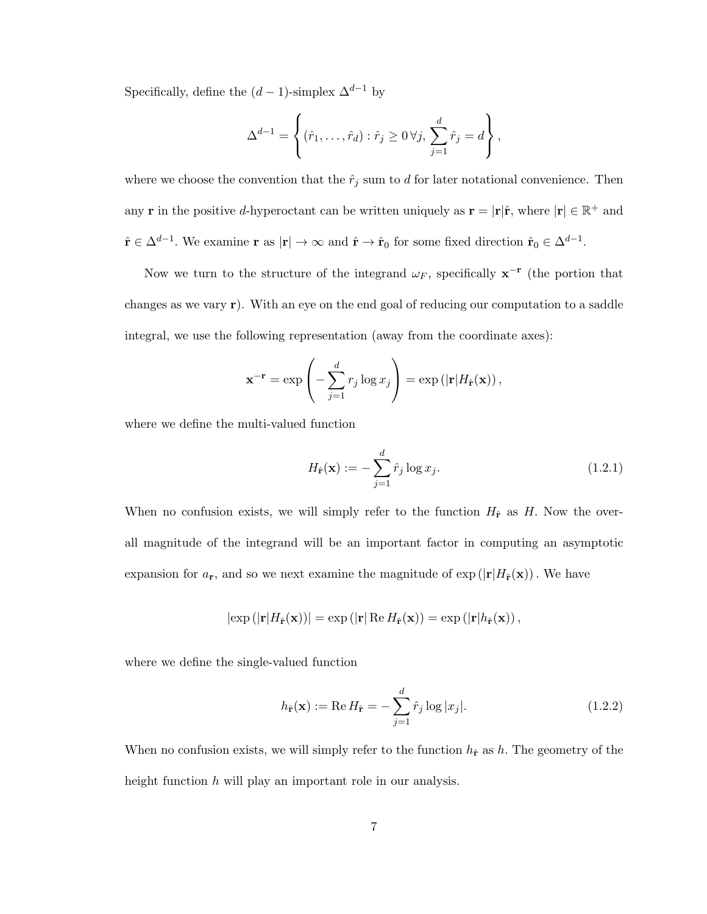Specifically, define the $(d-1)$-simplex $\Delta^{d-1}$ by

$$\Delta^{d-1} = \left\{ (\hat{r}_1, \ldots, \hat{r}_d) : \hat{r}_j \geq 0 \, \forall j, \sum_{j=1}^{d} \hat{r}_j = d \right\},$$

where we choose the convention that the $\hat{r}_j$ sum to $d$ for later notational convenience. Then any $\mathbf{r}$ in the positive $d$-hyperoctant can be written uniquely as $\mathbf{r} = |\mathbf{r}|\hat{\mathbf{r}}$, where $|\mathbf{r}| \in \mathbb{R}^+$ and $\hat{\mathbf{r}} \in \Delta^{d-1}$. We examine $\mathbf{r}$ as $|\mathbf{r}| \to \infty$ and $\hat{\mathbf{r}} \to \hat{\mathbf{r}}_0$ for some fixed direction $\hat{\mathbf{r}}_0 \in \Delta^{d-1}$.

Now we turn to the structure of the integrand $\omega_F$, specifically $\mathbf{x}^{-\mathbf{r}}$ (the portion that changes as we vary $\mathbf{r}$). With an eye on the end goal of reducing our computation to a saddle integral, we use the following representation (away from the coordinate axes):

$$\mathbf{x}^{-\mathbf{r}} = \exp\left( -\sum_{j=1}^{d} r_j \log x_j \right) = \exp\left( |\mathbf{r}| H_{\hat{\mathbf{r}}}(\mathbf{x}) \right),$$

where we define the multi-valued function

$$H_{\hat{\mathbf{r}}}(\mathbf{x}) := -\sum_{j=1}^{d} \hat{r}_j \log x_j. \tag{1.2.1}$$

When no confusion exists, we will simply refer to the function $H_{\hat{\mathbf{r}}}$ as $H$. Now the overall magnitude of the integrand will be an important factor in computing an asymptotic expansion for $a_{\mathbf{r}}$, and so we next examine the magnitude of $\exp\left(|\mathbf{r}| H_{\hat{\mathbf{r}}}(\mathbf{x})\right)$. We have

$$\left| \exp\left(|\mathbf{r}| H_{\hat{\mathbf{r}}}(\mathbf{x})\right) \right| = \exp\left(|\mathbf{r}| \operatorname{Re} H_{\hat{\mathbf{r}}}(\mathbf{x})\right) = \exp\left(|\mathbf{r}| h_{\hat{\mathbf{r}}}(\mathbf{x})\right),$$

where we define the single-valued function

$$h_{\hat{\mathbf{r}}}(\mathbf{x}) := \operatorname{Re} H_{\hat{\mathbf{r}}} = -\sum_{j=1}^{d} \hat{r}_j \log |x_j|. \tag{1.2.2}$$

When no confusion exists, we will simply refer to the function $h_{\hat{\mathbf{r}}}$ as $h$. The geometry of the height function $h$ will play an important role in our analysis.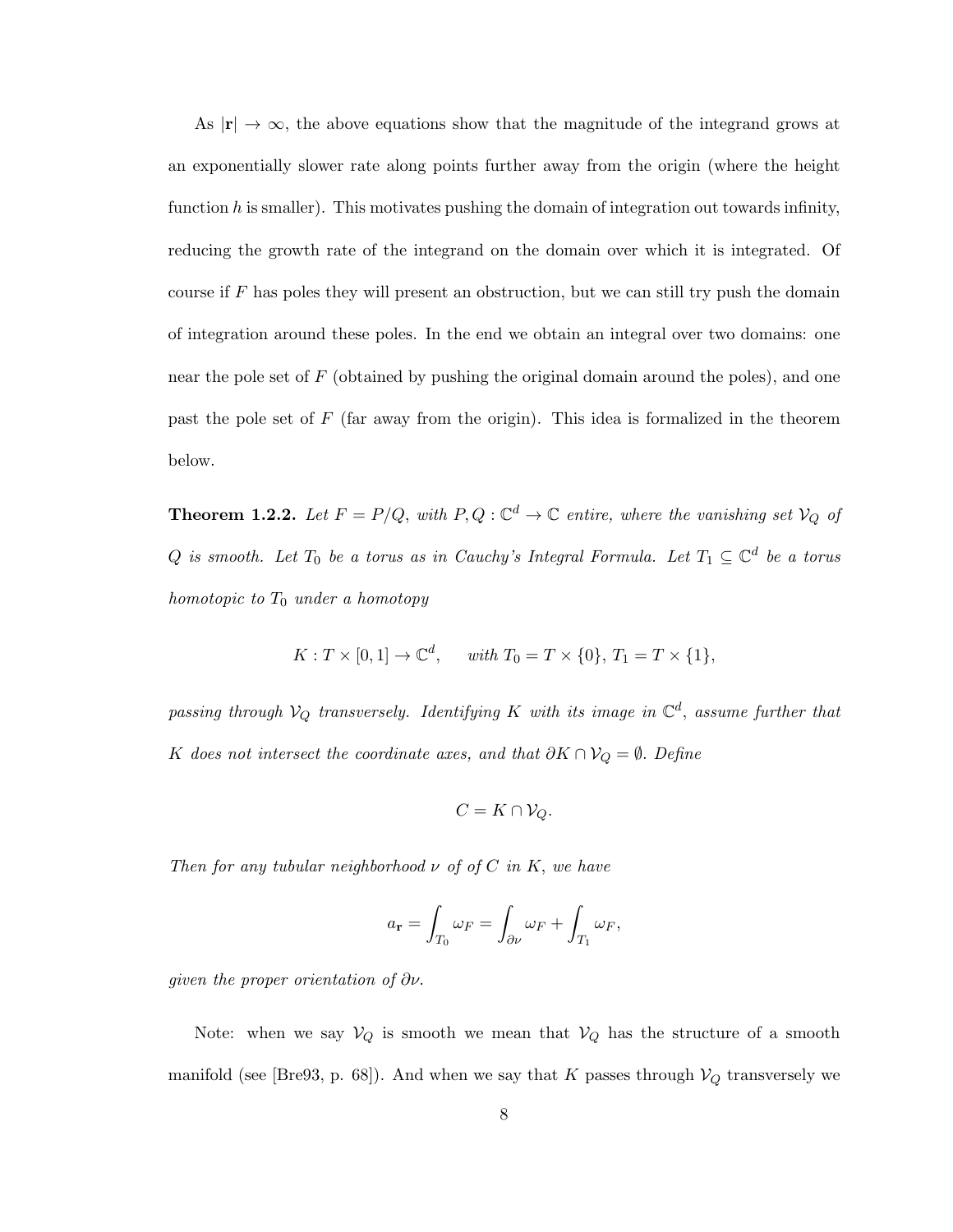As $|\mathbf{r}| \to \infty$, the above equations show that the magnitude of the integrand grows at an exponentially slower rate along points further away from the origin (where the height function $h$ is smaller). This motivates pushing the domain of integration out towards infinity, reducing the growth rate of the integrand on the domain over which it is integrated. Of course if $F$ has poles they will present an obstruction, but we can still try push the domain of integration around these poles. In the end we obtain an integral over two domains: one near the pole set of $F$ (obtained by pushing the original domain around the poles), and one past the pole set of $F$ (far away from the origin). This idea is formalized in the theorem below.

**Theorem 1.2.2.** *Let $F = P/Q$, with $P, Q : \mathbb{C}^d \to \mathbb{C}$ entire, where the vanishing set $\mathcal{V}_Q$ of $Q$ is smooth. Let $T_0$ be a torus as in Cauchy's Integral Formula. Let $T_1 \subseteq \mathbb{C}^d$ be a torus homotopic to $T_0$ under a homotopy*

$$K : T \times [0, 1] \to \mathbb{C}^d, \qquad \text{with } T_0 = T \times \{0\},\, T_1 = T \times \{1\},$$

*passing through $\mathcal{V}_Q$ transversely. Identifying $K$ with its image in $\mathbb{C}^d$, assume further that $K$ does not intersect the coordinate axes, and that $\partial K \cap \mathcal{V}_Q = \emptyset$. Define*

$$C = K \cap \mathcal{V}_Q.$$

*Then for any tubular neighborhood $\nu$ of of $C$ in $K$, we have*

$$a_{\mathbf{r}} = \int_{T_0} \omega_F = \int_{\partial \nu} \omega_F + \int_{T_1} \omega_F,$$

*given the proper orientation of $\partial \nu$.*

Note: when we say $\mathcal{V}_Q$ is smooth we mean that $\mathcal{V}_Q$ has the structure of a smooth manifold (see [Bre93, p. 68]). And when we say that $K$ passes through $\mathcal{V}_Q$ transversely we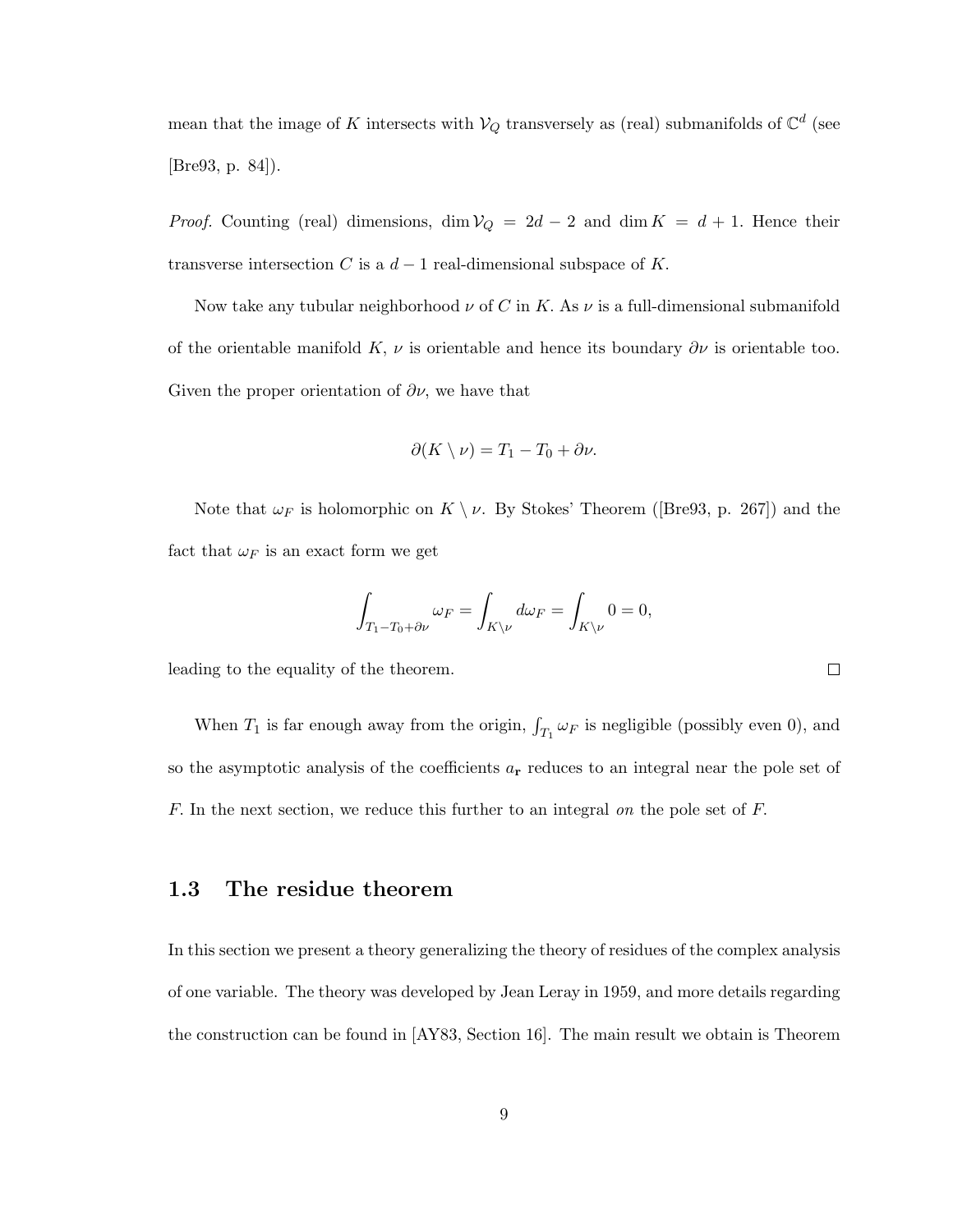mean that the image of $K$ intersects with $\mathcal{V}_Q$ transversely as (real) submanifolds of $\mathbb{C}^d$ (see [Bre93, p. 84]).

*Proof.* Counting (real) dimensions, $\dim \mathcal{V}_Q = 2d - 2$ and $\dim K = d + 1$. Hence their transverse intersection $C$ is a $d - 1$ real-dimensional subspace of $K$.

Now take any tubular neighborhood $\nu$ of $C$ in $K$. As $\nu$ is a full-dimensional submanifold of the orientable manifold $K$, $\nu$ is orientable and hence its boundary $\partial\nu$ is orientable too. Given the proper orientation of $\partial\nu$, we have that

$$\partial(K \setminus \nu) = T_1 - T_0 + \partial\nu.$$

Note that $\omega_F$ is holomorphic on $K \setminus \nu$. By Stokes' Theorem ([Bre93, p. 267]) and the fact that $\omega_F$ is an exact form we get

$$\int_{T_1 - T_0 + \partial\nu} \omega_F = \int_{K \setminus \nu} d\omega_F = \int_{K \setminus \nu} 0 = 0,$$

leading to the equality of the theorem. $\square$

When $T_1$ is far enough away from the origin, $\int_{T_1} \omega_F$ is negligible (possibly even 0), and so the asymptotic analysis of the coefficients $a_{\mathbf{r}}$ reduces to an integral near the pole set of $F$. In the next section, we reduce this further to an integral *on* the pole set of $F$.

## 1.3 The residue theorem

In this section we present a theory generalizing the theory of residues of the complex analysis of one variable. The theory was developed by Jean Leray in 1959, and more details regarding the construction can be found in [AY83, Section 16]. The main result we obtain is Theorem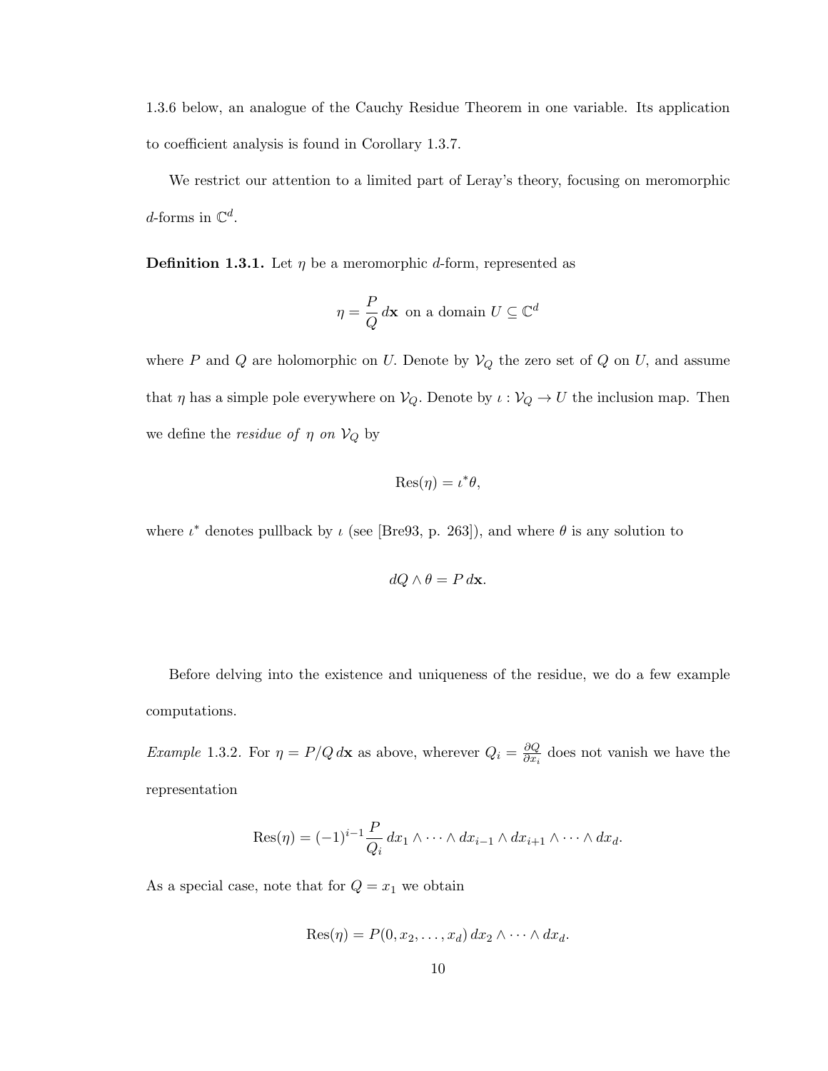1.3.6 below, an analogue of the Cauchy Residue Theorem in one variable. Its application to coefficient analysis is found in Corollary 1.3.7.

We restrict our attention to a limited part of Leray's theory, focusing on meromorphic $d$-forms in $\mathbb{C}^d$.

**Definition 1.3.1.** Let $\eta$ be a meromorphic $d$-form, represented as

$$\eta = \frac{P}{Q}\, d\mathbf{x} \text{ on a domain } U \subseteq \mathbb{C}^d$$

where $P$ and $Q$ are holomorphic on $U$. Denote by $\mathcal{V}_Q$ the zero set of $Q$ on $U$, and assume that $\eta$ has a simple pole everywhere on $\mathcal{V}_Q$. Denote by $\iota : \mathcal{V}_Q \to U$ the inclusion map. Then we define the *residue of $\eta$ on $\mathcal{V}_Q$* by

$$\mathrm{Res}(\eta) = \iota^* \theta,$$

where $\iota^*$ denotes pullback by $\iota$ (see [Bre93, p. 263]), and where $\theta$ is any solution to

$$dQ \wedge \theta = P\, d\mathbf{x}.$$

Before delving into the existence and uniqueness of the residue, we do a few example computations.

*Example* 1.3.2. For $\eta = P/Q\, d\mathbf{x}$ as above, wherever $Q_i = \frac{\partial Q}{\partial x_i}$ does not vanish we have the representation

$$\mathrm{Res}(\eta) = (-1)^{i-1} \frac{P}{Q_i}\, dx_1 \wedge \cdots \wedge dx_{i-1} \wedge dx_{i+1} \wedge \cdots \wedge dx_d.$$

As a special case, note that for $Q = x_1$ we obtain

$$\mathrm{Res}(\eta) = P(0, x_2, \ldots, x_d)\, dx_2 \wedge \cdots \wedge dx_d.$$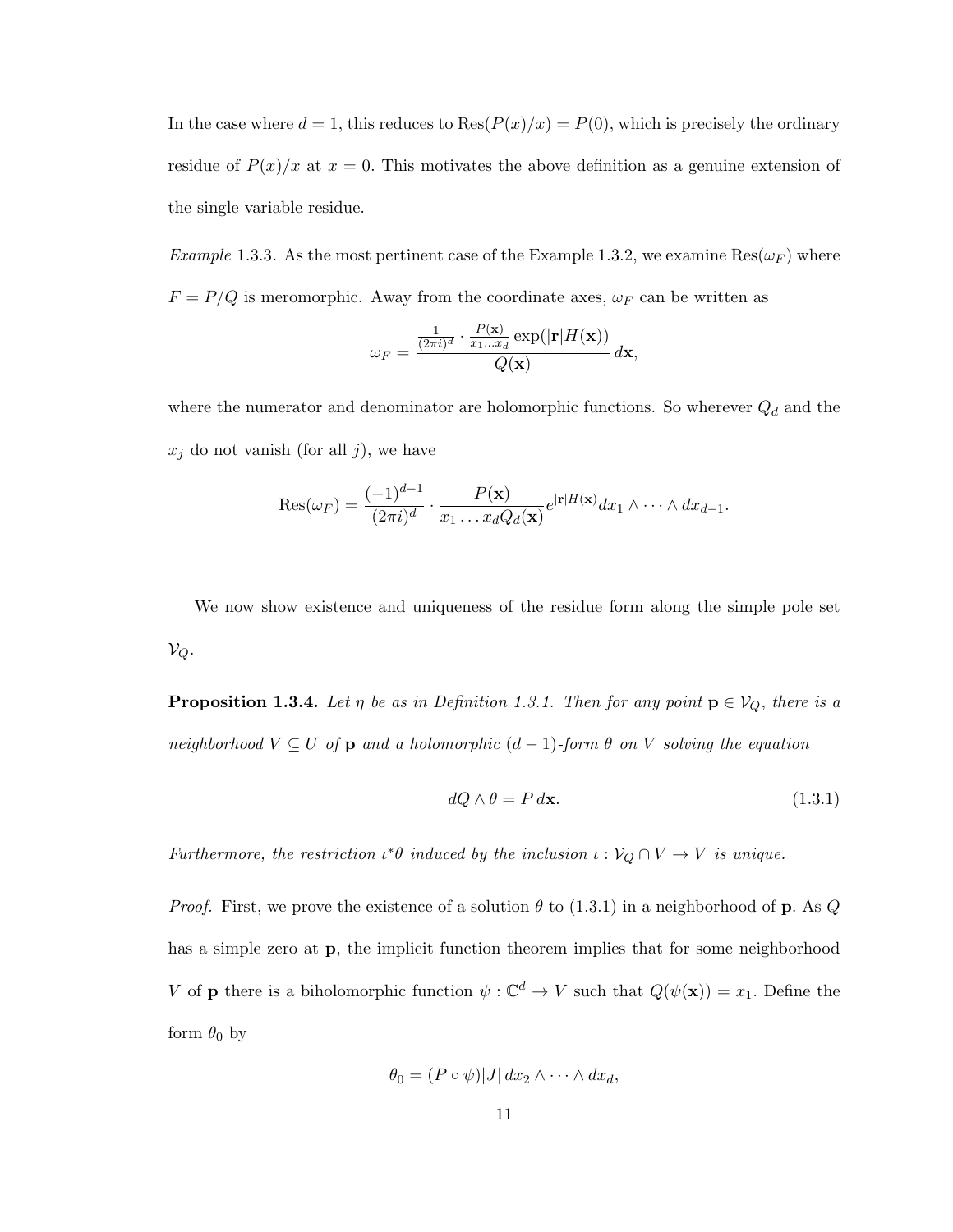In the case where $d = 1$, this reduces to $\text{Res}(P(x)/x) = P(0)$, which is precisely the ordinary residue of $P(x)/x$ at $x = 0$. This motivates the above definition as a genuine extension of the single variable residue.

*Example* 1.3.3. As the most pertinent case of the Example 1.3.2, we examine $\text{Res}(\omega_F)$ where $F = P/Q$ is meromorphic. Away from the coordinate axes, $\omega_F$ can be written as

$$\omega_F = \frac{\frac{1}{(2\pi i)^d} \cdot \frac{P(\mathbf{x})}{x_1 \dots x_d} \exp(|\mathbf{r}|H(\mathbf{x}))}{Q(\mathbf{x})} \, d\mathbf{x},$$

where the numerator and denominator are holomorphic functions. So wherever $Q_d$ and the $x_j$ do not vanish (for all $j$), we have

$$\text{Res}(\omega_F) = \frac{(-1)^{d-1}}{(2\pi i)^d} \cdot \frac{P(\mathbf{x})}{x_1 \dots x_d Q_d(\mathbf{x})} e^{|\mathbf{r}|H(\mathbf{x})} dx_1 \wedge \cdots \wedge dx_{d-1}.$$

We now show existence and uniqueness of the residue form along the simple pole set $\mathcal{V}_Q$.

**Proposition 1.3.4.** *Let $\eta$ be as in Definition 1.3.1. Then for any point $\mathbf{p} \in \mathcal{V}_Q$, there is a neighborhood $V \subseteq U$ of $\mathbf{p}$ and a holomorphic $(d-1)$-form $\theta$ on $V$ solving the equation*

$$dQ \wedge \theta = P \, d\mathbf{x}. \tag{1.3.1}$$

*Furthermore, the restriction $\iota^*\theta$ induced by the inclusion $\iota : \mathcal{V}_Q \cap V \to V$ is unique.*

*Proof.* First, we prove the existence of a solution $\theta$ to (1.3.1) in a neighborhood of $\mathbf{p}$. As $Q$ has a simple zero at $\mathbf{p}$, the implicit function theorem implies that for some neighborhood $V$ of $\mathbf{p}$ there is a biholomorphic function $\psi : \mathbb{C}^d \to V$ such that $Q(\psi(\mathbf{x})) = x_1$. Define the form $\theta_0$ by

$$\theta_0 = (P \circ \psi)|J| \, dx_2 \wedge \cdots \wedge dx_d,$$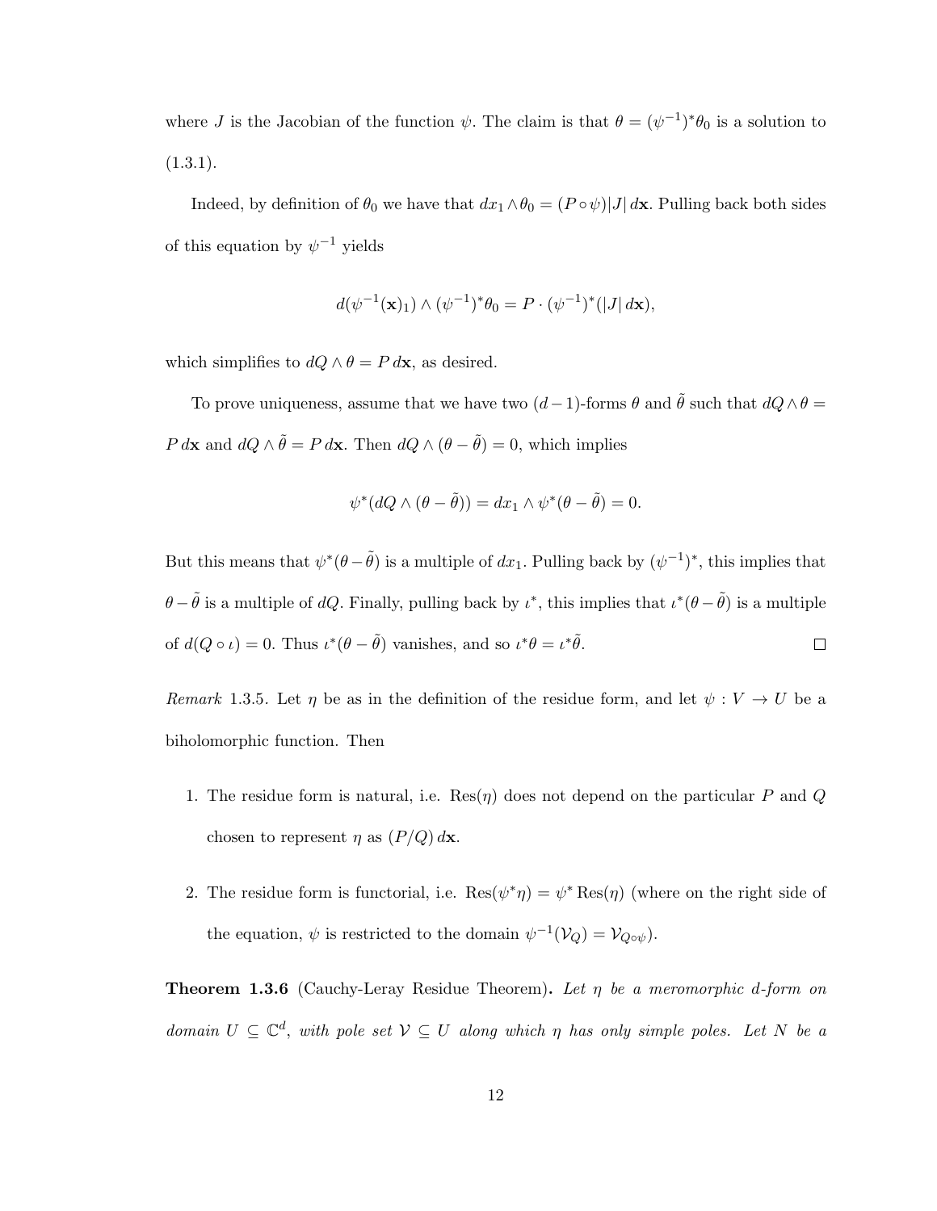where $J$ is the Jacobian of the function $\psi$. The claim is that $\theta = (\psi^{-1})^*\theta_0$ is a solution to (1.3.1).

Indeed, by definition of $\theta_0$ we have that $dx_1 \wedge \theta_0 = (P \circ \psi)|J|\,d\mathbf{x}$. Pulling back both sides of this equation by $\psi^{-1}$ yields

$$d(\psi^{-1}(\mathbf{x})_1) \wedge (\psi^{-1})^*\theta_0 = P \cdot (\psi^{-1})^*(|J|\,d\mathbf{x}),$$

which simplifies to $dQ \wedge \theta = P\,d\mathbf{x}$, as desired.

To prove uniqueness, assume that we have two $(d-1)$-forms $\theta$ and $\tilde{\theta}$ such that $dQ \wedge \theta = P\,d\mathbf{x}$ and $dQ \wedge \tilde{\theta} = P\,d\mathbf{x}$. Then $dQ \wedge (\theta - \tilde{\theta}) = 0$, which implies

$$\psi^*(dQ \wedge (\theta - \tilde{\theta})) = dx_1 \wedge \psi^*(\theta - \tilde{\theta}) = 0.$$

But this means that $\psi^*(\theta - \tilde{\theta})$ is a multiple of $dx_1$. Pulling back by $(\psi^{-1})^*$, this implies that $\theta - \tilde{\theta}$ is a multiple of $dQ$. Finally, pulling back by $\iota^*$, this implies that $\iota^*(\theta - \tilde{\theta})$ is a multiple of $d(Q \circ \iota) = 0$. Thus $\iota^*(\theta - \tilde{\theta})$ vanishes, and so $\iota^*\theta = \iota^*\tilde{\theta}$. □

*Remark* 1.3.5. Let $\eta$ be as in the definition of the residue form, and let $\psi : V \to U$ be a biholomorphic function. Then

1. The residue form is natural, i.e. $\operatorname{Res}(\eta)$ does not depend on the particular $P$ and $Q$ chosen to represent $\eta$ as $(P/Q)\,d\mathbf{x}$.

2. The residue form is functorial, i.e. $\operatorname{Res}(\psi^*\eta) = \psi^* \operatorname{Res}(\eta)$ (where on the right side of the equation, $\psi$ is restricted to the domain $\psi^{-1}(\mathcal{V}_Q) = \mathcal{V}_{Q\circ\psi}$).

**Theorem 1.3.6** (Cauchy-Leray Residue Theorem)**.** *Let $\eta$ be a meromorphic $d$-form on domain $U \subseteq \mathbb{C}^d$, with pole set $\mathcal{V} \subseteq U$ along which $\eta$ has only simple poles. Let $N$ be a*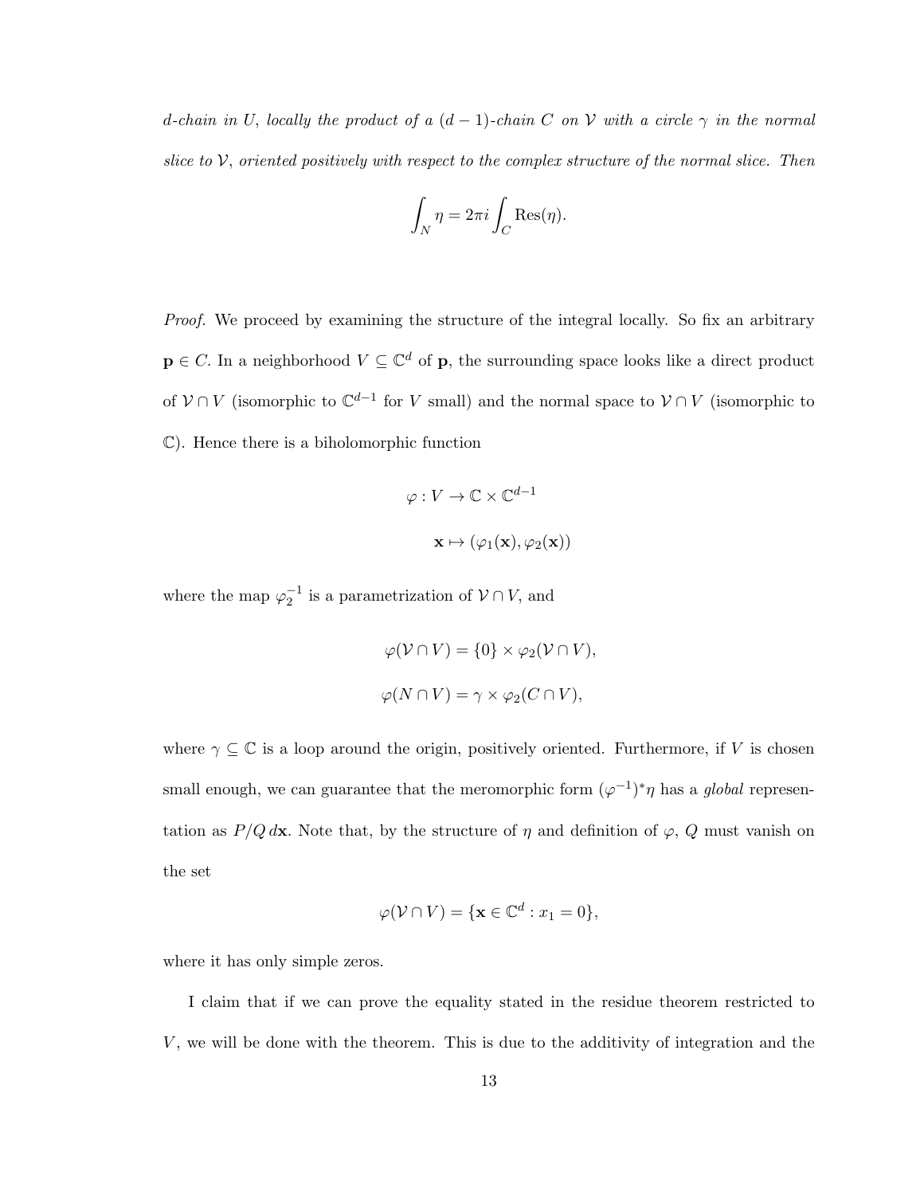*$d$-chain in $U$, locally the product of a $(d-1)$-chain $C$ on $\mathcal{V}$ with a circle $\gamma$ in the normal slice to $\mathcal{V}$, oriented positively with respect to the complex structure of the normal slice. Then*

$$\int_N \eta = 2\pi i \int_C \operatorname{Res}(\eta).$$

*Proof.* We proceed by examining the structure of the integral locally. So fix an arbitrary $\mathbf{p} \in C$. In a neighborhood $V \subseteq \mathbb{C}^d$ of $\mathbf{p}$, the surrounding space looks like a direct product of $\mathcal{V} \cap V$ (isomorphic to $\mathbb{C}^{d-1}$ for $V$ small) and the normal space to $\mathcal{V} \cap V$ (isomorphic to $\mathbb{C}$). Hence there is a biholomorphic function

$$\varphi : V \to \mathbb{C} \times \mathbb{C}^{d-1}$$
$$\mathbf{x} \mapsto (\varphi_1(\mathbf{x}), \varphi_2(\mathbf{x}))$$

where the map $\varphi_2^{-1}$ is a parametrization of $\mathcal{V} \cap V$, and

$$\varphi(\mathcal{V} \cap V) = \{0\} \times \varphi_2(\mathcal{V} \cap V),$$
$$\varphi(N \cap V) = \gamma \times \varphi_2(C \cap V),$$

where $\gamma \subseteq \mathbb{C}$ is a loop around the origin, positively oriented. Furthermore, if $V$ is chosen small enough, we can guarantee that the meromorphic form $(\varphi^{-1})^*\eta$ has a *global* representation as $P/Q \, d\mathbf{x}$. Note that, by the structure of $\eta$ and definition of $\varphi$, $Q$ must vanish on the set

$$\varphi(\mathcal{V} \cap V) = \{\mathbf{x} \in \mathbb{C}^d : x_1 = 0\},$$

where it has only simple zeros.

I claim that if we can prove the equality stated in the residue theorem restricted to $V$, we will be done with the theorem. This is due to the additivity of integration and the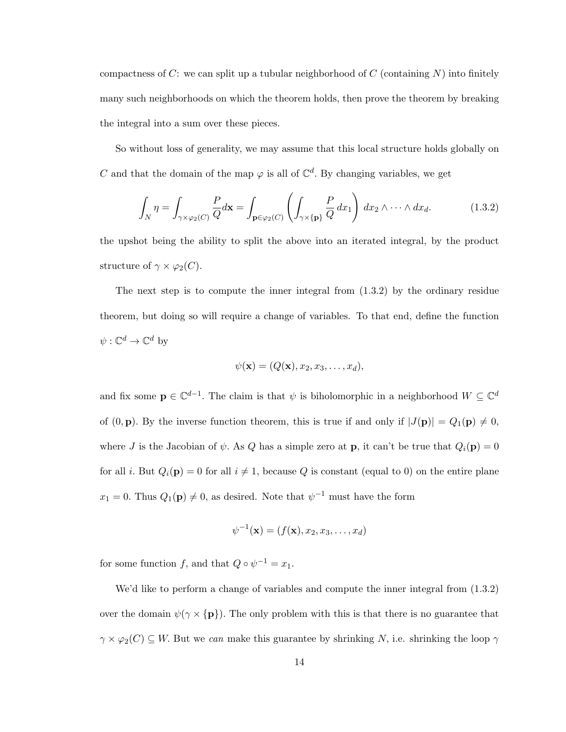compactness of $C$: we can split up a tubular neighborhood of $C$ (containing $N$) into finitely many such neighborhoods on which the theorem holds, then prove the theorem by breaking the integral into a sum over these pieces.

So without loss of generality, we may assume that this local structure holds globally on $C$ and that the domain of the map $\varphi$ is all of $\mathbb{C}^d$. By changing variables, we get

$$\int_N \eta = \int_{\gamma \times \varphi_2(C)} \frac{P}{Q} d\mathbf{x} = \int_{\mathbf{p} \in \varphi_2(C)} \left( \int_{\gamma \times \{\mathbf{p}\}} \frac{P}{Q} \, dx_1 \right) \, dx_2 \wedge \cdots \wedge dx_d. \tag{1.3.2}$$

the upshot being the ability to split the above into an iterated integral, by the product structure of $\gamma \times \varphi_2(C)$.

The next step is to compute the inner integral from (1.3.2) by the ordinary residue theorem, but doing so will require a change of variables. To that end, define the function $\psi : \mathbb{C}^d \to \mathbb{C}^d$ by

$$\psi(\mathbf{x}) = (Q(\mathbf{x}), x_2, x_3, \ldots, x_d),$$

and fix some $\mathbf{p} \in \mathbb{C}^{d-1}$. The claim is that $\psi$ is biholomorphic in a neighborhood $W \subseteq \mathbb{C}^d$ of $(0, \mathbf{p})$. By the inverse function theorem, this is true if and only if $|J(\mathbf{p})| = Q_1(\mathbf{p}) \neq 0$, where $J$ is the Jacobian of $\psi$. As $Q$ has a simple zero at $\mathbf{p}$, it can't be true that $Q_i(\mathbf{p}) = 0$ for all $i$. But $Q_i(\mathbf{p}) = 0$ for all $i \neq 1$, because $Q$ is constant (equal to 0) on the entire plane $x_1 = 0$. Thus $Q_1(\mathbf{p}) \neq 0$, as desired. Note that $\psi^{-1}$ must have the form

$$\psi^{-1}(\mathbf{x}) = (f(\mathbf{x}), x_2, x_3, \ldots, x_d)$$

for some function $f$, and that $Q \circ \psi^{-1} = x_1$.

We'd like to perform a change of variables and compute the inner integral from (1.3.2) over the domain $\psi(\gamma \times \{\mathbf{p}\})$. The only problem with this is that there is no guarantee that $\gamma \times \varphi_2(C) \subseteq W$. But we *can* make this guarantee by shrinking $N$, i.e. shrinking the loop $\gamma$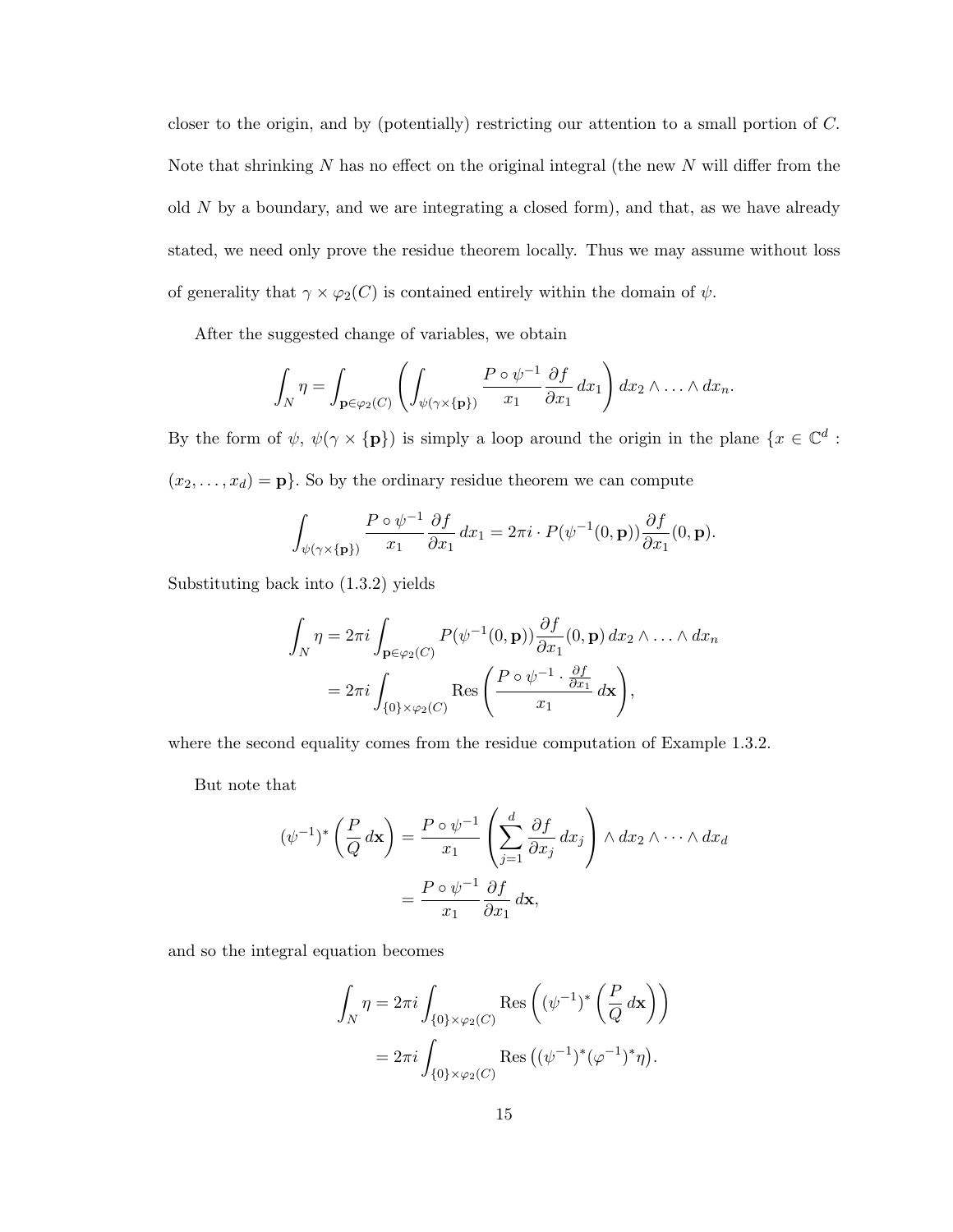closer to the origin, and by (potentially) restricting our attention to a small portion of $C$. Note that shrinking $N$ has no effect on the original integral (the new $N$ will differ from the old $N$ by a boundary, and we are integrating a closed form), and that, as we have already stated, we need only prove the residue theorem locally. Thus we may assume without loss of generality that $\gamma \times \varphi_2(C)$ is contained entirely within the domain of $\psi$.

After the suggested change of variables, we obtain

$$\int_N \eta = \int_{\mathbf{p}\in\varphi_2(C)} \left( \int_{\psi(\gamma\times\{\mathbf{p}\})} \frac{P\circ\psi^{-1}}{x_1} \frac{\partial f}{\partial x_1}\, dx_1 \right) dx_2 \wedge \ldots \wedge dx_n.$$

By the form of $\psi$, $\psi(\gamma \times \{\mathbf{p}\})$ is simply a loop around the origin in the plane $\{x \in \mathbb{C}^d : (x_2, \ldots, x_d) = \mathbf{p}\}$. So by the ordinary residue theorem we can compute

$$\int_{\psi(\gamma\times\{\mathbf{p}\})} \frac{P\circ\psi^{-1}}{x_1} \frac{\partial f}{\partial x_1}\, dx_1 = 2\pi i \cdot P(\psi^{-1}(0,\mathbf{p})) \frac{\partial f}{\partial x_1}(0,\mathbf{p}).$$

Substituting back into (1.3.2) yields

$$\begin{aligned}
\int_N \eta &= 2\pi i \int_{\mathbf{p}\in\varphi_2(C)} P(\psi^{-1}(0,\mathbf{p})) \frac{\partial f}{\partial x_1}(0,\mathbf{p})\, dx_2 \wedge \ldots \wedge dx_n \\
&= 2\pi i \int_{\{0\}\times\varphi_2(C)} \operatorname{Res}\left( \frac{P\circ\psi^{-1} \cdot \frac{\partial f}{\partial x_1}}{x_1}\, d\mathbf{x} \right),
\end{aligned}$$

where the second equality comes from the residue computation of Example 1.3.2.

But note that

$$\begin{aligned}
(\psi^{-1})^* \left( \frac{P}{Q}\, d\mathbf{x} \right) &= \frac{P\circ\psi^{-1}}{x_1} \left( \sum_{j=1}^{d} \frac{\partial f}{\partial x_j}\, dx_j \right) \wedge dx_2 \wedge \cdots \wedge dx_d \\
&= \frac{P\circ\psi^{-1}}{x_1} \frac{\partial f}{\partial x_1}\, d\mathbf{x},
\end{aligned}$$

and so the integral equation becomes

$$\begin{aligned}
\int_N \eta &= 2\pi i \int_{\{0\}\times\varphi_2(C)} \operatorname{Res}\left( (\psi^{-1})^* \left( \frac{P}{Q}\, d\mathbf{x} \right) \right) \\
&= 2\pi i \int_{\{0\}\times\varphi_2(C)} \operatorname{Res}\left( (\psi^{-1})^* (\varphi^{-1})^* \eta \right).
\end{aligned}$$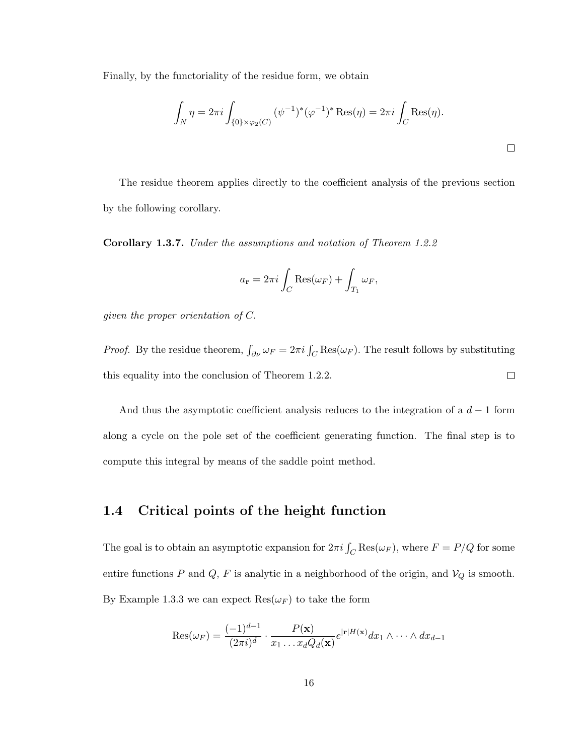Finally, by the functoriality of the residue form, we obtain

$$\int_N \eta = 2\pi i \int_{\{0\}\times\varphi_2(C)} (\psi^{-1})^* (\varphi^{-1})^* \operatorname{Res}(\eta) = 2\pi i \int_C \operatorname{Res}(\eta).$$

□

The residue theorem applies directly to the coefficient analysis of the previous section by the following corollary.

**Corollary 1.3.7.** *Under the assumptions and notation of Theorem 1.2.2*

$$a_{\mathbf{r}} = 2\pi i \int_C \operatorname{Res}(\omega_F) + \int_{T_1} \omega_F,$$

*given the proper orientation of $C$.*

*Proof.* By the residue theorem, $\int_{\partial\nu} \omega_F = 2\pi i \int_C \operatorname{Res}(\omega_F)$. The result follows by substituting this equality into the conclusion of Theorem 1.2.2. □

And thus the asymptotic coefficient analysis reduces to the integration of a $d-1$ form along a cycle on the pole set of the coefficient generating function. The final step is to compute this integral by means of the saddle point method.

## 1.4 Critical points of the height function

The goal is to obtain an asymptotic expansion for $2\pi i \int_C \operatorname{Res}(\omega_F)$, where $F = P/Q$ for some entire functions $P$ and $Q$, $F$ is analytic in a neighborhood of the origin, and $\mathcal{V}_Q$ is smooth. By Example 1.3.3 we can expect $\operatorname{Res}(\omega_F)$ to take the form

$$\operatorname{Res}(\omega_F) = \frac{(-1)^{d-1}}{(2\pi i)^d} \cdot \frac{P(\mathbf{x})}{x_1 \dots x_d Q_d(\mathbf{x})} e^{|\mathbf{r}| H(\mathbf{x})} dx_1 \wedge \cdots \wedge dx_{d-1}$$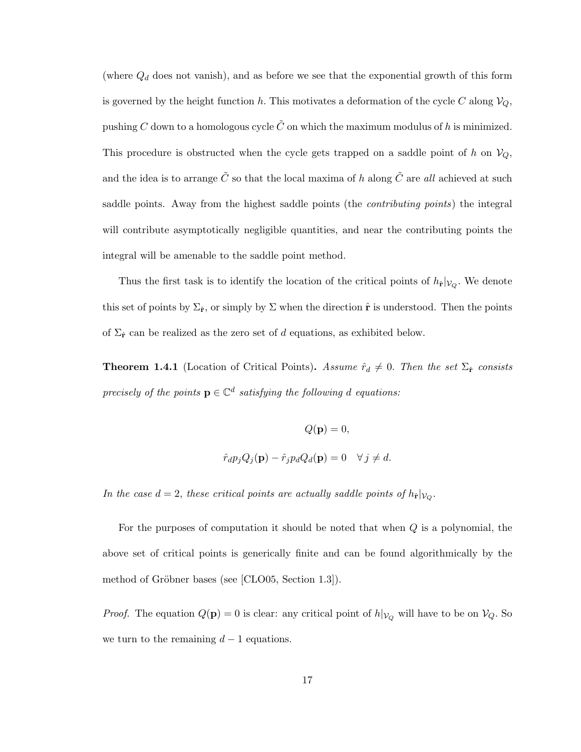(where $Q_d$ does not vanish), and as before we see that the exponential growth of this form is governed by the height function $h$. This motivates a deformation of the cycle $C$ along $\mathcal{V}_Q$, pushing $C$ down to a homologous cycle $\tilde{C}$ on which the maximum modulus of $h$ is minimized. This procedure is obstructed when the cycle gets trapped on a saddle point of $h$ on $\mathcal{V}_Q$, and the idea is to arrange $\tilde{C}$ so that the local maxima of $h$ along $\tilde{C}$ are *all* achieved at such saddle points. Away from the highest saddle points (the *contributing points*) the integral will contribute asymptotically negligible quantities, and near the contributing points the integral will be amenable to the saddle point method.

Thus the first task is to identify the location of the critical points of $h_{\hat{\mathbf{r}}}|_{\mathcal{V}_Q}$. We denote this set of points by $\Sigma_{\hat{\mathbf{r}}}$, or simply by $\Sigma$ when the direction $\hat{\mathbf{r}}$ is understood. Then the points of $\Sigma_{\hat{\mathbf{r}}}$ can be realized as the zero set of $d$ equations, as exhibited below.

**Theorem 1.4.1** (Location of Critical Points)**.** *Assume $\hat{r}_d \neq 0$. Then the set $\Sigma_{\hat{\mathbf{r}}}$ consists precisely of the points $\mathbf{p} \in \mathbb{C}^d$ satisfying the following $d$ equations:*

$$Q(\mathbf{p}) = 0,$$

$$\hat{r}_d p_j Q_j(\mathbf{p}) - \hat{r}_j p_d Q_d(\mathbf{p}) = 0 \quad \forall\, j \neq d.$$

*In the case $d = 2$, these critical points are actually saddle points of $h_{\hat{\mathbf{r}}}|_{\mathcal{V}_Q}$.*

For the purposes of computation it should be noted that when $Q$ is a polynomial, the above set of critical points is generically finite and can be found algorithmically by the method of Gröbner bases (see [CLO05, Section 1.3]).

*Proof.* The equation $Q(\mathbf{p}) = 0$ is clear: any critical point of $h|_{\mathcal{V}_Q}$ will have to be on $\mathcal{V}_Q$. So we turn to the remaining $d - 1$ equations.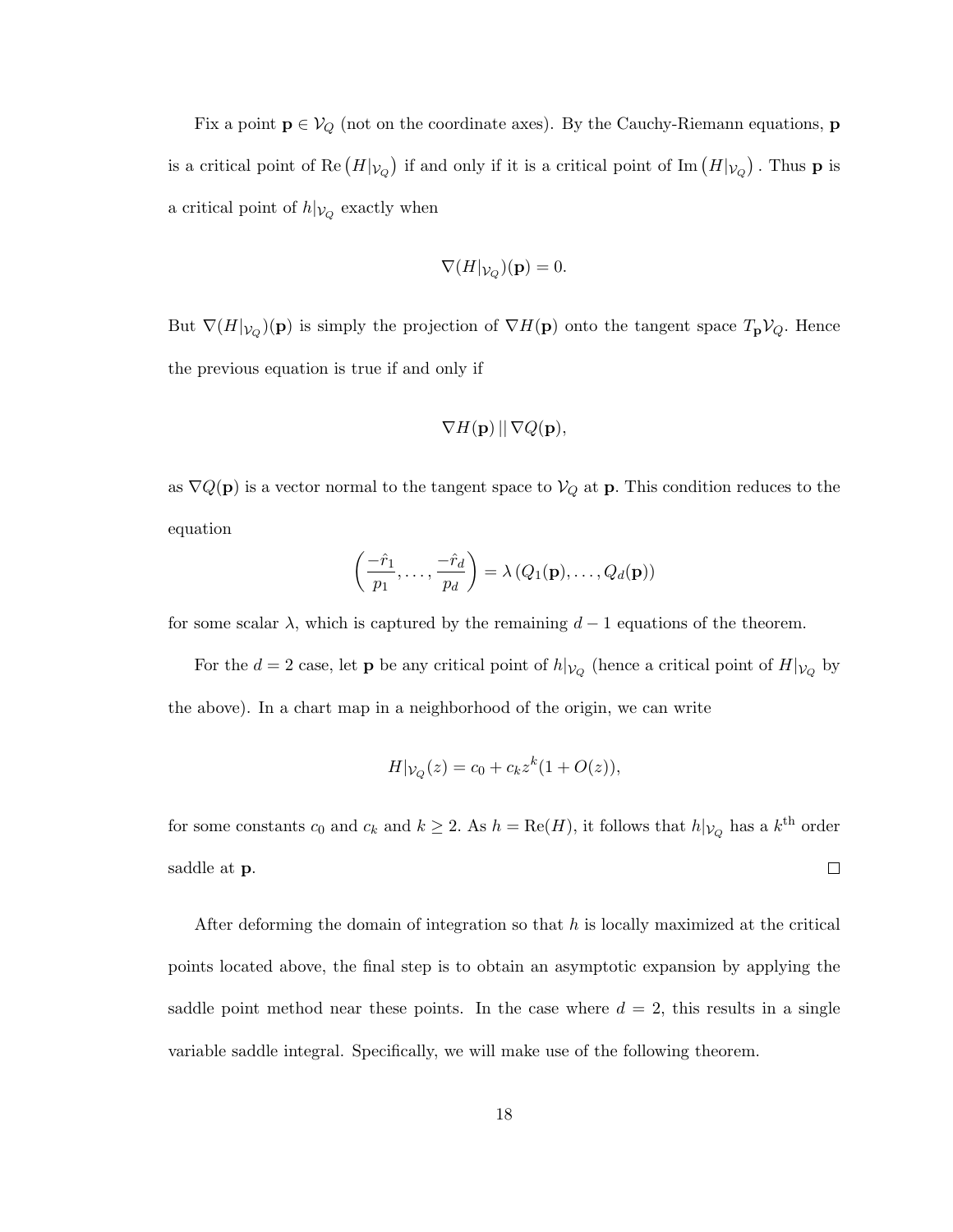Fix a point $\mathbf{p} \in \mathcal{V}_Q$ (not on the coordinate axes). By the Cauchy-Riemann equations, $\mathbf{p}$ is a critical point of $\text{Re}\left(H|_{\mathcal{V}_Q}\right)$ if and only if it is a critical point of $\text{Im}\left(H|_{\mathcal{V}_Q}\right)$. Thus $\mathbf{p}$ is a critical point of $h|_{\mathcal{V}_Q}$ exactly when

$$\nabla(H|_{\mathcal{V}_Q})(\mathbf{p}) = 0.$$

But $\nabla(H|_{\mathcal{V}_Q})(\mathbf{p})$ is simply the projection of $\nabla H(\mathbf{p})$ onto the tangent space $T_{\mathbf{p}}\mathcal{V}_Q$. Hence the previous equation is true if and only if

$$\nabla H(\mathbf{p}) \,||\, \nabla Q(\mathbf{p}),$$

as $\nabla Q(\mathbf{p})$ is a vector normal to the tangent space to $\mathcal{V}_Q$ at $\mathbf{p}$. This condition reduces to the equation

$$\left(\frac{-\hat{r}_1}{p_1}, \ldots, \frac{-\hat{r}_d}{p_d}\right) = \lambda\left(Q_1(\mathbf{p}), \ldots, Q_d(\mathbf{p})\right)$$

for some scalar $\lambda$, which is captured by the remaining $d-1$ equations of the theorem.

For the $d = 2$ case, let $\mathbf{p}$ be any critical point of $h|_{\mathcal{V}_Q}$ (hence a critical point of $H|_{\mathcal{V}_Q}$ by the above). In a chart map in a neighborhood of the origin, we can write

$$H|_{\mathcal{V}_Q}(z) = c_0 + c_k z^k(1 + O(z)),$$

for some constants $c_0$ and $c_k$ and $k \geq 2$. As $h = \text{Re}(H)$, it follows that $h|_{\mathcal{V}_Q}$ has a $k^{\text{th}}$ order saddle at $\mathbf{p}$. $\square$

After deforming the domain of integration so that $h$ is locally maximized at the critical points located above, the final step is to obtain an asymptotic expansion by applying the saddle point method near these points. In the case where $d = 2$, this results in a single variable saddle integral. Specifically, we will make use of the following theorem.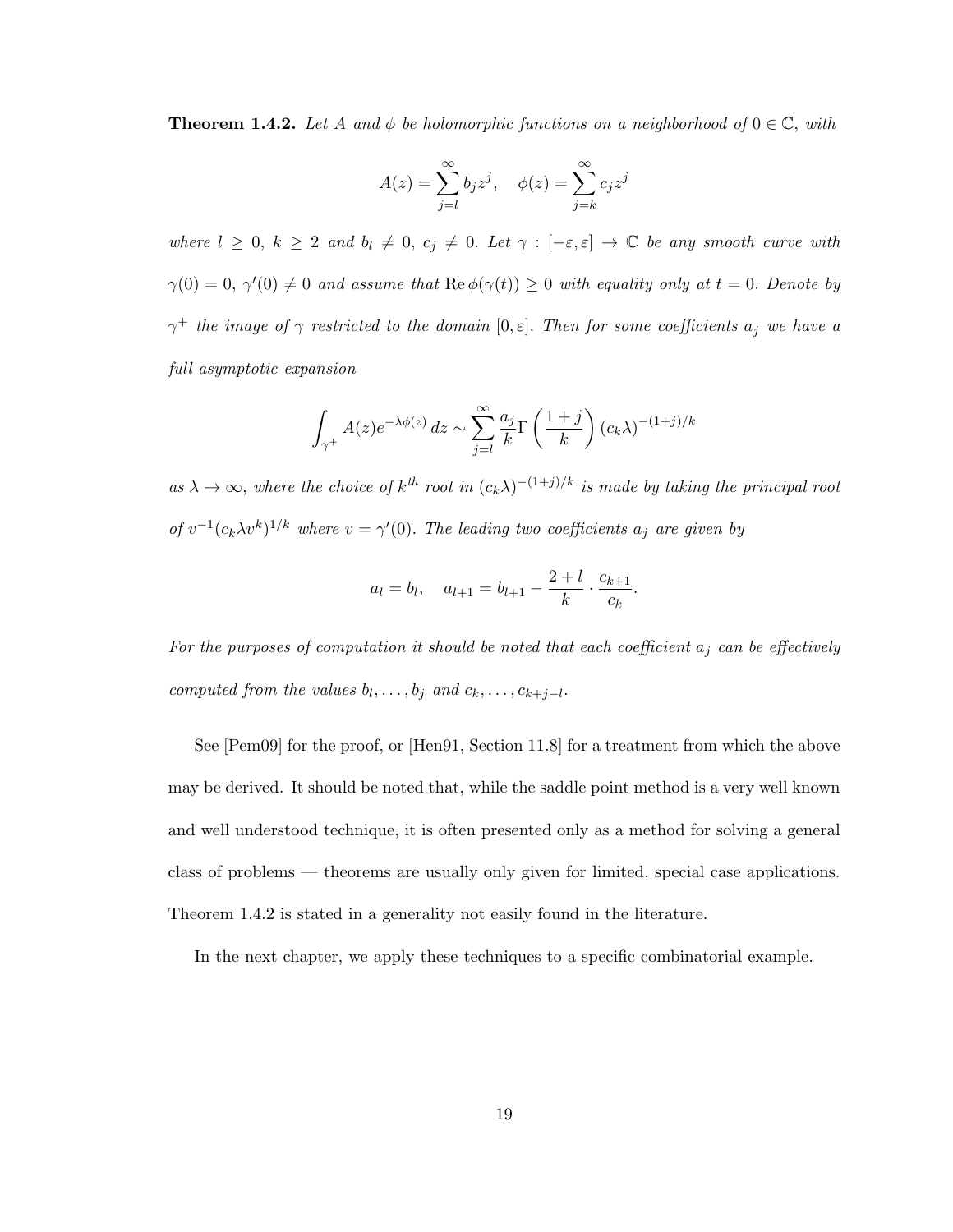**Theorem 1.4.2.** *Let $A$ and $\phi$ be holomorphic functions on a neighborhood of $0 \in \mathbb{C}$, with*

$$A(z) = \sum_{j=l}^{\infty} b_j z^j, \quad \phi(z) = \sum_{j=k}^{\infty} c_j z^j$$

*where $l \geq 0$, $k \geq 2$ and $b_l \neq 0$, $c_j \neq 0$. Let $\gamma : [-\varepsilon, \varepsilon] \to \mathbb{C}$ be any smooth curve with $\gamma(0) = 0$, $\gamma'(0) \neq 0$ and assume that $\operatorname{Re} \phi(\gamma(t)) \geq 0$ with equality only at $t = 0$. Denote by $\gamma^+$ the image of $\gamma$ restricted to the domain $[0, \varepsilon]$. Then for some coefficients $a_j$ we have a full asymptotic expansion*

$$\int_{\gamma^+} A(z) e^{-\lambda \phi(z)}\, dz \sim \sum_{j=l}^{\infty} \frac{a_j}{k} \Gamma\left(\frac{1+j}{k}\right) (c_k \lambda)^{-(1+j)/k}$$

*as $\lambda \to \infty$, where the choice of $k^{th}$ root in $(c_k\lambda)^{-(1+j)/k}$ is made by taking the principal root of $v^{-1}(c_k \lambda v^k)^{1/k}$ where $v = \gamma'(0)$. The leading two coefficients $a_j$ are given by*

$$a_l = b_l, \quad a_{l+1} = b_{l+1} - \frac{2+l}{k} \cdot \frac{c_{k+1}}{c_k}.$$

*For the purposes of computation it should be noted that each coefficient $a_j$ can be effectively computed from the values $b_l, \ldots, b_j$ and $c_k, \ldots, c_{k+j-l}$.*

See [Pem09] for the proof, or [Hen91, Section 11.8] for a treatment from which the above may be derived. It should be noted that, while the saddle point method is a very well known and well understood technique, it is often presented only as a method for solving a general class of problems — theorems are usually only given for limited, special case applications. Theorem 1.4.2 is stated in a generality not easily found in the literature.

In the next chapter, we apply these techniques to a specific combinatorial example.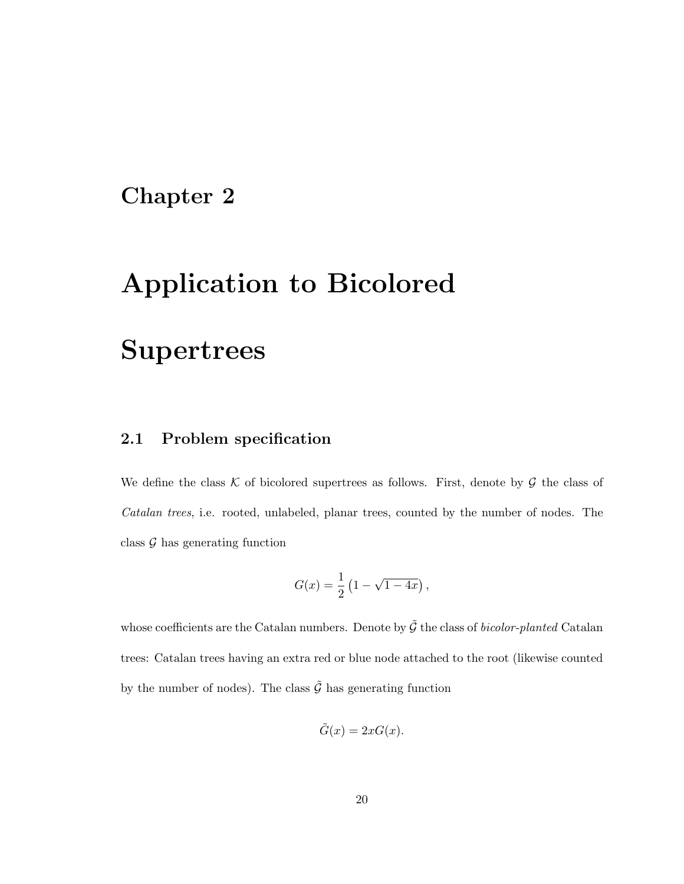# Chapter 2

# Application to Bicolored Supertrees

## 2.1 Problem specification

We define the class $\mathcal{K}$ of bicolored supertrees as follows. First, denote by $\mathcal{G}$ the class of *Catalan trees*, i.e. rooted, unlabeled, planar trees, counted by the number of nodes. The class $\mathcal{G}$ has generating function

$$G(x) = \frac{1}{2}\left(1 - \sqrt{1-4x}\right),$$

whose coefficients are the Catalan numbers. Denote by $\tilde{\mathcal{G}}$ the class of *bicolor-planted* Catalan trees: Catalan trees having an extra red or blue node attached to the root (likewise counted by the number of nodes). The class $\tilde{\mathcal{G}}$ has generating function

$$\tilde{G}(x) = 2xG(x).$$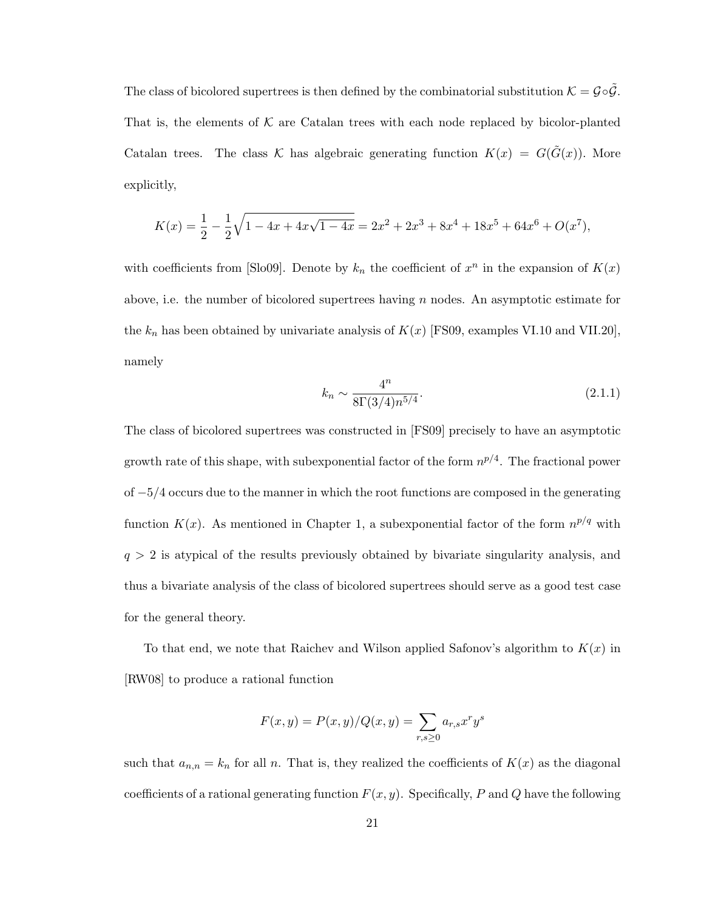The class of bicolored supertrees is then defined by the combinatorial substitution $\mathcal{K} = \mathcal{G} \circ \tilde{\mathcal{G}}$. That is, the elements of $\mathcal{K}$ are Catalan trees with each node replaced by bicolor-planted Catalan trees. The class $\mathcal{K}$ has algebraic generating function $K(x) = G(\tilde{G}(x))$. More explicitly,

$$K(x) = \frac{1}{2} - \frac{1}{2}\sqrt{1 - 4x + 4x\sqrt{1-4x}} = 2x^2 + 2x^3 + 8x^4 + 18x^5 + 64x^6 + O(x^7),$$

with coefficients from [Slo09]. Denote by $k_n$ the coefficient of $x^n$ in the expansion of $K(x)$ above, i.e. the number of bicolored supertrees having $n$ nodes. An asymptotic estimate for the $k_n$ has been obtained by univariate analysis of $K(x)$ [FS09, examples VI.10 and VII.20], namely

$$k_n \sim \frac{4^n}{8\Gamma(3/4)n^{5/4}}. \tag{2.1.1}$$

The class of bicolored supertrees was constructed in [FS09] precisely to have an asymptotic growth rate of this shape, with subexponential factor of the form $n^{p/4}$. The fractional power of $-5/4$ occurs due to the manner in which the root functions are composed in the generating function $K(x)$. As mentioned in Chapter 1, a subexponential factor of the form $n^{p/q}$ with $q > 2$ is atypical of the results previously obtained by bivariate singularity analysis, and thus a bivariate analysis of the class of bicolored supertrees should serve as a good test case for the general theory.

To that end, we note that Raichev and Wilson applied Safonov's algorithm to $K(x)$ in [RW08] to produce a rational function

$$F(x, y) = P(x, y)/Q(x, y) = \sum_{r,s \geq 0} a_{r,s} x^r y^s$$

such that $a_{n,n} = k_n$ for all $n$. That is, they realized the coefficients of $K(x)$ as the diagonal coefficients of a rational generating function $F(x, y)$. Specifically, $P$ and $Q$ have the following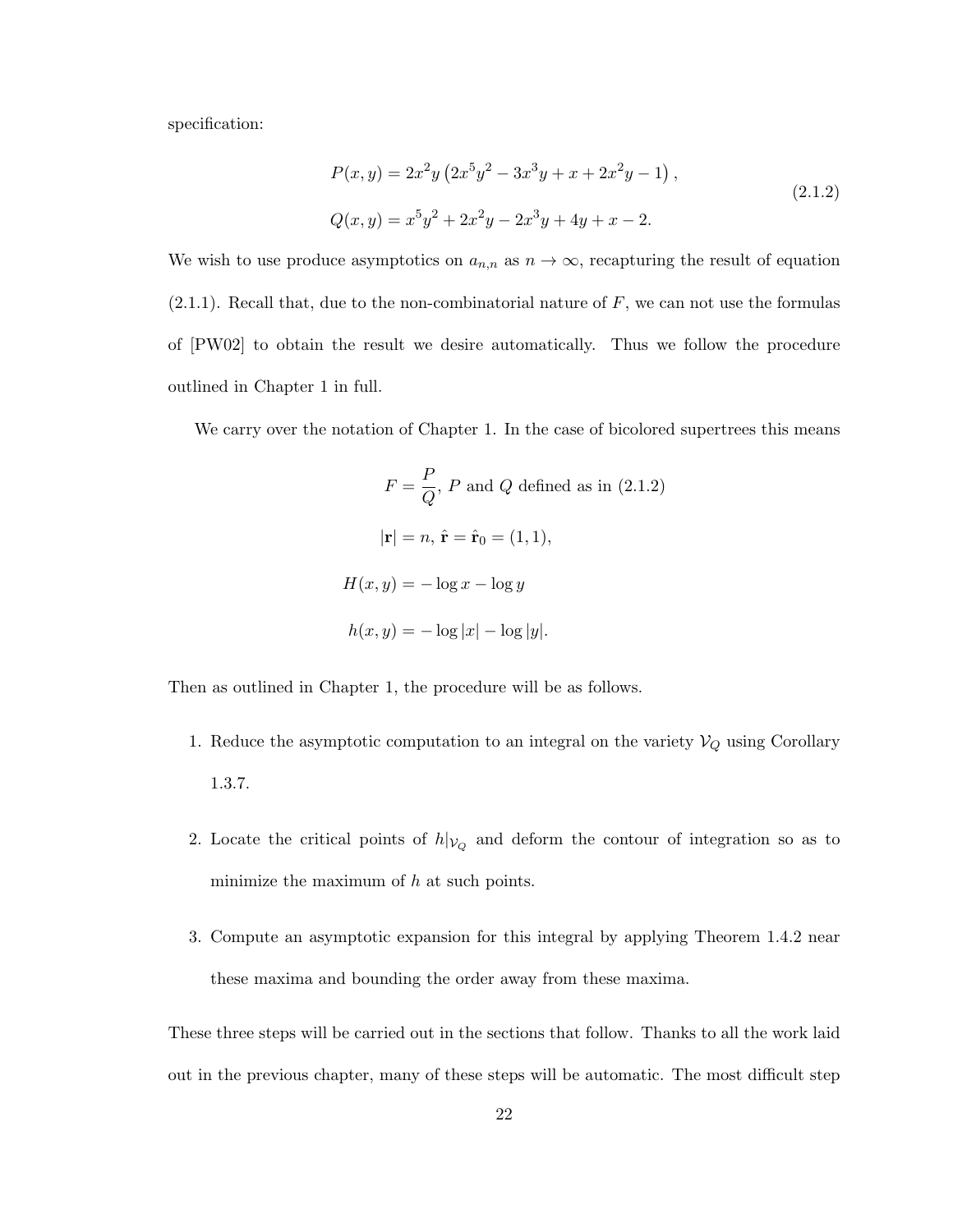specification:

$$
\begin{aligned}
P(x,y) &= 2x^2y\left(2x^5y^2 - 3x^3y + x + 2x^2y - 1\right), \\
Q(x,y) &= x^5y^2 + 2x^2y - 2x^3y + 4y + x - 2.
\end{aligned}
\tag{2.1.2}
$$

We wish to use produce asymptotics on $a_{n,n}$ as $n \to \infty$, recapturing the result of equation (2.1.1). Recall that, due to the non-combinatorial nature of $F$, we can not use the formulas of [PW02] to obtain the result we desire automatically. Thus we follow the procedure outlined in Chapter 1 in full.

We carry over the notation of Chapter 1. In the case of bicolored supertrees this means

$$
\begin{aligned}
F &= \frac{P}{Q}, \ P \text{ and } Q \text{ defined as in (2.1.2)} \\
|\mathbf{r}| &= n, \ \hat{\mathbf{r}} = \hat{\mathbf{r}}_0 = (1,1), \\
H(x,y) &= -\log x - \log y \\
h(x,y) &= -\log|x| - \log|y|.
\end{aligned}
$$

Then as outlined in Chapter 1, the procedure will be as follows.

1. Reduce the asymptotic computation to an integral on the variety $\mathcal{V}_Q$ using Corollary 1.3.7.

2. Locate the critical points of $h|_{\mathcal{V}_Q}$ and deform the contour of integration so as to minimize the maximum of $h$ at such points.

3. Compute an asymptotic expansion for this integral by applying Theorem 1.4.2 near these maxima and bounding the order away from these maxima.

These three steps will be carried out in the sections that follow. Thanks to all the work laid out in the previous chapter, many of these steps will be automatic. The most difficult step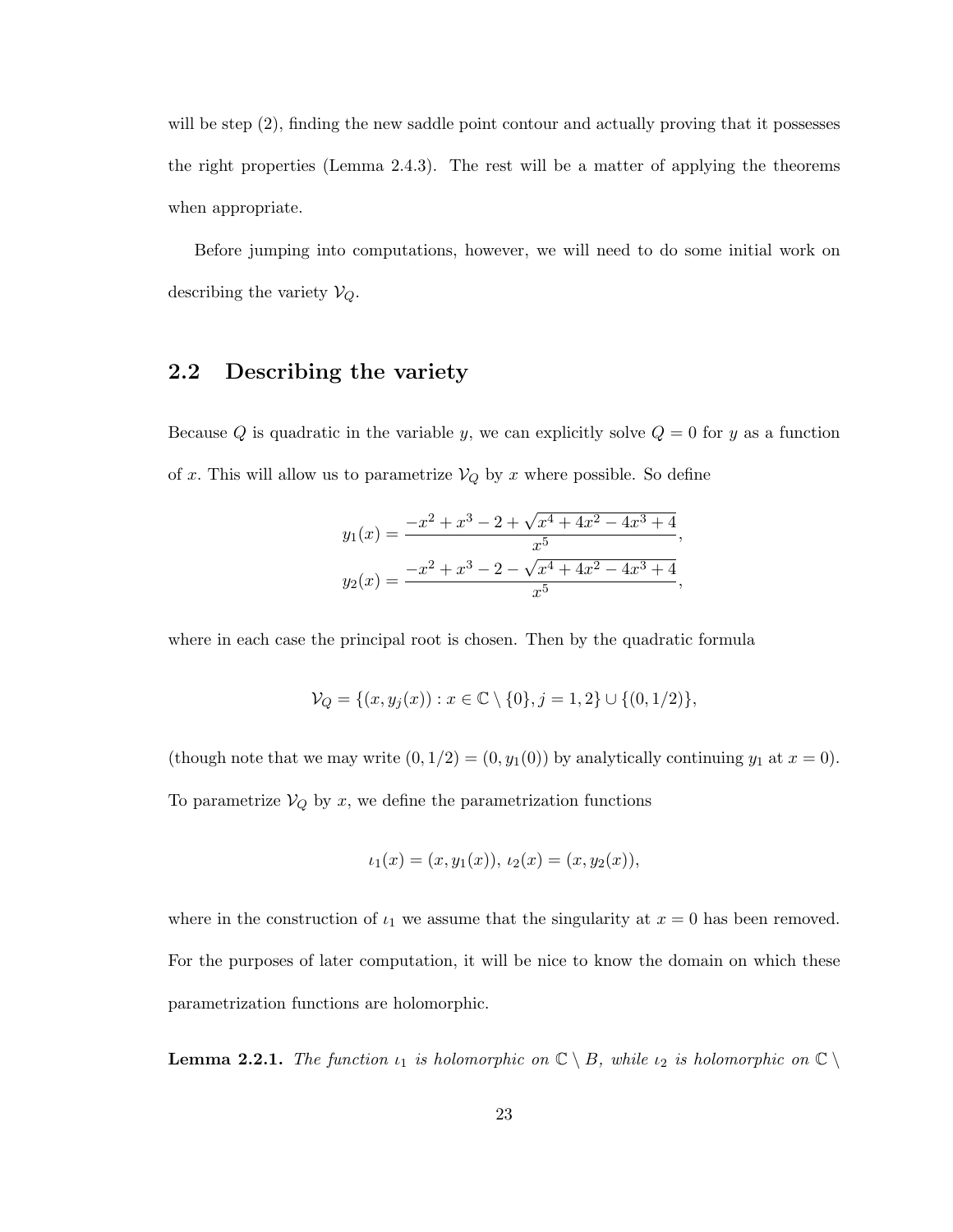will be step (2), finding the new saddle point contour and actually proving that it possesses the right properties (Lemma 2.4.3). The rest will be a matter of applying the theorems when appropriate.

Before jumping into computations, however, we will need to do some initial work on describing the variety $\mathcal{V}_Q$.

## 2.2 Describing the variety

Because $Q$ is quadratic in the variable $y$, we can explicitly solve $Q = 0$ for $y$ as a function of $x$. This will allow us to parametrize $\mathcal{V}_Q$ by $x$ where possible. So define

$$y_1(x) = \frac{-x^2 + x^3 - 2 + \sqrt{x^4 + 4x^2 - 4x^3 + 4}}{x^5},$$
$$y_2(x) = \frac{-x^2 + x^3 - 2 - \sqrt{x^4 + 4x^2 - 4x^3 + 4}}{x^5},$$

where in each case the principal root is chosen. Then by the quadratic formula

$$\mathcal{V}_Q = \{(x, y_j(x)) : x \in \mathbb{C} \setminus \{0\}, j = 1, 2\} \cup \{(0, 1/2)\},$$

(though note that we may write $(0, 1/2) = (0, y_1(0))$ by analytically continuing $y_1$ at $x = 0$). To parametrize $\mathcal{V}_Q$ by $x$, we define the parametrization functions

$$\iota_1(x) = (x, y_1(x)),\ \iota_2(x) = (x, y_2(x)),$$

where in the construction of $\iota_1$ we assume that the singularity at $x = 0$ has been removed. For the purposes of later computation, it will be nice to know the domain on which these parametrization functions are holomorphic.

**Lemma 2.2.1.** *The function $\iota_1$ is holomorphic on $\mathbb{C} \setminus B$, while $\iota_2$ is holomorphic on $\mathbb{C} \setminus$*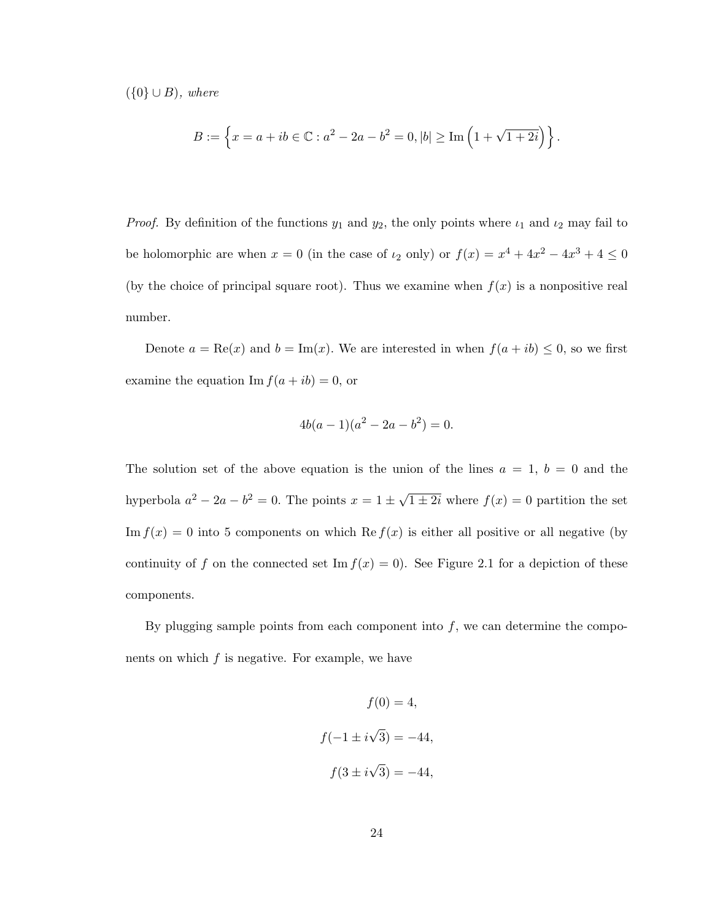$(\{0\} \cup B)$, *where*

$$B := \left\{ x = a + ib \in \mathbb{C} : a^2 - 2a - b^2 = 0, |b| \geq \operatorname{Im}\left(1 + \sqrt{1 + 2i}\right) \right\}.$$

*Proof.* By definition of the functions $y_1$ and $y_2$, the only points where $\iota_1$ and $\iota_2$ may fail to be holomorphic are when $x = 0$ (in the case of $\iota_2$ only) or $f(x) = x^4 + 4x^2 - 4x^3 + 4 \leq 0$ (by the choice of principal square root). Thus we examine when $f(x)$ is a nonpositive real number.

Denote $a = \operatorname{Re}(x)$ and $b = \operatorname{Im}(x)$. We are interested in when $f(a + ib) \leq 0$, so we first examine the equation $\operatorname{Im} f(a + ib) = 0$, or

$$4b(a - 1)(a^2 - 2a - b^2) = 0.$$

The solution set of the above equation is the union of the lines $a = 1$, $b = 0$ and the hyperbola $a^2 - 2a - b^2 = 0$. The points $x = 1 \pm \sqrt{1 \pm 2i}$ where $f(x) = 0$ partition the set $\operatorname{Im} f(x) = 0$ into 5 components on which $\operatorname{Re} f(x)$ is either all positive or all negative (by continuity of $f$ on the connected set $\operatorname{Im} f(x) = 0$). See Figure 2.1 for a depiction of these components.

By plugging sample points from each component into $f$, we can determine the components on which $f$ is negative. For example, we have

$$f(0) = 4,$$

$$f(-1 \pm i\sqrt{3}) = -44,$$

$$f(3 \pm i\sqrt{3}) = -44,$$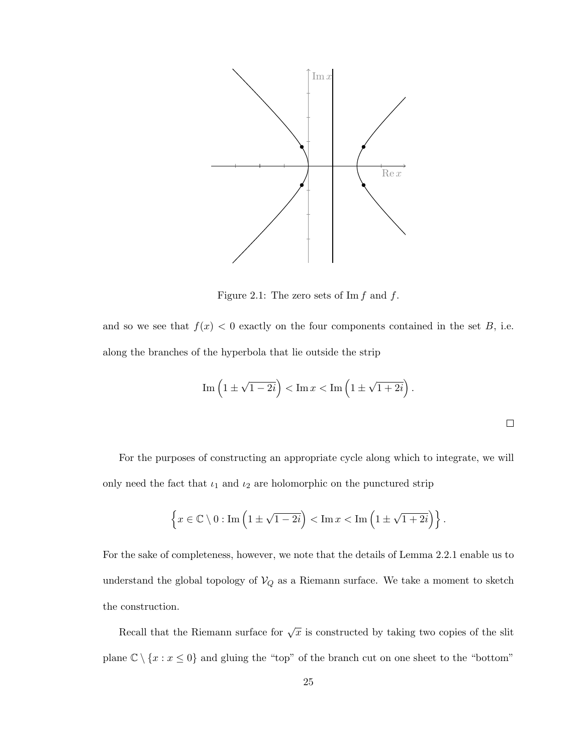Figure 2.1: The zero sets of $\operatorname{Im} f$ and $f$.

and so we see that $f(x) < 0$ exactly on the four components contained in the set $B$, i.e. along the branches of the hyperbola that lie outside the strip

$$\operatorname{Im}\left(1 \pm \sqrt{1-2i}\right) < \operatorname{Im} x < \operatorname{Im}\left(1 \pm \sqrt{1+2i}\right).$$

□

For the purposes of constructing an appropriate cycle along which to integrate, we will only need the fact that $\iota_1$ and $\iota_2$ are holomorphic on the punctured strip

$$\left\{x \in \mathbb{C} \setminus 0 : \operatorname{Im}\left(1 \pm \sqrt{1-2i}\right) < \operatorname{Im} x < \operatorname{Im}\left(1 \pm \sqrt{1+2i}\right)\right\}.$$

For the sake of completeness, however, we note that the details of Lemma 2.2.1 enable us to understand the global topology of $\mathcal{V}_Q$ as a Riemann surface. We take a moment to sketch the construction.

Recall that the Riemann surface for $\sqrt{x}$ is constructed by taking two copies of the slit plane $\mathbb{C} \setminus \{x : x \leq 0\}$ and gluing the "top" of the branch cut on one sheet to the "bottom"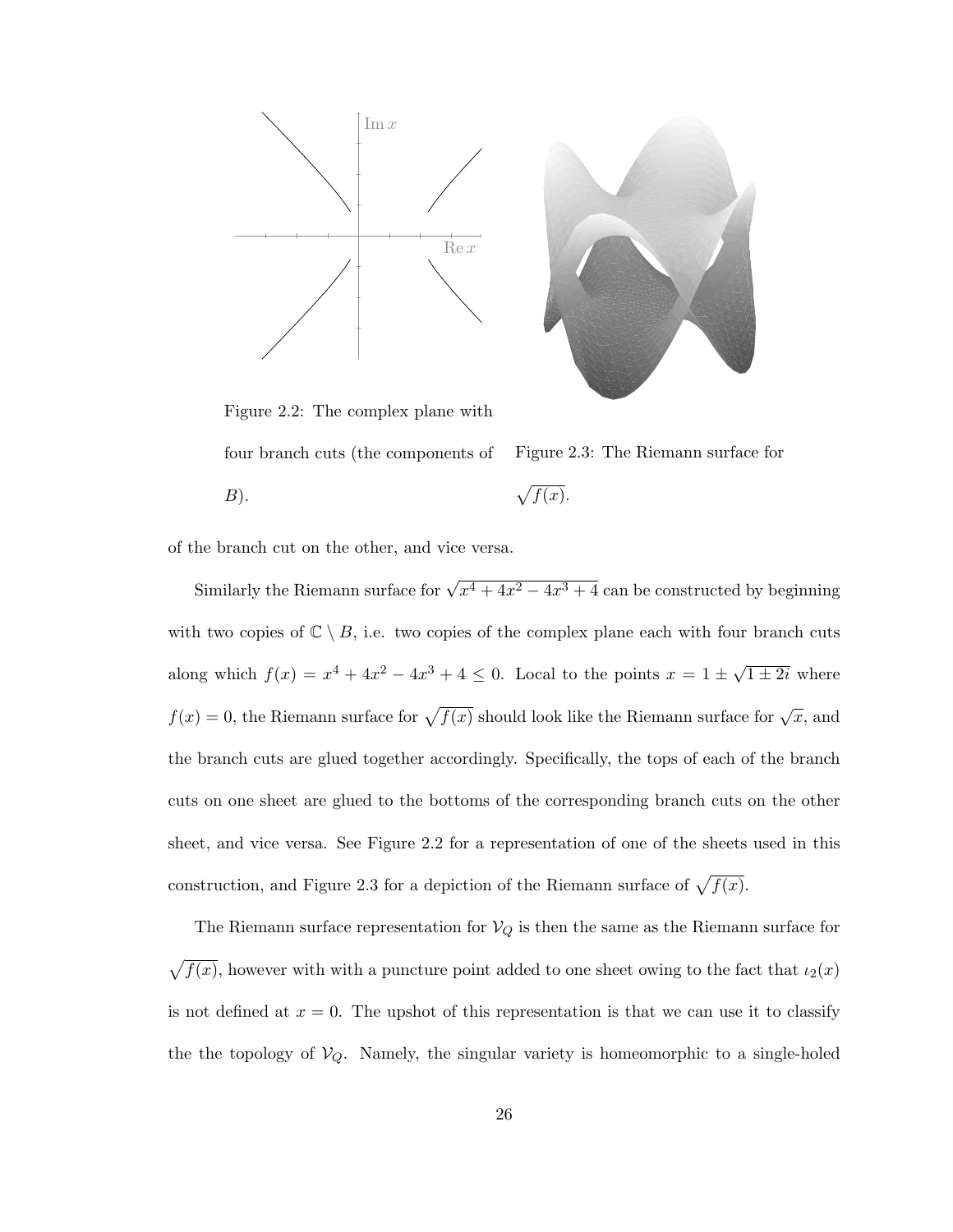Figure 2.2: The complex plane with four branch cuts (the components of $B$).

Figure 2.3: The Riemann surface for $\sqrt{f(x)}$.

of the branch cut on the other, and vice versa.

Similarly the Riemann surface for $\sqrt{x^4 + 4x^2 - 4x^3 + 4}$ can be constructed by beginning with two copies of $\mathbb{C} \setminus B$, i.e. two copies of the complex plane each with four branch cuts along which $f(x) = x^4 + 4x^2 - 4x^3 + 4 \leq 0$. Local to the points $x = 1 \pm \sqrt{1 \pm 2i}$ where $f(x) = 0$, the Riemann surface for $\sqrt{f(x)}$ should look like the Riemann surface for $\sqrt{x}$, and the branch cuts are glued together accordingly. Specifically, the tops of each of the branch cuts on one sheet are glued to the bottoms of the corresponding branch cuts on the other sheet, and vice versa. See Figure 2.2 for a representation of one of the sheets used in this construction, and Figure 2.3 for a depiction of the Riemann surface of $\sqrt{f(x)}$.

The Riemann surface representation for $\mathcal{V}_Q$ is then the same as the Riemann surface for $\sqrt{f(x)}$, however with with a puncture point added to one sheet owing to the fact that $\iota_2(x)$ is not defined at $x = 0$. The upshot of this representation is that we can use it to classify the the topology of $\mathcal{V}_Q$. Namely, the singular variety is homeomorphic to a single-holed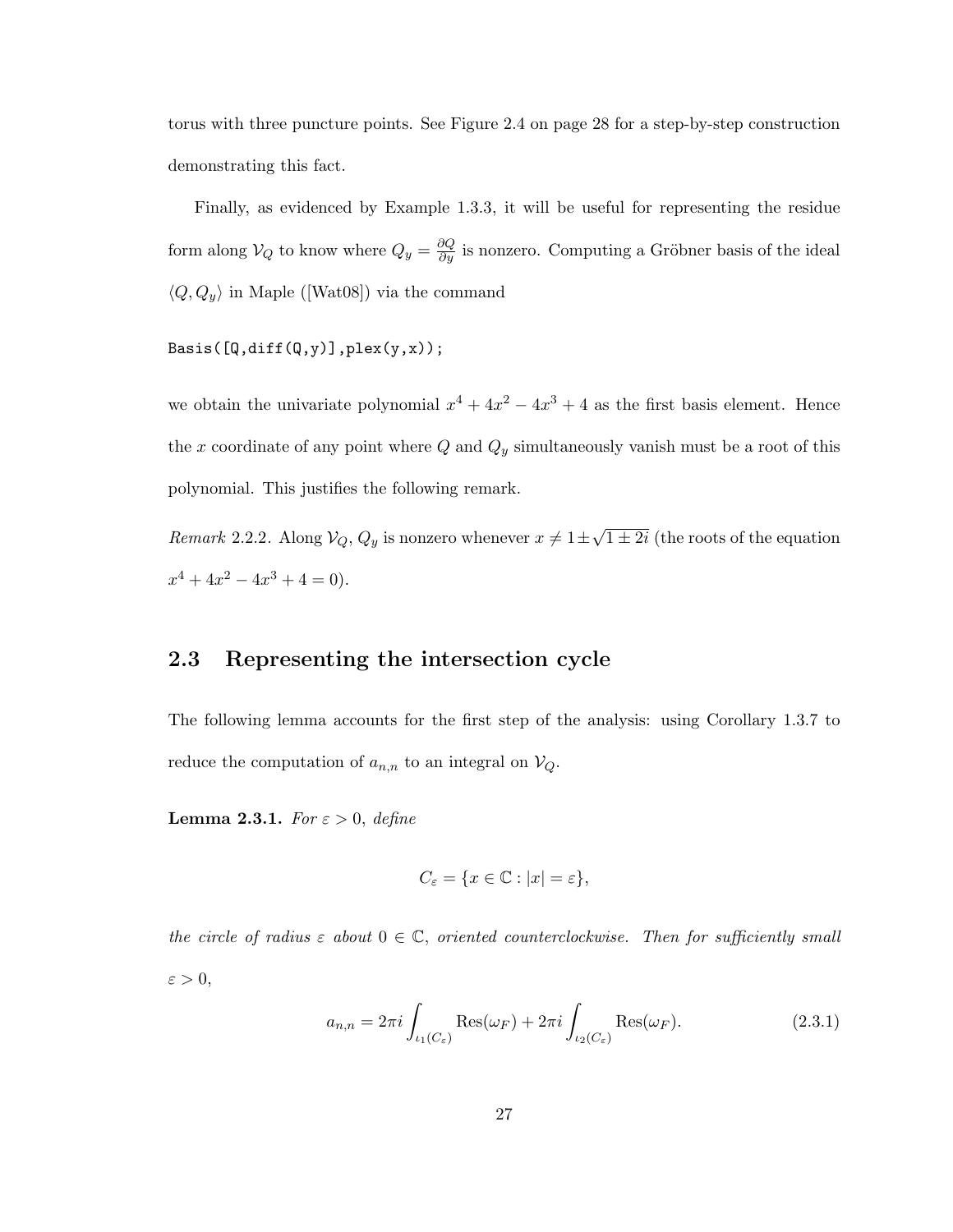torus with three puncture points. See Figure 2.4 on page 28 for a step-by-step construction demonstrating this fact.

Finally, as evidenced by Example 1.3.3, it will be useful for representing the residue form along $\mathcal{V}_Q$ to know where $Q_y = \frac{\partial Q}{\partial y}$ is nonzero. Computing a Gröbner basis of the ideal $\langle Q, Q_y \rangle$ in Maple ([Wat08]) via the command

```
Basis([Q,diff(Q,y)],plex(y,x));
```

we obtain the univariate polynomial $x^4 + 4x^2 - 4x^3 + 4$ as the first basis element. Hence the $x$ coordinate of any point where $Q$ and $Q_y$ simultaneously vanish must be a root of this polynomial. This justifies the following remark.

*Remark* 2.2.2. Along $\mathcal{V}_Q$, $Q_y$ is nonzero whenever $x \neq 1 \pm \sqrt{1 \pm 2i}$ (the roots of the equation $x^4 + 4x^2 - 4x^3 + 4 = 0$).

## 2.3 Representing the intersection cycle

The following lemma accounts for the first step of the analysis: using Corollary 1.3.7 to reduce the computation of $a_{n,n}$ to an integral on $\mathcal{V}_Q$.

**Lemma 2.3.1.** *For $\varepsilon > 0$, define*

$$C_\varepsilon = \{x \in \mathbb{C} : |x| = \varepsilon\},$$

*the circle of radius $\varepsilon$ about $0 \in \mathbb{C}$, oriented counterclockwise. Then for sufficiently small $\varepsilon > 0$,*

$$a_{n,n} = 2\pi i \int_{\iota_1(C_\varepsilon)} \operatorname{Res}(\omega_F) + 2\pi i \int_{\iota_2(C_\varepsilon)} \operatorname{Res}(\omega_F). \tag{2.3.1}$$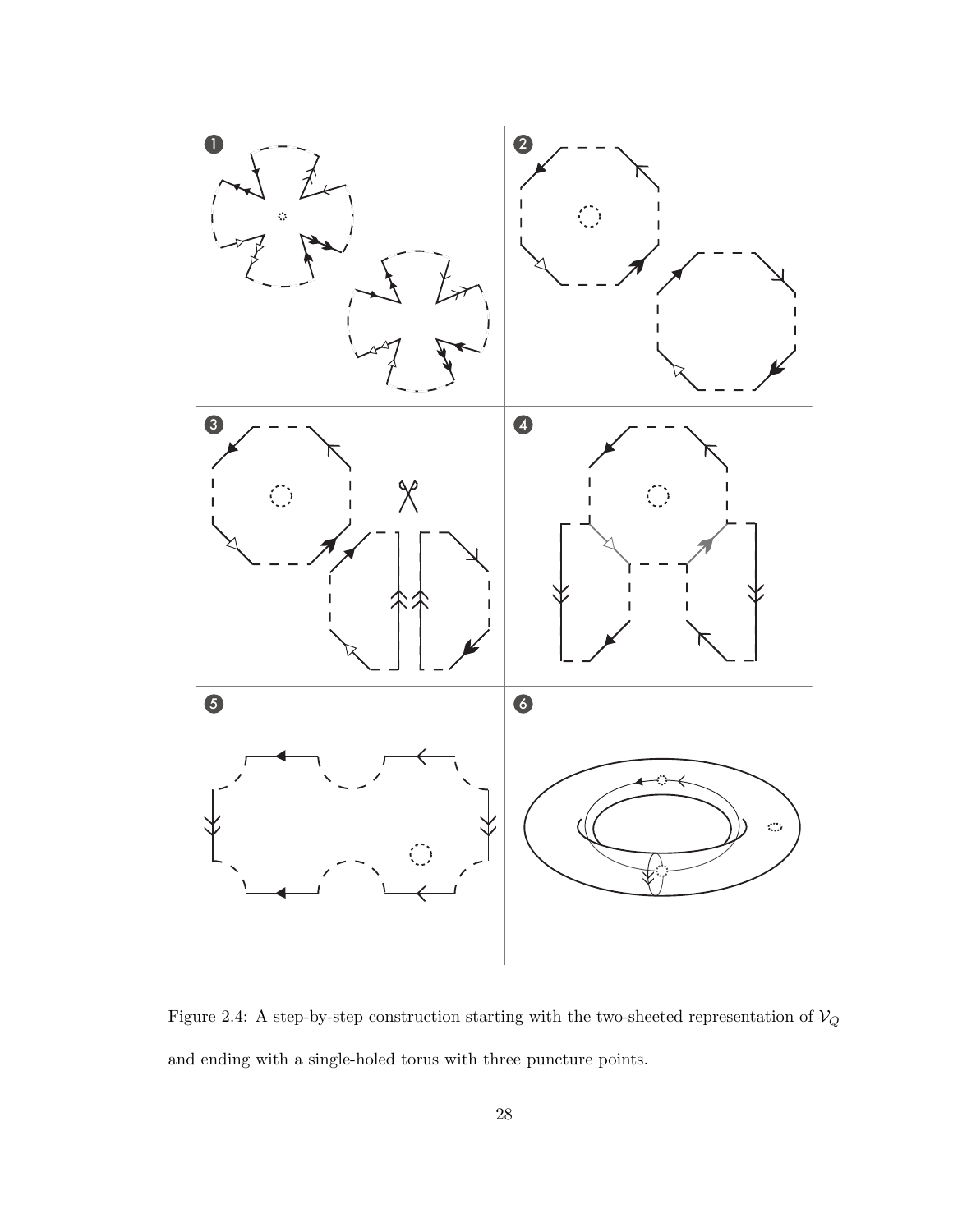Figure 2.4: A step-by-step construction starting with the two-sheeted representation of $\mathcal{V}_Q$ and ending with a single-holed torus with three puncture points.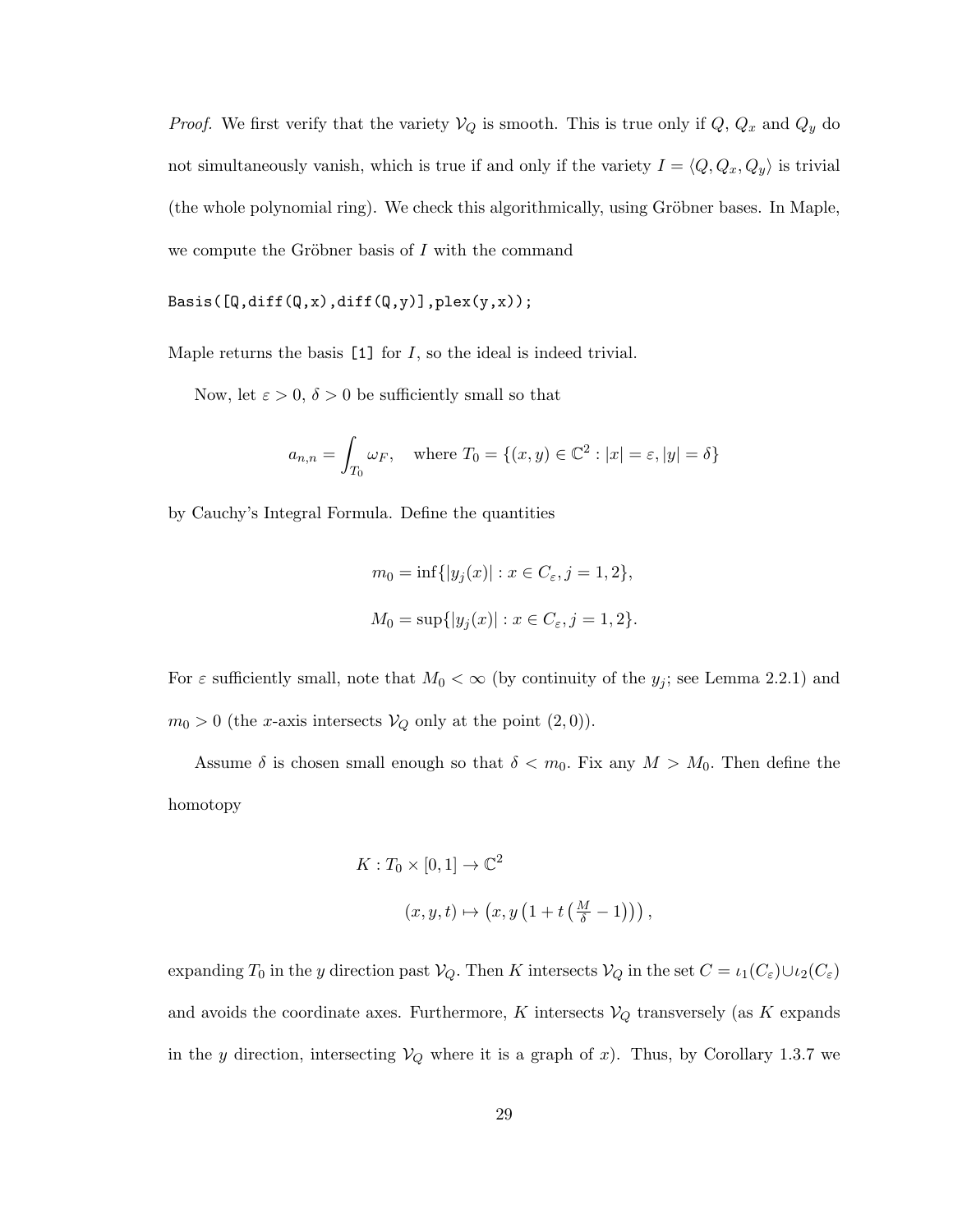*Proof.* We first verify that the variety $\mathcal{V}_Q$ is smooth. This is true only if $Q$, $Q_x$ and $Q_y$ do not simultaneously vanish, which is true if and only if the variety $I = \langle Q, Q_x, Q_y \rangle$ is trivial (the whole polynomial ring). We check this algorithmically, using Gröbner bases. In Maple, we compute the Gröbner basis of $I$ with the command

```
Basis([Q,diff(Q,x),diff(Q,y)],plex(y,x));
```

Maple returns the basis `[1]` for $I$, so the ideal is indeed trivial.

Now, let $\varepsilon > 0$, $\delta > 0$ be sufficiently small so that

$$a_{n,n} = \int_{T_0} \omega_F, \quad \text{where } T_0 = \{(x, y) \in \mathbb{C}^2 : |x| = \varepsilon, |y| = \delta\}$$

by Cauchy's Integral Formula. Define the quantities

$$m_0 = \inf\{|y_j(x)| : x \in C_\varepsilon, j = 1, 2\},$$

$$M_0 = \sup\{|y_j(x)| : x \in C_\varepsilon, j = 1, 2\}.$$

For $\varepsilon$ sufficiently small, note that $M_0 < \infty$ (by continuity of the $y_j$; see Lemma 2.2.1) and $m_0 > 0$ (the $x$-axis intersects $\mathcal{V}_Q$ only at the point $(2, 0)$).

Assume $\delta$ is chosen small enough so that $\delta < m_0$. Fix any $M > M_0$. Then define the homotopy

$$K : T_0 \times [0, 1] \to \mathbb{C}^2$$

$$(x, y, t) \mapsto \left(x, y\left(1 + t\left(\tfrac{M}{\delta} - 1\right)\right)\right),$$

expanding $T_0$ in the $y$ direction past $\mathcal{V}_Q$. Then $K$ intersects $\mathcal{V}_Q$ in the set $C = \iota_1(C_\varepsilon) \cup \iota_2(C_\varepsilon)$ and avoids the coordinate axes. Furthermore, $K$ intersects $\mathcal{V}_Q$ transversely (as $K$ expands in the $y$ direction, intersecting $\mathcal{V}_Q$ where it is a graph of $x$). Thus, by Corollary 1.3.7 we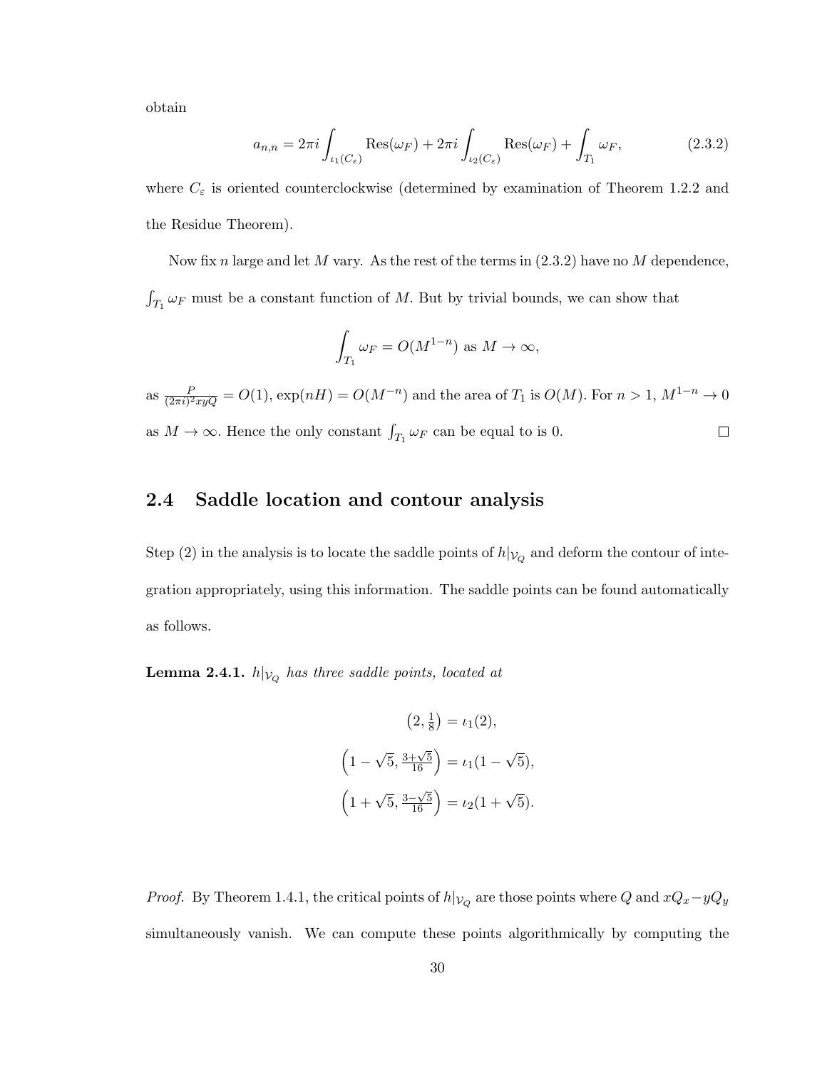obtain

$$a_{n,n} = 2\pi i \int_{\iota_1(C_\varepsilon)} \operatorname{Res}(\omega_F) + 2\pi i \int_{\iota_2(C_\varepsilon)} \operatorname{Res}(\omega_F) + \int_{T_1} \omega_F, \tag{2.3.2}$$

where $C_\varepsilon$ is oriented counterclockwise (determined by examination of Theorem 1.2.2 and the Residue Theorem).

Now fix $n$ large and let $M$ vary. As the rest of the terms in (2.3.2) have no $M$ dependence, $\int_{T_1} \omega_F$ must be a constant function of $M$. But by trivial bounds, we can show that

$$\int_{T_1} \omega_F = O(M^{1-n}) \text{ as } M \to \infty,$$

as $\frac{P}{(2\pi i)^2 xyQ} = O(1)$, $\exp(nH) = O(M^{-n})$ and the area of $T_1$ is $O(M)$. For $n > 1$, $M^{1-n} \to 0$ as $M \to \infty$. Hence the only constant $\int_{T_1} \omega_F$ can be equal to is 0. ☐

## 2.4 Saddle location and contour analysis

Step (2) in the analysis is to locate the saddle points of $h|_{\mathcal{V}_Q}$ and deform the contour of integration appropriately, using this information. The saddle points can be found automatically as follows.

**Lemma 2.4.1.** *$h|_{\mathcal{V}_Q}$ has three saddle points, located at*

$$\left(2, \tfrac{1}{8}\right) = \iota_1(2),$$

$$\left(1 - \sqrt{5}, \tfrac{3+\sqrt{5}}{16}\right) = \iota_1(1 - \sqrt{5}),$$

$$\left(1 + \sqrt{5}, \tfrac{3-\sqrt{5}}{16}\right) = \iota_2(1 + \sqrt{5}).$$

*Proof.* By Theorem 1.4.1, the critical points of $h|_{\mathcal{V}_Q}$ are those points where $Q$ and $xQ_x - yQ_y$ simultaneously vanish. We can compute these points algorithmically by computing the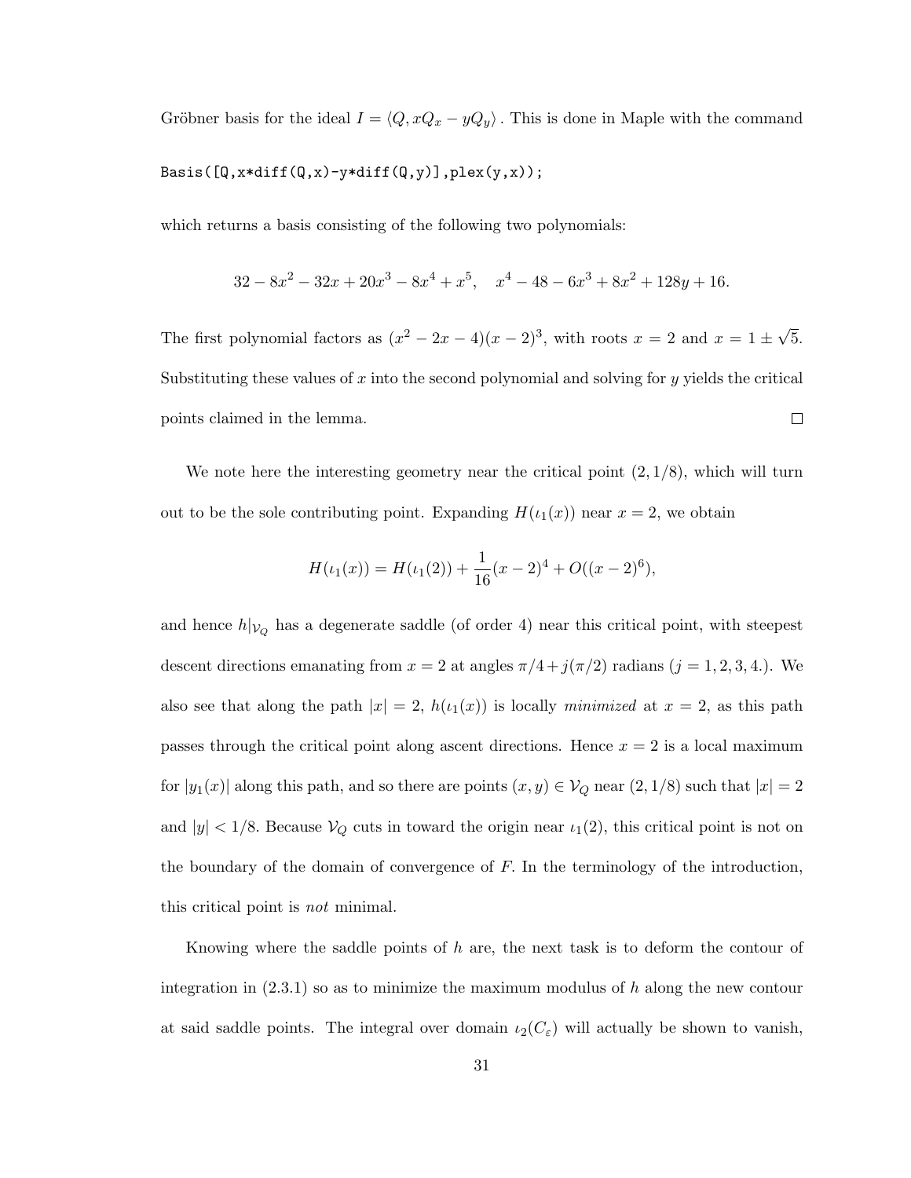Gröbner basis for the ideal $I = \langle Q, xQ_x - yQ_y \rangle$. This is done in Maple with the command

```
Basis([Q,x*diff(Q,x)-y*diff(Q,y)],plex(y,x));
```

which returns a basis consisting of the following two polynomials:

$$32 - 8x^2 - 32x + 20x^3 - 8x^4 + x^5, \quad x^4 - 48 - 6x^3 + 8x^2 + 128y + 16.$$

The first polynomial factors as $(x^2 - 2x - 4)(x - 2)^3$, with roots $x = 2$ and $x = 1 \pm \sqrt{5}$. Substituting these values of $x$ into the second polynomial and solving for $y$ yields the critical points claimed in the lemma. $\square$

We note here the interesting geometry near the critical point $(2, 1/8)$, which will turn out to be the sole contributing point. Expanding $H(\iota_1(x))$ near $x = 2$, we obtain

$$H(\iota_1(x)) = H(\iota_1(2)) + \frac{1}{16}(x-2)^4 + O((x-2)^6),$$

and hence $h|_{\mathcal{V}_Q}$ has a degenerate saddle (of order 4) near this critical point, with steepest descent directions emanating from $x = 2$ at angles $\pi/4 + j(\pi/2)$ radians ($j = 1, 2, 3, 4.$). We also see that along the path $|x| = 2$, $h(\iota_1(x))$ is locally *minimized* at $x = 2$, as this path passes through the critical point along ascent directions. Hence $x = 2$ is a local maximum for $|y_1(x)|$ along this path, and so there are points $(x, y) \in \mathcal{V}_Q$ near $(2, 1/8)$ such that $|x| = 2$ and $|y| < 1/8$. Because $\mathcal{V}_Q$ cuts in toward the origin near $\iota_1(2)$, this critical point is not on the boundary of the domain of convergence of $F$. In the terminology of the introduction, this critical point is *not* minimal.

Knowing where the saddle points of $h$ are, the next task is to deform the contour of integration in (2.3.1) so as to minimize the maximum modulus of $h$ along the new contour at said saddle points. The integral over domain $\iota_2(C_\varepsilon)$ will actually be shown to vanish,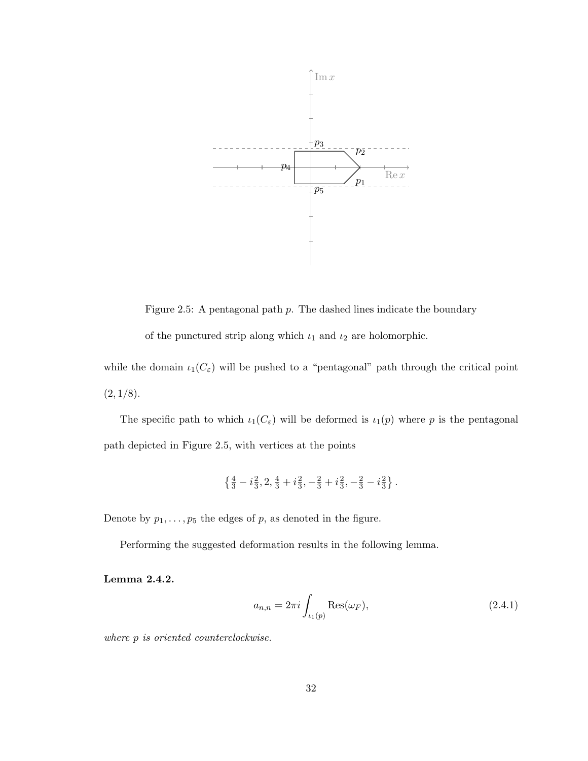Figure 2.5: A pentagonal path $p$. The dashed lines indicate the boundary of the punctured strip along which $\iota_1$ and $\iota_2$ are holomorphic.

while the domain $\iota_1(C_\varepsilon)$ will be pushed to a "pentagonal" path through the critical point $(2, 1/8)$.

The specific path to which $\iota_1(C_\varepsilon)$ will be deformed is $\iota_1(p)$ where $p$ is the pentagonal path depicted in Figure 2.5, with vertices at the points

$$\left\{ \tfrac{4}{3} - i\tfrac{2}{3}, 2, \tfrac{4}{3} + i\tfrac{2}{3}, -\tfrac{2}{3} + i\tfrac{2}{3}, -\tfrac{2}{3} - i\tfrac{2}{3} \right\}.$$

Denote by $p_1, \ldots, p_5$ the edges of $p$, as denoted in the figure.

Performing the suggested deformation results in the following lemma.

**Lemma 2.4.2.**

$$a_{n,n} = 2\pi i \int_{\iota_1(p)} \operatorname{Res}(\omega_F), \tag{2.4.1}$$

*where $p$ is oriented counterclockwise.*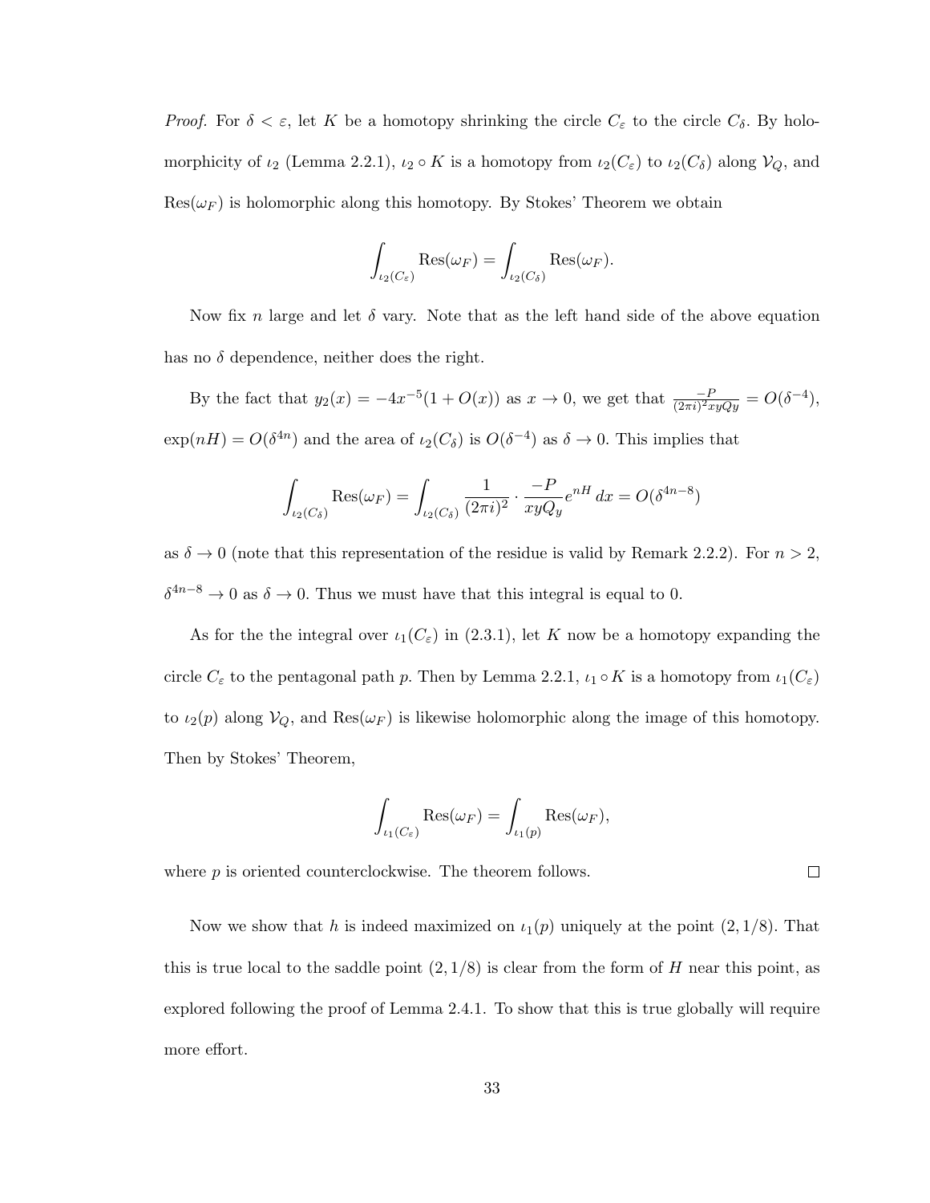*Proof.* For $\delta < \varepsilon$, let $K$ be a homotopy shrinking the circle $C_\varepsilon$ to the circle $C_\delta$. By holomorphicity of $\iota_2$ (Lemma 2.2.1), $\iota_2 \circ K$ is a homotopy from $\iota_2(C_\varepsilon)$ to $\iota_2(C_\delta)$ along $\mathcal{V}_Q$, and $\text{Res}(\omega_F)$ is holomorphic along this homotopy. By Stokes' Theorem we obtain

$$\int_{\iota_2(C_\varepsilon)} \text{Res}(\omega_F) = \int_{\iota_2(C_\delta)} \text{Res}(\omega_F).$$

Now fix $n$ large and let $\delta$ vary. Note that as the left hand side of the above equation has no $\delta$ dependence, neither does the right.

By the fact that $y_2(x) = -4x^{-5}(1 + O(x))$ as $x \to 0$, we get that $\frac{-P}{(2\pi i)^2 xyQy} = O(\delta^{-4})$, $\exp(nH) = O(\delta^{4n})$ and the area of $\iota_2(C_\delta)$ is $O(\delta^{-4})$ as $\delta \to 0$. This implies that

$$\int_{\iota_2(C_\delta)} \text{Res}(\omega_F) = \int_{\iota_2(C_\delta)} \frac{1}{(2\pi i)^2} \cdot \frac{-P}{xyQ_y} e^{nH} \, dx = O(\delta^{4n-8})$$

as $\delta \to 0$ (note that this representation of the residue is valid by Remark 2.2.2). For $n > 2$, $\delta^{4n-8} \to 0$ as $\delta \to 0$. Thus we must have that this integral is equal to 0.

As for the the integral over $\iota_1(C_\varepsilon)$ in (2.3.1), let $K$ now be a homotopy expanding the circle $C_\varepsilon$ to the pentagonal path $p$. Then by Lemma 2.2.1, $\iota_1 \circ K$ is a homotopy from $\iota_1(C_\varepsilon)$ to $\iota_2(p)$ along $\mathcal{V}_Q$, and $\text{Res}(\omega_F)$ is likewise holomorphic along the image of this homotopy. Then by Stokes' Theorem,

$$\int_{\iota_1(C_\varepsilon)} \text{Res}(\omega_F) = \int_{\iota_1(p)} \text{Res}(\omega_F),$$

where $p$ is oriented counterclockwise. The theorem follows. ☐

Now we show that $h$ is indeed maximized on $\iota_1(p)$ uniquely at the point $(2, 1/8)$. That this is true local to the saddle point $(2, 1/8)$ is clear from the form of $H$ near this point, as explored following the proof of Lemma 2.4.1. To show that this is true globally will require more effort.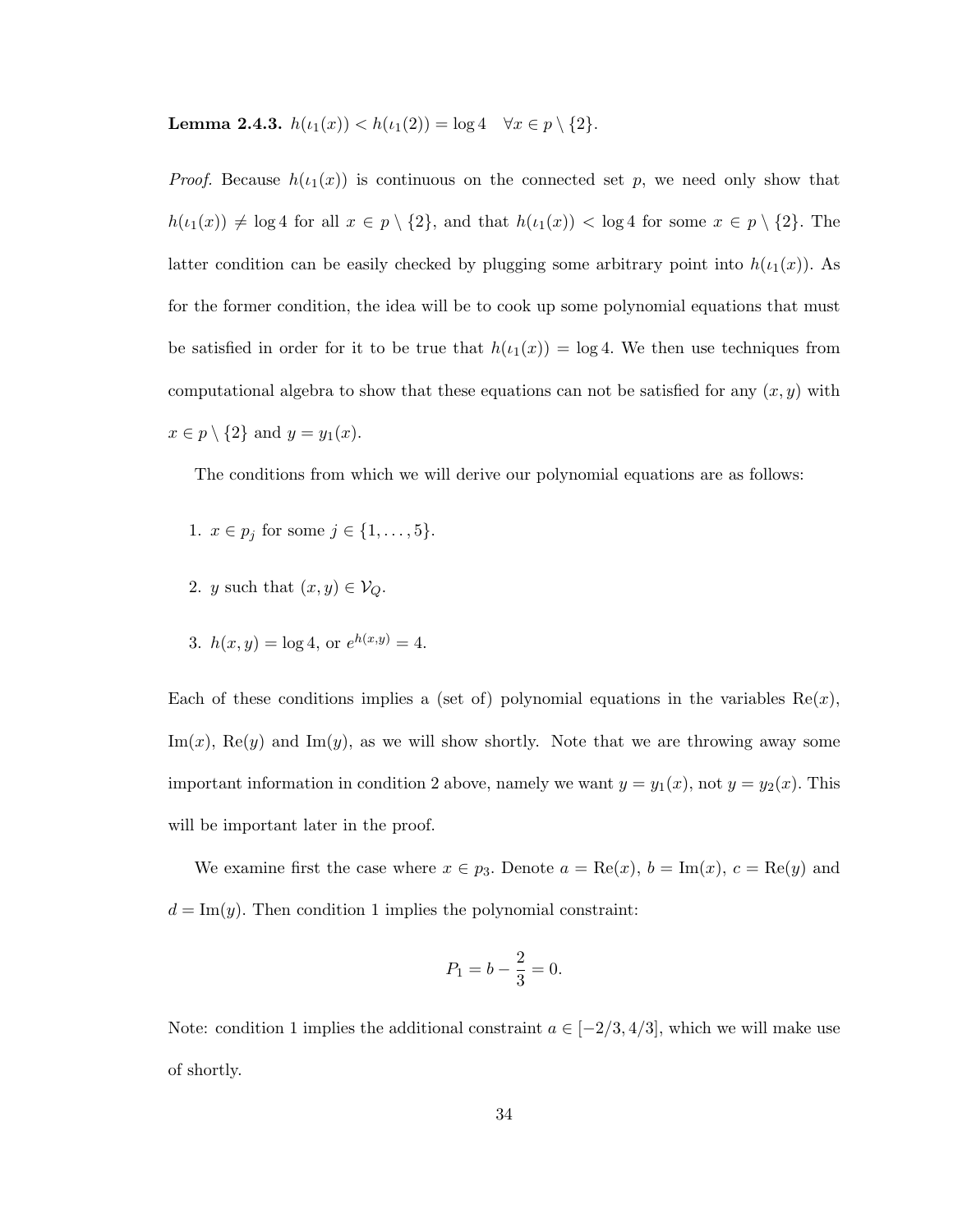**Lemma 2.4.3.** $h(\iota_1(x)) < h(\iota_1(2)) = \log 4 \quad \forall x \in p \setminus \{2\}$.

*Proof.* Because $h(\iota_1(x))$ is continuous on the connected set $p$, we need only show that $h(\iota_1(x)) \neq \log 4$ for all $x \in p \setminus \{2\}$, and that $h(\iota_1(x)) < \log 4$ for some $x \in p \setminus \{2\}$. The latter condition can be easily checked by plugging some arbitrary point into $h(\iota_1(x))$. As for the former condition, the idea will be to cook up some polynomial equations that must be satisfied in order for it to be true that $h(\iota_1(x)) = \log 4$. We then use techniques from computational algebra to show that these equations can not be satisfied for any $(x, y)$ with $x \in p \setminus \{2\}$ and $y = y_1(x)$.

The conditions from which we will derive our polynomial equations are as follows:

1. $x \in p_j$ for some $j \in \{1, \ldots, 5\}$.

2. $y$ such that $(x, y) \in \mathcal{V}_Q$.

3. $h(x, y) = \log 4$, or $e^{h(x,y)} = 4$.

Each of these conditions implies a (set of) polynomial equations in the variables $\mathrm{Re}(x)$, $\mathrm{Im}(x)$, $\mathrm{Re}(y)$ and $\mathrm{Im}(y)$, as we will show shortly. Note that we are throwing away some important information in condition 2 above, namely we want $y = y_1(x)$, not $y = y_2(x)$. This will be important later in the proof.

We examine first the case where $x \in p_3$. Denote $a = \mathrm{Re}(x)$, $b = \mathrm{Im}(x)$, $c = \mathrm{Re}(y)$ and $d = \mathrm{Im}(y)$. Then condition 1 implies the polynomial constraint:

$$P_1 = b - \frac{2}{3} = 0.$$

Note: condition 1 implies the additional constraint $a \in [-2/3, 4/3]$, which we will make use of shortly.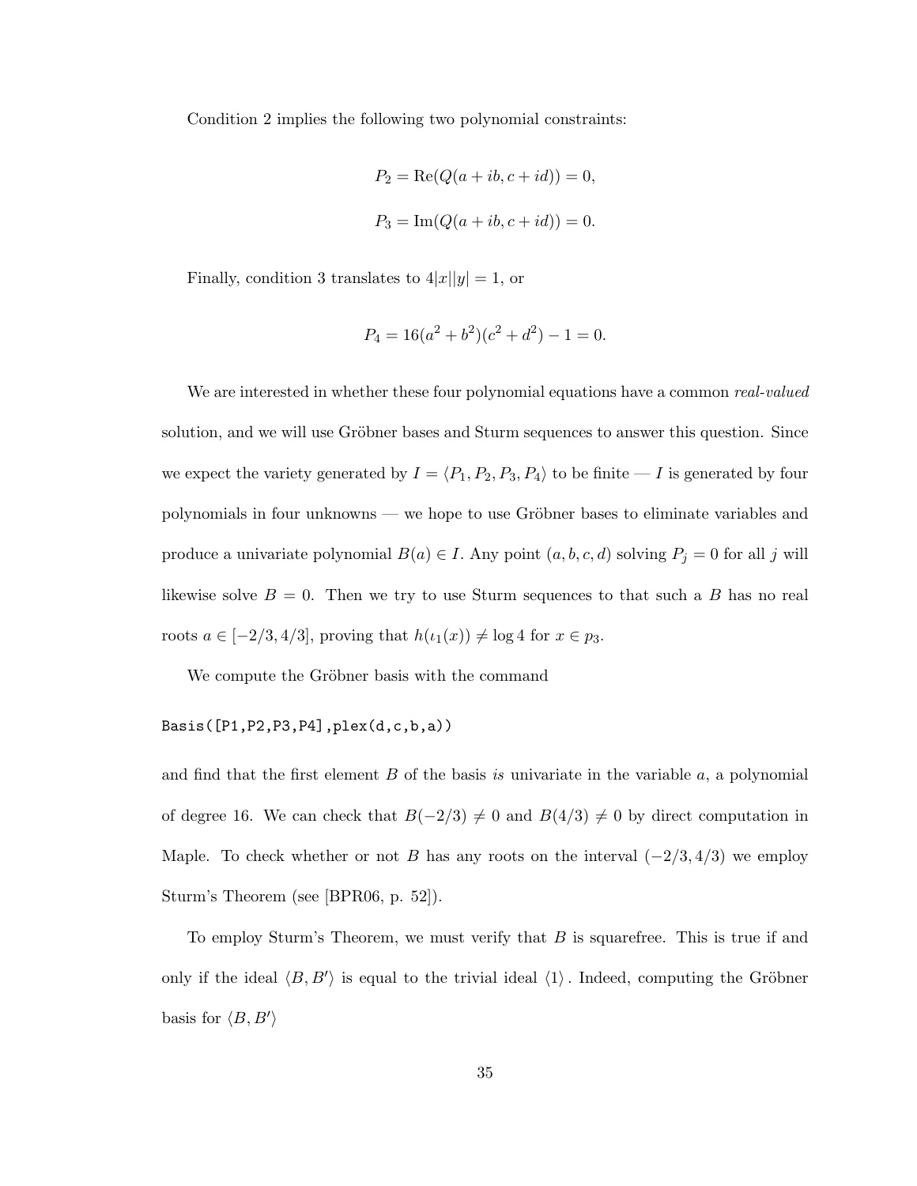Condition 2 implies the following two polynomial constraints:

$$P_2 = \mathrm{Re}(Q(a+ib, c+id)) = 0,$$

$$P_3 = \mathrm{Im}(Q(a+ib, c+id)) = 0.$$

Finally, condition 3 translates to $4|x||y| = 1$, or

$$P_4 = 16(a^2+b^2)(c^2+d^2) - 1 = 0.$$

We are interested in whether these four polynomial equations have a common *real-valued* solution, and we will use Gröbner bases and Sturm sequences to answer this question. Since we expect the variety generated by $I = \langle P_1, P_2, P_3, P_4 \rangle$ to be finite — $I$ is generated by four polynomials in four unknowns — we hope to use Gröbner bases to eliminate variables and produce a univariate polynomial $B(a) \in I$. Any point $(a, b, c, d)$ solving $P_j = 0$ for all $j$ will likewise solve $B = 0$. Then we try to use Sturm sequences to that such a $B$ has no real roots $a \in [-2/3, 4/3]$, proving that $h(\iota_1(x)) \neq \log 4$ for $x \in p_3$.

We compute the Gröbner basis with the command

```
Basis([P1,P2,P3,P4],plex(d,c,b,a))
```

and find that the first element $B$ of the basis *is* univariate in the variable $a$, a polynomial of degree 16. We can check that $B(-2/3) \neq 0$ and $B(4/3) \neq 0$ by direct computation in Maple. To check whether or not $B$ has any roots on the interval $(-2/3, 4/3)$ we employ Sturm's Theorem (see [BPR06, p. 52]).

To employ Sturm's Theorem, we must verify that $B$ is squarefree. This is true if and only if the ideal $\langle B, B' \rangle$ is equal to the trivial ideal $\langle 1 \rangle$. Indeed, computing the Gröbner basis for $\langle B, B' \rangle$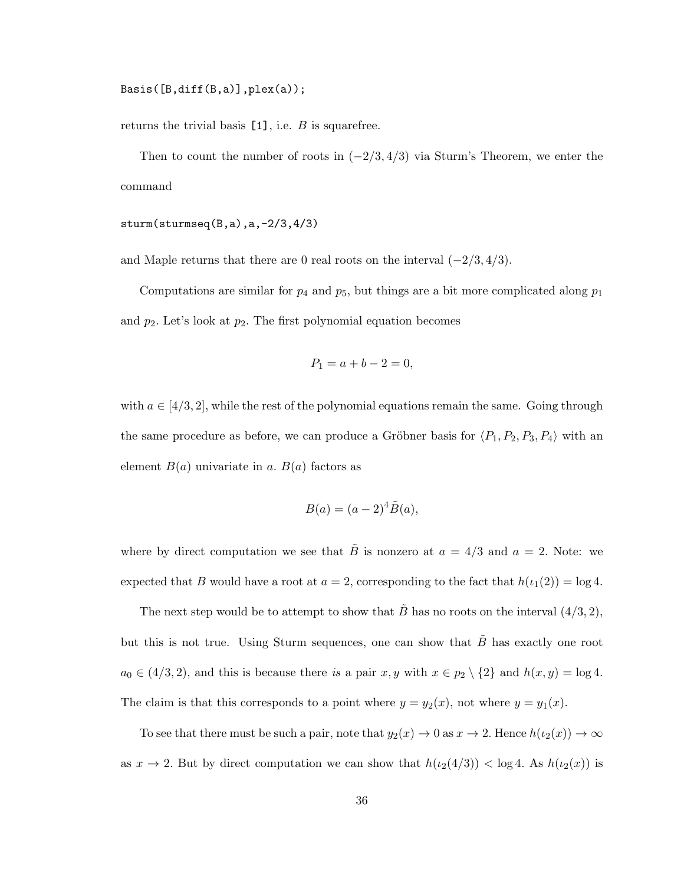```
Basis([B,diff(B,a)],plex(a));
```

returns the trivial basis [1], i.e. $B$ is squarefree.

Then to count the number of roots in $(-2/3, 4/3)$ via Sturm's Theorem, we enter the command

```
sturm(sturmseq(B,a),a,-2/3,4/3)
```

and Maple returns that there are 0 real roots on the interval $(-2/3, 4/3)$.

Computations are similar for $p_4$ and $p_5$, but things are a bit more complicated along $p_1$ and $p_2$. Let's look at $p_2$. The first polynomial equation becomes

$$P_1 = a + b - 2 = 0,$$

with $a \in [4/3, 2]$, while the rest of the polynomial equations remain the same. Going through the same procedure as before, we can produce a Gröbner basis for $\langle P_1, P_2, P_3, P_4 \rangle$ with an element $B(a)$ univariate in $a$. $B(a)$ factors as

$$B(a) = (a-2)^4 \tilde{B}(a),$$

where by direct computation we see that $\tilde{B}$ is nonzero at $a = 4/3$ and $a = 2$. Note: we expected that $B$ would have a root at $a = 2$, corresponding to the fact that $h(\iota_1(2)) = \log 4$.

The next step would be to attempt to show that $\tilde{B}$ has no roots on the interval $(4/3, 2)$, but this is not true. Using Sturm sequences, one can show that $\tilde{B}$ has exactly one root $a_0 \in (4/3, 2)$, and this is because there *is* a pair $x, y$ with $x \in p_2 \setminus \{2\}$ and $h(x, y) = \log 4$. The claim is that this corresponds to a point where $y = y_2(x)$, not where $y = y_1(x)$.

To see that there must be such a pair, note that $y_2(x) \to 0$ as $x \to 2$. Hence $h(\iota_2(x)) \to \infty$ as $x \to 2$. But by direct computation we can show that $h(\iota_2(4/3)) < \log 4$. As $h(\iota_2(x))$ is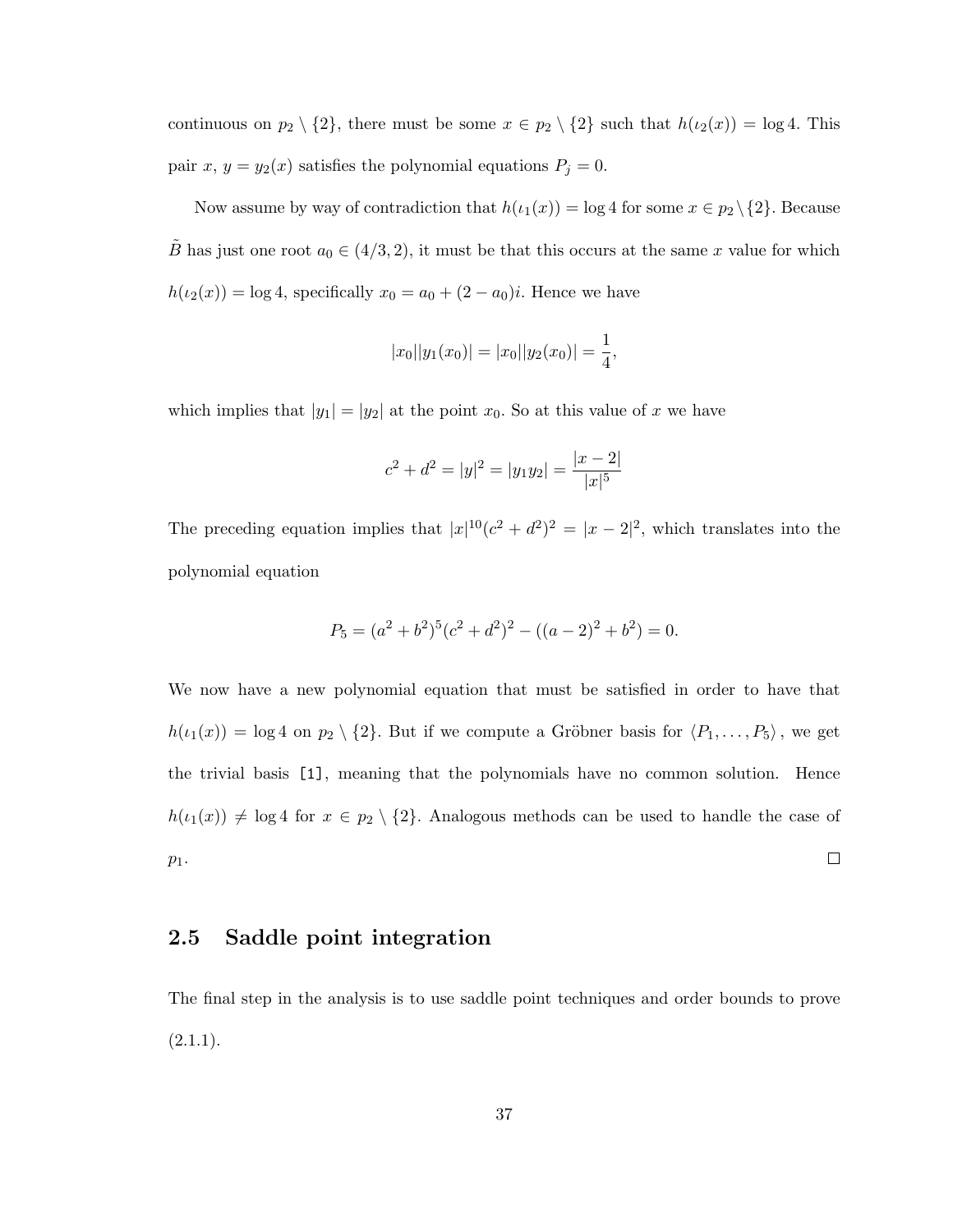continuous on $p_2 \setminus \{2\}$, there must be some $x \in p_2 \setminus \{2\}$ such that $h(\iota_2(x)) = \log 4$. This pair $x$, $y = y_2(x)$ satisfies the polynomial equations $P_j = 0$.

Now assume by way of contradiction that $h(\iota_1(x)) = \log 4$ for some $x \in p_2 \setminus \{2\}$. Because $\tilde{B}$ has just one root $a_0 \in (4/3, 2)$, it must be that this occurs at the same $x$ value for which $h(\iota_2(x)) = \log 4$, specifically $x_0 = a_0 + (2 - a_0)i$. Hence we have

$$|x_0||y_1(x_0)| = |x_0||y_2(x_0)| = \frac{1}{4},$$

which implies that $|y_1| = |y_2|$ at the point $x_0$. So at this value of $x$ we have

$$c^2 + d^2 = |y|^2 = |y_1 y_2| = \frac{|x-2|}{|x|^5}$$

The preceding equation implies that $|x|^{10}(c^2 + d^2)^2 = |x - 2|^2$, which translates into the polynomial equation

$$P_5 = (a^2 + b^2)^5(c^2 + d^2)^2 - ((a-2)^2 + b^2) = 0.$$

We now have a new polynomial equation that must be satisfied in order to have that $h(\iota_1(x)) = \log 4$ on $p_2 \setminus \{2\}$. But if we compute a Gröbner basis for $\langle P_1, \ldots, P_5 \rangle$, we get the trivial basis `[1]`, meaning that the polynomials have no common solution. Hence $h(\iota_1(x)) \neq \log 4$ for $x \in p_2 \setminus \{2\}$. Analogous methods can be used to handle the case of $p_1$. ☐

## 2.5 Saddle point integration

The final step in the analysis is to use saddle point techniques and order bounds to prove (2.1.1).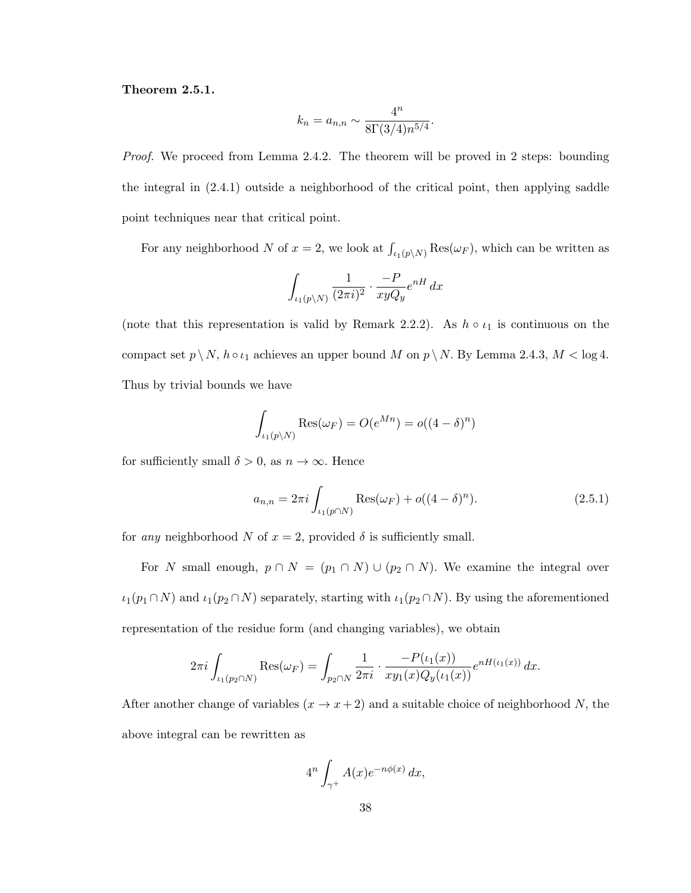**Theorem 2.5.1.**

$$k_n = a_{n,n} \sim \frac{4^n}{8\Gamma(3/4)n^{5/4}}.$$

*Proof.* We proceed from Lemma 2.4.2. The theorem will be proved in 2 steps: bounding the integral in (2.4.1) outside a neighborhood of the critical point, then applying saddle point techniques near that critical point.

For any neighborhood $N$ of $x = 2$, we look at $\int_{\iota_1(p \setminus N)} \operatorname{Res}(\omega_F)$, which can be written as

$$\int_{\iota_1(p \setminus N)} \frac{1}{(2\pi i)^2} \cdot \frac{-P}{xyQ_y} e^{nH} \, dx$$

(note that this representation is valid by Remark 2.2.2). As $h \circ \iota_1$ is continuous on the compact set $p \setminus N$, $h \circ \iota_1$ achieves an upper bound $M$ on $p \setminus N$. By Lemma 2.4.3, $M < \log 4$. Thus by trivial bounds we have

$$\int_{\iota_1(p \setminus N)} \operatorname{Res}(\omega_F) = O(e^{Mn}) = o((4 - \delta)^n)$$

for sufficiently small $\delta > 0$, as $n \to \infty$. Hence

$$a_{n,n} = 2\pi i \int_{\iota_1(p \cap N)} \operatorname{Res}(\omega_F) + o((4 - \delta)^n). \tag{2.5.1}$$

for *any* neighborhood $N$ of $x = 2$, provided $\delta$ is sufficiently small.

For $N$ small enough, $p \cap N = (p_1 \cap N) \cup (p_2 \cap N)$. We examine the integral over $\iota_1(p_1 \cap N)$ and $\iota_1(p_2 \cap N)$ separately, starting with $\iota_1(p_2 \cap N)$. By using the aforementioned representation of the residue form (and changing variables), we obtain

$$2\pi i \int_{\iota_1(p_2 \cap N)} \operatorname{Res}(\omega_F) = \int_{p_2 \cap N} \frac{1}{2\pi i} \cdot \frac{-P(\iota_1(x))}{xy_1(x)Q_y(\iota_1(x))} e^{nH(\iota_1(x))} \, dx.$$

After another change of variables ($x \to x + 2$) and a suitable choice of neighborhood $N$, the above integral can be rewritten as

$$4^n \int_{\gamma^+} A(x) e^{-n\phi(x)} \, dx,$$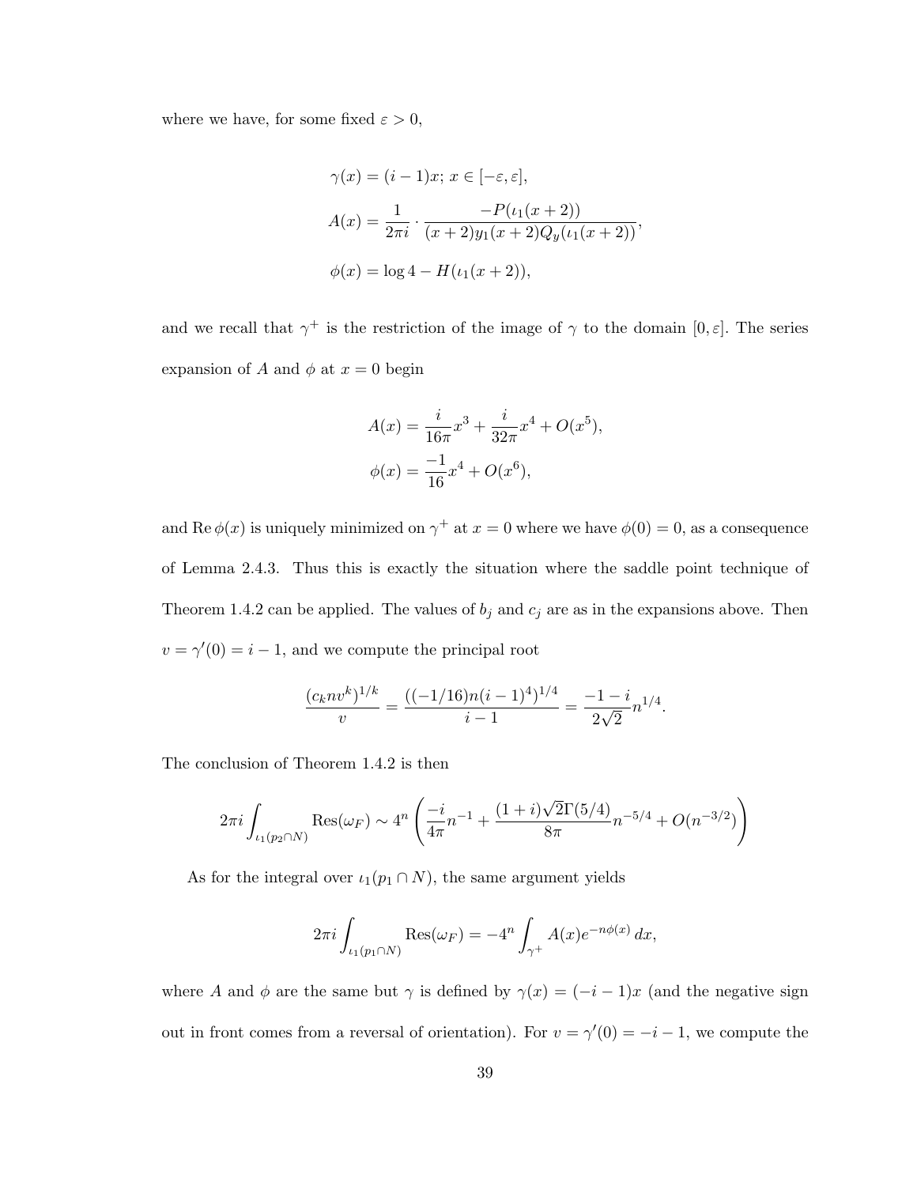where we have, for some fixed $\varepsilon > 0$,

$$\gamma(x) = (i-1)x;\ x \in [-\varepsilon, \varepsilon],$$

$$A(x) = \frac{1}{2\pi i} \cdot \frac{-P(\iota_1(x+2))}{(x+2)y_1(x+2)Q_y(\iota_1(x+2))},$$

$$\phi(x) = \log 4 - H(\iota_1(x+2)),$$

and we recall that $\gamma^+$ is the restriction of the image of $\gamma$ to the domain $[0, \varepsilon]$. The series expansion of $A$ and $\phi$ at $x = 0$ begin

$$A(x) = \frac{i}{16\pi}x^3 + \frac{i}{32\pi}x^4 + O(x^5),$$

$$\phi(x) = \frac{-1}{16}x^4 + O(x^6),$$

and $\operatorname{Re}\phi(x)$ is uniquely minimized on $\gamma^+$ at $x = 0$ where we have $\phi(0) = 0$, as a consequence of Lemma 2.4.3. Thus this is exactly the situation where the saddle point technique of Theorem 1.4.2 can be applied. The values of $b_j$ and $c_j$ are as in the expansions above. Then $v = \gamma'(0) = i - 1$, and we compute the principal root

$$\frac{(c_k n v^k)^{1/k}}{v} = \frac{((-1/16)n(i-1)^4)^{1/4}}{i-1} = \frac{-1-i}{2\sqrt{2}}n^{1/4}.$$

The conclusion of Theorem 1.4.2 is then

$$2\pi i \int_{\iota_1(p_2 \cap N)} \operatorname{Res}(\omega_F) \sim 4^n \left( \frac{-i}{4\pi}n^{-1} + \frac{(1+i)\sqrt{2}\Gamma(5/4)}{8\pi}n^{-5/4} + O(n^{-3/2}) \right)$$

As for the integral over $\iota_1(p_1 \cap N)$, the same argument yields

$$2\pi i \int_{\iota_1(p_1 \cap N)} \operatorname{Res}(\omega_F) = -4^n \int_{\gamma^+} A(x) e^{-n\phi(x)}\, dx,$$

where $A$ and $\phi$ are the same but $\gamma$ is defined by $\gamma(x) = (-i-1)x$ (and the negative sign out in front comes from a reversal of orientation). For $v = \gamma'(0) = -i - 1$, we compute the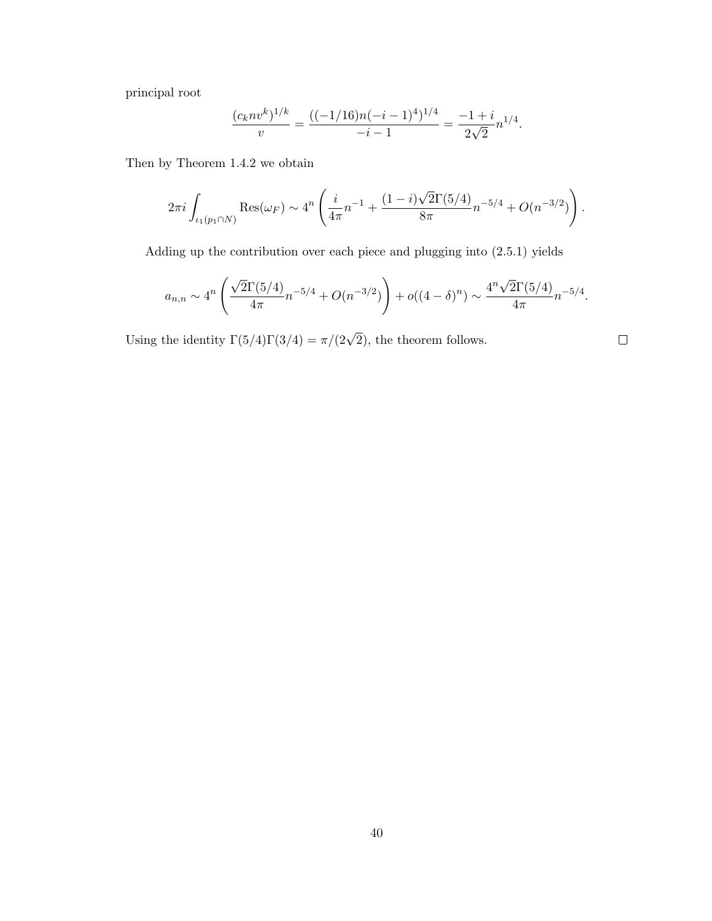principal root

$$\frac{(c_k n v^k)^{1/k}}{v} = \frac{((-1/16)n(-i-1)^4)^{1/4}}{-i-1} = \frac{-1+i}{2\sqrt{2}} n^{1/4}.$$

Then by Theorem 1.4.2 we obtain

$$2\pi i \int_{\iota_1(p_1 \cap N)} \operatorname{Res}(\omega_F) \sim 4^n \left( \frac{i}{4\pi} n^{-1} + \frac{(1-i)\sqrt{2}\Gamma(5/4)}{8\pi} n^{-5/4} + O(n^{-3/2}) \right).$$

Adding up the contribution over each piece and plugging into (2.5.1) yields

$$a_{n,n} \sim 4^n \left( \frac{\sqrt{2}\Gamma(5/4)}{4\pi} n^{-5/4} + O(n^{-3/2}) \right) + o((4-\delta)^n) \sim \frac{4^n \sqrt{2}\Gamma(5/4)}{4\pi} n^{-5/4}.$$

Using the identity $\Gamma(5/4)\Gamma(3/4) = \pi/(2\sqrt{2})$, the theorem follows. □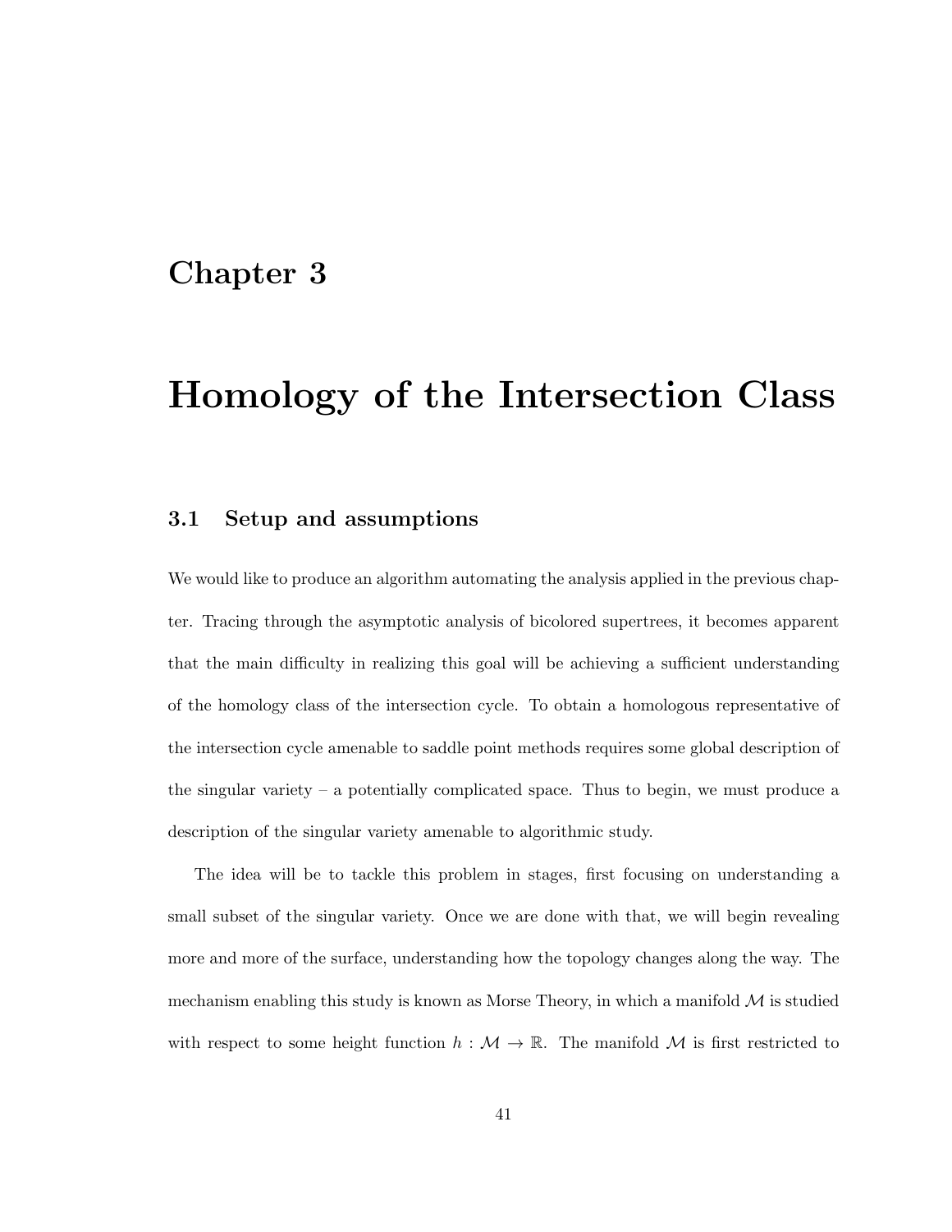# Chapter 3

# Homology of the Intersection Class

## 3.1 Setup and assumptions

We would like to produce an algorithm automating the analysis applied in the previous chapter. Tracing through the asymptotic analysis of bicolored supertrees, it becomes apparent that the main difficulty in realizing this goal will be achieving a sufficient understanding of the homology class of the intersection cycle. To obtain a homologous representative of the intersection cycle amenable to saddle point methods requires some global description of the singular variety – a potentially complicated space. Thus to begin, we must produce a description of the singular variety amenable to algorithmic study.

The idea will be to tackle this problem in stages, first focusing on understanding a small subset of the singular variety. Once we are done with that, we will begin revealing more and more of the surface, understanding how the topology changes along the way. The mechanism enabling this study is known as Morse Theory, in which a manifold $\mathcal{M}$ is studied with respect to some height function $h : \mathcal{M} \to \mathbb{R}$. The manifold $\mathcal{M}$ is first restricted to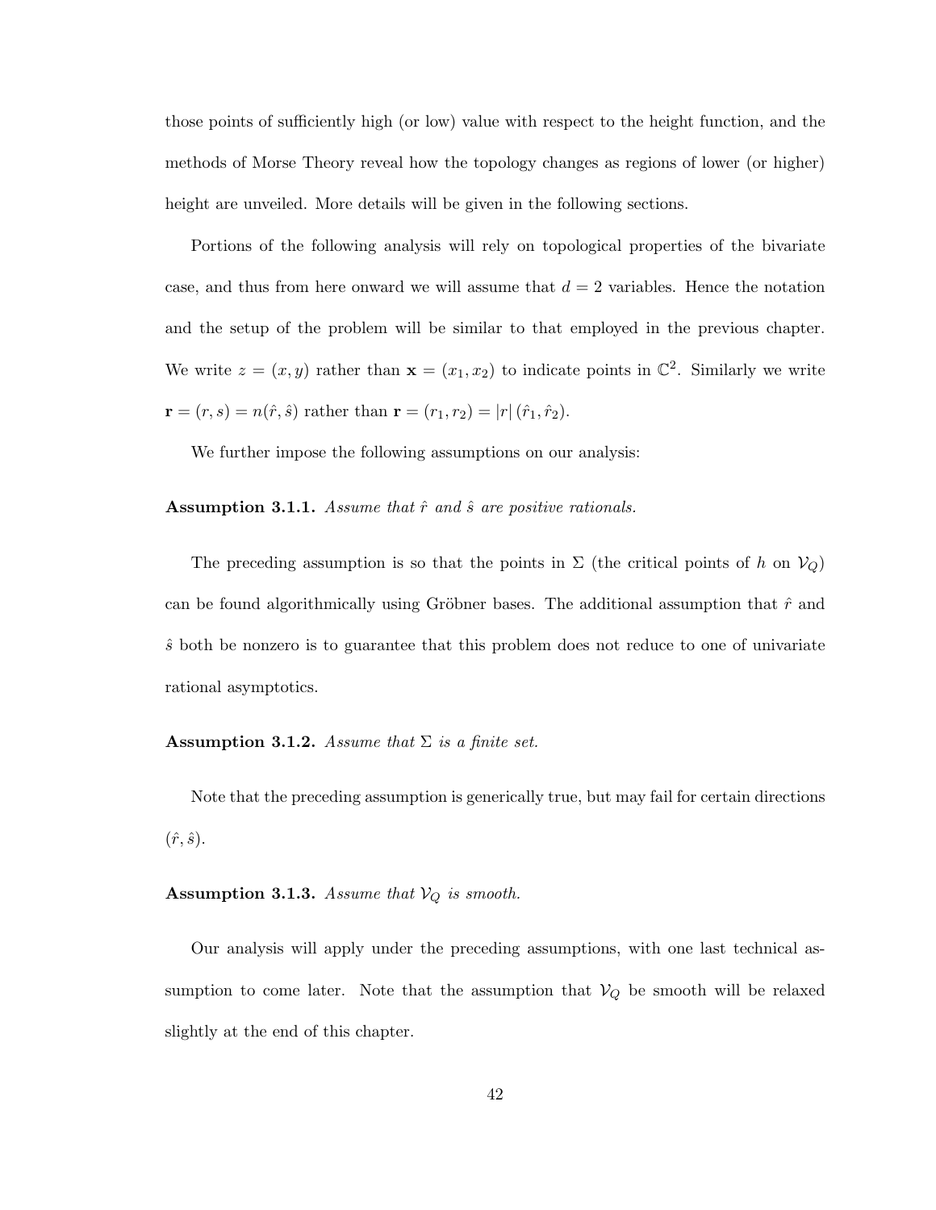those points of sufficiently high (or low) value with respect to the height function, and the methods of Morse Theory reveal how the topology changes as regions of lower (or higher) height are unveiled. More details will be given in the following sections.

Portions of the following analysis will rely on topological properties of the bivariate case, and thus from here onward we will assume that $d = 2$ variables. Hence the notation and the setup of the problem will be similar to that employed in the previous chapter. We write $z = (x, y)$ rather than $\mathbf{x} = (x_1, x_2)$ to indicate points in $\mathbb{C}^2$. Similarly we write $\mathbf{r} = (r, s) = n(\hat{r}, \hat{s})$ rather than $\mathbf{r} = (r_1, r_2) = |r|\,(\hat{r}_1, \hat{r}_2)$.

We further impose the following assumptions on our analysis:

**Assumption 3.1.1.** *Assume that $\hat{r}$ and $\hat{s}$ are positive rationals.*

The preceding assumption is so that the points in $\Sigma$ (the critical points of $h$ on $\mathcal{V}_Q$) can be found algorithmically using Gröbner bases. The additional assumption that $\hat{r}$ and $\hat{s}$ both be nonzero is to guarantee that this problem does not reduce to one of univariate rational asymptotics.

**Assumption 3.1.2.** *Assume that $\Sigma$ is a finite set.*

Note that the preceding assumption is generically true, but may fail for certain directions $(\hat{r}, \hat{s})$.

**Assumption 3.1.3.** *Assume that $\mathcal{V}_Q$ is smooth.*

Our analysis will apply under the preceding assumptions, with one last technical assumption to come later. Note that the assumption that $\mathcal{V}_Q$ be smooth will be relaxed slightly at the end of this chapter.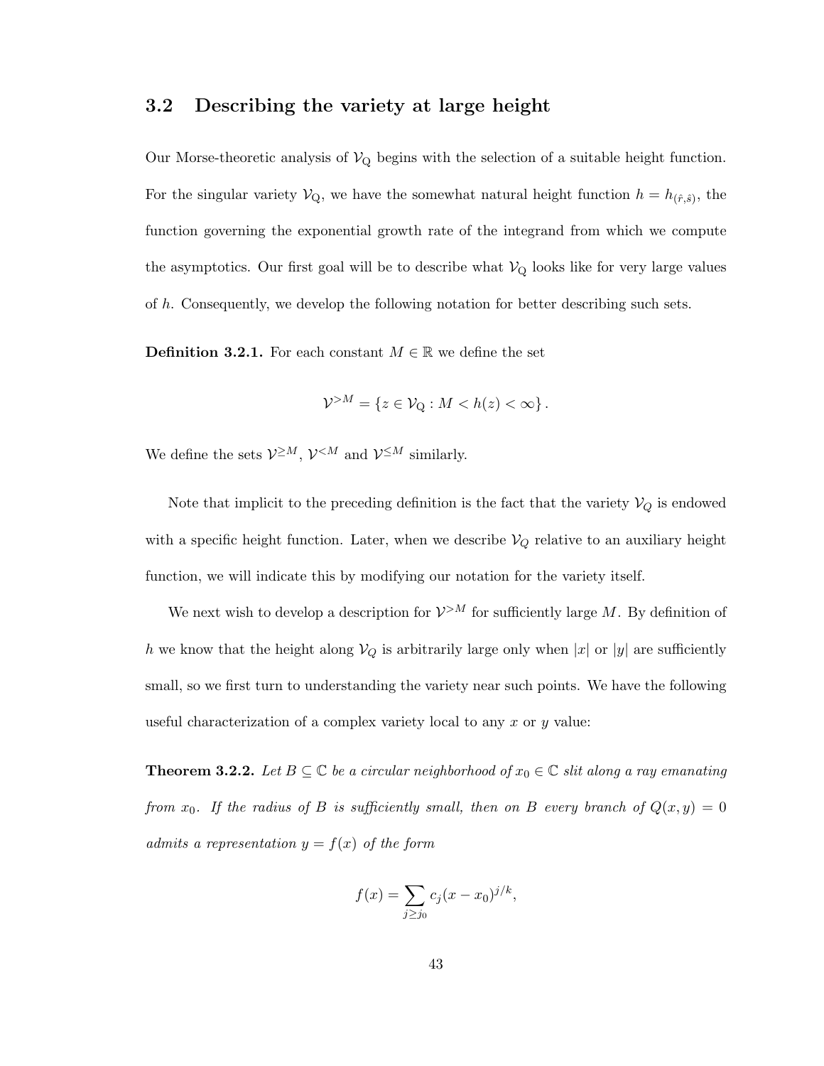## 3.2 Describing the variety at large height

Our Morse-theoretic analysis of $\mathcal{V}_{\mathrm{Q}}$ begins with the selection of a suitable height function. For the singular variety $\mathcal{V}_{\mathrm{Q}}$, we have the somewhat natural height function $h = h_{(\hat{r},\hat{s})}$, the function governing the exponential growth rate of the integrand from which we compute the asymptotics. Our first goal will be to describe what $\mathcal{V}_{\mathrm{Q}}$ looks like for very large values of $h$. Consequently, we develop the following notation for better describing such sets.

**Definition 3.2.1.** For each constant $M \in \mathbb{R}$ we define the set

$$\mathcal{V}^{>M} = \{z \in \mathcal{V}_{\mathrm{Q}} : M < h(z) < \infty\}.$$

We define the sets $\mathcal{V}^{\geq M}$, $\mathcal{V}^{<M}$ and $\mathcal{V}^{\leq M}$ similarly.

Note that implicit to the preceding definition is the fact that the variety $\mathcal{V}_Q$ is endowed with a specific height function. Later, when we describe $\mathcal{V}_Q$ relative to an auxiliary height function, we will indicate this by modifying our notation for the variety itself.

We next wish to develop a description for $\mathcal{V}^{>M}$ for sufficiently large $M$. By definition of $h$ we know that the height along $\mathcal{V}_Q$ is arbitrarily large only when $|x|$ or $|y|$ are sufficiently small, so we first turn to understanding the variety near such points. We have the following useful characterization of a complex variety local to any $x$ or $y$ value:

**Theorem 3.2.2.** *Let $B \subseteq \mathbb{C}$ be a circular neighborhood of $x_0 \in \mathbb{C}$ slit along a ray emanating from $x_0$. If the radius of $B$ is sufficiently small, then on $B$ every branch of $Q(x, y) = 0$ admits a representation $y = f(x)$ of the form*

$$f(x) = \sum_{j \geq j_0} c_j (x - x_0)^{j/k},$$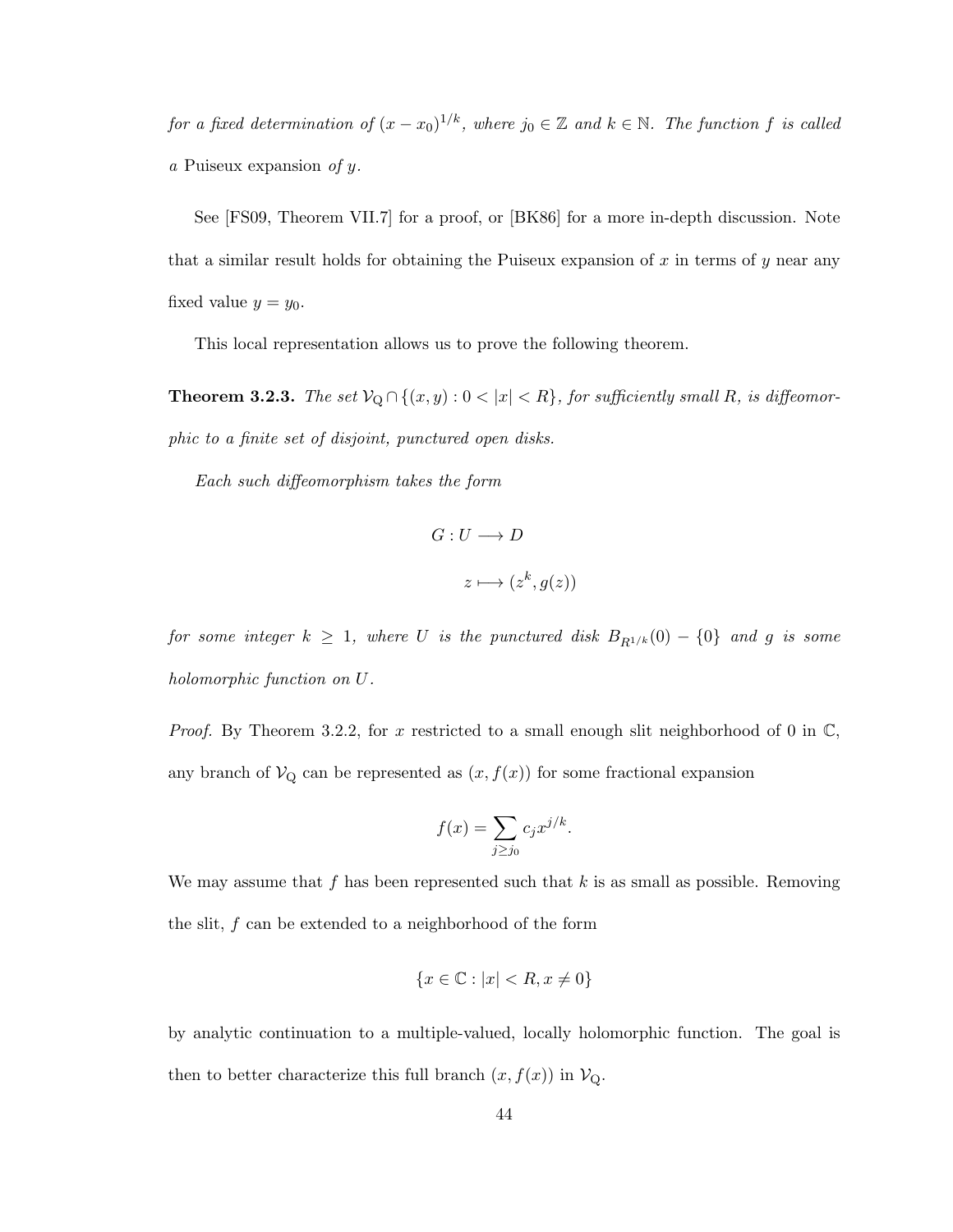*for a fixed determination of $(x - x_0)^{1/k}$, where $j_0 \in \mathbb{Z}$ and $k \in \mathbb{N}$. The function $f$ is called a* Puiseux expansion *of $y$.*

See [FS09, Theorem VII.7] for a proof, or [BK86] for a more in-depth discussion. Note that a similar result holds for obtaining the Puiseux expansion of $x$ in terms of $y$ near any fixed value $y = y_0$.

This local representation allows us to prove the following theorem.

**Theorem 3.2.3.** *The set $\mathcal{V}_{\mathrm{Q}} \cap \{(x, y) : 0 < |x| < R\}$, for sufficiently small $R$, is diffeomorphic to a finite set of disjoint, punctured open disks.*

*Each such diffeomorphism takes the form*

$$G : U \longrightarrow D$$

$$z \longmapsto (z^k, g(z))$$

*for some integer $k \geq 1$, where $U$ is the punctured disk $B_{R^{1/k}}(0) - \{0\}$ and $g$ is some holomorphic function on $U$.*

*Proof.* By Theorem 3.2.2, for $x$ restricted to a small enough slit neighborhood of 0 in $\mathbb{C}$, any branch of $\mathcal{V}_{\mathrm{Q}}$ can be represented as $(x, f(x))$ for some fractional expansion

$$f(x) = \sum_{j \geq j_0} c_j x^{j/k}.$$

We may assume that $f$ has been represented such that $k$ is as small as possible. Removing the slit, $f$ can be extended to a neighborhood of the form

$$\{x \in \mathbb{C} : |x| < R, x \neq 0\}$$

by analytic continuation to a multiple-valued, locally holomorphic function. The goal is then to better characterize this full branch $(x, f(x))$ in $\mathcal{V}_{\mathrm{Q}}$.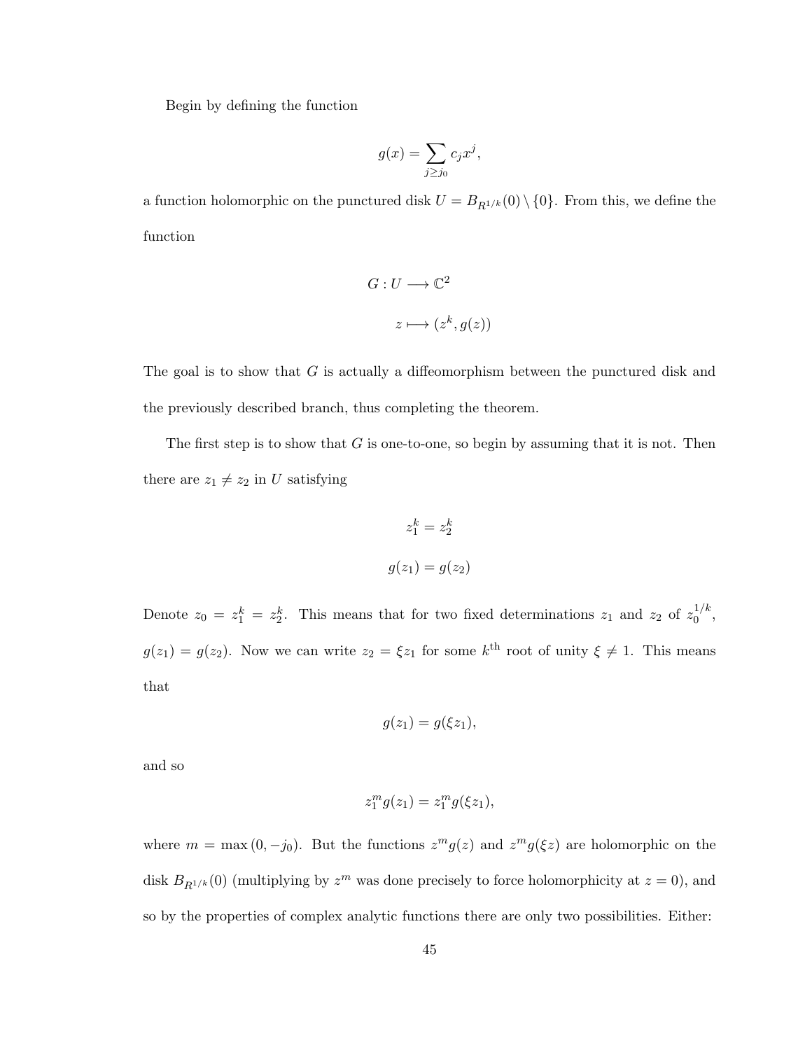Begin by defining the function

$$g(x) = \sum_{j \geq j_0} c_j x^j,$$

a function holomorphic on the punctured disk $U = B_{R^{1/k}}(0) \setminus \{0\}$. From this, we define the function

$$G : U \longrightarrow \mathbb{C}^2$$

$$z \longmapsto (z^k, g(z))$$

The goal is to show that $G$ is actually a diffeomorphism between the punctured disk and the previously described branch, thus completing the theorem.

The first step is to show that $G$ is one-to-one, so begin by assuming that it is not. Then there are $z_1 \neq z_2$ in $U$ satisfying

$$z_1^k = z_2^k$$

$$g(z_1) = g(z_2)$$

Denote $z_0 = z_1^k = z_2^k$. This means that for two fixed determinations $z_1$ and $z_2$ of $z_0^{1/k}$, $g(z_1) = g(z_2)$. Now we can write $z_2 = \xi z_1$ for some $k^{\text{th}}$ root of unity $\xi \neq 1$. This means that

$$g(z_1) = g(\xi z_1),$$

and so

$$z_1^m g(z_1) = z_1^m g(\xi z_1),$$

where $m = \max(0, -j_0)$. But the functions $z^m g(z)$ and $z^m g(\xi z)$ are holomorphic on the disk $B_{R^{1/k}}(0)$ (multiplying by $z^m$ was done precisely to force holomorphicity at $z = 0$), and so by the properties of complex analytic functions there are only two possibilities. Either: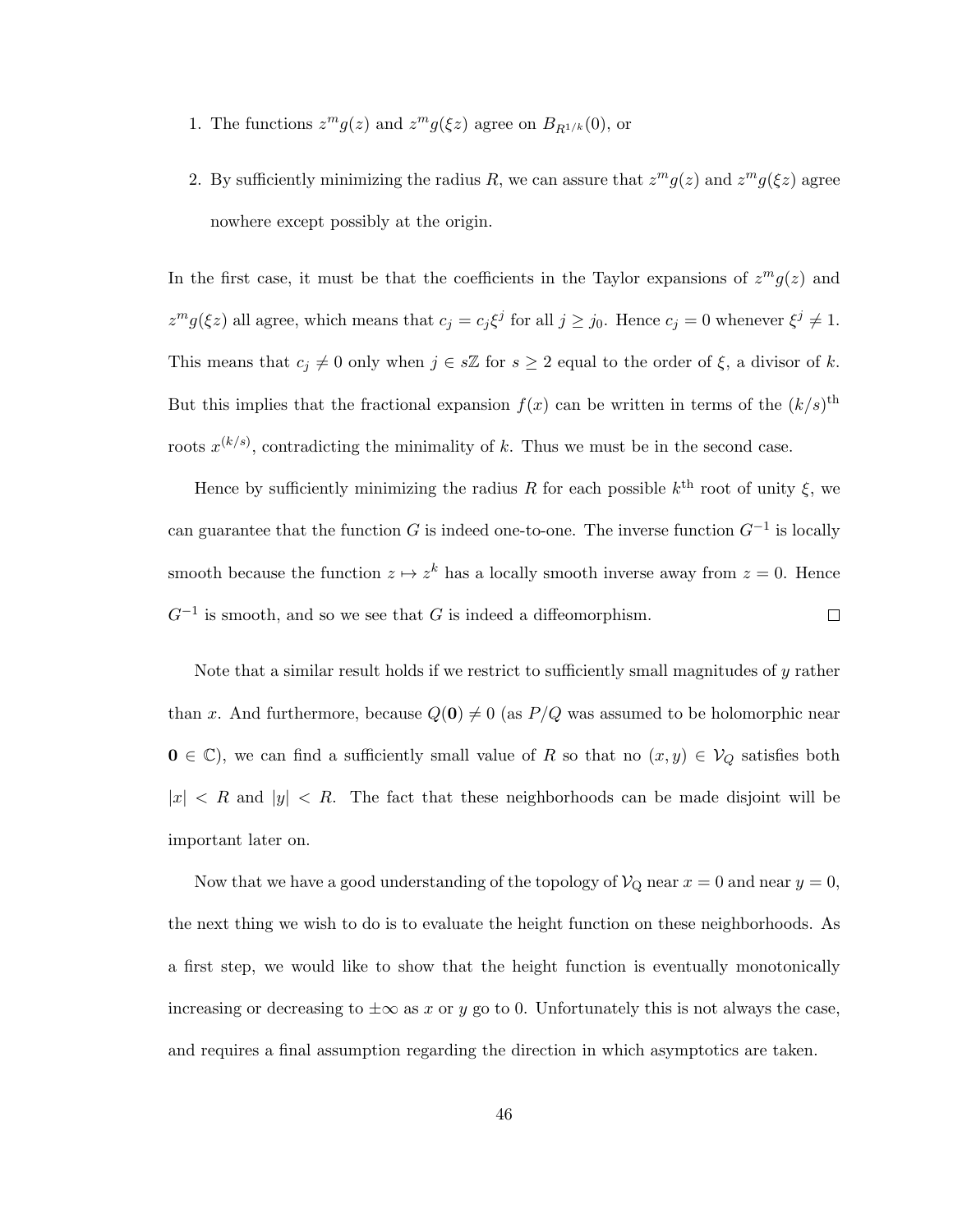1. The functions $z^m g(z)$ and $z^m g(\xi z)$ agree on $B_{R^{1/k}}(0)$, or
2. By sufficiently minimizing the radius $R$, we can assure that $z^m g(z)$ and $z^m g(\xi z)$ agree nowhere except possibly at the origin.

In the first case, it must be that the coefficients in the Taylor expansions of $z^m g(z)$ and $z^m g(\xi z)$ all agree, which means that $c_j = c_j \xi^j$ for all $j \geq j_0$. Hence $c_j = 0$ whenever $\xi^j \neq 1$. This means that $c_j \neq 0$ only when $j \in s\mathbb{Z}$ for $s \geq 2$ equal to the order of $\xi$, a divisor of $k$. But this implies that the fractional expansion $f(x)$ can be written in terms of the $(k/s)^{\text{th}}$ roots $x^{(k/s)}$, contradicting the minimality of $k$. Thus we must be in the second case.

Hence by sufficiently minimizing the radius $R$ for each possible $k^{\text{th}}$ root of unity $\xi$, we can guarantee that the function $G$ is indeed one-to-one. The inverse function $G^{-1}$ is locally smooth because the function $z \mapsto z^k$ has a locally smooth inverse away from $z = 0$. Hence $G^{-1}$ is smooth, and so we see that $G$ is indeed a diffeomorphism. $\square$

Note that a similar result holds if we restrict to sufficiently small magnitudes of $y$ rather than $x$. And furthermore, because $Q(\mathbf{0}) \neq 0$ (as $P/Q$ was assumed to be holomorphic near $\mathbf{0} \in \mathbb{C}$), we can find a sufficiently small value of $R$ so that no $(x, y) \in \mathcal{V}_Q$ satisfies both $|x| < R$ and $|y| < R$. The fact that these neighborhoods can be made disjoint will be important later on.

Now that we have a good understanding of the topology of $\mathcal{V}_Q$ near $x = 0$ and near $y = 0$, the next thing we wish to do is to evaluate the height function on these neighborhoods. As a first step, we would like to show that the height function is eventually monotonically increasing or decreasing to $\pm\infty$ as $x$ or $y$ go to 0. Unfortunately this is not always the case, and requires a final assumption regarding the direction in which asymptotics are taken.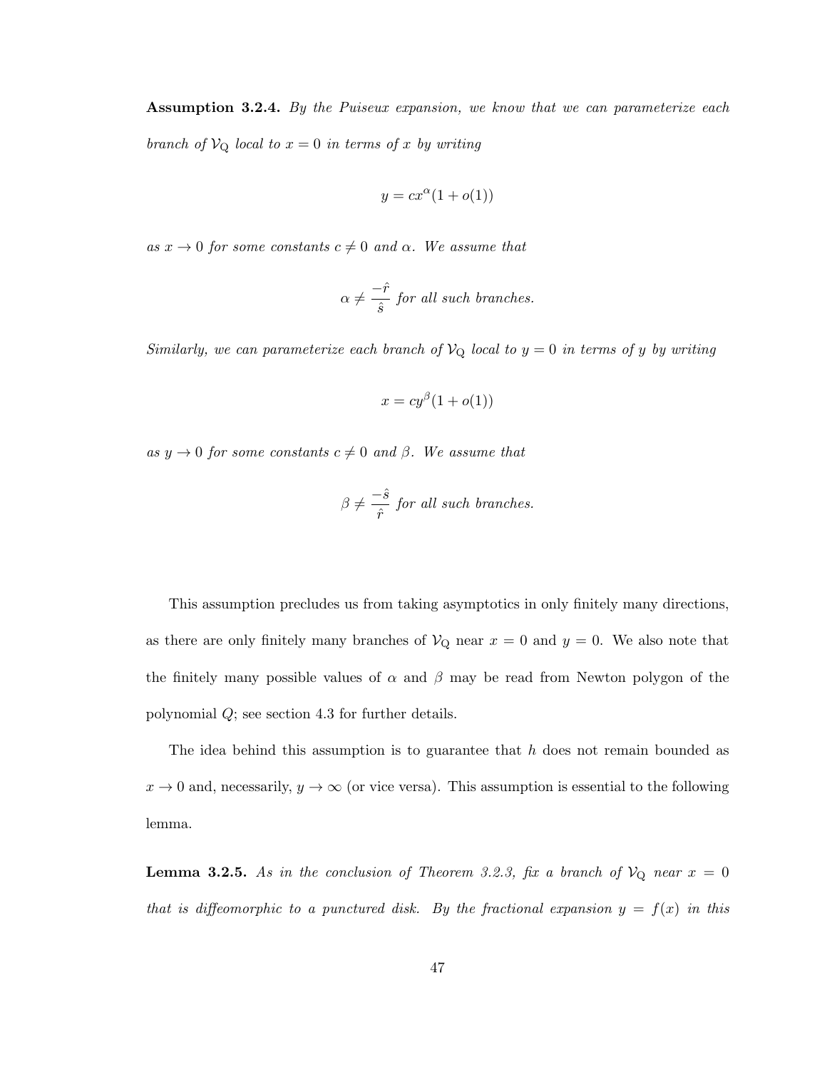**Assumption 3.2.4.** *By the Puiseux expansion, we know that we can parameterize each branch of $\mathcal{V}_{\mathrm{Q}}$ local to $x = 0$ in terms of $x$ by writing*

$$y = cx^{\alpha}(1 + o(1))$$

*as $x \to 0$ for some constants $c \neq 0$ and $\alpha$. We assume that*

$$\alpha \neq \frac{-\hat{r}}{\hat{s}} \text{ for all such branches.}$$

*Similarly, we can parameterize each branch of $\mathcal{V}_{\mathrm{Q}}$ local to $y = 0$ in terms of $y$ by writing*

$$x = cy^{\beta}(1 + o(1))$$

*as $y \to 0$ for some constants $c \neq 0$ and $\beta$. We assume that*

$$\beta \neq \frac{-\hat{s}}{\hat{r}} \text{ for all such branches.}$$

This assumption precludes us from taking asymptotics in only finitely many directions, as there are only finitely many branches of $\mathcal{V}_{\mathrm{Q}}$ near $x = 0$ and $y = 0$. We also note that the finitely many possible values of $\alpha$ and $\beta$ may be read from Newton polygon of the polynomial $Q$; see section 4.3 for further details.

The idea behind this assumption is to guarantee that $h$ does not remain bounded as $x \to 0$ and, necessarily, $y \to \infty$ (or vice versa). This assumption is essential to the following lemma.

**Lemma 3.2.5.** *As in the conclusion of Theorem 3.2.3, fix a branch of $\mathcal{V}_{\mathrm{Q}}$ near $x = 0$ that is diffeomorphic to a punctured disk. By the fractional expansion $y = f(x)$ in this*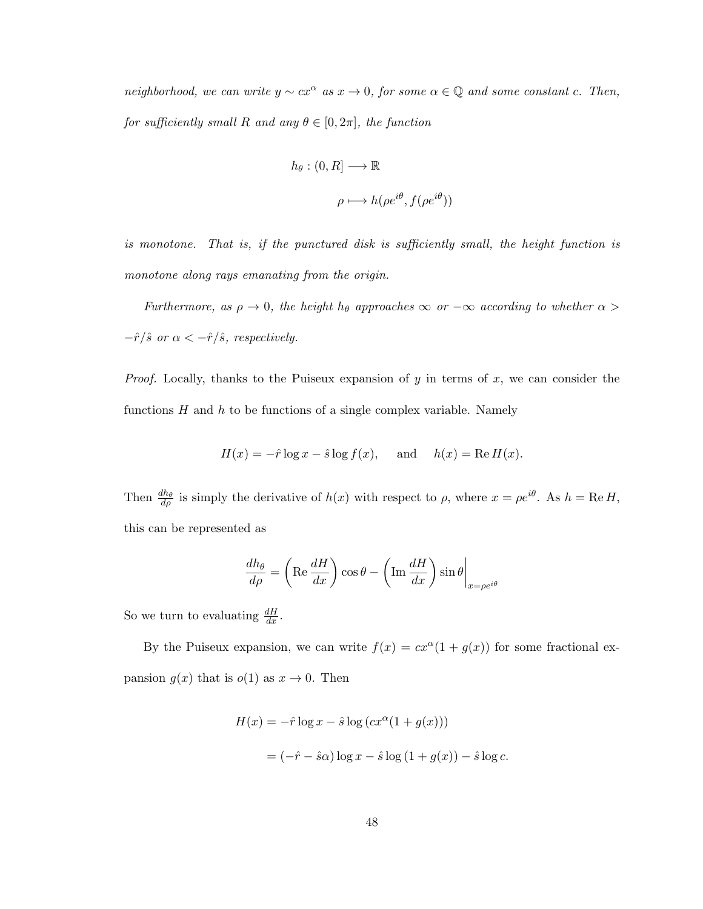*neighborhood, we can write $y \sim cx^\alpha$ as $x \to 0$, for some $\alpha \in \mathbb{Q}$ and some constant $c$. Then, for sufficiently small $R$ and any $\theta \in [0, 2\pi]$, the function*

$$h_\theta : (0, R] \longrightarrow \mathbb{R}$$

$$\rho \longmapsto h(\rho e^{i\theta}, f(\rho e^{i\theta}))$$

*is monotone. That is, if the punctured disk is sufficiently small, the height function is monotone along rays emanating from the origin.*

*Furthermore, as $\rho \to 0$, the height $h_\theta$ approaches $\infty$ or $-\infty$ according to whether $\alpha > -\hat{r}/\hat{s}$ or $\alpha < -\hat{r}/\hat{s}$, respectively.*

*Proof.* Locally, thanks to the Puiseux expansion of $y$ in terms of $x$, we can consider the functions $H$ and $h$ to be functions of a single complex variable. Namely

$$H(x) = -\hat{r} \log x - \hat{s} \log f(x), \quad \text{and} \quad h(x) = \operatorname{Re} H(x).$$

Then $\frac{dh_\theta}{d\rho}$ is simply the derivative of $h(x)$ with respect to $\rho$, where $x = \rho e^{i\theta}$. As $h = \operatorname{Re} H$, this can be represented as

$$\frac{dh_\theta}{d\rho} = \left(\operatorname{Re} \frac{dH}{dx}\right) \cos\theta - \left(\operatorname{Im} \frac{dH}{dx}\right) \sin\theta \bigg|_{x=\rho e^{i\theta}}$$

So we turn to evaluating $\frac{dH}{dx}$.

By the Puiseux expansion, we can write $f(x) = cx^\alpha(1 + g(x))$ for some fractional expansion $g(x)$ that is $o(1)$ as $x \to 0$. Then

$$\begin{aligned} H(x) &= -\hat{r} \log x - \hat{s} \log\left(cx^\alpha(1 + g(x))\right) \\ &= (-\hat{r} - \hat{s}\alpha) \log x - \hat{s} \log\left(1 + g(x)\right) - \hat{s} \log c. \end{aligned}$$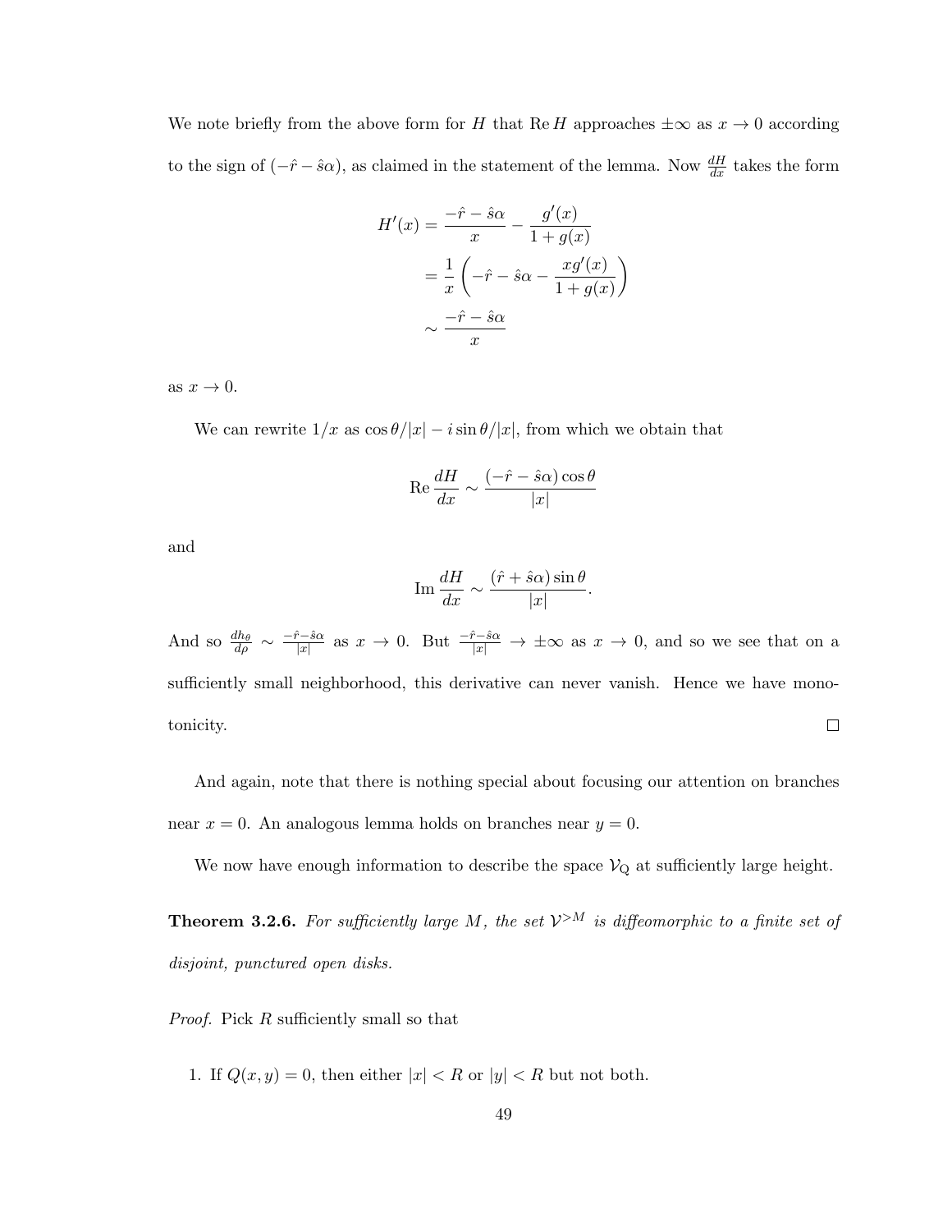We note briefly from the above form for $H$ that $\operatorname{Re} H$ approaches $\pm\infty$ as $x \to 0$ according to the sign of $(-\hat{r} - \hat{s}\alpha)$, as claimed in the statement of the lemma. Now $\frac{dH}{dx}$ takes the form

$$
\begin{aligned}
H'(x) &= \frac{-\hat{r} - \hat{s}\alpha}{x} - \frac{g'(x)}{1 + g(x)} \\
&= \frac{1}{x}\left(-\hat{r} - \hat{s}\alpha - \frac{xg'(x)}{1 + g(x)}\right) \\
&\sim \frac{-\hat{r} - \hat{s}\alpha}{x}
\end{aligned}
$$

as $x \to 0$.

We can rewrite $1/x$ as $\cos\theta/|x| - i\sin\theta/|x|$, from which we obtain that

$$
\operatorname{Re} \frac{dH}{dx} \sim \frac{(-\hat{r} - \hat{s}\alpha)\cos\theta}{|x|}
$$

and

$$
\operatorname{Im} \frac{dH}{dx} \sim \frac{(\hat{r} + \hat{s}\alpha)\sin\theta}{|x|}.
$$

And so $\frac{dh_\theta}{d\rho} \sim \frac{-\hat{r} - \hat{s}\alpha}{|x|}$ as $x \to 0$. But $\frac{-\hat{r} - \hat{s}\alpha}{|x|} \to \pm\infty$ as $x \to 0$, and so we see that on a sufficiently small neighborhood, this derivative can never vanish. Hence we have monotonicity. $\square$

And again, note that there is nothing special about focusing our attention on branches near $x = 0$. An analogous lemma holds on branches near $y = 0$.

We now have enough information to describe the space $\mathcal{V}_{\mathrm{Q}}$ at sufficiently large height.

**Theorem 3.2.6.** *For sufficiently large $M$, the set $\mathcal{V}^{>M}$ is diffeomorphic to a finite set of disjoint, punctured open disks.*

*Proof.* Pick $R$ sufficiently small so that

1. If $Q(x, y) = 0$, then either $|x| < R$ or $|y| < R$ but not both.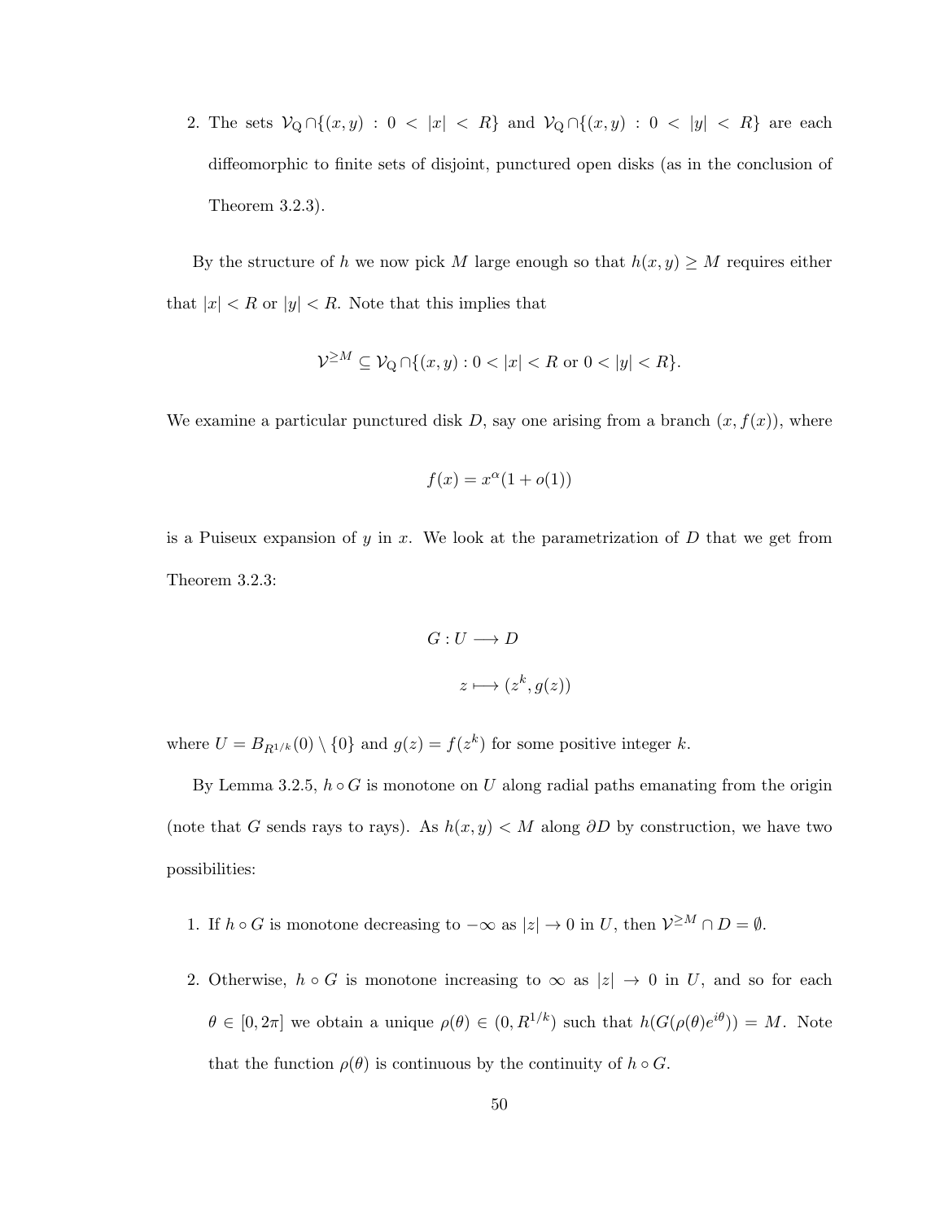2. The sets $\mathcal{V}_{\mathrm{Q}} \cap \{(x, y) : 0 < |x| < R\}$ and $\mathcal{V}_{\mathrm{Q}} \cap \{(x, y) : 0 < |y| < R\}$ are each diffeomorphic to finite sets of disjoint, punctured open disks (as in the conclusion of Theorem 3.2.3).

By the structure of $h$ we now pick $M$ large enough so that $h(x, y) \geq M$ requires either that $|x| < R$ or $|y| < R$. Note that this implies that

$$\mathcal{V}^{\geq M} \subseteq \mathcal{V}_{\mathrm{Q}} \cap \{(x, y) : 0 < |x| < R \text{ or } 0 < |y| < R\}.$$

We examine a particular punctured disk $D$, say one arising from a branch $(x, f(x))$, where

$$f(x) = x^{\alpha}(1 + o(1))$$

is a Puiseux expansion of $y$ in $x$. We look at the parametrization of $D$ that we get from Theorem 3.2.3:

$$G : U \longrightarrow D$$

$$z \longmapsto (z^k, g(z))$$

where $U = B_{R^{1/k}}(0) \setminus \{0\}$ and $g(z) = f(z^k)$ for some positive integer $k$.

By Lemma 3.2.5, $h \circ G$ is monotone on $U$ along radial paths emanating from the origin (note that $G$ sends rays to rays). As $h(x, y) < M$ along $\partial D$ by construction, we have two possibilities:

1. If $h \circ G$ is monotone decreasing to $-\infty$ as $|z| \to 0$ in $U$, then $\mathcal{V}^{\geq M} \cap D = \emptyset$.

2. Otherwise, $h \circ G$ is monotone increasing to $\infty$ as $|z| \to 0$ in $U$, and so for each $\theta \in [0, 2\pi]$ we obtain a unique $\rho(\theta) \in (0, R^{1/k})$ such that $h(G(\rho(\theta)e^{i\theta})) = M$. Note that the function $\rho(\theta)$ is continuous by the continuity of $h \circ G$.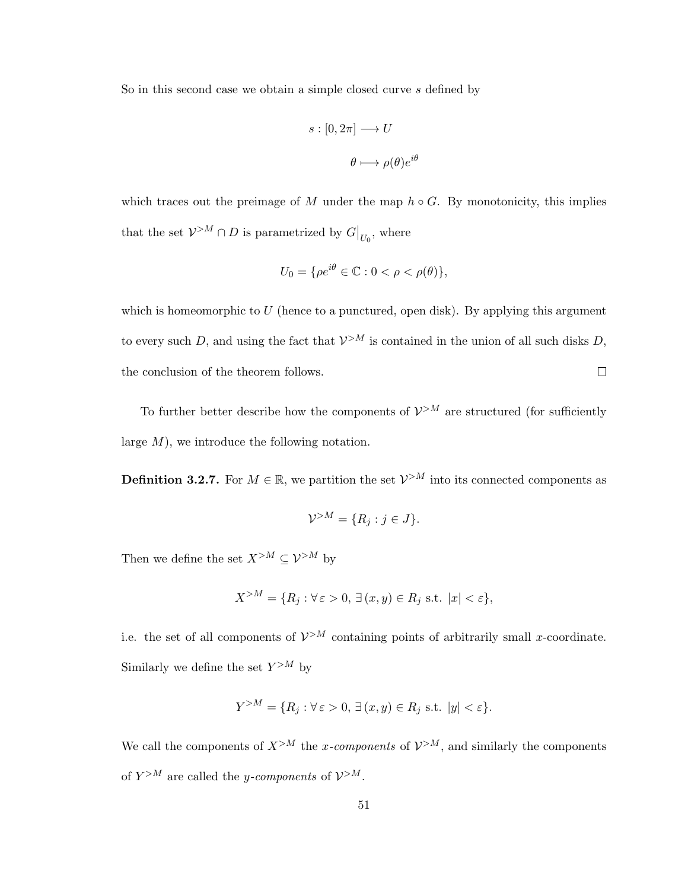So in this second case we obtain a simple closed curve $s$ defined by

$$s : [0, 2\pi] \longrightarrow U$$

$$\theta \longmapsto \rho(\theta)e^{i\theta}$$

which traces out the preimage of $M$ under the map $h \circ G$. By monotonicity, this implies that the set $\mathcal{V}^{>M} \cap D$ is parametrized by $G\big|_{U_0}$, where

$$U_0 = \{\rho e^{i\theta} \in \mathbb{C} : 0 < \rho < \rho(\theta)\},$$

which is homeomorphic to $U$ (hence to a punctured, open disk). By applying this argument to every such $D$, and using the fact that $\mathcal{V}^{>M}$ is contained in the union of all such disks $D$, the conclusion of the theorem follows. $\square$

To further better describe how the components of $\mathcal{V}^{>M}$ are structured (for sufficiently large $M$), we introduce the following notation.

**Definition 3.2.7.** For $M \in \mathbb{R}$, we partition the set $\mathcal{V}^{>M}$ into its connected components as

$$\mathcal{V}^{>M} = \{R_j : j \in J\}.$$

Then we define the set $X^{>M} \subseteq \mathcal{V}^{>M}$ by

$$X^{>M} = \{R_j : \forall\, \varepsilon > 0,\, \exists\, (x, y) \in R_j \text{ s.t. } |x| < \varepsilon\},$$

i.e. the set of all components of $\mathcal{V}^{>M}$ containing points of arbitrarily small $x$-coordinate. Similarly we define the set $Y^{>M}$ by

$$Y^{>M} = \{R_j : \forall\, \varepsilon > 0,\, \exists\, (x, y) \in R_j \text{ s.t. } |y| < \varepsilon\}.$$

We call the components of $X^{>M}$ the *x-components* of $\mathcal{V}^{>M}$, and similarly the components of $Y^{>M}$ are called the *y-components* of $\mathcal{V}^{>M}$.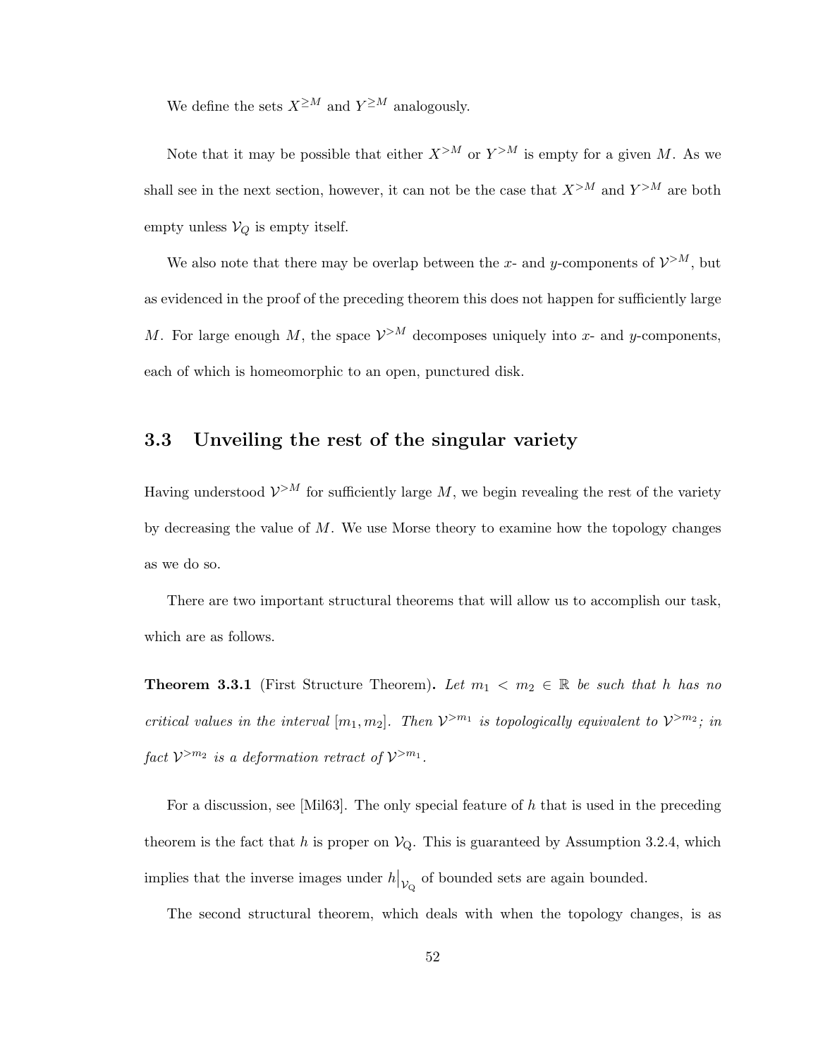We define the sets $X^{\geq M}$ and $Y^{\geq M}$ analogously.

Note that it may be possible that either $X^{>M}$ or $Y^{>M}$ is empty for a given $M$. As we shall see in the next section, however, it can not be the case that $X^{>M}$ and $Y^{>M}$ are both empty unless $\mathcal{V}_Q$ is empty itself.

We also note that there may be overlap between the $x$- and $y$-components of $\mathcal{V}^{>M}$, but as evidenced in the proof of the preceding theorem this does not happen for sufficiently large $M$. For large enough $M$, the space $\mathcal{V}^{>M}$ decomposes uniquely into $x$- and $y$-components, each of which is homeomorphic to an open, punctured disk.

## 3.3 Unveiling the rest of the singular variety

Having understood $\mathcal{V}^{>M}$ for sufficiently large $M$, we begin revealing the rest of the variety by decreasing the value of $M$. We use Morse theory to examine how the topology changes as we do so.

There are two important structural theorems that will allow us to accomplish our task, which are as follows.

**Theorem 3.3.1** (First Structure Theorem)**.** *Let $m_1 < m_2 \in \mathbb{R}$ be such that $h$ has no critical values in the interval $[m_1, m_2]$. Then $\mathcal{V}^{>m_1}$ is topologically equivalent to $\mathcal{V}^{>m_2}$; in fact $\mathcal{V}^{>m_2}$ is a deformation retract of $\mathcal{V}^{>m_1}$.*

For a discussion, see [Mil63]. The only special feature of $h$ that is used in the preceding theorem is the fact that $h$ is proper on $\mathcal{V}_\mathrm{Q}$. This is guaranteed by Assumption 3.2.4, which implies that the inverse images under $h\big|_{\mathcal{V}_\mathrm{Q}}$ of bounded sets are again bounded.

The second structural theorem, which deals with when the topology changes, is as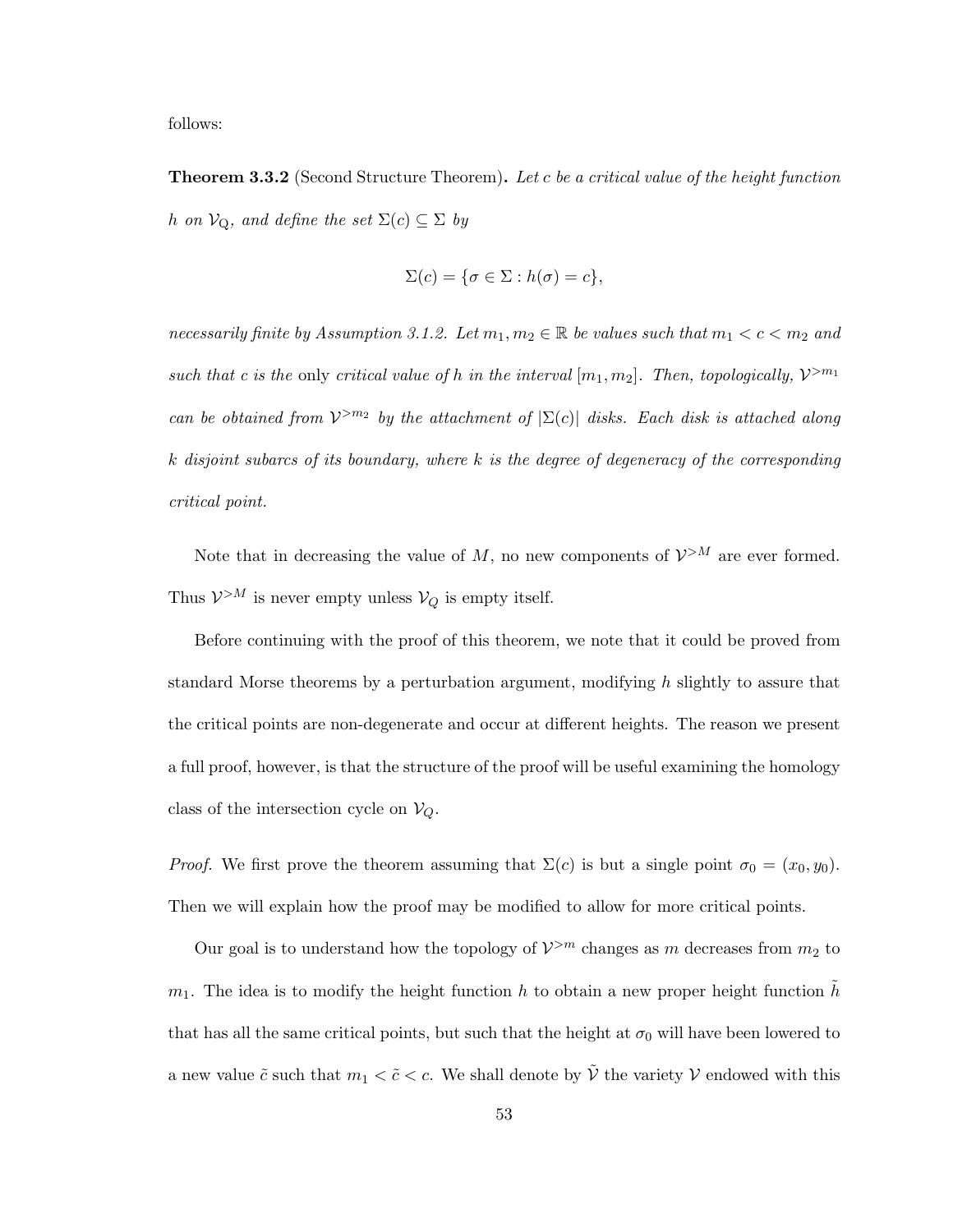follows:

**Theorem 3.3.2** (Second Structure Theorem)**.** *Let $c$ be a critical value of the height function $h$ on $\mathcal{V}_{\mathrm{Q}}$, and define the set $\Sigma(c) \subseteq \Sigma$ by*

$$\Sigma(c) = \{\sigma \in \Sigma : h(\sigma) = c\},$$

*necessarily finite by Assumption 3.1.2. Let $m_1, m_2 \in \mathbb{R}$ be values such that $m_1 < c < m_2$ and such that $c$ is the* only *critical value of $h$ in the interval $[m_1, m_2]$. Then, topologically, $\mathcal{V}^{>m_1}$ can be obtained from $\mathcal{V}^{>m_2}$ by the attachment of $|\Sigma(c)|$ disks. Each disk is attached along $k$ disjoint subarcs of its boundary, where $k$ is the degree of degeneracy of the corresponding critical point.*

Note that in decreasing the value of $M$, no new components of $\mathcal{V}^{>M}$ are ever formed. Thus $\mathcal{V}^{>M}$ is never empty unless $\mathcal{V}_Q$ is empty itself.

Before continuing with the proof of this theorem, we note that it could be proved from standard Morse theorems by a perturbation argument, modifying $h$ slightly to assure that the critical points are non-degenerate and occur at different heights. The reason we present a full proof, however, is that the structure of the proof will be useful examining the homology class of the intersection cycle on $\mathcal{V}_Q$.

*Proof.* We first prove the theorem assuming that $\Sigma(c)$ is but a single point $\sigma_0 = (x_0, y_0)$. Then we will explain how the proof may be modified to allow for more critical points.

Our goal is to understand how the topology of $\mathcal{V}^{>m}$ changes as $m$ decreases from $m_2$ to $m_1$. The idea is to modify the height function $h$ to obtain a new proper height function $\tilde{h}$ that has all the same critical points, but such that the height at $\sigma_0$ will have been lowered to a new value $\tilde{c}$ such that $m_1 < \tilde{c} < c$. We shall denote by $\tilde{\mathcal{V}}$ the variety $\mathcal{V}$ endowed with this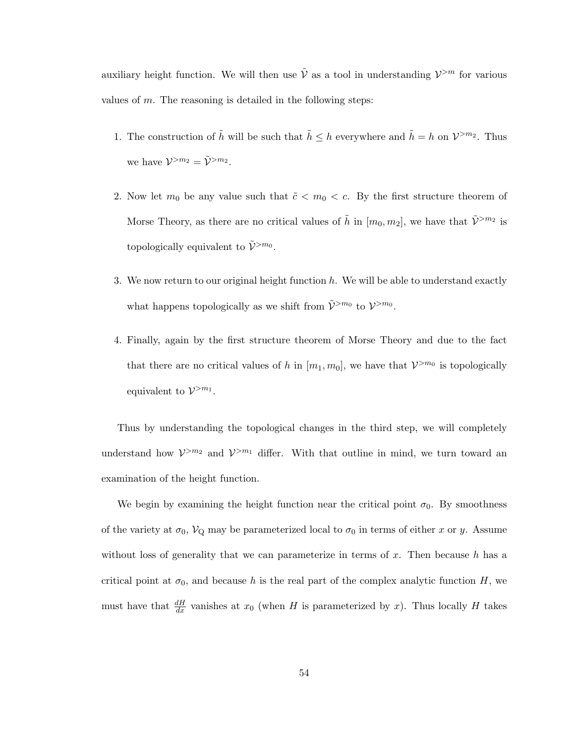auxiliary height function. We will then use $\tilde{\mathcal{V}}$ as a tool in understanding $\mathcal{V}^{>m}$ for various values of $m$. The reasoning is detailed in the following steps:

1. The construction of $\tilde{h}$ will be such that $\tilde{h} \leq h$ everywhere and $\tilde{h} = h$ on $\mathcal{V}^{>m_2}$. Thus we have $\mathcal{V}^{>m_2} = \tilde{\mathcal{V}}^{>m_2}$.

2. Now let $m_0$ be any value such that $\tilde{c} < m_0 < c$. By the first structure theorem of Morse Theory, as there are no critical values of $\tilde{h}$ in $[m_0, m_2]$, we have that $\tilde{\mathcal{V}}^{>m_2}$ is topologically equivalent to $\tilde{\mathcal{V}}^{>m_0}$.

3. We now return to our original height function $h$. We will be able to understand exactly what happens topologically as we shift from $\tilde{\mathcal{V}}^{>m_0}$ to $\mathcal{V}^{>m_0}$.

4. Finally, again by the first structure theorem of Morse Theory and due to the fact that there are no critical values of $h$ in $[m_1, m_0]$, we have that $\mathcal{V}^{>m_0}$ is topologically equivalent to $\mathcal{V}^{>m_1}$.

Thus by understanding the topological changes in the third step, we will completely understand how $\mathcal{V}^{>m_2}$ and $\mathcal{V}^{>m_1}$ differ. With that outline in mind, we turn toward an examination of the height function.

We begin by examining the height function near the critical point $\sigma_0$. By smoothness of the variety at $\sigma_0$, $\mathcal{V}_{\mathrm{Q}}$ may be parameterized local to $\sigma_0$ in terms of either $x$ or $y$. Assume without loss of generality that we can parameterize in terms of $x$. Then because $h$ has a critical point at $\sigma_0$, and because $h$ is the real part of the complex analytic function $H$, we must have that $\frac{dH}{dx}$ vanishes at $x_0$ (when $H$ is parameterized by $x$). Thus locally $H$ takes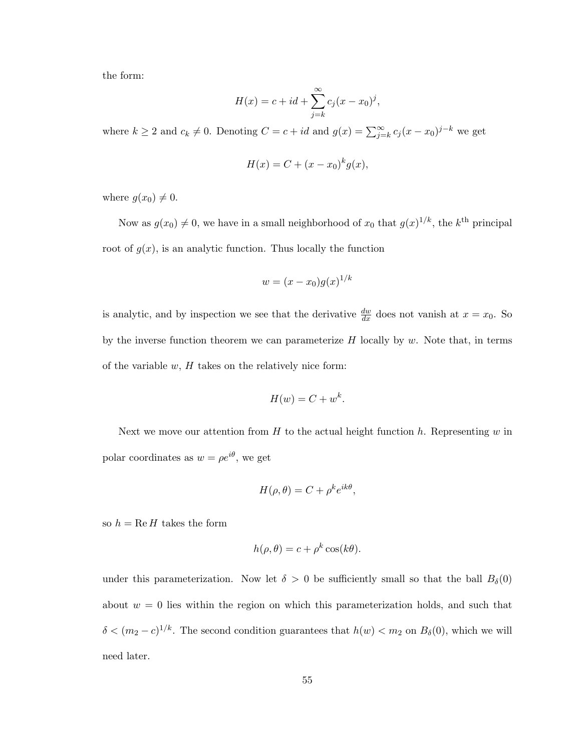the form:

$$H(x) = c + id + \sum_{j=k}^{\infty} c_j (x - x_0)^j,$$

where $k \geq 2$ and $c_k \neq 0$. Denoting $C = c + id$ and $g(x) = \sum_{j=k}^{\infty} c_j (x - x_0)^{j-k}$ we get

$$H(x) = C + (x - x_0)^k g(x),$$

where $g(x_0) \neq 0$.

Now as $g(x_0) \neq 0$, we have in a small neighborhood of $x_0$ that $g(x)^{1/k}$, the $k^{\text{th}}$ principal root of $g(x)$, is an analytic function. Thus locally the function

$$w = (x - x_0) g(x)^{1/k}$$

is analytic, and by inspection we see that the derivative $\frac{dw}{dx}$ does not vanish at $x = x_0$. So by the inverse function theorem we can parameterize $H$ locally by $w$. Note that, in terms of the variable $w$, $H$ takes on the relatively nice form:

$$H(w) = C + w^k.$$

Next we move our attention from $H$ to the actual height function $h$. Representing $w$ in polar coordinates as $w = \rho e^{i\theta}$, we get

$$H(\rho, \theta) = C + \rho^k e^{ik\theta},$$

so $h = \operatorname{Re} H$ takes the form

$$h(\rho, \theta) = c + \rho^k \cos(k\theta).$$

under this parameterization. Now let $\delta > 0$ be sufficiently small so that the ball $B_\delta(0)$ about $w = 0$ lies within the region on which this parameterization holds, and such that $\delta < (m_2 - c)^{1/k}$. The second condition guarantees that $h(w) < m_2$ on $B_\delta(0)$, which we will need later.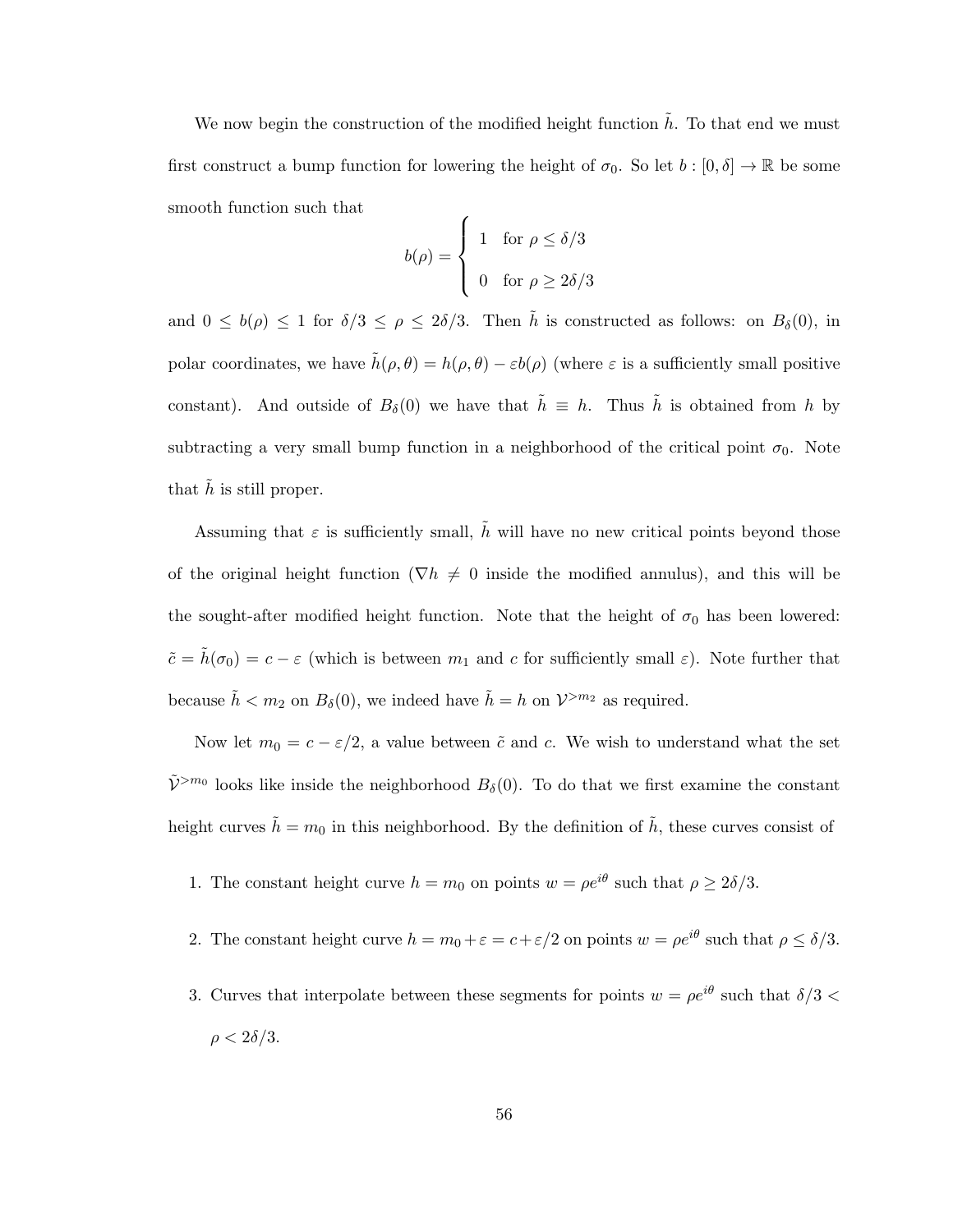We now begin the construction of the modified height function $\tilde{h}$. To that end we must first construct a bump function for lowering the height of $\sigma_0$. So let $b : [0, \delta] \to \mathbb{R}$ be some smooth function such that

$$b(\rho) = \begin{cases} 1 & \text{for } \rho \leq \delta/3 \\ 0 & \text{for } \rho \geq 2\delta/3 \end{cases}$$

and $0 \leq b(\rho) \leq 1$ for $\delta/3 \leq \rho \leq 2\delta/3$. Then $\tilde{h}$ is constructed as follows: on $B_\delta(0)$, in polar coordinates, we have $\tilde{h}(\rho, \theta) = h(\rho, \theta) - \varepsilon b(\rho)$ (where $\varepsilon$ is a sufficiently small positive constant). And outside of $B_\delta(0)$ we have that $\tilde{h} \equiv h$. Thus $\tilde{h}$ is obtained from $h$ by subtracting a very small bump function in a neighborhood of the critical point $\sigma_0$. Note that $\tilde{h}$ is still proper.

Assuming that $\varepsilon$ is sufficiently small, $\tilde{h}$ will have no new critical points beyond those of the original height function ($\nabla h \neq 0$ inside the modified annulus), and this will be the sought-after modified height function. Note that the height of $\sigma_0$ has been lowered: $\tilde{c} = \tilde{h}(\sigma_0) = c - \varepsilon$ (which is between $m_1$ and $c$ for sufficiently small $\varepsilon$). Note further that because $\tilde{h} < m_2$ on $B_\delta(0)$, we indeed have $\tilde{h} = h$ on $\mathcal{V}^{>m_2}$ as required.

Now let $m_0 = c - \varepsilon/2$, a value between $\tilde{c}$ and $c$. We wish to understand what the set $\tilde{\mathcal{V}}^{>m_0}$ looks like inside the neighborhood $B_\delta(0)$. To do that we first examine the constant height curves $\tilde{h} = m_0$ in this neighborhood. By the definition of $\tilde{h}$, these curves consist of

1. The constant height curve $h = m_0$ on points $w = \rho e^{i\theta}$ such that $\rho \geq 2\delta/3$.

2. The constant height curve $h = m_0 + \varepsilon = c + \varepsilon/2$ on points $w = \rho e^{i\theta}$ such that $\rho \leq \delta/3$.

3. Curves that interpolate between these segments for points $w = \rho e^{i\theta}$ such that $\delta/3 < \rho < 2\delta/3$.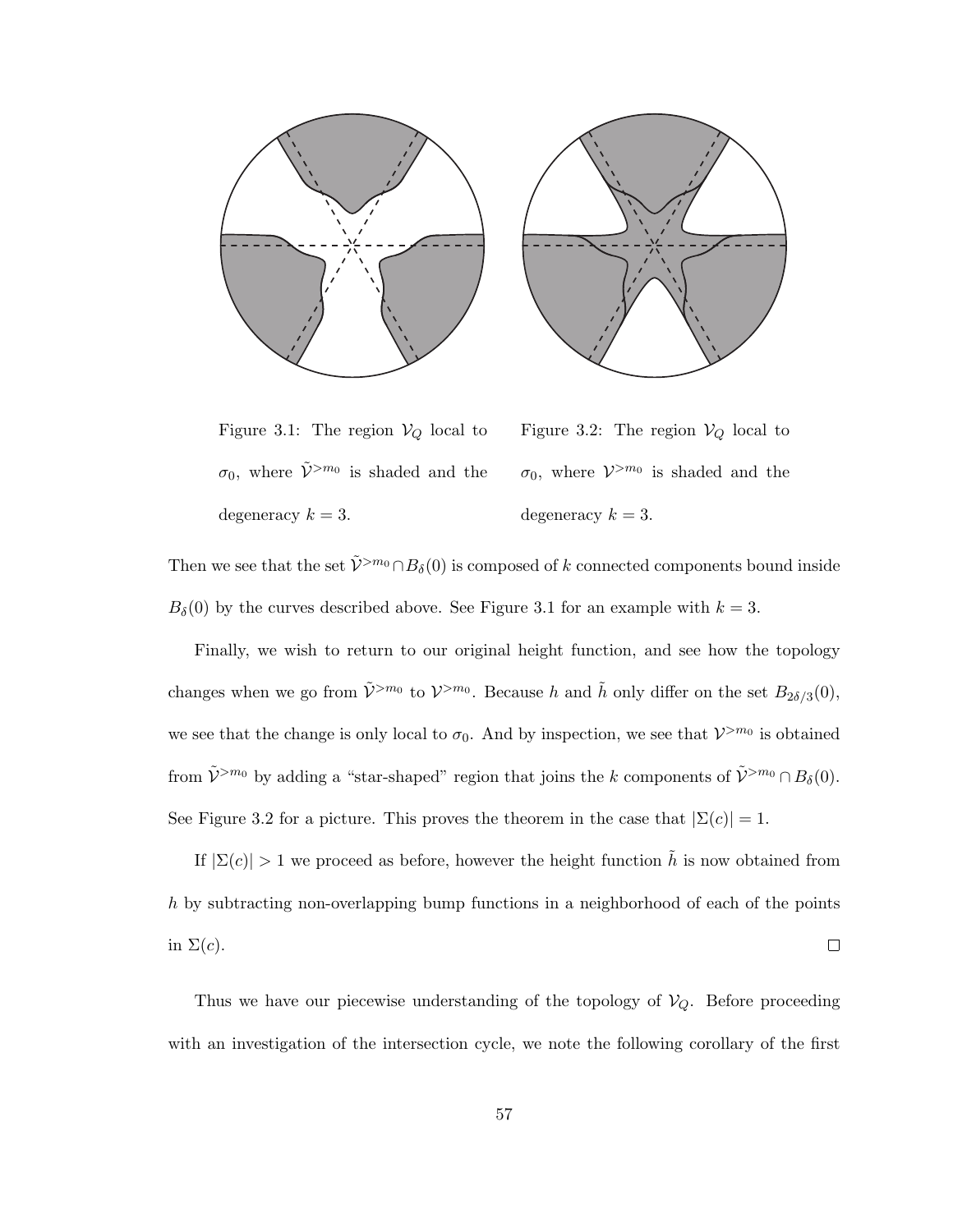Figure 3.1: The region $\mathcal{V}_Q$ local to $\sigma_0$, where $\tilde{\mathcal{V}}^{>m_0}$ is shaded and the degeneracy $k = 3$.

Figure 3.2: The region $\mathcal{V}_Q$ local to $\sigma_0$, where $\mathcal{V}^{>m_0}$ is shaded and the degeneracy $k = 3$.

Then we see that the set $\tilde{\mathcal{V}}^{>m_0} \cap B_\delta(0)$ is composed of $k$ connected components bound inside $B_\delta(0)$ by the curves described above. See Figure 3.1 for an example with $k = 3$.

Finally, we wish to return to our original height function, and see how the topology changes when we go from $\tilde{\mathcal{V}}^{>m_0}$ to $\mathcal{V}^{>m_0}$. Because $h$ and $\tilde{h}$ only differ on the set $B_{2\delta/3}(0)$, we see that the change is only local to $\sigma_0$. And by inspection, we see that $\mathcal{V}^{>m_0}$ is obtained from $\tilde{\mathcal{V}}^{>m_0}$ by adding a "star-shaped" region that joins the $k$ components of $\tilde{\mathcal{V}}^{>m_0} \cap B_\delta(0)$. See Figure 3.2 for a picture. This proves the theorem in the case that $|\Sigma(c)| = 1$.

If $|\Sigma(c)| > 1$ we proceed as before, however the height function $\tilde{h}$ is now obtained from $h$ by subtracting non-overlapping bump functions in a neighborhood of each of the points in $\Sigma(c)$. $\square$

Thus we have our piecewise understanding of the topology of $\mathcal{V}_Q$. Before proceeding with an investigation of the intersection cycle, we note the following corollary of the first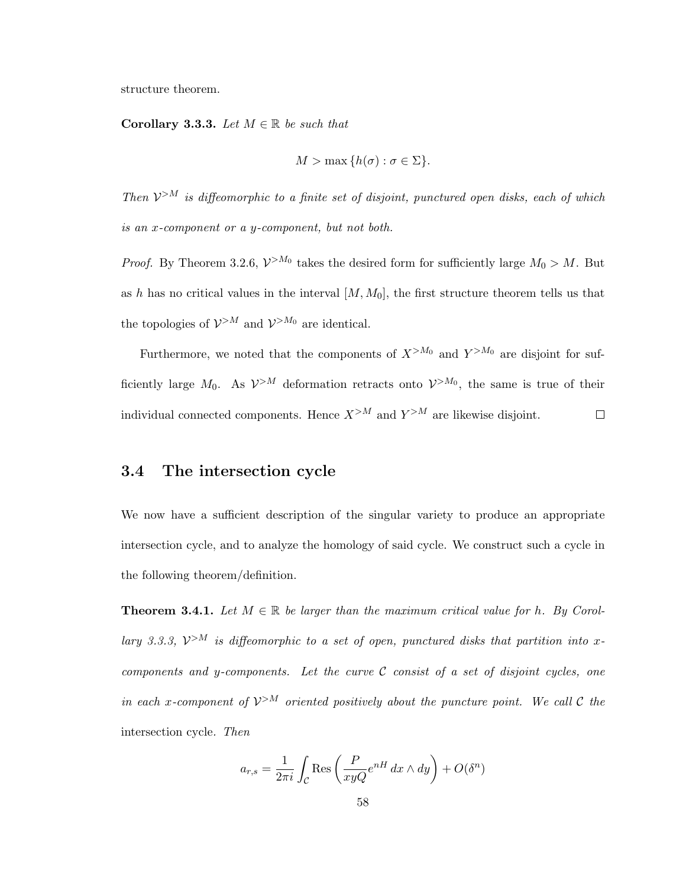structure theorem.

**Corollary 3.3.3.** *Let $M \in \mathbb{R}$ be such that*

$$M > \max\{h(\sigma) : \sigma \in \Sigma\}.$$

*Then $\mathcal{V}^{>M}$ is diffeomorphic to a finite set of disjoint, punctured open disks, each of which is an x-component or a y-component, but not both.*

*Proof.* By Theorem 3.2.6, $\mathcal{V}^{>M_0}$ takes the desired form for sufficiently large $M_0 > M$. But as $h$ has no critical values in the interval $[M, M_0]$, the first structure theorem tells us that the topologies of $\mathcal{V}^{>M}$ and $\mathcal{V}^{>M_0}$ are identical.

Furthermore, we noted that the components of $X^{>M_0}$ and $Y^{>M_0}$ are disjoint for sufficiently large $M_0$. As $\mathcal{V}^{>M}$ deformation retracts onto $\mathcal{V}^{>M_0}$, the same is true of their individual connected components. Hence $X^{>M}$ and $Y^{>M}$ are likewise disjoint. □

## 3.4 The intersection cycle

We now have a sufficient description of the singular variety to produce an appropriate intersection cycle, and to analyze the homology of said cycle. We construct such a cycle in the following theorem/definition.

**Theorem 3.4.1.** *Let $M \in \mathbb{R}$ be larger than the maximum critical value for $h$. By Corollary 3.3.3, $\mathcal{V}^{>M}$ is diffeomorphic to a set of open, punctured disks that partition into x-components and y-components. Let the curve $\mathcal{C}$ consist of a set of disjoint cycles, one in each x-component of $\mathcal{V}^{>M}$ oriented positively about the puncture point. We call $\mathcal{C}$ the* intersection cycle. *Then*

$$a_{r,s} = \frac{1}{2\pi i}\int_{\mathcal{C}} \operatorname{Res}\left(\frac{P}{xyQ}e^{nH}\,dx \wedge dy\right) + O(\delta^n)$$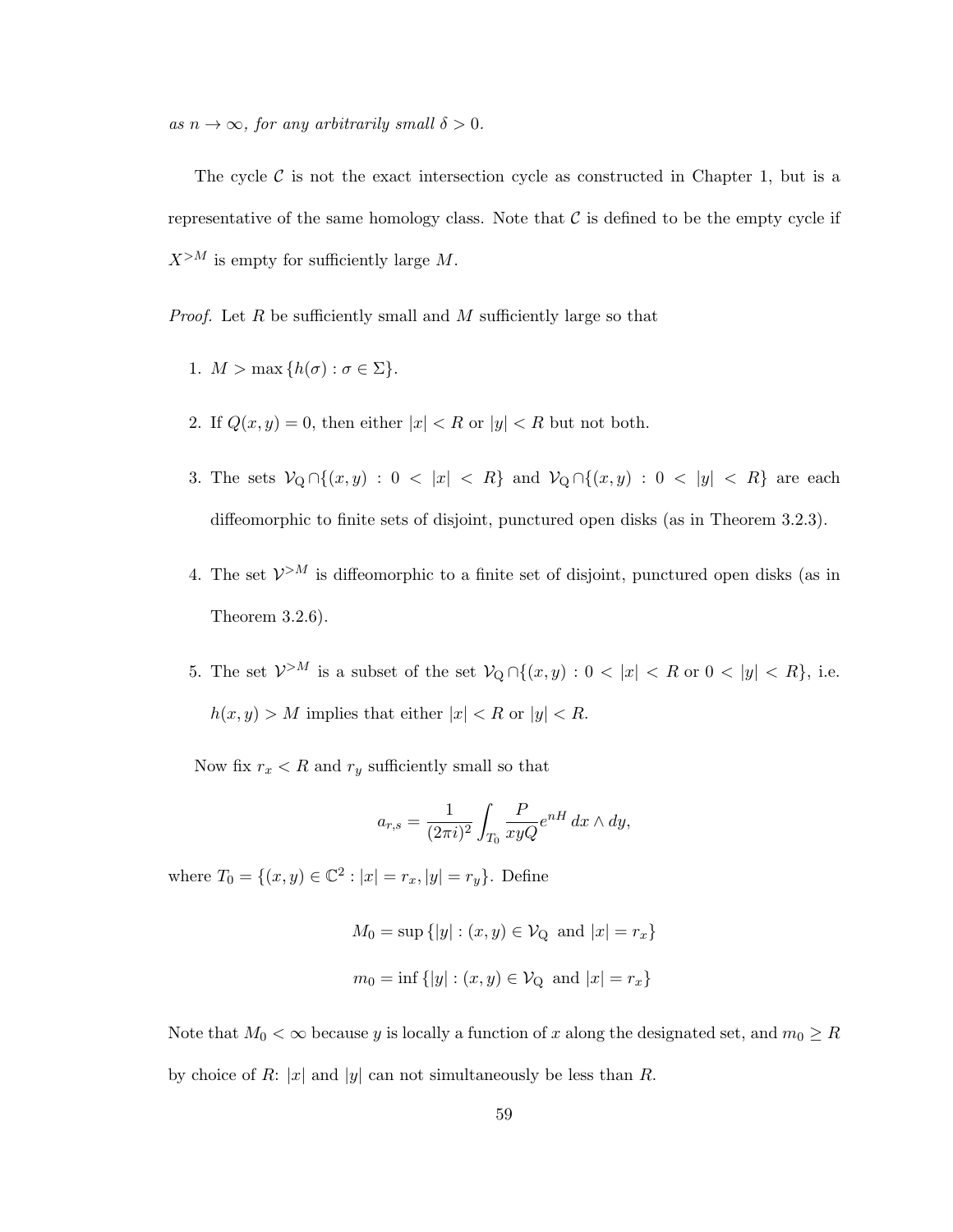*as $n \to \infty$, for any arbitrarily small $\delta > 0$.*

The cycle $\mathcal{C}$ is not the exact intersection cycle as constructed in Chapter 1, but is a representative of the same homology class. Note that $\mathcal{C}$ is defined to be the empty cycle if $X^{>M}$ is empty for sufficiently large $M$.

*Proof.* Let $R$ be sufficiently small and $M$ sufficiently large so that

1. $M > \max\{h(\sigma) : \sigma \in \Sigma\}$.

2. If $Q(x, y) = 0$, then either $|x| < R$ or $|y| < R$ but not both.

3. The sets $\mathcal{V}_{\mathrm{Q}} \cap \{(x, y) : 0 < |x| < R\}$ and $\mathcal{V}_{\mathrm{Q}} \cap \{(x, y) : 0 < |y| < R\}$ are each diffeomorphic to finite sets of disjoint, punctured open disks (as in Theorem 3.2.3).

4. The set $\mathcal{V}^{>M}$ is diffeomorphic to a finite set of disjoint, punctured open disks (as in Theorem 3.2.6).

5. The set $\mathcal{V}^{>M}$ is a subset of the set $\mathcal{V}_{\mathrm{Q}} \cap \{(x, y) : 0 < |x| < R \text{ or } 0 < |y| < R\}$, i.e. $h(x, y) > M$ implies that either $|x| < R$ or $|y| < R$.

Now fix $r_x < R$ and $r_y$ sufficiently small so that

$$a_{r,s} = \frac{1}{(2\pi i)^2} \int_{T_0} \frac{P}{xyQ} e^{nH} \, dx \wedge dy,$$

where $T_0 = \{(x, y) \in \mathbb{C}^2 : |x| = r_x, |y| = r_y\}$. Define

$$M_0 = \sup\{|y| : (x, y) \in \mathcal{V}_{\mathrm{Q}} \text{ and } |x| = r_x\}$$

$$m_0 = \inf\{|y| : (x, y) \in \mathcal{V}_{\mathrm{Q}} \text{ and } |x| = r_x\}$$

Note that $M_0 < \infty$ because $y$ is locally a function of $x$ along the designated set, and $m_0 \geq R$ by choice of $R$: $|x|$ and $|y|$ can not simultaneously be less than $R$.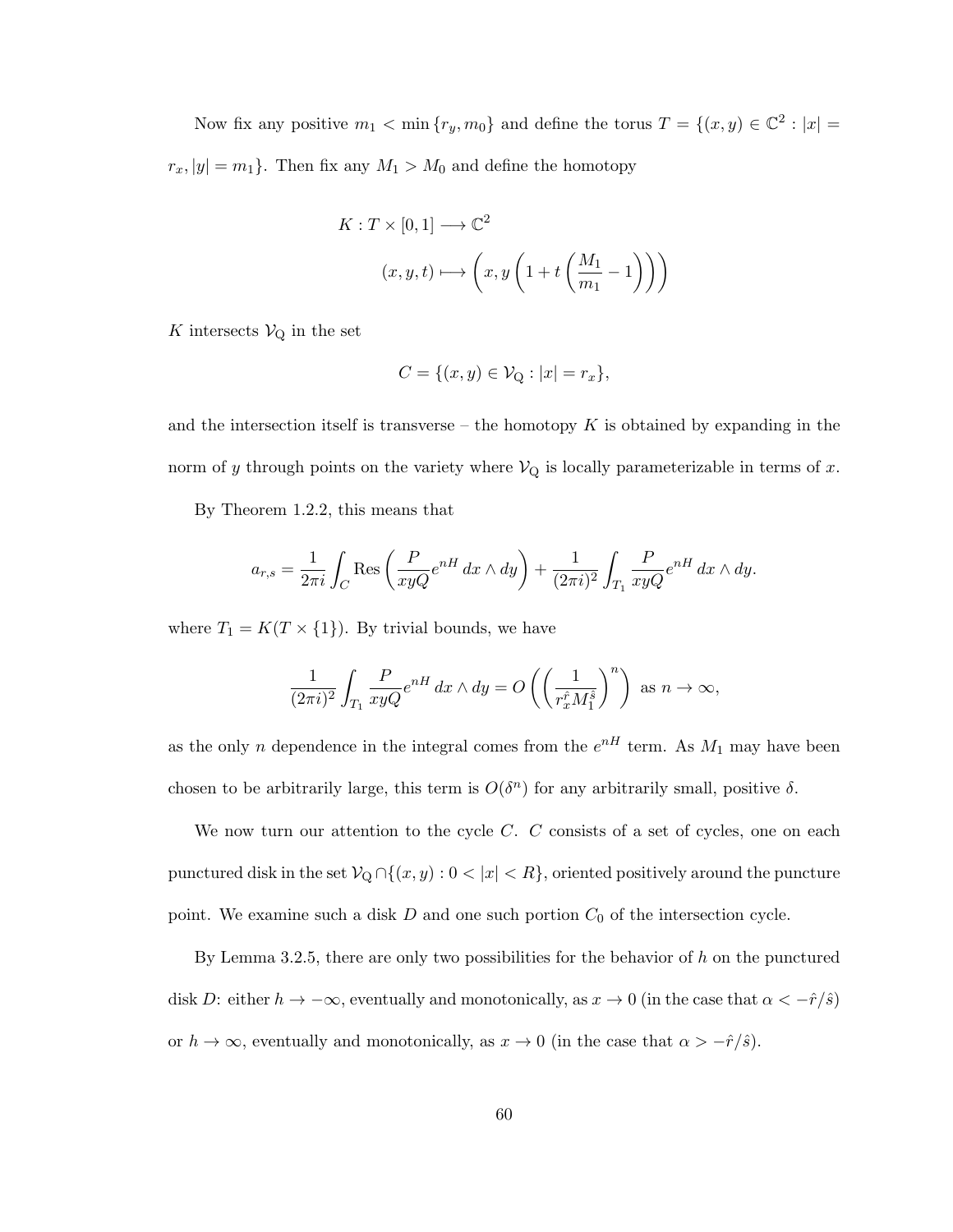Now fix any positive $m_1 < \min\{r_y, m_0\}$ and define the torus $T = \{(x, y) \in \mathbb{C}^2 : |x| = r_x, |y| = m_1\}$. Then fix any $M_1 > M_0$ and define the homotopy

$$K : T \times [0,1] \longrightarrow \mathbb{C}^2$$
$$(x, y, t) \longmapsto \left(x, y\left(1 + t\left(\frac{M_1}{m_1} - 1\right)\right)\right)$$

$K$ intersects $\mathcal{V}_{\mathrm{Q}}$ in the set

$$C = \{(x, y) \in \mathcal{V}_{\mathrm{Q}} : |x| = r_x\},$$

and the intersection itself is transverse – the homotopy $K$ is obtained by expanding in the norm of $y$ through points on the variety where $\mathcal{V}_{\mathrm{Q}}$ is locally parameterizable in terms of $x$.

By Theorem 1.2.2, this means that

$$a_{r,s} = \frac{1}{2\pi i}\int_C \mathrm{Res}\left(\frac{P}{xyQ}e^{nH}\, dx \wedge dy\right) + \frac{1}{(2\pi i)^2}\int_{T_1} \frac{P}{xyQ}e^{nH}\, dx \wedge dy.$$

where $T_1 = K(T \times \{1\})$. By trivial bounds, we have

$$\frac{1}{(2\pi i)^2}\int_{T_1} \frac{P}{xyQ}e^{nH}\, dx \wedge dy = O\left(\left(\frac{1}{r_x^{\hat{r}} M_1^{\hat{s}}}\right)^n\right) \text{ as } n \to \infty,$$

as the only $n$ dependence in the integral comes from the $e^{nH}$ term. As $M_1$ may have been chosen to be arbitrarily large, this term is $O(\delta^n)$ for any arbitrarily small, positive $\delta$.

We now turn our attention to the cycle $C$. $C$ consists of a set of cycles, one on each punctured disk in the set $\mathcal{V}_{\mathrm{Q}} \cap \{(x, y) : 0 < |x| < R\}$, oriented positively around the puncture point. We examine such a disk $D$ and one such portion $C_0$ of the intersection cycle.

By Lemma 3.2.5, there are only two possibilities for the behavior of $h$ on the punctured disk $D$: either $h \to -\infty$, eventually and monotonically, as $x \to 0$ (in the case that $\alpha < -\hat{r}/\hat{s}$) or $h \to \infty$, eventually and monotonically, as $x \to 0$ (in the case that $\alpha > -\hat{r}/\hat{s}$).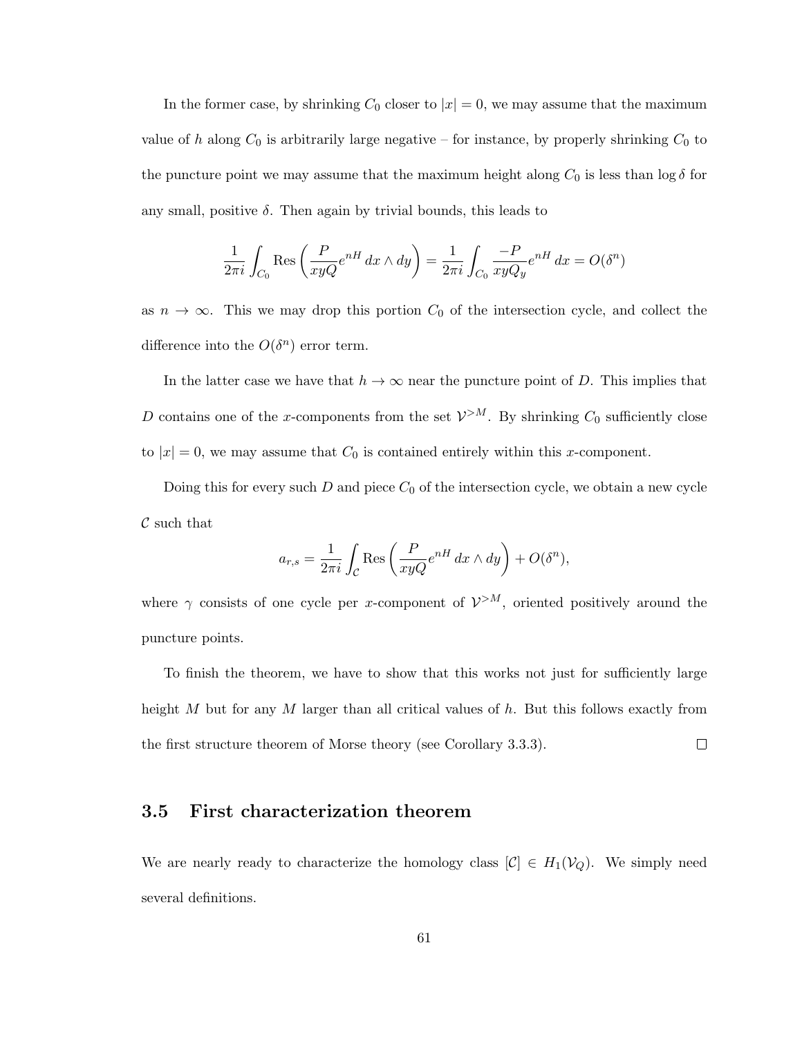In the former case, by shrinking $C_0$ closer to $|x| = 0$, we may assume that the maximum value of $h$ along $C_0$ is arbitrarily large negative – for instance, by properly shrinking $C_0$ to the puncture point we may assume that the maximum height along $C_0$ is less than $\log \delta$ for any small, positive $\delta$. Then again by trivial bounds, this leads to

$$\frac{1}{2\pi i} \int_{C_0} \operatorname{Res}\left( \frac{P}{xyQ} e^{nH} \, dx \wedge dy \right) = \frac{1}{2\pi i} \int_{C_0} \frac{-P}{xyQ_y} e^{nH} \, dx = O(\delta^n)$$

as $n \to \infty$. This we may drop this portion $C_0$ of the intersection cycle, and collect the difference into the $O(\delta^n)$ error term.

In the latter case we have that $h \to \infty$ near the puncture point of $D$. This implies that $D$ contains one of the $x$-components from the set $\mathcal{V}^{>M}$. By shrinking $C_0$ sufficiently close to $|x| = 0$, we may assume that $C_0$ is contained entirely within this $x$-component.

Doing this for every such $D$ and piece $C_0$ of the intersection cycle, we obtain a new cycle $\mathcal{C}$ such that

$$a_{r,s} = \frac{1}{2\pi i} \int_{\mathcal{C}} \operatorname{Res}\left( \frac{P}{xyQ} e^{nH} \, dx \wedge dy \right) + O(\delta^n),$$

where $\gamma$ consists of one cycle per $x$-component of $\mathcal{V}^{>M}$, oriented positively around the puncture points.

To finish the theorem, we have to show that this works not just for sufficiently large height $M$ but for any $M$ larger than all critical values of $h$. But this follows exactly from the first structure theorem of Morse theory (see Corollary 3.3.3). ☐

## 3.5 First characterization theorem

We are nearly ready to characterize the homology class $[\mathcal{C}] \in H_1(\mathcal{V}_Q)$. We simply need several definitions.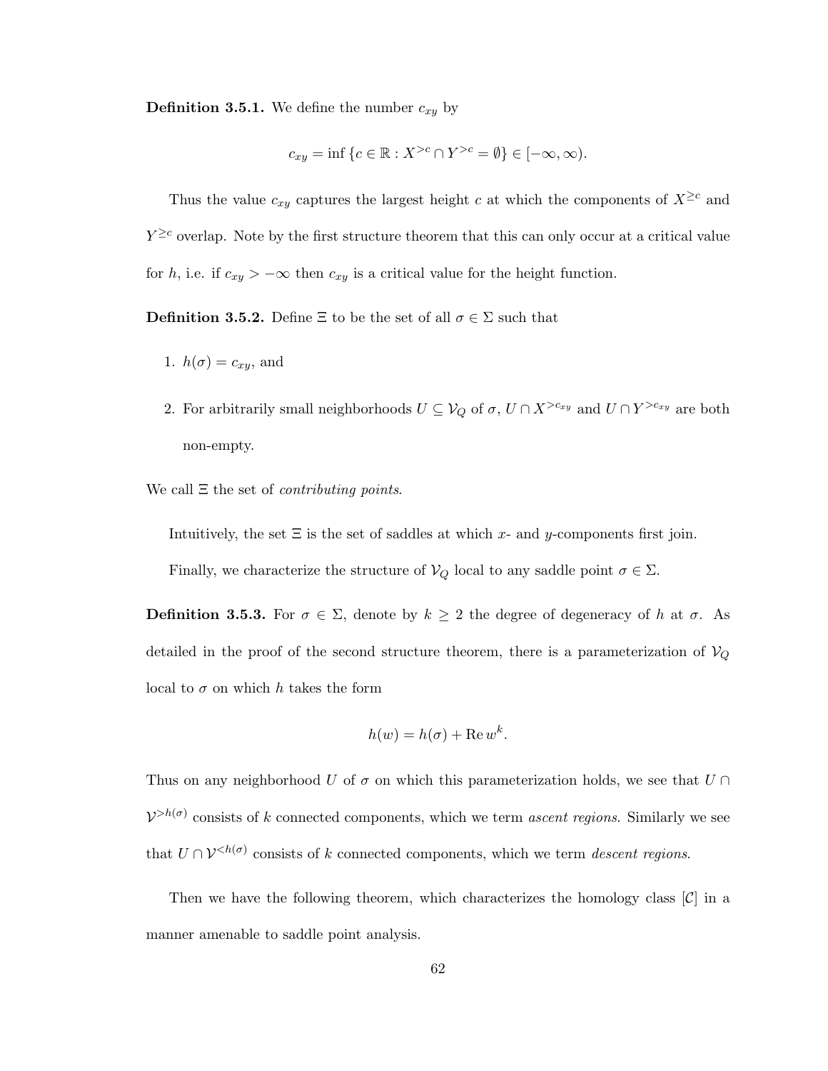**Definition 3.5.1.** We define the number $c_{xy}$ by

$$c_{xy} = \inf \{c \in \mathbb{R} : X^{>c} \cap Y^{>c} = \emptyset\} \in [-\infty, \infty).$$

Thus the value $c_{xy}$ captures the largest height $c$ at which the components of $X^{\geq c}$ and $Y^{\geq c}$ overlap. Note by the first structure theorem that this can only occur at a critical value for $h$, i.e. if $c_{xy} > -\infty$ then $c_{xy}$ is a critical value for the height function.

**Definition 3.5.2.** Define $\Xi$ to be the set of all $\sigma \in \Sigma$ such that

1. $h(\sigma) = c_{xy}$, and
2. For arbitrarily small neighborhoods $U \subseteq \mathcal{V}_Q$ of $\sigma$, $U \cap X^{>c_{xy}}$ and $U \cap Y^{>c_{xy}}$ are both non-empty.

We call $\Xi$ the set of *contributing points*.

Intuitively, the set $\Xi$ is the set of saddles at which $x$- and $y$-components first join.

Finally, we characterize the structure of $\mathcal{V}_Q$ local to any saddle point $\sigma \in \Sigma$.

**Definition 3.5.3.** For $\sigma \in \Sigma$, denote by $k \geq 2$ the degree of degeneracy of $h$ at $\sigma$. As detailed in the proof of the second structure theorem, there is a parameterization of $\mathcal{V}_Q$ local to $\sigma$ on which $h$ takes the form

$$h(w) = h(\sigma) + \operatorname{Re} w^k.$$

Thus on any neighborhood $U$ of $\sigma$ on which this parameterization holds, we see that $U \cap \mathcal{V}^{>h(\sigma)}$ consists of $k$ connected components, which we term *ascent regions*. Similarly we see that $U \cap \mathcal{V}^{<h(\sigma)}$ consists of $k$ connected components, which we term *descent regions*.

Then we have the following theorem, which characterizes the homology class $[\mathcal{C}]$ in a manner amenable to saddle point analysis.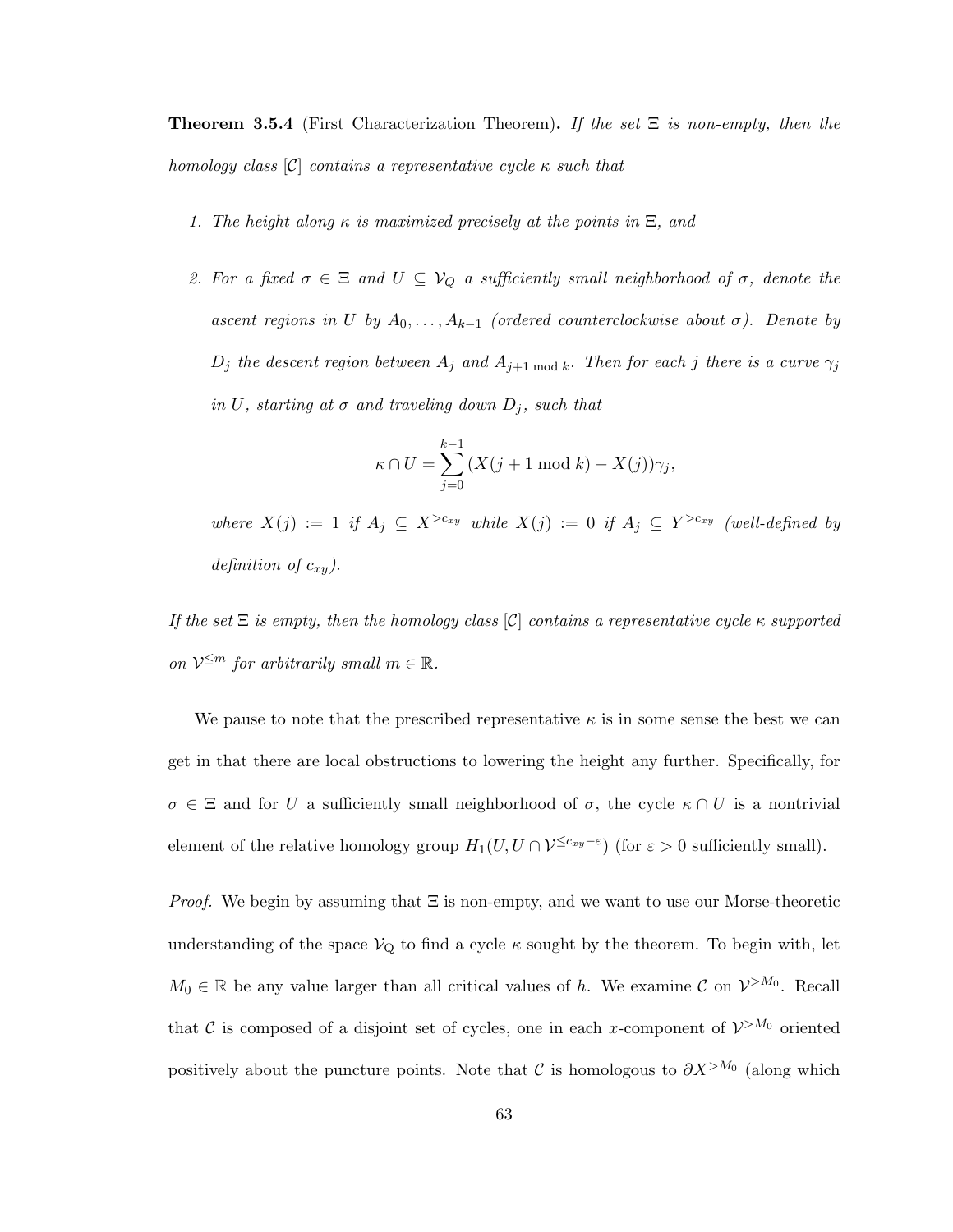**Theorem 3.5.4** (First Characterization Theorem)**.** *If the set $\Xi$ is non-empty, then the homology class $[\mathcal{C}]$ contains a representative cycle $\kappa$ such that*

1. *The height along $\kappa$ is maximized precisely at the points in $\Xi$, and*

2. *For a fixed $\sigma \in \Xi$ and $U \subseteq \mathcal{V}_Q$ a sufficiently small neighborhood of $\sigma$, denote the ascent regions in $U$ by $A_0, \ldots, A_{k-1}$ (ordered counterclockwise about $\sigma$). Denote by $D_j$ the descent region between $A_j$ and $A_{j+1 \bmod k}$. Then for each $j$ there is a curve $\gamma_j$ in $U$, starting at $\sigma$ and traveling down $D_j$, such that*

$$\kappa \cap U = \sum_{j=0}^{k-1} (X(j+1 \bmod k) - X(j))\gamma_j,$$

*where $X(j) := 1$ if $A_j \subseteq X^{>c_{xy}}$ while $X(j) := 0$ if $A_j \subseteq Y^{>c_{xy}}$ (well-defined by definition of $c_{xy}$).*

*If the set $\Xi$ is empty, then the homology class $[\mathcal{C}]$ contains a representative cycle $\kappa$ supported on $\mathcal{V}^{\leq m}$ for arbitrarily small $m \in \mathbb{R}$.*

We pause to note that the prescribed representative $\kappa$ is in some sense the best we can get in that there are local obstructions to lowering the height any further. Specifically, for $\sigma \in \Xi$ and for $U$ a sufficiently small neighborhood of $\sigma$, the cycle $\kappa \cap U$ is a nontrivial element of the relative homology group $H_1(U, U \cap \mathcal{V}^{\leq c_{xy}-\varepsilon})$ (for $\varepsilon > 0$ sufficiently small).

*Proof.* We begin by assuming that $\Xi$ is non-empty, and we want to use our Morse-theoretic understanding of the space $\mathcal{V}_Q$ to find a cycle $\kappa$ sought by the theorem. To begin with, let $M_0 \in \mathbb{R}$ be any value larger than all critical values of $h$. We examine $\mathcal{C}$ on $\mathcal{V}^{>M_0}$. Recall that $\mathcal{C}$ is composed of a disjoint set of cycles, one in each $x$-component of $\mathcal{V}^{>M_0}$ oriented positively about the puncture points. Note that $\mathcal{C}$ is homologous to $\partial X^{>M_0}$ (along which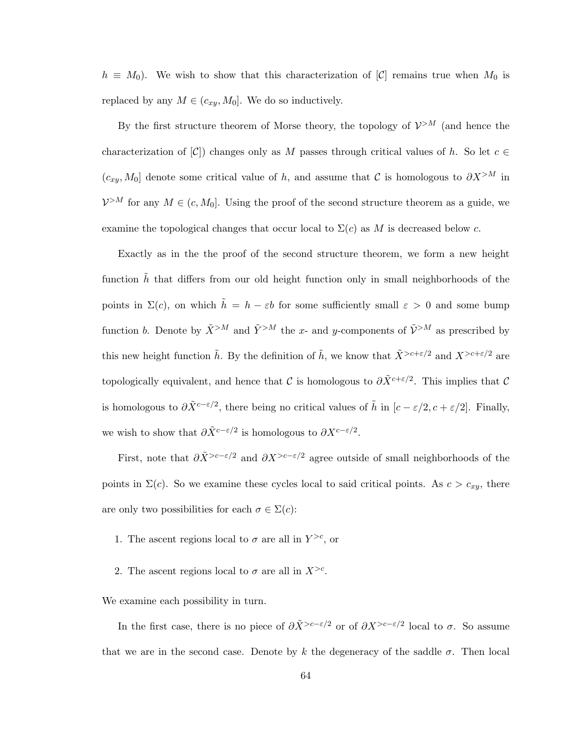$h \equiv M_0$). We wish to show that this characterization of $[\mathcal{C}]$ remains true when $M_0$ is replaced by any $M \in (c_{xy}, M_0]$. We do so inductively.

By the first structure theorem of Morse theory, the topology of $\mathcal{V}^{>M}$ (and hence the characterization of $[\mathcal{C}]$) changes only as $M$ passes through critical values of $h$. So let $c \in (c_{xy}, M_0]$ denote some critical value of $h$, and assume that $\mathcal{C}$ is homologous to $\partial X^{>M}$ in $\mathcal{V}^{>M}$ for any $M \in (c, M_0]$. Using the proof of the second structure theorem as a guide, we examine the topological changes that occur local to $\Sigma(c)$ as $M$ is decreased below $c$.

Exactly as in the the proof of the second structure theorem, we form a new height function $\tilde{h}$ that differs from our old height function only in small neighborhoods of the points in $\Sigma(c)$, on which $\tilde{h} = h - \varepsilon b$ for some sufficiently small $\varepsilon > 0$ and some bump function $b$. Denote by $\tilde{X}^{>M}$ and $\tilde{Y}^{>M}$ the $x$- and $y$-components of $\tilde{\mathcal{V}}^{>M}$ as prescribed by this new height function $\tilde{h}$. By the definition of $\tilde{h}$, we know that $\tilde{X}^{>c+\varepsilon/2}$ and $X^{>c+\varepsilon/2}$ are topologically equivalent, and hence that $\mathcal{C}$ is homologous to $\partial\tilde{X}^{c+\varepsilon/2}$. This implies that $\mathcal{C}$ is homologous to $\partial\tilde{X}^{c-\varepsilon/2}$, there being no critical values of $\tilde{h}$ in $[c - \varepsilon/2, c + \varepsilon/2]$. Finally, we wish to show that $\partial\tilde{X}^{c-\varepsilon/2}$ is homologous to $\partial X^{c-\varepsilon/2}$.

First, note that $\partial\tilde{X}^{>c-\varepsilon/2}$ and $\partial X^{>c-\varepsilon/2}$ agree outside of small neighborhoods of the points in $\Sigma(c)$. So we examine these cycles local to said critical points. As $c > c_{xy}$, there are only two possibilities for each $\sigma \in \Sigma(c)$:

1. The ascent regions local to $\sigma$ are all in $Y^{>c}$, or
2. The ascent regions local to $\sigma$ are all in $X^{>c}$.

We examine each possibility in turn.

In the first case, there is no piece of $\partial\tilde{X}^{>c-\varepsilon/2}$ or of $\partial X^{>c-\varepsilon/2}$ local to $\sigma$. So assume that we are in the second case. Denote by $k$ the degeneracy of the saddle $\sigma$. Then local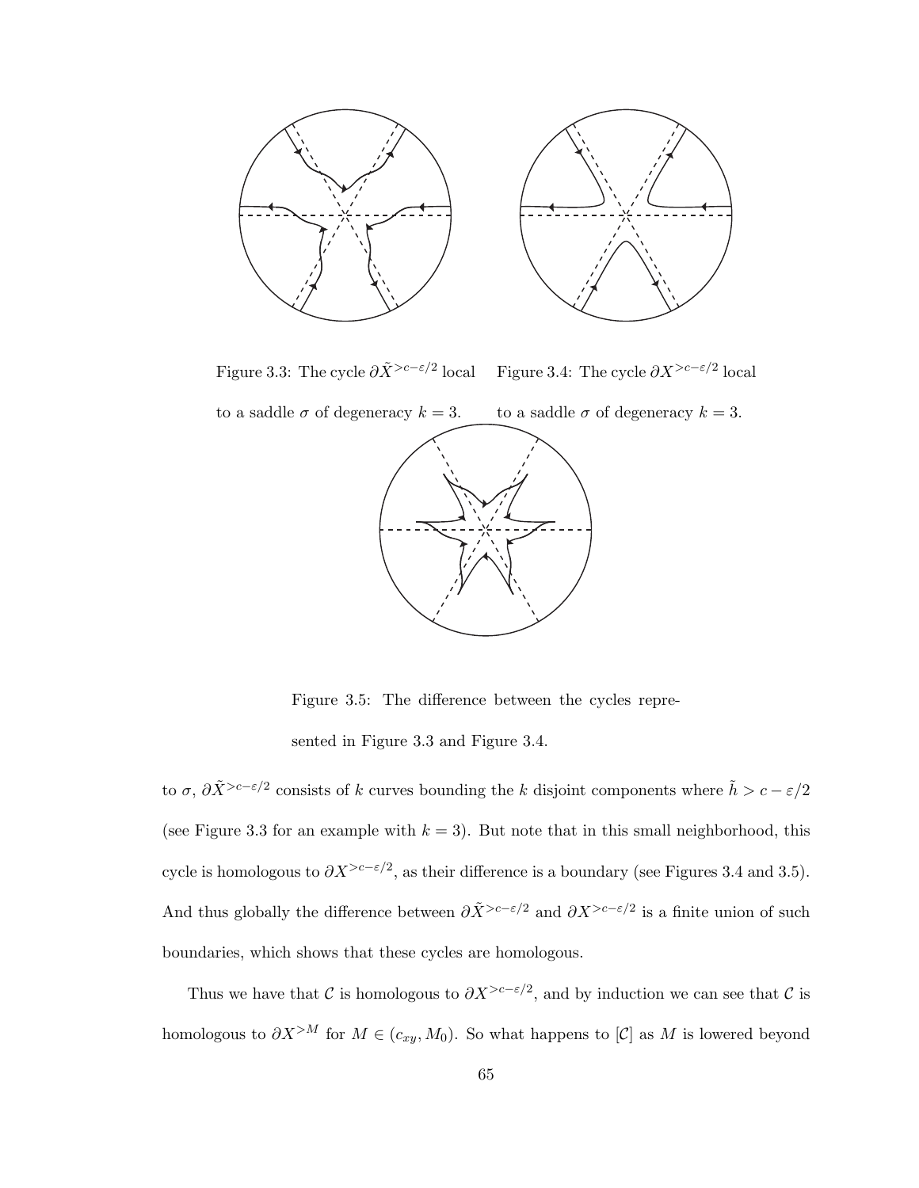Figure 3.3: The cycle $\partial\tilde{X}^{>c-\varepsilon/2}$ local to a saddle $\sigma$ of degeneracy $k = 3$.

Figure 3.4: The cycle $\partial X^{>c-\varepsilon/2}$ local to a saddle $\sigma$ of degeneracy $k = 3$.

Figure 3.5: The difference between the cycles represented in Figure 3.3 and Figure 3.4.

to $\sigma$, $\partial\tilde{X}^{>c-\varepsilon/2}$ consists of $k$ curves bounding the $k$ disjoint components where $\tilde{h} > c - \varepsilon/2$ (see Figure 3.3 for an example with $k = 3$). But note that in this small neighborhood, this cycle is homologous to $\partial X^{>c-\varepsilon/2}$, as their difference is a boundary (see Figures 3.4 and 3.5). And thus globally the difference between $\partial\tilde{X}^{>c-\varepsilon/2}$ and $\partial X^{>c-\varepsilon/2}$ is a finite union of such boundaries, which shows that these cycles are homologous.

Thus we have that $\mathcal{C}$ is homologous to $\partial X^{>c-\varepsilon/2}$, and by induction we can see that $\mathcal{C}$ is homologous to $\partial X^{>M}$ for $M \in (c_{xy}, M_0)$. So what happens to $[\mathcal{C}]$ as $M$ is lowered beyond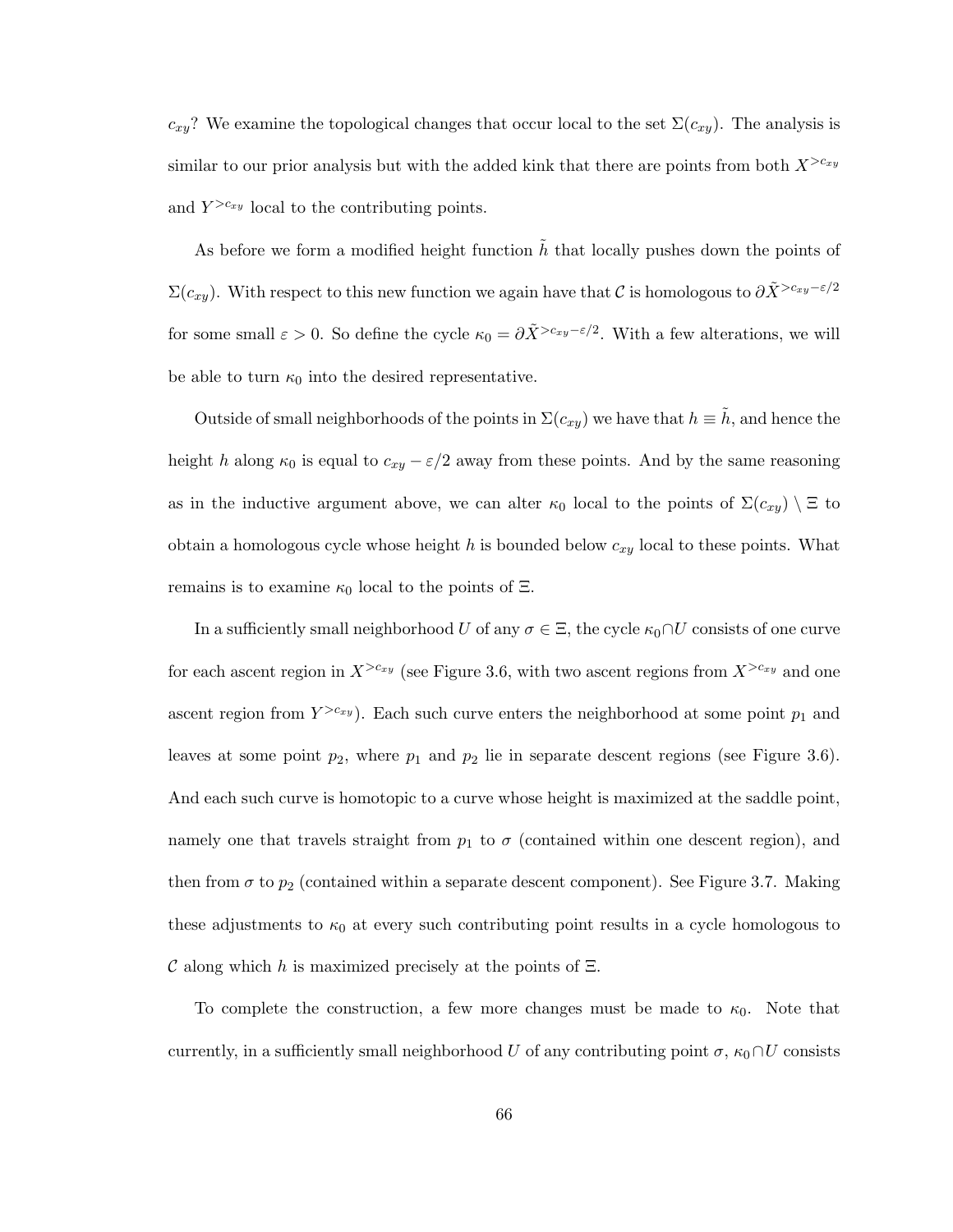$c_{xy}$? We examine the topological changes that occur local to the set $\Sigma(c_{xy})$. The analysis is similar to our prior analysis but with the added kink that there are points from both $X^{>c_{xy}}$ and $Y^{>c_{xy}}$ local to the contributing points.

As before we form a modified height function $\tilde{h}$ that locally pushes down the points of $\Sigma(c_{xy})$. With respect to this new function we again have that $\mathcal{C}$ is homologous to $\partial \tilde{X}^{>c_{xy}-\varepsilon/2}$ for some small $\varepsilon > 0$. So define the cycle $\kappa_0 = \partial \tilde{X}^{>c_{xy}-\varepsilon/2}$. With a few alterations, we will be able to turn $\kappa_0$ into the desired representative.

Outside of small neighborhoods of the points in $\Sigma(c_{xy})$ we have that $h \equiv \tilde{h}$, and hence the height $h$ along $\kappa_0$ is equal to $c_{xy} - \varepsilon/2$ away from these points. And by the same reasoning as in the inductive argument above, we can alter $\kappa_0$ local to the points of $\Sigma(c_{xy}) \setminus \Xi$ to obtain a homologous cycle whose height $h$ is bounded below $c_{xy}$ local to these points. What remains is to examine $\kappa_0$ local to the points of $\Xi$.

In a sufficiently small neighborhood $U$ of any $\sigma \in \Xi$, the cycle $\kappa_0 \cap U$ consists of one curve for each ascent region in $X^{>c_{xy}}$ (see Figure 3.6, with two ascent regions from $X^{>c_{xy}}$ and one ascent region from $Y^{>c_{xy}}$). Each such curve enters the neighborhood at some point $p_1$ and leaves at some point $p_2$, where $p_1$ and $p_2$ lie in separate descent regions (see Figure 3.6). And each such curve is homotopic to a curve whose height is maximized at the saddle point, namely one that travels straight from $p_1$ to $\sigma$ (contained within one descent region), and then from $\sigma$ to $p_2$ (contained within a separate descent component). See Figure 3.7. Making these adjustments to $\kappa_0$ at every such contributing point results in a cycle homologous to $\mathcal{C}$ along which $h$ is maximized precisely at the points of $\Xi$.

To complete the construction, a few more changes must be made to $\kappa_0$. Note that currently, in a sufficiently small neighborhood $U$ of any contributing point $\sigma$, $\kappa_0 \cap U$ consists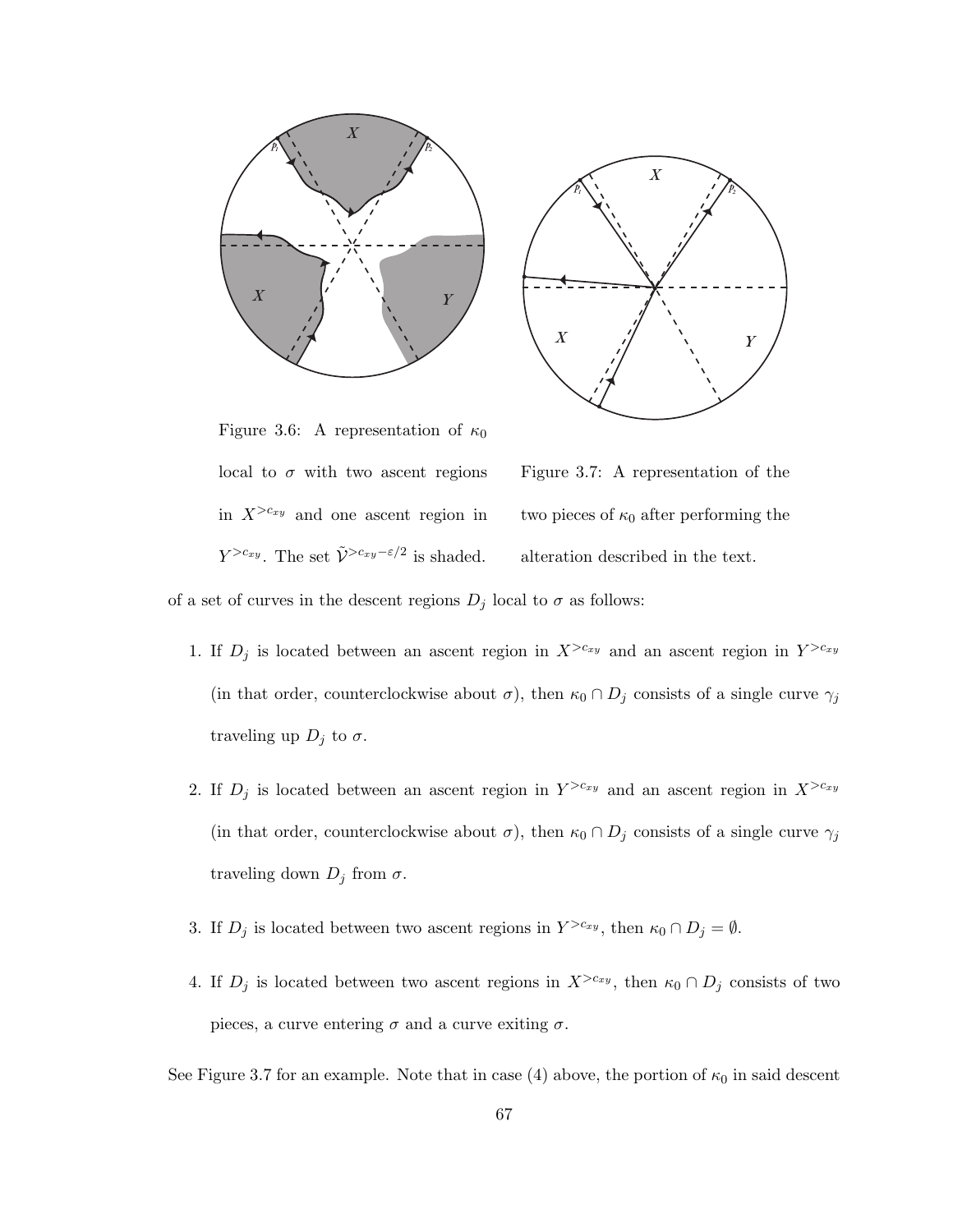Figure 3.6: A representation of $\kappa_0$ local to $\sigma$ with two ascent regions in $X^{>c_{xy}}$ and one ascent region in $Y^{>c_{xy}}$. The set $\tilde{\mathcal{V}}^{>c_{xy}-\varepsilon/2}$ is shaded.

Figure 3.7: A representation of the two pieces of $\kappa_0$ after performing the alteration described in the text.

of a set of curves in the descent regions $D_j$ local to $\sigma$ as follows:

1. If $D_j$ is located between an ascent region in $X^{>c_{xy}}$ and an ascent region in $Y^{>c_{xy}}$ (in that order, counterclockwise about $\sigma$), then $\kappa_0 \cap D_j$ consists of a single curve $\gamma_j$ traveling up $D_j$ to $\sigma$.

2. If $D_j$ is located between an ascent region in $Y^{>c_{xy}}$ and an ascent region in $X^{>c_{xy}}$ (in that order, counterclockwise about $\sigma$), then $\kappa_0 \cap D_j$ consists of a single curve $\gamma_j$ traveling down $D_j$ from $\sigma$.

3. If $D_j$ is located between two ascent regions in $Y^{>c_{xy}}$, then $\kappa_0 \cap D_j = \emptyset$.

4. If $D_j$ is located between two ascent regions in $X^{>c_{xy}}$, then $\kappa_0 \cap D_j$ consists of two pieces, a curve entering $\sigma$ and a curve exiting $\sigma$.

See Figure 3.7 for an example. Note that in case (4) above, the portion of $\kappa_0$ in said descent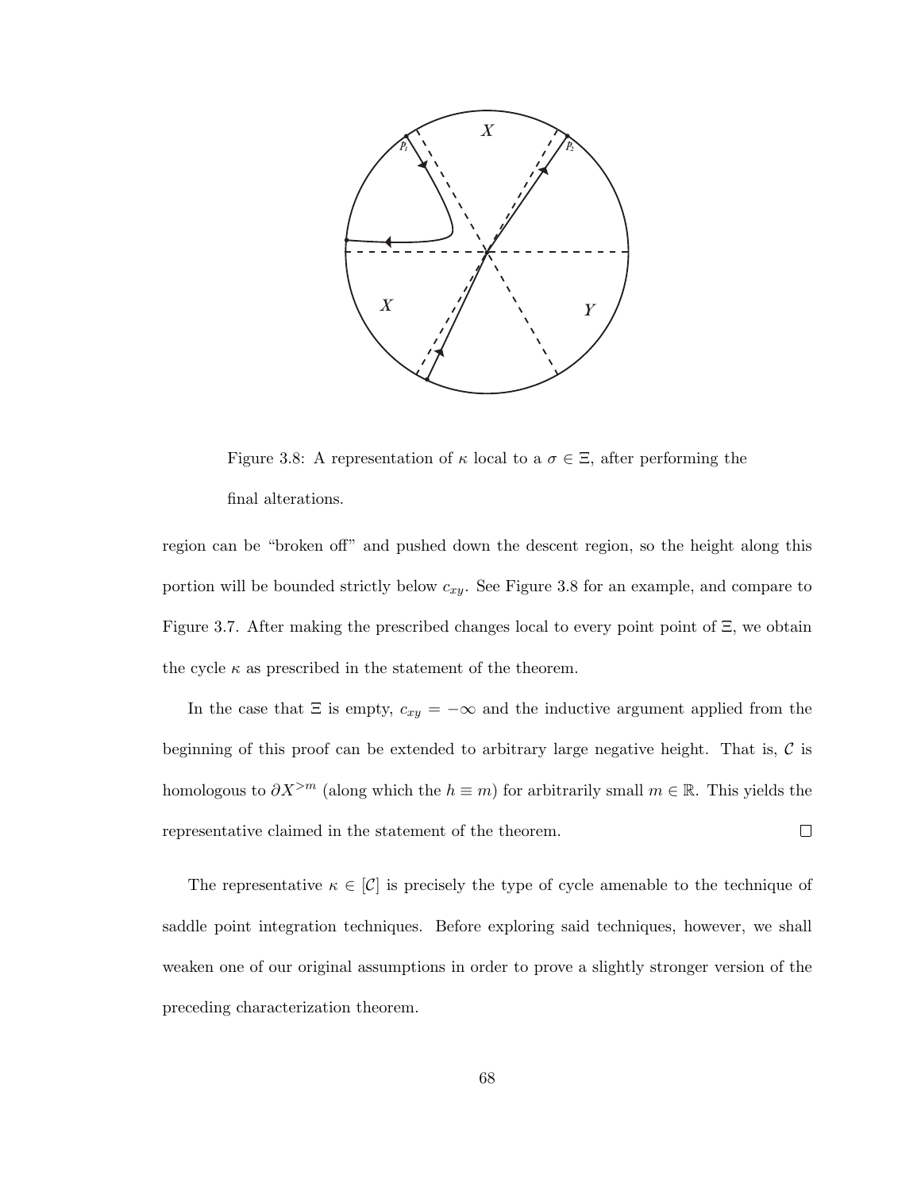Figure 3.8: A representation of $\kappa$ local to a $\sigma \in \Xi$, after performing the final alterations.

region can be "broken off" and pushed down the descent region, so the height along this portion will be bounded strictly below $c_{xy}$. See Figure 3.8 for an example, and compare to Figure 3.7. After making the prescribed changes local to every point point of $\Xi$, we obtain the cycle $\kappa$ as prescribed in the statement of the theorem.

In the case that $\Xi$ is empty, $c_{xy} = -\infty$ and the inductive argument applied from the beginning of this proof can be extended to arbitrary large negative height. That is, $\mathcal{C}$ is homologous to $\partial X^{>m}$ (along which the $h \equiv m$) for arbitrarily small $m \in \mathbb{R}$. This yields the representative claimed in the statement of the theorem. $\square$

The representative $\kappa \in [\mathcal{C}]$ is precisely the type of cycle amenable to the technique of saddle point integration techniques. Before exploring said techniques, however, we shall weaken one of our original assumptions in order to prove a slightly stronger version of the preceding characterization theorem.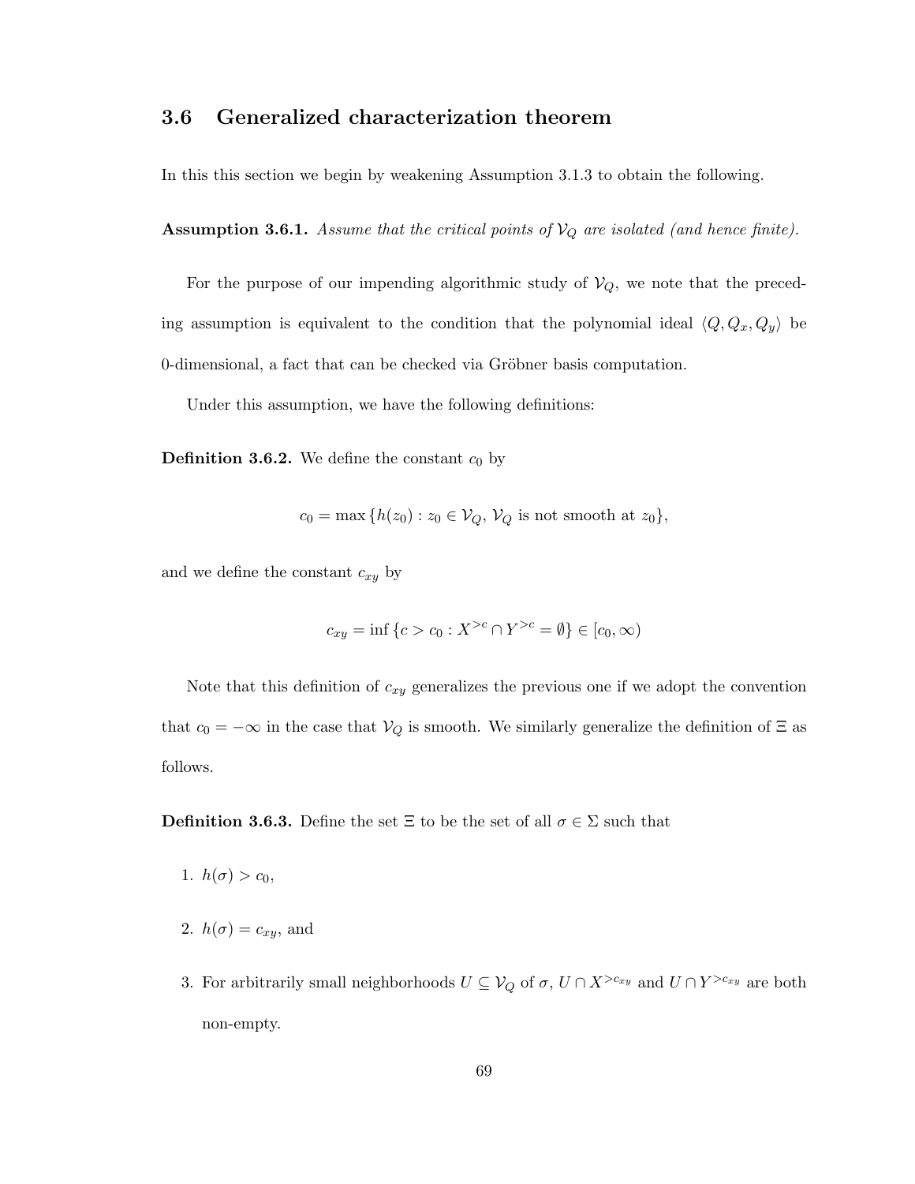## 3.6 Generalized characterization theorem

In this this section we begin by weakening Assumption 3.1.3 to obtain the following.

**Assumption 3.6.1.** *Assume that the critical points of $\mathcal{V}_Q$ are isolated (and hence finite).*

For the purpose of our impending algorithmic study of $\mathcal{V}_Q$, we note that the preceding assumption is equivalent to the condition that the polynomial ideal $\langle Q, Q_x, Q_y \rangle$ be 0-dimensional, a fact that can be checked via Gröbner basis computation.

Under this assumption, we have the following definitions:

**Definition 3.6.2.** We define the constant $c_0$ by

$$c_0 = \max \{h(z_0) : z_0 \in \mathcal{V}_Q,\ \mathcal{V}_Q \text{ is not smooth at } z_0\},$$

and we define the constant $c_{xy}$ by

$$c_{xy} = \inf \{c > c_0 : X^{>c} \cap Y^{>c} = \emptyset\} \in [c_0, \infty)$$

Note that this definition of $c_{xy}$ generalizes the previous one if we adopt the convention that $c_0 = -\infty$ in the case that $\mathcal{V}_Q$ is smooth. We similarly generalize the definition of $\Xi$ as follows.

**Definition 3.6.3.** Define the set $\Xi$ to be the set of all $\sigma \in \Sigma$ such that

1. $h(\sigma) > c_0$,
2. $h(\sigma) = c_{xy}$, and
3. For arbitrarily small neighborhoods $U \subseteq \mathcal{V}_Q$ of $\sigma$, $U \cap X^{>c_{xy}}$ and $U \cap Y^{>c_{xy}}$ are both non-empty.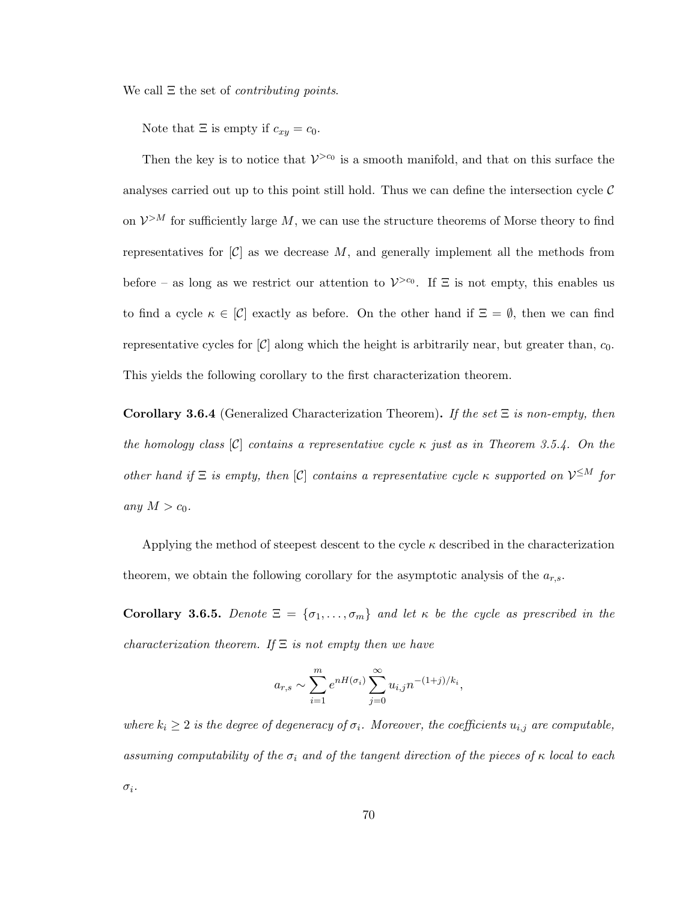We call $\Xi$ the set of *contributing points*.

Note that $\Xi$ is empty if $c_{xy} = c_0$.

Then the key is to notice that $\mathcal{V}^{>c_0}$ is a smooth manifold, and that on this surface the analyses carried out up to this point still hold. Thus we can define the intersection cycle $\mathcal{C}$ on $\mathcal{V}^{>M}$ for sufficiently large $M$, we can use the structure theorems of Morse theory to find representatives for $[\mathcal{C}]$ as we decrease $M$, and generally implement all the methods from before – as long as we restrict our attention to $\mathcal{V}^{>c_0}$. If $\Xi$ is not empty, this enables us to find a cycle $\kappa \in [\mathcal{C}]$ exactly as before. On the other hand if $\Xi = \emptyset$, then we can find representative cycles for $[\mathcal{C}]$ along which the height is arbitrarily near, but greater than, $c_0$. This yields the following corollary to the first characterization theorem.

**Corollary 3.6.4** (Generalized Characterization Theorem)**.** *If the set $\Xi$ is non-empty, then the homology class $[\mathcal{C}]$ contains a representative cycle $\kappa$ just as in Theorem 3.5.4. On the other hand if $\Xi$ is empty, then $[\mathcal{C}]$ contains a representative cycle $\kappa$ supported on $\mathcal{V}^{\leq M}$ for any $M > c_0$.*

Applying the method of steepest descent to the cycle $\kappa$ described in the characterization theorem, we obtain the following corollary for the asymptotic analysis of the $a_{r,s}$.

**Corollary 3.6.5.** *Denote $\Xi = \{\sigma_1, \ldots, \sigma_m\}$ and let $\kappa$ be the cycle as prescribed in the characterization theorem. If $\Xi$ is not empty then we have*

$$a_{r,s} \sim \sum_{i=1}^{m} e^{nH(\sigma_i)} \sum_{j=0}^{\infty} u_{i,j} n^{-(1+j)/k_i},$$

*where $k_i \geq 2$ is the degree of degeneracy of $\sigma_i$. Moreover, the coefficients $u_{i,j}$ are computable, assuming computability of the $\sigma_i$ and of the tangent direction of the pieces of $\kappa$ local to each $\sigma_i$.*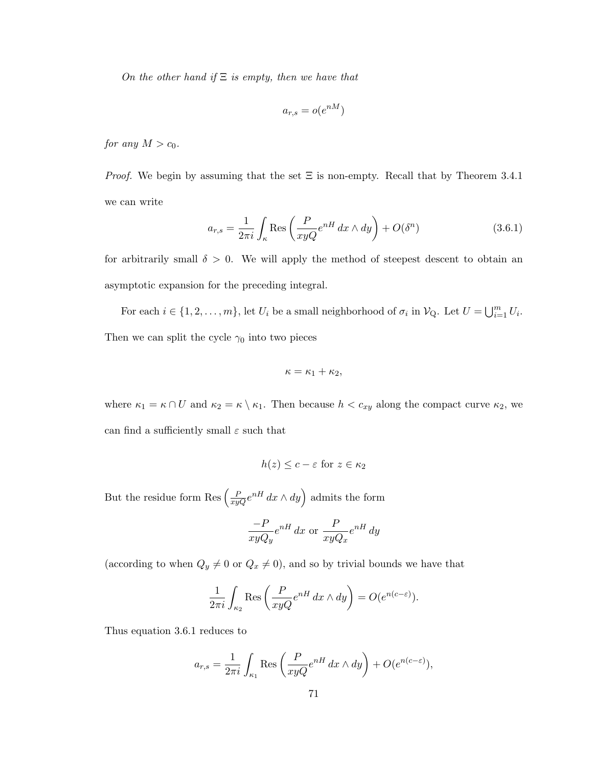*On the other hand if $\Xi$ is empty, then we have that*

$$a_{r,s} = o(e^{nM})$$

*for any $M > c_0$.*

*Proof.* We begin by assuming that the set $\Xi$ is non-empty. Recall that by Theorem 3.4.1 we can write

$$a_{r,s} = \frac{1}{2\pi i} \int_{\kappa} \operatorname{Res}\left( \frac{P}{xyQ} e^{nH} \, dx \wedge dy \right) + O(\delta^n) \tag{3.6.1}$$

for arbitrarily small $\delta > 0$. We will apply the method of steepest descent to obtain an asymptotic expansion for the preceding integral.

For each $i \in \{1, 2, \ldots, m\}$, let $U_i$ be a small neighborhood of $\sigma_i$ in $\mathcal{V}_Q$. Let $U = \bigcup_{i=1}^{m} U_i$. Then we can split the cycle $\gamma_0$ into two pieces

$$\kappa = \kappa_1 + \kappa_2,$$

where $\kappa_1 = \kappa \cap U$ and $\kappa_2 = \kappa \setminus \kappa_1$. Then because $h < c_{xy}$ along the compact curve $\kappa_2$, we can find a sufficiently small $\varepsilon$ such that

$$h(z) \leq c - \varepsilon \text{ for } z \in \kappa_2$$

But the residue form $\operatorname{Res}\left( \frac{P}{xyQ} e^{nH} \, dx \wedge dy \right)$ admits the form

$$\frac{-P}{xyQ_y} e^{nH} \, dx \text{ or } \frac{P}{xyQ_x} e^{nH} \, dy$$

(according to when $Q_y \neq 0$ or $Q_x \neq 0$), and so by trivial bounds we have that

$$\frac{1}{2\pi i} \int_{\kappa_2} \operatorname{Res}\left( \frac{P}{xyQ} e^{nH} \, dx \wedge dy \right) = O(e^{n(c-\varepsilon)}).$$

Thus equation 3.6.1 reduces to

$$a_{r,s} = \frac{1}{2\pi i} \int_{\kappa_1} \operatorname{Res}\left( \frac{P}{xyQ} e^{nH} \, dx \wedge dy \right) + O(e^{n(c-\varepsilon)}),$$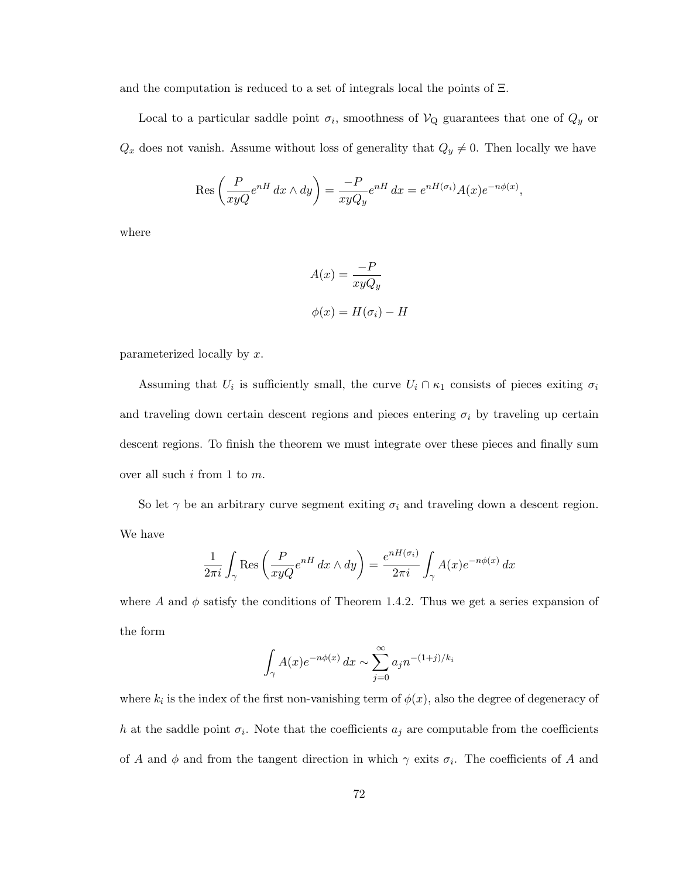and the computation is reduced to a set of integrals local the points of $\Xi$.

Local to a particular saddle point $\sigma_i$, smoothness of $\mathcal{V}_Q$ guarantees that one of $Q_y$ or $Q_x$ does not vanish. Assume without loss of generality that $Q_y \neq 0$. Then locally we have

$$\text{Res}\left(\frac{P}{xyQ}e^{nH}\,dx \wedge dy\right) = \frac{-P}{xyQ_y}e^{nH}\,dx = e^{nH(\sigma_i)}A(x)e^{-n\phi(x)},$$

where

$$A(x) = \frac{-P}{xyQ_y}$$

$$\phi(x) = H(\sigma_i) - H$$

parameterized locally by $x$.

Assuming that $U_i$ is sufficiently small, the curve $U_i \cap \kappa_1$ consists of pieces exiting $\sigma_i$ and traveling down certain descent regions and pieces entering $\sigma_i$ by traveling up certain descent regions. To finish the theorem we must integrate over these pieces and finally sum over all such $i$ from 1 to $m$.

So let $\gamma$ be an arbitrary curve segment exiting $\sigma_i$ and traveling down a descent region. We have

$$\frac{1}{2\pi i}\int_\gamma \text{Res}\left(\frac{P}{xyQ}e^{nH}\,dx \wedge dy\right) = \frac{e^{nH(\sigma_i)}}{2\pi i}\int_\gamma A(x)e^{-n\phi(x)}\,dx$$

where $A$ and $\phi$ satisfy the conditions of Theorem 1.4.2. Thus we get a series expansion of the form

$$\int_\gamma A(x)e^{-n\phi(x)}\,dx \sim \sum_{j=0}^{\infty} a_j n^{-(1+j)/k_i}$$

where $k_i$ is the index of the first non-vanishing term of $\phi(x)$, also the degree of degeneracy of $h$ at the saddle point $\sigma_i$. Note that the coefficients $a_j$ are computable from the coefficients of $A$ and $\phi$ and from the tangent direction in which $\gamma$ exits $\sigma_i$. The coefficients of $A$ and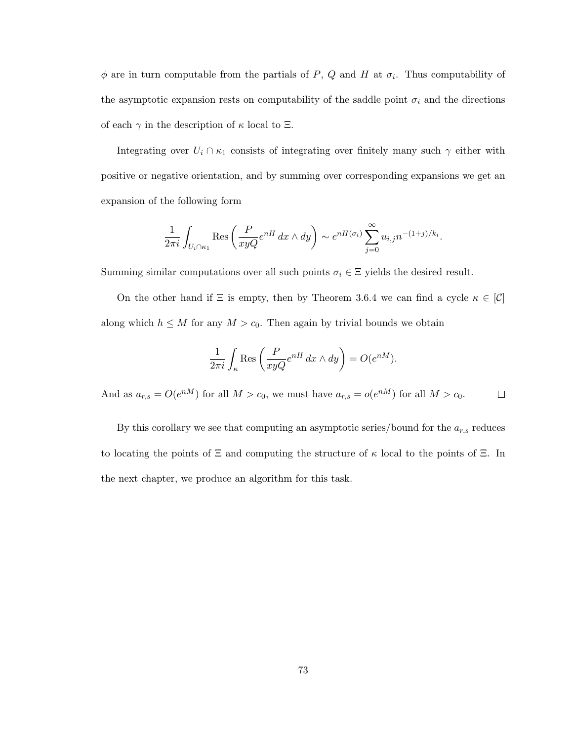$\phi$ are in turn computable from the partials of $P$, $Q$ and $H$ at $\sigma_i$. Thus computability of the asymptotic expansion rests on computability of the saddle point $\sigma_i$ and the directions of each $\gamma$ in the description of $\kappa$ local to $\Xi$.

Integrating over $U_i \cap \kappa_1$ consists of integrating over finitely many such $\gamma$ either with positive or negative orientation, and by summing over corresponding expansions we get an expansion of the following form

$$\frac{1}{2\pi i} \int_{U_i \cap \kappa_1} \operatorname{Res}\left(\frac{P}{xyQ} e^{nH} \, dx \wedge dy\right) \sim e^{nH(\sigma_i)} \sum_{j=0}^{\infty} u_{i,j} n^{-(1+j)/k_i}.$$

Summing similar computations over all such points $\sigma_i \in \Xi$ yields the desired result.

On the other hand if $\Xi$ is empty, then by Theorem 3.6.4 we can find a cycle $\kappa \in [\mathcal{C}]$ along which $h \leq M$ for any $M > c_0$. Then again by trivial bounds we obtain

$$\frac{1}{2\pi i} \int_{\kappa} \operatorname{Res}\left(\frac{P}{xyQ} e^{nH} \, dx \wedge dy\right) = O(e^{nM}).$$

And as $a_{r,s} = O(e^{nM})$ for all $M > c_0$, we must have $a_{r,s} = o(e^{nM})$ for all $M > c_0$. $\square$

By this corollary we see that computing an asymptotic series/bound for the $a_{r,s}$ reduces to locating the points of $\Xi$ and computing the structure of $\kappa$ local to the points of $\Xi$. In the next chapter, we produce an algorithm for this task.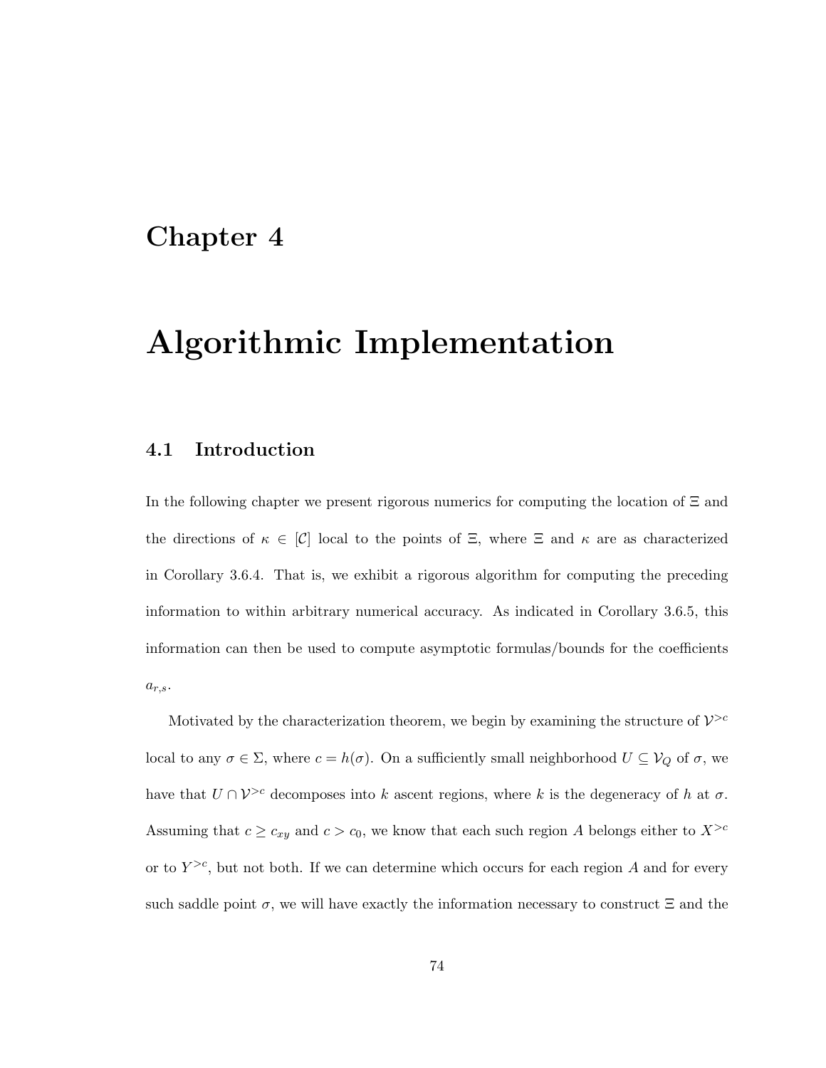# Chapter 4

# Algorithmic Implementation

## 4.1 Introduction

In the following chapter we present rigorous numerics for computing the location of $\Xi$ and the directions of $\kappa \in [\mathcal{C}]$ local to the points of $\Xi$, where $\Xi$ and $\kappa$ are as characterized in Corollary 3.6.4. That is, we exhibit a rigorous algorithm for computing the preceding information to within arbitrary numerical accuracy. As indicated in Corollary 3.6.5, this information can then be used to compute asymptotic formulas/bounds for the coefficients $a_{r,s}$.

Motivated by the characterization theorem, we begin by examining the structure of $\mathcal{V}^{>c}$ local to any $\sigma \in \Sigma$, where $c = h(\sigma)$. On a sufficiently small neighborhood $U \subseteq \mathcal{V}_Q$ of $\sigma$, we have that $U \cap \mathcal{V}^{>c}$ decomposes into $k$ ascent regions, where $k$ is the degeneracy of $h$ at $\sigma$. Assuming that $c \geq c_{xy}$ and $c > c_0$, we know that each such region $A$ belongs either to $X^{>c}$ or to $Y^{>c}$, but not both. If we can determine which occurs for each region $A$ and for every such saddle point $\sigma$, we will have exactly the information necessary to construct $\Xi$ and the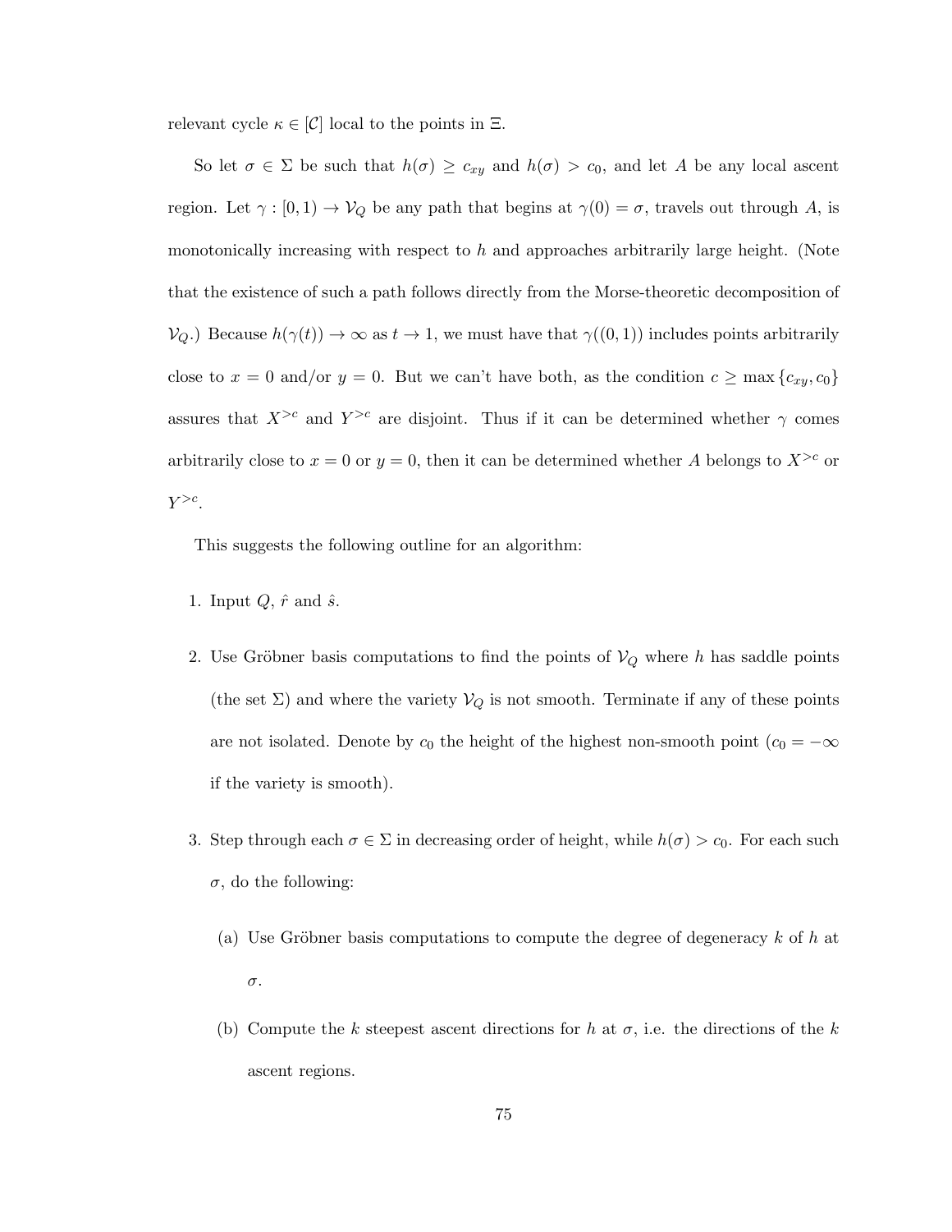relevant cycle $\kappa \in [\mathcal{C}]$ local to the points in $\Xi$.

So let $\sigma \in \Sigma$ be such that $h(\sigma) \geq c_{xy}$ and $h(\sigma) > c_0$, and let $A$ be any local ascent region. Let $\gamma : [0, 1) \to \mathcal{V}_Q$ be any path that begins at $\gamma(0) = \sigma$, travels out through $A$, is monotonically increasing with respect to $h$ and approaches arbitrarily large height. (Note that the existence of such a path follows directly from the Morse-theoretic decomposition of $\mathcal{V}_Q$.) Because $h(\gamma(t)) \to \infty$ as $t \to 1$, we must have that $\gamma((0, 1))$ includes points arbitrarily close to $x = 0$ and/or $y = 0$. But we can't have both, as the condition $c \geq \max\{c_{xy}, c_0\}$ assures that $X^{>c}$ and $Y^{>c}$ are disjoint. Thus if it can be determined whether $\gamma$ comes arbitrarily close to $x = 0$ or $y = 0$, then it can be determined whether $A$ belongs to $X^{>c}$ or $Y^{>c}$.

This suggests the following outline for an algorithm:

1. Input $Q$, $\hat{r}$ and $\hat{s}$.

2. Use Gröbner basis computations to find the points of $\mathcal{V}_Q$ where $h$ has saddle points (the set $\Sigma$) and where the variety $\mathcal{V}_Q$ is not smooth. Terminate if any of these points are not isolated. Denote by $c_0$ the height of the highest non-smooth point ($c_0 = -\infty$ if the variety is smooth).

3. Step through each $\sigma \in \Sigma$ in decreasing order of height, while $h(\sigma) > c_0$. For each such $\sigma$, do the following:

   (a) Use Gröbner basis computations to compute the degree of degeneracy $k$ of $h$ at $\sigma$.

   (b) Compute the $k$ steepest ascent directions for $h$ at $\sigma$, i.e. the directions of the $k$ ascent regions.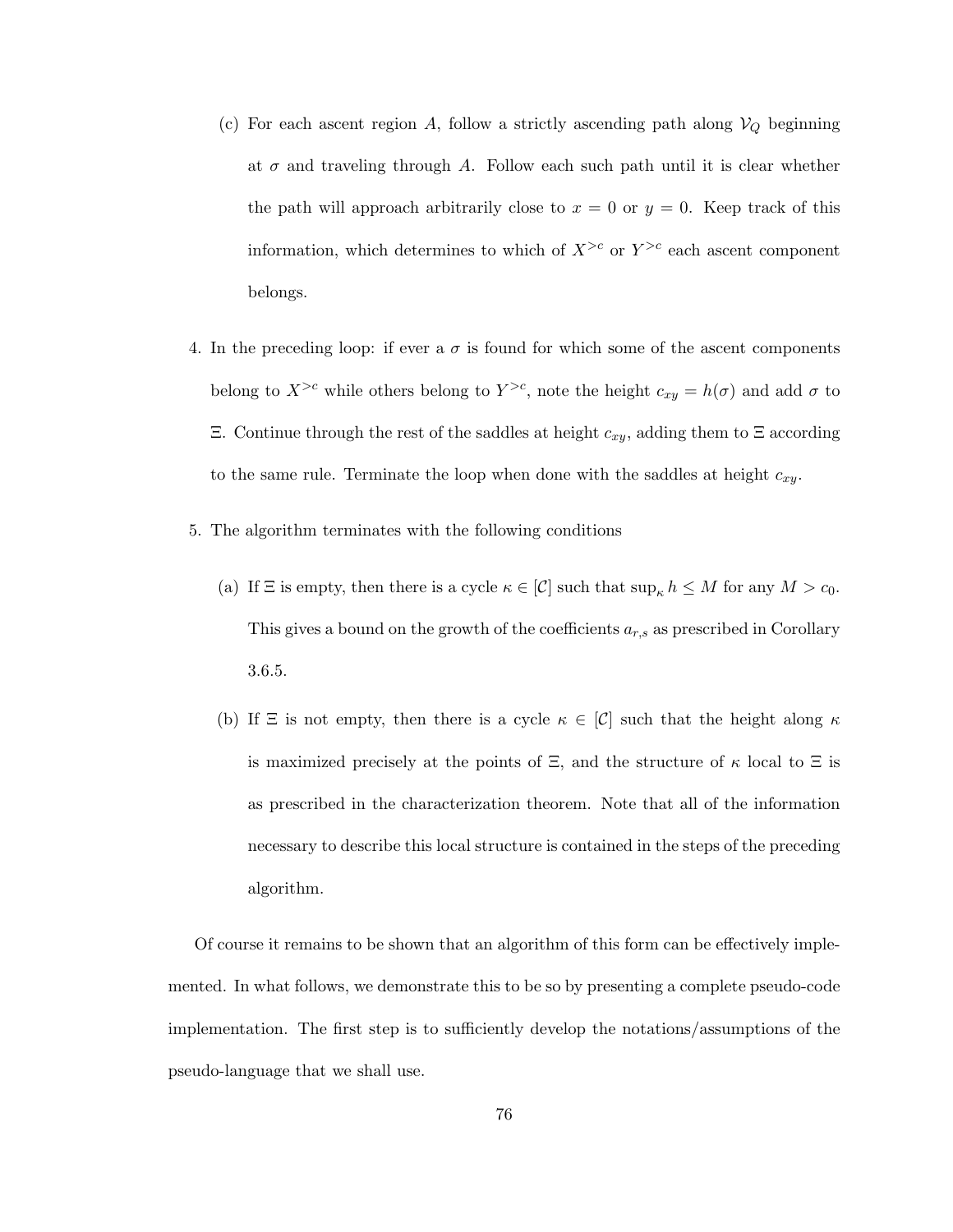(c) For each ascent region $A$, follow a strictly ascending path along $\mathcal{V}_Q$ beginning at $\sigma$ and traveling through $A$. Follow each such path until it is clear whether the path will approach arbitrarily close to $x = 0$ or $y = 0$. Keep track of this information, which determines to which of $X^{>c}$ or $Y^{>c}$ each ascent component belongs.

4. In the preceding loop: if ever a $\sigma$ is found for which some of the ascent components belong to $X^{>c}$ while others belong to $Y^{>c}$, note the height $c_{xy} = h(\sigma)$ and add $\sigma$ to $\Xi$. Continue through the rest of the saddles at height $c_{xy}$, adding them to $\Xi$ according to the same rule. Terminate the loop when done with the saddles at height $c_{xy}$.

5. The algorithm terminates with the following conditions

   (a) If $\Xi$ is empty, then there is a cycle $\kappa \in [\mathcal{C}]$ such that $\sup_\kappa h \leq M$ for any $M > c_0$. This gives a bound on the growth of the coefficients $a_{r,s}$ as prescribed in Corollary 3.6.5.

   (b) If $\Xi$ is not empty, then there is a cycle $\kappa \in [\mathcal{C}]$ such that the height along $\kappa$ is maximized precisely at the points of $\Xi$, and the structure of $\kappa$ local to $\Xi$ is as prescribed in the characterization theorem. Note that all of the information necessary to describe this local structure is contained in the steps of the preceding algorithm.

Of course it remains to be shown that an algorithm of this form can be effectively implemented. In what follows, we demonstrate this to be so by presenting a complete pseudo-code implementation. The first step is to sufficiently develop the notations/assumptions of the pseudo-language that we shall use.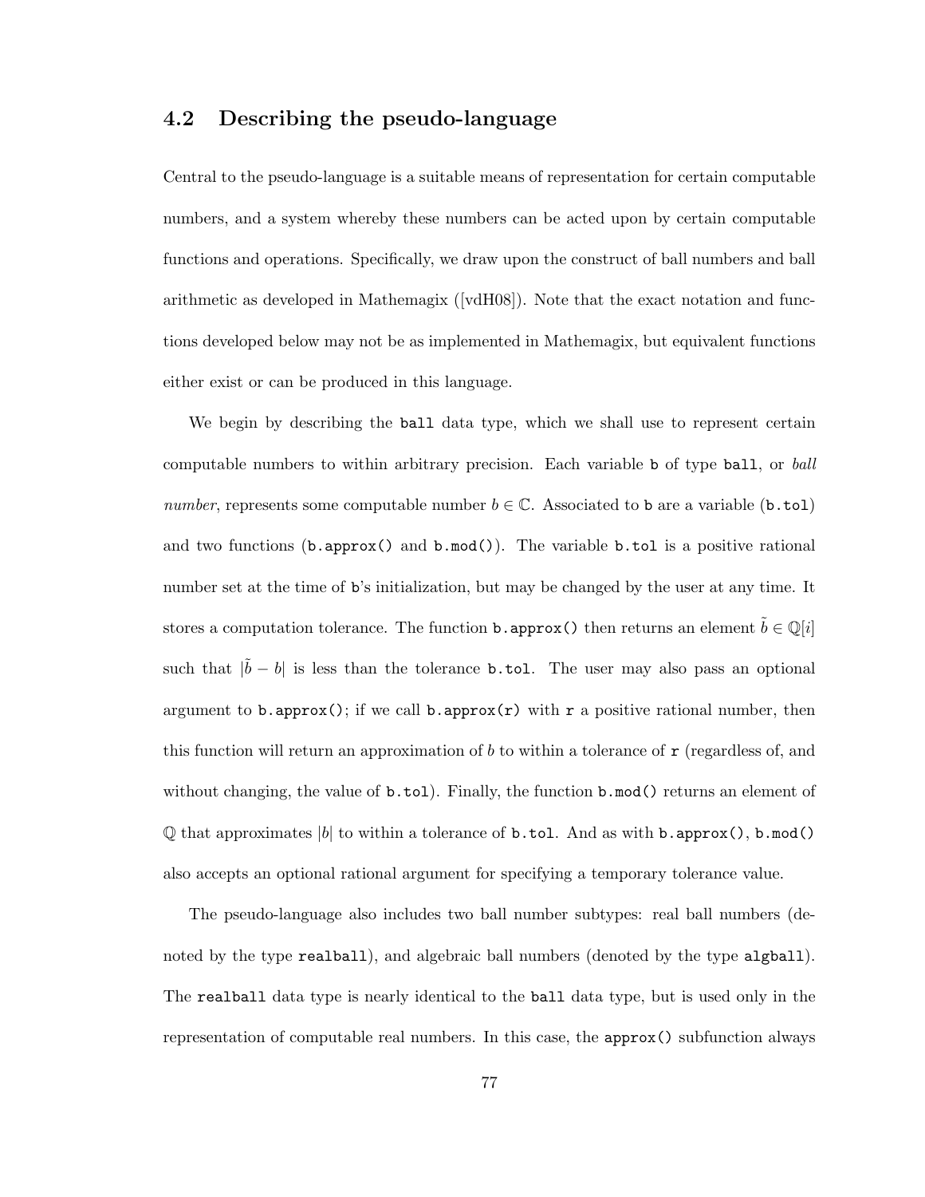## 4.2 Describing the pseudo-language

Central to the pseudo-language is a suitable means of representation for certain computable numbers, and a system whereby these numbers can be acted upon by certain computable functions and operations. Specifically, we draw upon the construct of ball numbers and ball arithmetic as developed in Mathemagix ([vdH08]). Note that the exact notation and functions developed below may not be as implemented in Mathemagix, but equivalent functions either exist or can be produced in this language.

We begin by describing the `ball` data type, which we shall use to represent certain computable numbers to within arbitrary precision. Each variable `b` of type `ball`, or *ball number*, represents some computable number $b \in \mathbb{C}$. Associated to `b` are a variable (`b.tol`) and two functions (`b.approx()` and `b.mod()`). The variable `b.tol` is a positive rational number set at the time of `b`'s initialization, but may be changed by the user at any time. It stores a computation tolerance. The function `b.approx()` then returns an element $\tilde{b} \in \mathbb{Q}[i]$ such that $|\tilde{b} - b|$ is less than the tolerance `b.tol`. The user may also pass an optional argument to `b.approx()`; if we call `b.approx(r)` with `r` a positive rational number, then this function will return an approximation of $b$ to within a tolerance of `r` (regardless of, and without changing, the value of `b.tol`). Finally, the function `b.mod()` returns an element of $\mathbb{Q}$ that approximates $|b|$ to within a tolerance of `b.tol`. And as with `b.approx()`, `b.mod()` also accepts an optional rational argument for specifying a temporary tolerance value.

The pseudo-language also includes two ball number subtypes: real ball numbers (denoted by the type `realball`), and algebraic ball numbers (denoted by the type `algball`). The `realball` data type is nearly identical to the `ball` data type, but is used only in the representation of computable real numbers. In this case, the `approx()` subfunction always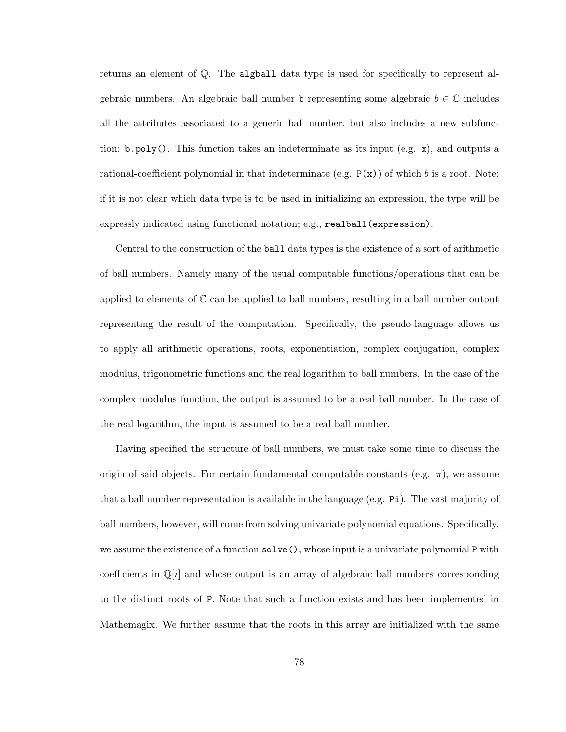returns an element of $\mathbb{Q}$. The `algball` data type is used for specifically to represent algebraic numbers. An algebraic ball number `b` representing some algebraic $b \in \mathbb{C}$ includes all the attributes associated to a generic ball number, but also includes a new subfunction: `b.poly()`. This function takes an indeterminate as its input (e.g. `x`), and outputs a rational-coefficient polynomial in that indeterminate (e.g. `P(x)`) of which $b$ is a root. Note: if it is not clear which data type is to be used in initializing an expression, the type will be expressly indicated using functional notation; e.g., `realball(expression)`.

Central to the construction of the `ball` data types is the existence of a sort of arithmetic of ball numbers. Namely many of the usual computable functions/operations that can be applied to elements of $\mathbb{C}$ can be applied to ball numbers, resulting in a ball number output representing the result of the computation. Specifically, the pseudo-language allows us to apply all arithmetic operations, roots, exponentiation, complex conjugation, complex modulus, trigonometric functions and the real logarithm to ball numbers. In the case of the complex modulus function, the output is assumed to be a real ball number. In the case of the real logarithm, the input is assumed to be a real ball number.

Having specified the structure of ball numbers, we must take some time to discuss the origin of said objects. For certain fundamental computable constants (e.g. $\pi$), we assume that a ball number representation is available in the language (e.g. `Pi`). The vast majority of ball numbers, however, will come from solving univariate polynomial equations. Specifically, we assume the existence of a function `solve()`, whose input is a univariate polynomial `P` with coefficients in $\mathbb{Q}[i]$ and whose output is an array of algebraic ball numbers corresponding to the distinct roots of `P`. Note that such a function exists and has been implemented in Mathemagix. We further assume that the roots in this array are initialized with the same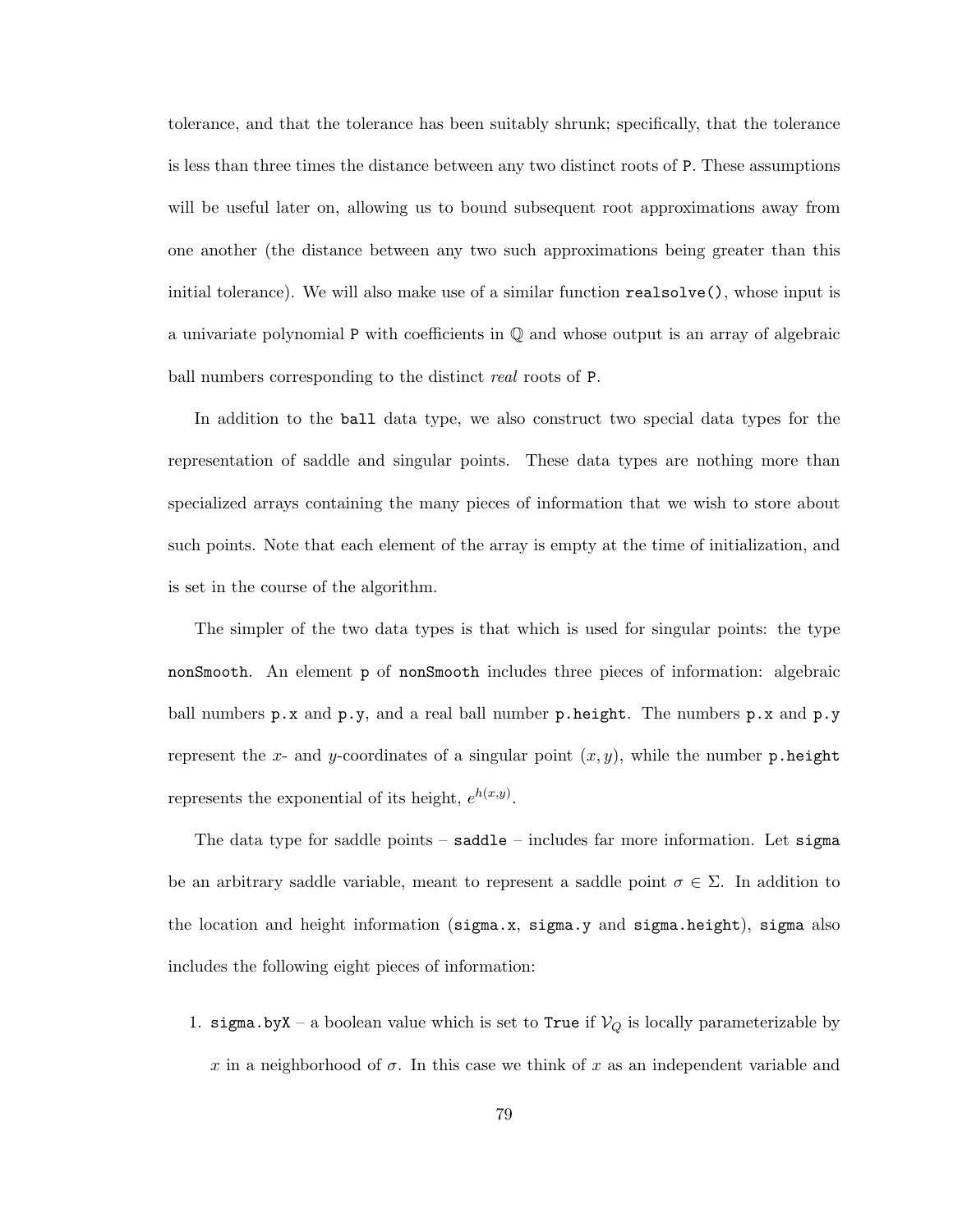tolerance, and that the tolerance has been suitably shrunk; specifically, that the tolerance is less than three times the distance between any two distinct roots of `P`. These assumptions will be useful later on, allowing us to bound subsequent root approximations away from one another (the distance between any two such approximations being greater than this initial tolerance). We will also make use of a similar function `realsolve()`, whose input is a univariate polynomial `P` with coefficients in $\mathbb{Q}$ and whose output is an array of algebraic ball numbers corresponding to the distinct *real* roots of `P`.

In addition to the `ball` data type, we also construct two special data types for the representation of saddle and singular points. These data types are nothing more than specialized arrays containing the many pieces of information that we wish to store about such points. Note that each element of the array is empty at the time of initialization, and is set in the course of the algorithm.

The simpler of the two data types is that which is used for singular points: the type `nonSmooth`. An element `p` of `nonSmooth` includes three pieces of information: algebraic ball numbers `p.x` and `p.y`, and a real ball number `p.height`. The numbers `p.x` and `p.y` represent the $x$- and $y$-coordinates of a singular point $(x, y)$, while the number `p.height` represents the exponential of its height, $e^{h(x,y)}$.

The data type for saddle points – `saddle` – includes far more information. Let `sigma` be an arbitrary saddle variable, meant to represent a saddle point $\sigma \in \Sigma$. In addition to the location and height information (`sigma.x`, `sigma.y` and `sigma.height`), `sigma` also includes the following eight pieces of information:

1. `sigma.byX` – a boolean value which is set to `True` if $\mathcal{V}_Q$ is locally parameterizable by $x$ in a neighborhood of $\sigma$. In this case we think of $x$ as an independent variable and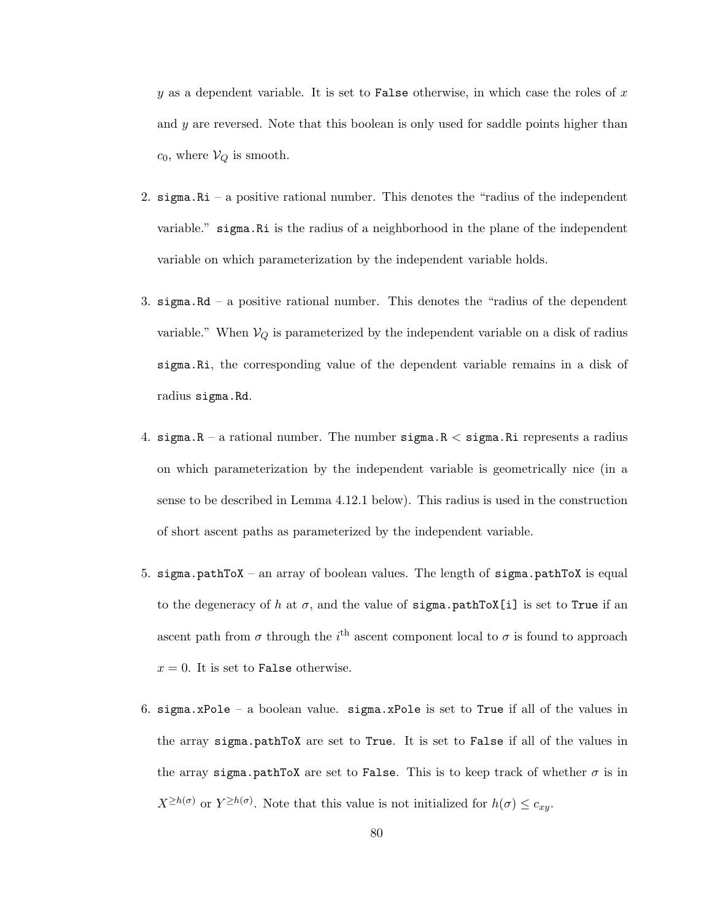$y$ as a dependent variable. It is set to `False` otherwise, in which case the roles of $x$ and $y$ are reversed. Note that this boolean is only used for saddle points higher than $c_0$, where $\mathcal{V}_Q$ is smooth.

2. `sigma.Ri` – a positive rational number. This denotes the "radius of the independent variable." `sigma.Ri` is the radius of a neighborhood in the plane of the independent variable on which parameterization by the independent variable holds.

3. `sigma.Rd` – a positive rational number. This denotes the "radius of the dependent variable." When $\mathcal{V}_Q$ is parameterized by the independent variable on a disk of radius `sigma.Ri`, the corresponding value of the dependent variable remains in a disk of radius `sigma.Rd`.

4. `sigma.R` – a rational number. The number `sigma.R` < `sigma.Ri` represents a radius on which parameterization by the independent variable is geometrically nice (in a sense to be described in Lemma 4.12.1 below). This radius is used in the construction of short ascent paths as parameterized by the independent variable.

5. `sigma.pathToX` – an array of boolean values. The length of `sigma.pathToX` is equal to the degeneracy of $h$ at $\sigma$, and the value of `sigma.pathToX[i]` is set to `True` if an ascent path from $\sigma$ through the $i^{\text{th}}$ ascent component local to $\sigma$ is found to approach $x = 0$. It is set to `False` otherwise.

6. `sigma.xPole` – a boolean value. `sigma.xPole` is set to `True` if all of the values in the array `sigma.pathToX` are set to `True`. It is set to `False` if all of the values in the array `sigma.pathToX` are set to `False`. This is to keep track of whether $\sigma$ is in $X^{\geq h(\sigma)}$ or $Y^{\geq h(\sigma)}$. Note that this value is not initialized for $h(\sigma) \leq c_{xy}$.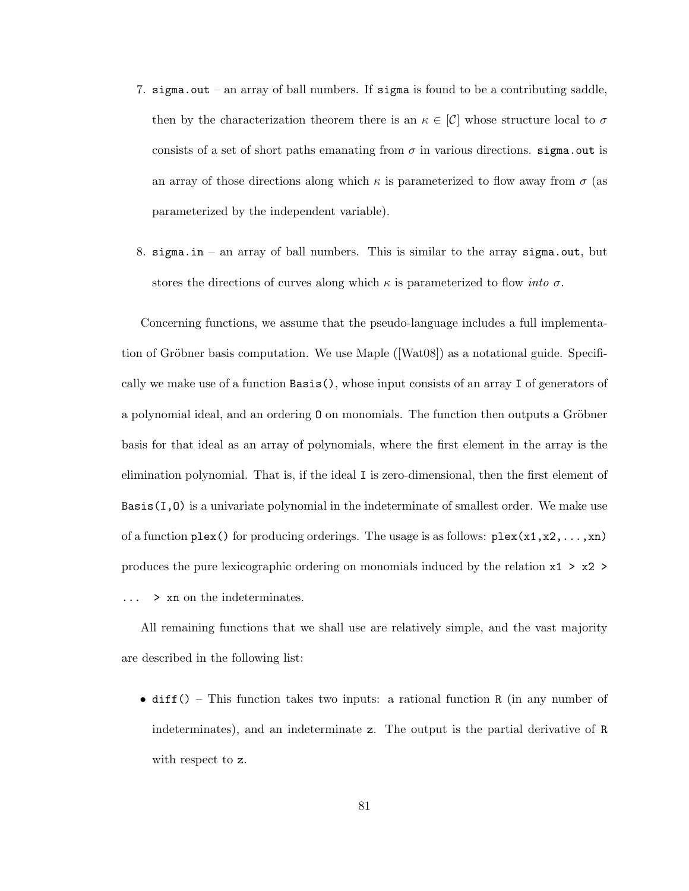7. `sigma.out` – an array of ball numbers. If `sigma` is found to be a contributing saddle, then by the characterization theorem there is an $\kappa \in [\mathcal{C}]$ whose structure local to $\sigma$ consists of a set of short paths emanating from $\sigma$ in various directions. `sigma.out` is an array of those directions along which $\kappa$ is parameterized to flow away from $\sigma$ (as parameterized by the independent variable).

8. `sigma.in` – an array of ball numbers. This is similar to the array `sigma.out`, but stores the directions of curves along which $\kappa$ is parameterized to flow *into* $\sigma$.

Concerning functions, we assume that the pseudo-language includes a full implementation of Gröbner basis computation. We use Maple ([Wat08]) as a notational guide. Specifically we make use of a function `Basis()`, whose input consists of an array `I` of generators of a polynomial ideal, and an ordering `O` on monomials. The function then outputs a Gröbner basis for that ideal as an array of polynomials, where the first element in the array is the elimination polynomial. That is, if the ideal `I` is zero-dimensional, then the first element of `Basis(I,O)` is a univariate polynomial in the indeterminate of smallest order. We make use of a function `plex()` for producing orderings. The usage is as follows: `plex(x1,x2,...,xn)` produces the pure lexicographic ordering on monomials induced by the relation `x1 > x2 > ... > xn` on the indeterminates.

All remaining functions that we shall use are relatively simple, and the vast majority are described in the following list:

- `diff()` – This function takes two inputs: a rational function `R` (in any number of indeterminates), and an indeterminate `z`. The output is the partial derivative of `R` with respect to `z`.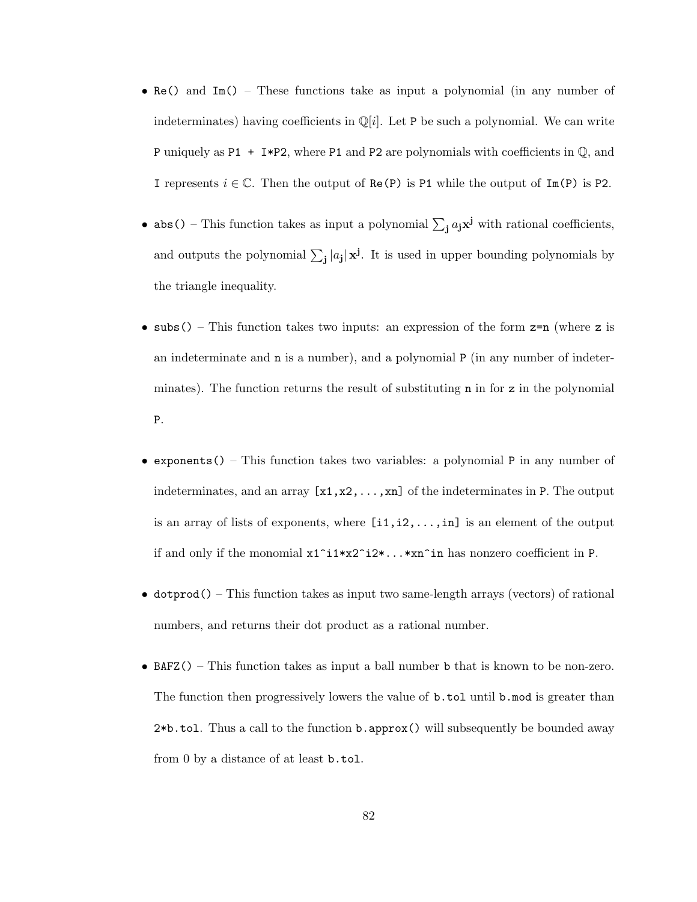- Re() and Im() – These functions take as input a polynomial (in any number of indeterminates) having coefficients in $\mathbb{Q}[i]$. Let P be such a polynomial. We can write P uniquely as P1 + I*P2, where P1 and P2 are polynomials with coefficients in $\mathbb{Q}$, and I represents $i \in \mathbb{C}$. Then the output of Re(P) is P1 while the output of Im(P) is P2.

- abs() – This function takes as input a polynomial $\sum_{\mathbf{j}} a_{\mathbf{j}} \mathbf{x}^{\mathbf{j}}$ with rational coefficients, and outputs the polynomial $\sum_{\mathbf{j}} |a_{\mathbf{j}}| \mathbf{x}^{\mathbf{j}}$. It is used in upper bounding polynomials by the triangle inequality.

- subs() – This function takes two inputs: an expression of the form z=n (where z is an indeterminate and n is a number), and a polynomial P (in any number of indeterminates). The function returns the result of substituting n in for z in the polynomial P.

- exponents() – This function takes two variables: a polynomial P in any number of indeterminates, and an array [x1,x2,...,xn] of the indeterminates in P. The output is an array of lists of exponents, where [i1,i2,...,in] is an element of the output if and only if the monomial x1^i1*x2^i2*...*xn^in has nonzero coefficient in P.

- dotprod() – This function takes as input two same-length arrays (vectors) of rational numbers, and returns their dot product as a rational number.

- BAFZ() – This function takes as input a ball number b that is known to be non-zero. The function then progressively lowers the value of b.tol until b.mod is greater than 2*b.tol. Thus a call to the function b.approx() will subsequently be bounded away from 0 by a distance of at least b.tol.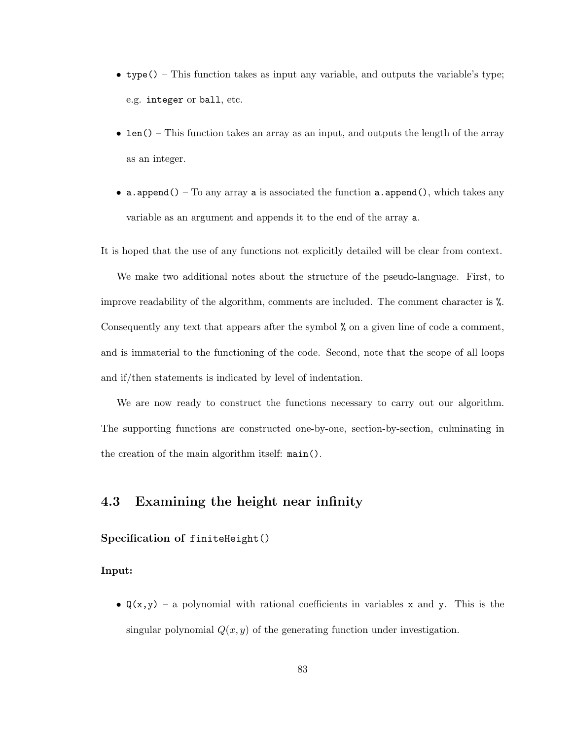- `type()` – This function takes as input any variable, and outputs the variable's type; e.g. `integer` or `ball`, etc.

- `len()` – This function takes an array as an input, and outputs the length of the array as an integer.

- `a.append()` – To any array `a` is associated the function `a.append()`, which takes any variable as an argument and appends it to the end of the array `a`.

It is hoped that the use of any functions not explicitly detailed will be clear from context.

We make two additional notes about the structure of the pseudo-language. First, to improve readability of the algorithm, comments are included. The comment character is `%`. Consequently any text that appears after the symbol `%` on a given line of code a comment, and is immaterial to the functioning of the code. Second, note that the scope of all loops and if/then statements is indicated by level of indentation.

We are now ready to construct the functions necessary to carry out our algorithm. The supporting functions are constructed one-by-one, section-by-section, culminating in the creation of the main algorithm itself: `main()`.

## 4.3 Examining the height near infinity

**Specification of `finiteHeight()`**

**Input:**

- `Q(x,y)` – a polynomial with rational coefficients in variables `x` and `y`. This is the singular polynomial $Q(x, y)$ of the generating function under investigation.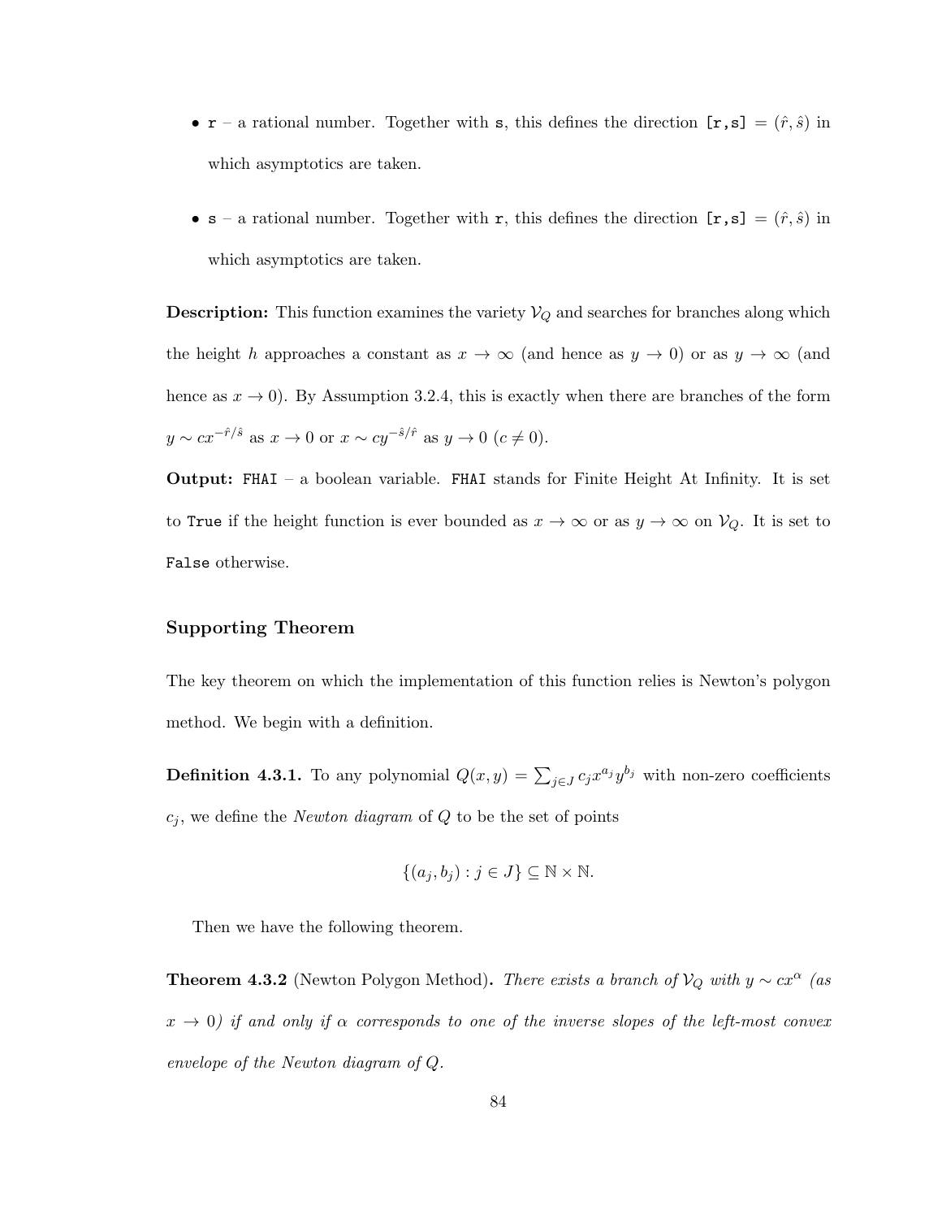- `r` – a rational number. Together with `s`, this defines the direction `[r,s]` $= (\hat{r}, \hat{s})$ in which asymptotics are taken.

- `s` – a rational number. Together with `r`, this defines the direction `[r,s]` $= (\hat{r}, \hat{s})$ in which asymptotics are taken.

**Description:** This function examines the variety $\mathcal{V}_Q$ and searches for branches along which the height $h$ approaches a constant as $x \to \infty$ (and hence as $y \to 0$) or as $y \to \infty$ (and hence as $x \to 0$). By Assumption 3.2.4, this is exactly when there are branches of the form $y \sim cx^{-\hat{r}/\hat{s}}$ as $x \to 0$ or $x \sim cy^{-\hat{s}/\hat{r}}$ as $y \to 0$ ($c \neq 0$).

**Output:** `FHAI` – a boolean variable. `FHAI` stands for Finite Height At Infinity. It is set to `True` if the height function is ever bounded as $x \to \infty$ or as $y \to \infty$ on $\mathcal{V}_Q$. It is set to `False` otherwise.

### Supporting Theorem

The key theorem on which the implementation of this function relies is Newton's polygon method. We begin with a definition.

**Definition 4.3.1.** To any polynomial $Q(x, y) = \sum_{j \in J} c_j x^{a_j} y^{b_j}$ with non-zero coefficients $c_j$, we define the *Newton diagram* of $Q$ to be the set of points

$$\{(a_j, b_j) : j \in J\} \subseteq \mathbb{N} \times \mathbb{N}.$$

Then we have the following theorem.

**Theorem 4.3.2** (Newton Polygon Method)**.** *There exists a branch of $\mathcal{V}_Q$ with $y \sim cx^{\alpha}$ (as $x \to 0$) if and only if $\alpha$ corresponds to one of the inverse slopes of the left-most convex envelope of the Newton diagram of $Q$.*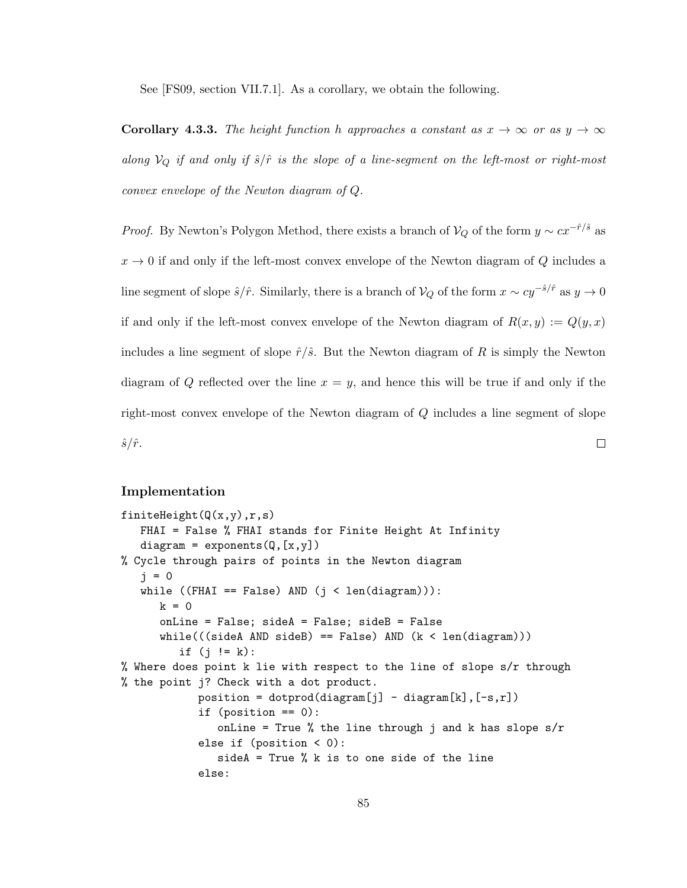See [FS09, section VII.7.1]. As a corollary, we obtain the following.

**Corollary 4.3.3.** *The height function $h$ approaches a constant as $x \to \infty$ or as $y \to \infty$ along $\mathcal{V}_Q$ if and only if $\hat{s}/\hat{r}$ is the slope of a line-segment on the left-most or right-most convex envelope of the Newton diagram of $Q$.*

*Proof.* By Newton's Polygon Method, there exists a branch of $\mathcal{V}_Q$ of the form $y \sim cx^{-\hat{r}/\hat{s}}$ as $x \to 0$ if and only if the left-most convex envelope of the Newton diagram of $Q$ includes a line segment of slope $\hat{s}/\hat{r}$. Similarly, there is a branch of $\mathcal{V}_Q$ of the form $x \sim cy^{-\hat{s}/\hat{r}}$ as $y \to 0$ if and only if the left-most convex envelope of the Newton diagram of $R(x, y) := Q(y, x)$ includes a line segment of slope $\hat{r}/\hat{s}$. But the Newton diagram of $R$ is simply the Newton diagram of $Q$ reflected over the line $x = y$, and hence this will be true if and only if the right-most convex envelope of the Newton diagram of $Q$ includes a line segment of slope $\hat{s}/\hat{r}$. $\square$

### Implementation

```
finiteHeight(Q(x,y),r,s)
   FHAI = False % FHAI stands for Finite Height At Infinity
   diagram = exponents(Q,[x,y])
% Cycle through pairs of points in the Newton diagram
   j = 0
   while ((FHAI == False) AND (j < len(diagram))):
      k = 0
      onLine = False; sideA = False; sideB = False
      while(((sideA AND sideB) == False) AND (k < len(diagram)))
         if (j != k):
% Where does point k lie with respect to the line of slope s/r through
% the point j? Check with a dot product.
            position = dotprod(diagram[j] - diagram[k],[-s,r])
            if (position == 0):
               onLine = True % the line through j and k has slope s/r
            else if (position < 0):
               sideA = True % k is to one side of the line
            else:
```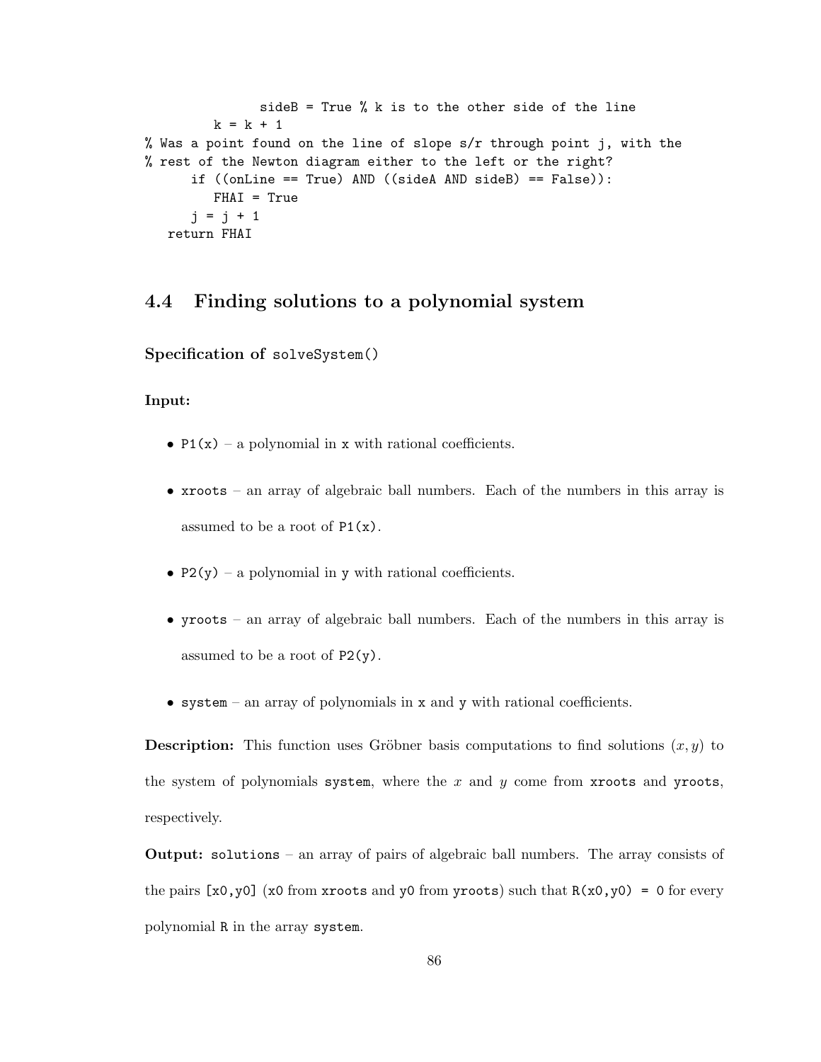```
               sideB = True % k is to the other side of the line
         k = k + 1
% Was a point found on the line of slope s/r through point j, with the
% rest of the Newton diagram either to the left or the right?
      if ((onLine == True) AND ((sideA AND sideB) == False)):
         FHAI = True
      j = j + 1
   return FHAI
```

## 4.4 Finding solutions to a polynomial system

**Specification of `solveSystem()`**

**Input:**

- `P1(x)` – a polynomial in `x` with rational coefficients.
- `xroots` – an array of algebraic ball numbers. Each of the numbers in this array is assumed to be a root of `P1(x)`.
- `P2(y)` – a polynomial in `y` with rational coefficients.
- `yroots` – an array of algebraic ball numbers. Each of the numbers in this array is assumed to be a root of `P2(y)`.
- `system` – an array of polynomials in `x` and `y` with rational coefficients.

**Description:** This function uses Gröbner basis computations to find solutions $(x, y)$ to the system of polynomials `system`, where the $x$ and $y$ come from `xroots` and `yroots`, respectively.

**Output:** `solutions` – an array of pairs of algebraic ball numbers. The array consists of the pairs `[x0,y0]` (`x0` from `xroots` and `y0` from `yroots`) such that `R(x0,y0) = 0` for every polynomial `R` in the array `system`.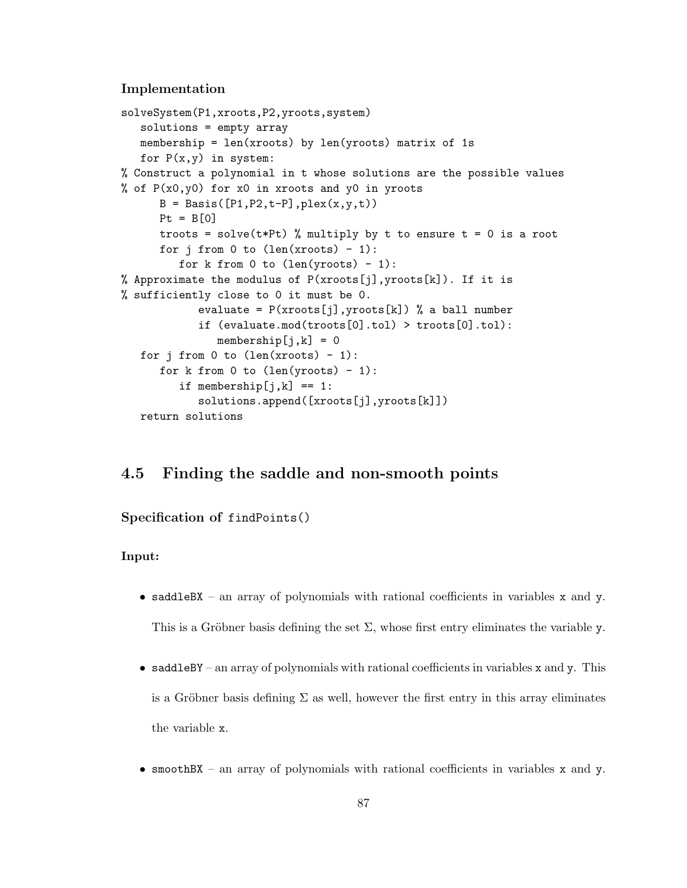#### Implementation

```
solveSystem(P1,xroots,P2,yroots,system)
   solutions = empty array
   membership = len(xroots) by len(yroots) matrix of 1s
   for P(x,y) in system:
% Construct a polynomial in t whose solutions are the possible values
% of P(x0,y0) for x0 in xroots and y0 in yroots
      B = Basis([P1,P2,t-P],plex(x,y,t))
      Pt = B[0]
      troots = solve(t*Pt) % multiply by t to ensure t = 0 is a root
      for j from 0 to (len(xroots) - 1):
         for k from 0 to (len(yroots) - 1):
% Approximate the modulus of P(xroots[j],yroots[k]). If it is
% sufficiently close to 0 it must be 0.
            evaluate = P(xroots[j],yroots[k]) % a ball number
            if (evaluate.mod(troots[0].tol) > troots[0].tol):
               membership[j,k] = 0
   for j from 0 to (len(xroots) - 1):
      for k from 0 to (len(yroots) - 1):
         if membership[j,k] == 1:
            solutions.append([xroots[j],yroots[k]])
   return solutions
```

## 4.5 Finding the saddle and non-smooth points

#### Specification of `findPoints()`

#### Input:

- `saddleBX` – an array of polynomials with rational coefficients in variables `x` and `y`. This is a Gröbner basis defining the set $\Sigma$, whose first entry eliminates the variable `y`.
- `saddleBY` – an array of polynomials with rational coefficients in variables `x` and `y`. This is a Gröbner basis defining $\Sigma$ as well, however the first entry in this array eliminates the variable `x`.
- `smoothBX` – an array of polynomials with rational coefficients in variables `x` and `y`.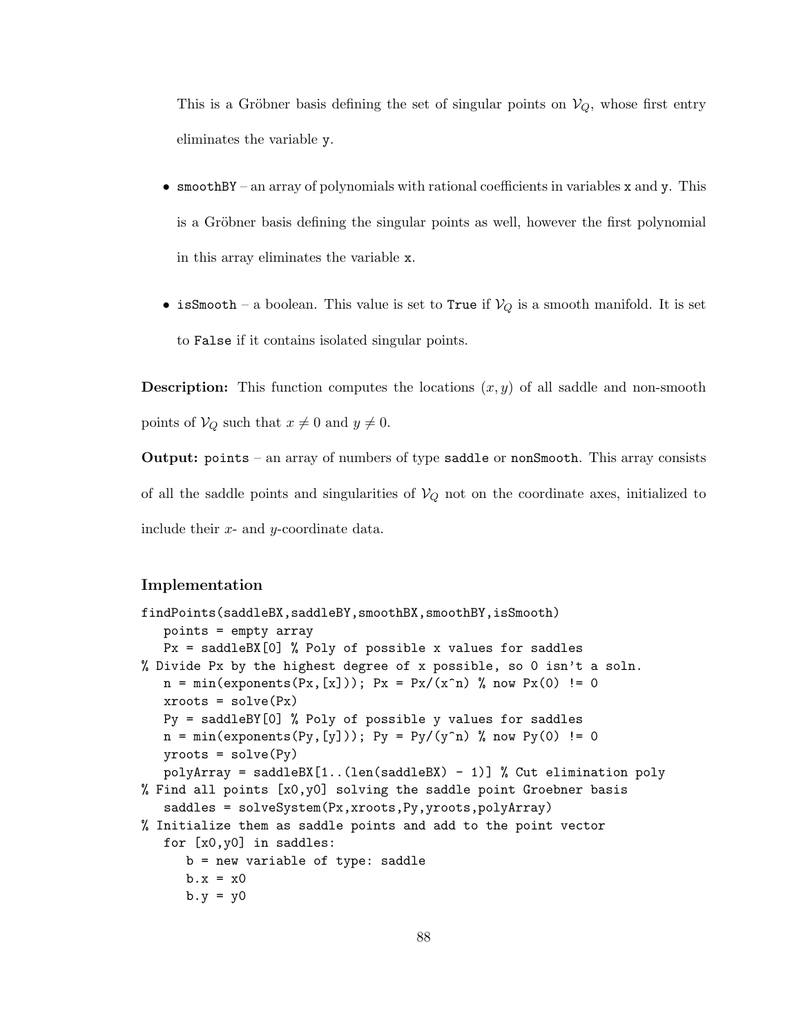This is a Gröbner basis defining the set of singular points on $\mathcal{V}_Q$, whose first entry eliminates the variable y.

- smoothBY – an array of polynomials with rational coefficients in variables x and y. This is a Gröbner basis defining the singular points as well, however the first polynomial in this array eliminates the variable x.
- isSmooth – a boolean. This value is set to True if $\mathcal{V}_Q$ is a smooth manifold. It is set to False if it contains isolated singular points.

**Description:** This function computes the locations $(x, y)$ of all saddle and non-smooth points of $\mathcal{V}_Q$ such that $x \neq 0$ and $y \neq 0$.

**Output:** points – an array of numbers of type saddle or nonSmooth. This array consists of all the saddle points and singularities of $\mathcal{V}_Q$ not on the coordinate axes, initialized to include their $x$- and $y$-coordinate data.

### Implementation

```
findPoints(saddleBX,saddleBY,smoothBX,smoothBY,isSmooth)
   points = empty array
   Px = saddleBX[0] % Poly of possible x values for saddles
% Divide Px by the highest degree of x possible, so 0 isn't a soln.
   n = min(exponents(Px,[x])); Px = Px/(x^n) % now Px(0) != 0
   xroots = solve(Px)
   Py = saddleBY[0] % Poly of possible y values for saddles
   n = min(exponents(Py,[y])); Py = Py/(y^n) % now Py(0) != 0
   yroots = solve(Py)
   polyArray = saddleBX[1..(len(saddleBX) - 1)] % Cut elimination poly
% Find all points [x0,y0] solving the saddle point Groebner basis
   saddles = solveSystem(Px,xroots,Py,yroots,polyArray)
% Initialize them as saddle points and add to the point vector
   for [x0,y0] in saddles:
      b = new variable of type: saddle
      b.x = x0
      b.y = y0
```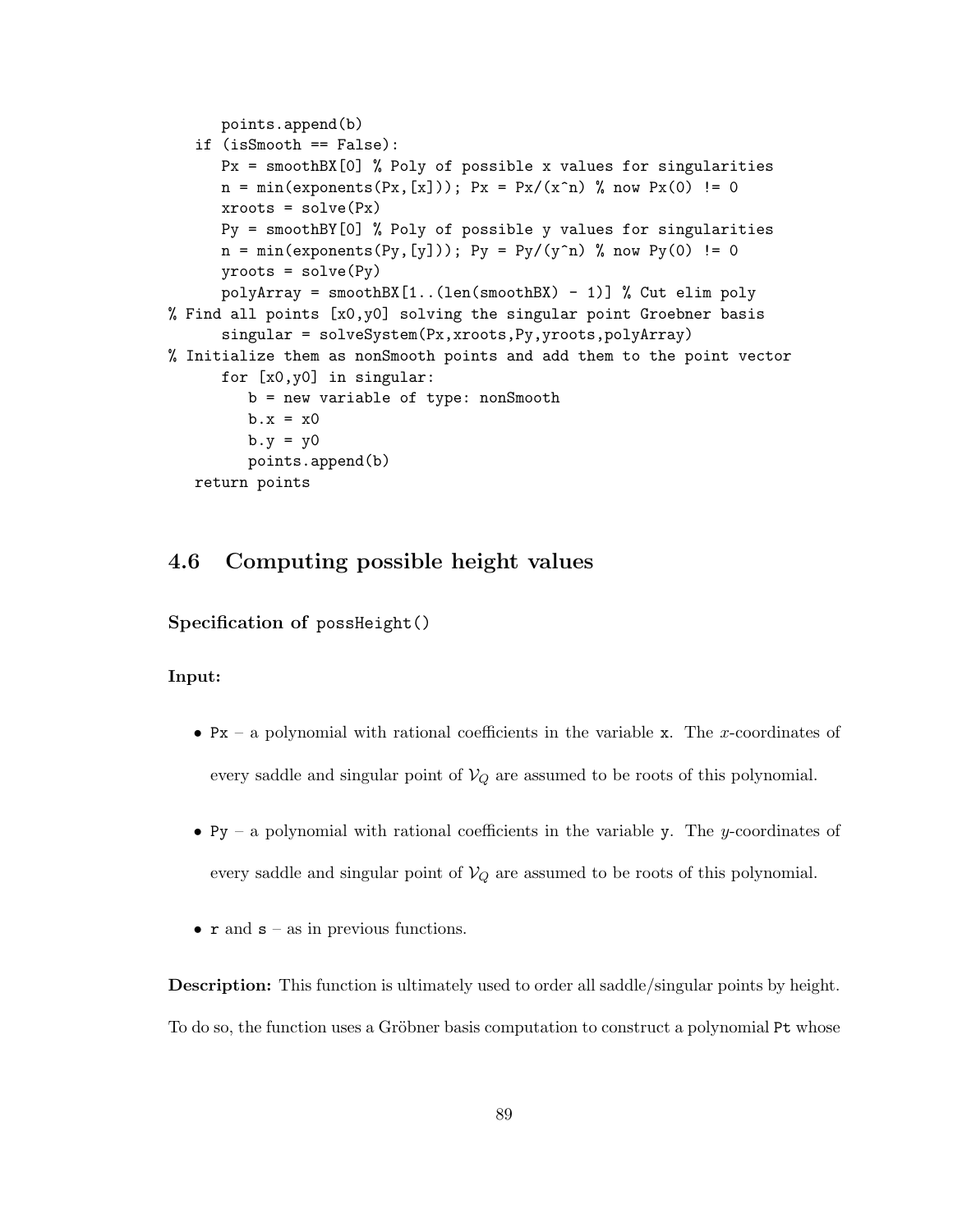```
      points.append(b)
   if (isSmooth == False):
      Px = smoothBX[0] % Poly of possible x values for singularities
      n = min(exponents(Px,[x])); Px = Px/(x^n) % now Px(0) != 0
      xroots = solve(Px)
      Py = smoothBY[0] % Poly of possible y values for singularities
      n = min(exponents(Py,[y])); Py = Py/(y^n) % now Py(0) != 0
      yroots = solve(Py)
      polyArray = smoothBX[1..(len(smoothBX) - 1)] % Cut elim poly
% Find all points [x0,y0] solving the singular point Groebner basis
      singular = solveSystem(Px,xroots,Py,yroots,polyArray)
% Initialize them as nonSmooth points and add them to the point vector
      for [x0,y0] in singular:
         b = new variable of type: nonSmooth
         b.x = x0
         b.y = y0
         points.append(b)
   return points
```

## 4.6 Computing possible height values

**Specification of** `possHeight()`

**Input:**

- `Px` – a polynomial with rational coefficients in the variable `x`. The $x$-coordinates of every saddle and singular point of $\mathcal{V}_Q$ are assumed to be roots of this polynomial.
- `Py` – a polynomial with rational coefficients in the variable `y`. The $y$-coordinates of every saddle and singular point of $\mathcal{V}_Q$ are assumed to be roots of this polynomial.
- `r` and `s` – as in previous functions.

**Description:** This function is ultimately used to order all saddle/singular points by height. To do so, the function uses a Gröbner basis computation to construct a polynomial `Pt` whose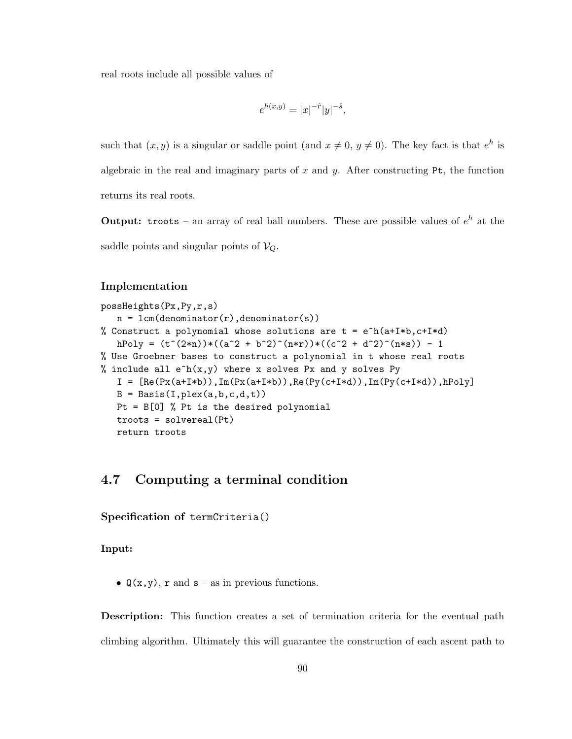real roots include all possible values of

$$e^{h(x,y)} = |x|^{-\hat{r}}|y|^{-\hat{s}},$$

such that $(x, y)$ is a singular or saddle point (and $x \neq 0$, $y \neq 0$). The key fact is that $e^h$ is algebraic in the real and imaginary parts of $x$ and $y$. After constructing `Pt`, the function returns its real roots.

**Output:** `troots` – an array of real ball numbers. These are possible values of $e^h$ at the saddle points and singular points of $\mathcal{V}_Q$.

### Implementation

```
possHeights(Px,Py,r,s)
   n = lcm(denominator(r),denominator(s))
% Construct a polynomial whose solutions are t = e^h(a+I*b,c+I*d)
   hPoly = (t^(2*n))*((a^2 + b^2)^(n*r))*((c^2 + d^2)^(n*s)) - 1
% Use Groebner bases to construct a polynomial in t whose real roots
% include all e^h(x,y) where x solves Px and y solves Py
   I = [Re(Px(a+I*b)),Im(Px(a+I*b)),Re(Py(c+I*d)),Im(Py(c+I*d)),hPoly]
   B = Basis(I,plex(a,b,c,d,t))
   Pt = B[0] % Pt is the desired polynomial
   troots = solvereal(Pt)
   return troots
```

## 4.7 Computing a terminal condition

### Specification of `termCriteria()`

**Input:**

- `Q(x,y)`, `r` and `s` – as in previous functions.

**Description:** This function creates a set of termination criteria for the eventual path climbing algorithm. Ultimately this will guarantee the construction of each ascent path to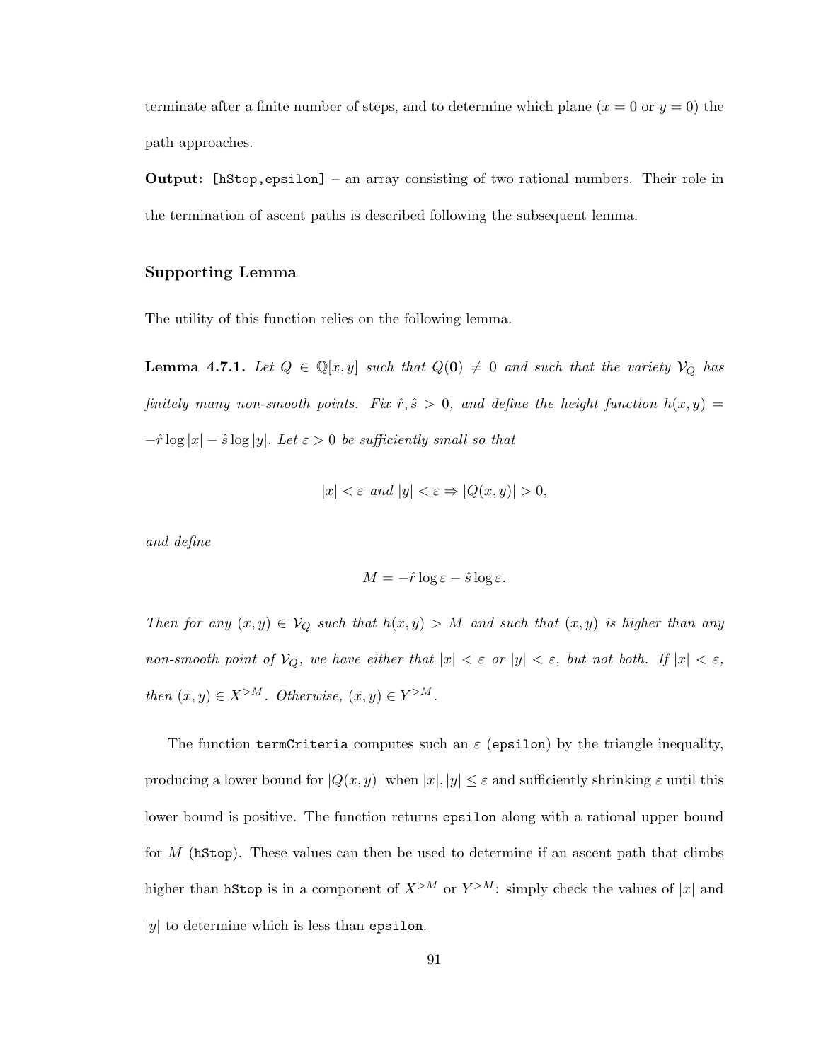terminate after a finite number of steps, and to determine which plane ($x = 0$ or $y = 0$) the path approaches.

**Output:** `[hStop,epsilon]` – an array consisting of two rational numbers. Their role in the termination of ascent paths is described following the subsequent lemma.

### Supporting Lemma

The utility of this function relies on the following lemma.

**Lemma 4.7.1.** *Let $Q \in \mathbb{Q}[x, y]$ such that $Q(\mathbf{0}) \neq 0$ and such that the variety $\mathcal{V}_Q$ has finitely many non-smooth points. Fix $\hat{r}, \hat{s} > 0$, and define the height function $h(x, y) = -\hat{r} \log |x| - \hat{s} \log |y|$. Let $\varepsilon > 0$ be sufficiently small so that*

$$|x| < \varepsilon \text{ and } |y| < \varepsilon \Rightarrow |Q(x, y)| > 0,$$

*and define*

$$M = -\hat{r} \log \varepsilon - \hat{s} \log \varepsilon.$$

*Then for any $(x, y) \in \mathcal{V}_Q$ such that $h(x, y) > M$ and such that $(x, y)$ is higher than any non-smooth point of $\mathcal{V}_Q$, we have either that $|x| < \varepsilon$ or $|y| < \varepsilon$, but not both. If $|x| < \varepsilon$, then $(x, y) \in X^{>M}$. Otherwise, $(x, y) \in Y^{>M}$.*

The function `termCriteria` computes such an $\varepsilon$ (`epsilon`) by the triangle inequality, producing a lower bound for $|Q(x, y)|$ when $|x|, |y| \leq \varepsilon$ and sufficiently shrinking $\varepsilon$ until this lower bound is positive. The function returns `epsilon` along with a rational upper bound for $M$ (`hStop`). These values can then be used to determine if an ascent path that climbs higher than `hStop` is in a component of $X^{>M}$ or $Y^{>M}$: simply check the values of $|x|$ and $|y|$ to determine which is less than `epsilon`.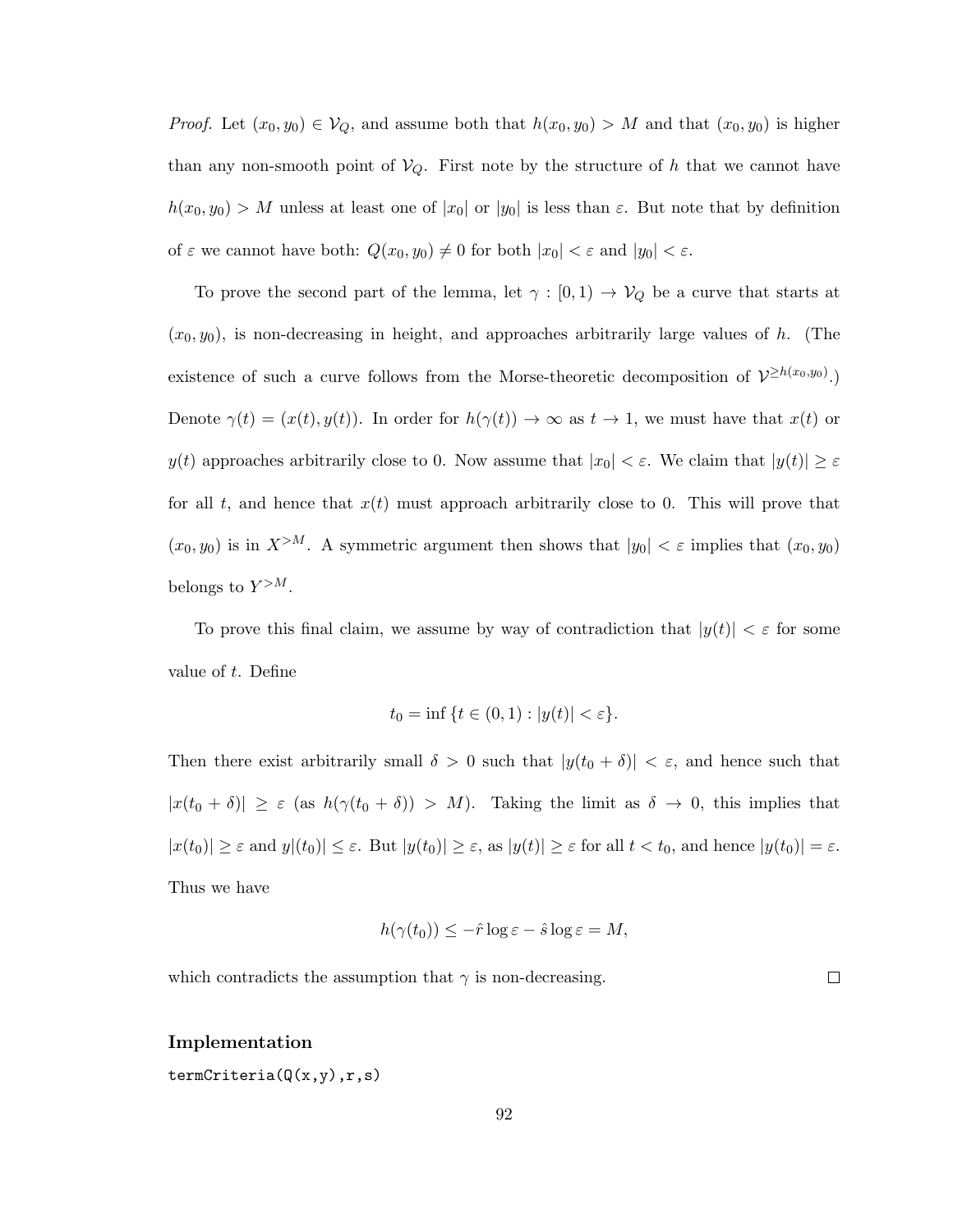*Proof.* Let $(x_0, y_0) \in \mathcal{V}_Q$, and assume both that $h(x_0, y_0) > M$ and that $(x_0, y_0)$ is higher than any non-smooth point of $\mathcal{V}_Q$. First note by the structure of $h$ that we cannot have $h(x_0, y_0) > M$ unless at least one of $|x_0|$ or $|y_0|$ is less than $\varepsilon$. But note that by definition of $\varepsilon$ we cannot have both: $Q(x_0, y_0) \neq 0$ for both $|x_0| < \varepsilon$ and $|y_0| < \varepsilon$.

To prove the second part of the lemma, let $\gamma : [0, 1) \to \mathcal{V}_Q$ be a curve that starts at $(x_0, y_0)$, is non-decreasing in height, and approaches arbitrarily large values of $h$. (The existence of such a curve follows from the Morse-theoretic decomposition of $\mathcal{V}^{\geq h(x_0,y_0)}$.) Denote $\gamma(t) = (x(t), y(t))$. In order for $h(\gamma(t)) \to \infty$ as $t \to 1$, we must have that $x(t)$ or $y(t)$ approaches arbitrarily close to 0. Now assume that $|x_0| < \varepsilon$. We claim that $|y(t)| \geq \varepsilon$ for all $t$, and hence that $x(t)$ must approach arbitrarily close to 0. This will prove that $(x_0, y_0)$ is in $X^{>M}$. A symmetric argument then shows that $|y_0| < \varepsilon$ implies that $(x_0, y_0)$ belongs to $Y^{>M}$.

To prove this final claim, we assume by way of contradiction that $|y(t)| < \varepsilon$ for some value of $t$. Define

$$t_0 = \inf\{t \in (0, 1) : |y(t)| < \varepsilon\}.$$

Then there exist arbitrarily small $\delta > 0$ such that $|y(t_0 + \delta)| < \varepsilon$, and hence such that $|x(t_0 + \delta)| \geq \varepsilon$ (as $h(\gamma(t_0 + \delta)) > M$). Taking the limit as $\delta \to 0$, this implies that $|x(t_0)| \geq \varepsilon$ and $y|(t_0)| \leq \varepsilon$. But $|y(t_0)| \geq \varepsilon$, as $|y(t)| \geq \varepsilon$ for all $t < t_0$, and hence $|y(t_0)| = \varepsilon$. Thus we have

$$h(\gamma(t_0)) \leq -\hat{r} \log \varepsilon - \hat{s} \log \varepsilon = M,$$

which contradicts the assumption that $\gamma$ is non-decreasing. $\square$

### Implementation

`termCriteria(Q(x,y),r,s)`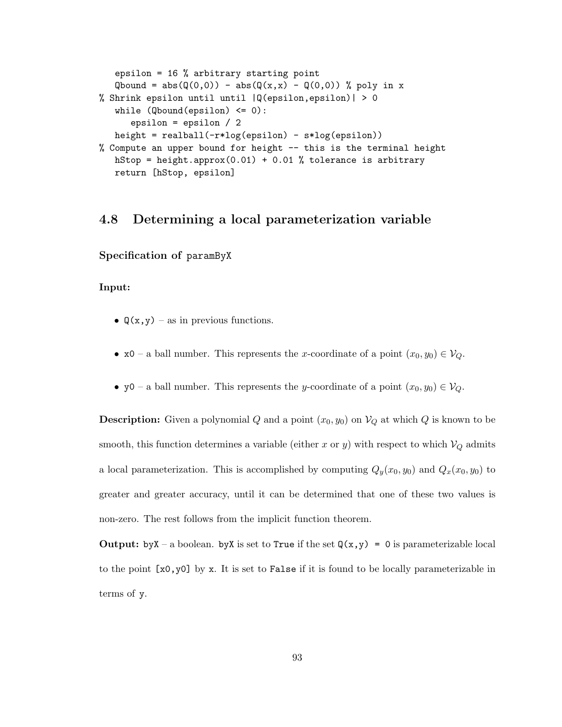```
   epsilon = 16 % arbitrary starting point
   Qbound = abs(Q(0,0)) - abs(Q(x,x) - Q(0,0)) % poly in x
% Shrink epsilon until until |Q(epsilon,epsilon)| > 0
   while (Qbound(epsilon) <= 0):
      epsilon = epsilon / 2
   height = realball(-r*log(epsilon) - s*log(epsilon))
% Compute an upper bound for height -- this is the terminal height
   hStop = height.approx(0.01) + 0.01 % tolerance is arbitrary
   return [hStop, epsilon]
```

## 4.8 Determining a local parameterization variable

**Specification of `paramByX`**

**Input:**

- `Q(x,y)` – as in previous functions.
- `x0` – a ball number. This represents the $x$-coordinate of a point $(x_0, y_0) \in \mathcal{V}_Q$.
- `y0` – a ball number. This represents the $y$-coordinate of a point $(x_0, y_0) \in \mathcal{V}_Q$.

**Description:** Given a polynomial $Q$ and a point $(x_0, y_0)$ on $\mathcal{V}_Q$ at which $Q$ is known to be smooth, this function determines a variable (either $x$ or $y$) with respect to which $\mathcal{V}_Q$ admits a local parameterization. This is accomplished by computing $Q_y(x_0, y_0)$ and $Q_x(x_0, y_0)$ to greater and greater accuracy, until it can be determined that one of these two values is non-zero. The rest follows from the implicit function theorem.

**Output:** `byX` – a boolean. `byX` is set to `True` if the set `Q(x,y) = 0` is parameterizable local to the point `[x0,y0]` by `x`. It is set to `False` if it is found to be locally parameterizable in terms of `y`.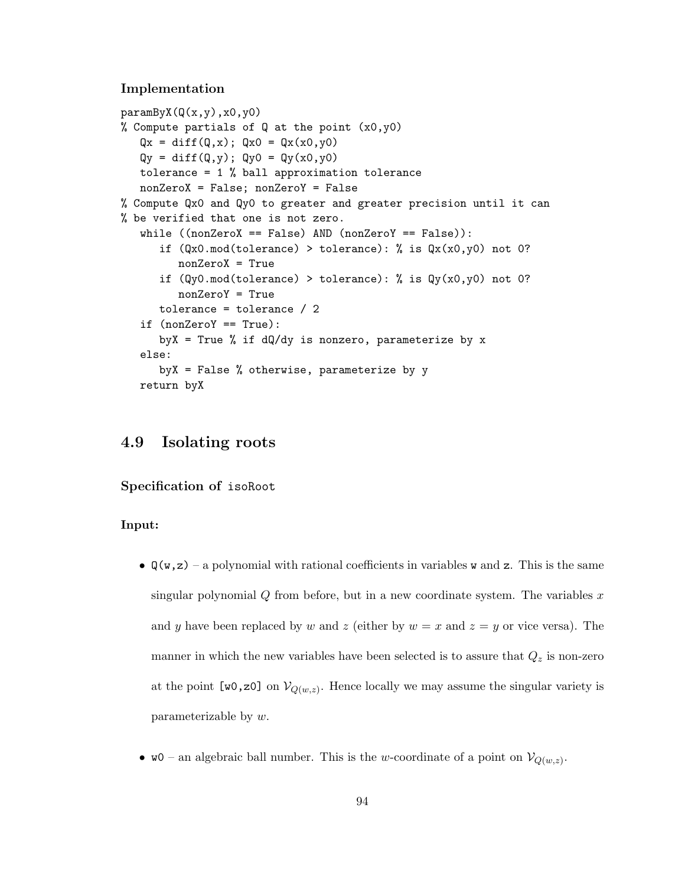#### Implementation

```
paramByX(Q(x,y),x0,y0)
% Compute partials of Q at the point (x0,y0)
   Qx = diff(Q,x); Qx0 = Qx(x0,y0)
   Qy = diff(Q,y); Qy0 = Qy(x0,y0)
   tolerance = 1 % ball approximation tolerance
   nonZeroX = False; nonZeroY = False
% Compute Qx0 and Qy0 to greater and greater precision until it can
% be verified that one is not zero.
   while ((nonZeroX == False) AND (nonZeroY == False)):
      if (Qx0.mod(tolerance) > tolerance): % is Qx(x0,y0) not 0?
         nonZeroX = True
      if (Qy0.mod(tolerance) > tolerance): % is Qy(x0,y0) not 0?
         nonZeroY = True
      tolerance = tolerance / 2
   if (nonZeroY == True):
      byX = True % if dQ/dy is nonzero, parameterize by x
   else:
      byX = False % otherwise, parameterize by y
   return byX
```

## 4.9 Isolating roots

#### Specification of `isoRoot`

#### Input:

- `Q(w,z)` – a polynomial with rational coefficients in variables `w` and `z`. This is the same singular polynomial $Q$ from before, but in a new coordinate system. The variables $x$ and $y$ have been replaced by $w$ and $z$ (either by $w = x$ and $z = y$ or vice versa). The manner in which the new variables have been selected is to assure that $Q_z$ is non-zero at the point `[w0,z0]` on $\mathcal{V}_{Q(w,z)}$. Hence locally we may assume the singular variety is parameterizable by $w$.

- `w0` – an algebraic ball number. This is the $w$-coordinate of a point on $\mathcal{V}_{Q(w,z)}$.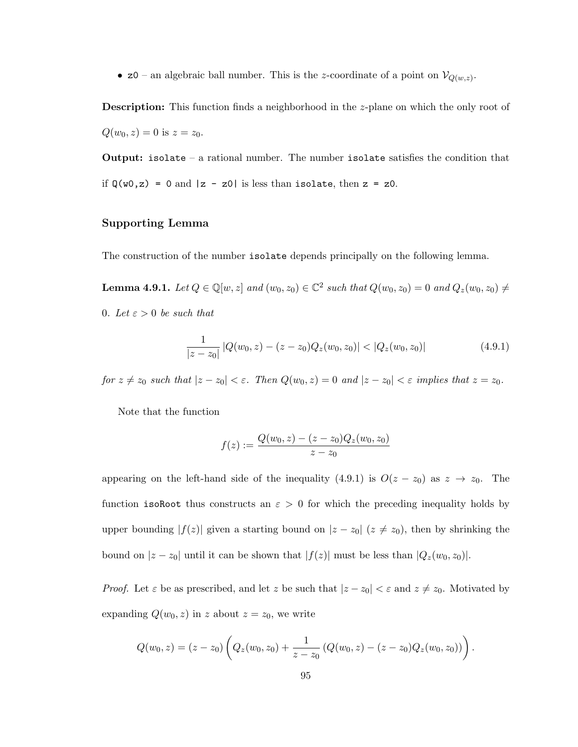- `z0` – an algebraic ball number. This is the $z$-coordinate of a point on $\mathcal{V}_{Q(w,z)}$.

**Description:** This function finds a neighborhood in the $z$-plane on which the only root of $Q(w_0, z) = 0$ is $z = z_0$.

**Output:** `isolate` – a rational number. The number `isolate` satisfies the condition that if `Q(w0,z) = 0` and `|z - z0|` is less than `isolate`, then `z = z0`.

### Supporting Lemma

The construction of the number `isolate` depends principally on the following lemma.

**Lemma 4.9.1.** *Let $Q \in \mathbb{Q}[w, z]$ and $(w_0, z_0) \in \mathbb{C}^2$ such that $Q(w_0, z_0) = 0$ and $Q_z(w_0, z_0) \neq 0$. Let $\varepsilon > 0$ be such that*

$$\frac{1}{|z - z_0|} |Q(w_0, z) - (z - z_0)Q_z(w_0, z_0)| < |Q_z(w_0, z_0)| \tag{4.9.1}$$

*for $z \neq z_0$ such that $|z - z_0| < \varepsilon$. Then $Q(w_0, z) = 0$ and $|z - z_0| < \varepsilon$ implies that $z = z_0$.*

Note that the function

$$f(z) := \frac{Q(w_0, z) - (z - z_0)Q_z(w_0, z_0)}{z - z_0}$$

appearing on the left-hand side of the inequality (4.9.1) is $O(z - z_0)$ as $z \to z_0$. The function `isoRoot` thus constructs an $\varepsilon > 0$ for which the preceding inequality holds by upper bounding $|f(z)|$ given a starting bound on $|z - z_0|$ ($z \neq z_0$), then by shrinking the bound on $|z - z_0|$ until it can be shown that $|f(z)|$ must be less than $|Q_z(w_0, z_0)|$.

*Proof.* Let $\varepsilon$ be as prescribed, and let $z$ be such that $|z - z_0| < \varepsilon$ and $z \neq z_0$. Motivated by expanding $Q(w_0, z)$ in $z$ about $z = z_0$, we write

$$Q(w_0, z) = (z - z_0)\left(Q_z(w_0, z_0) + \frac{1}{z - z_0}\left(Q(w_0, z) - (z - z_0)Q_z(w_0, z_0)\right)\right).$$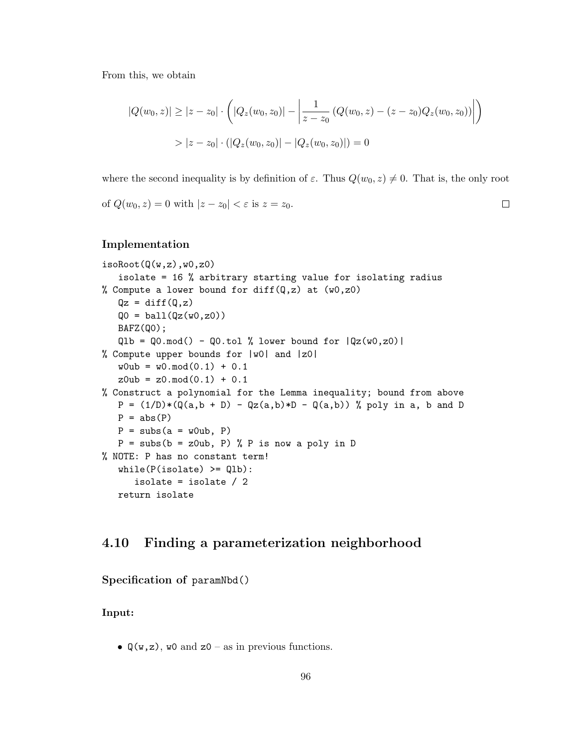From this, we obtain

$$
\begin{aligned}
|Q(w_0, z)| &\geq |z - z_0| \cdot \left( |Q_z(w_0, z_0)| - \left| \frac{1}{z - z_0} \left( Q(w_0, z) - (z - z_0) Q_z(w_0, z_0) \right) \right| \right) \\
&> |z - z_0| \cdot \left( |Q_z(w_0, z_0)| - |Q_z(w_0, z_0)| \right) = 0
\end{aligned}
$$

where the second inequality is by definition of $\varepsilon$. Thus $Q(w_0, z) \neq 0$. That is, the only root of $Q(w_0, z) = 0$ with $|z - z_0| < \varepsilon$ is $z = z_0$. □

### Implementation

```
isoRoot(Q(w,z),w0,z0)
   isolate = 16 % arbitrary starting value for isolating radius
% Compute a lower bound for diff(Q,z) at (w0,z0)
   Qz = diff(Q,z)
   Q0 = ball(Qz(w0,z0))
   BAFZ(Q0);
   Qlb = Q0.mod() - Q0.tol % lower bound for |Qz(w0,z0)|
% Compute upper bounds for |w0| and |z0|
   w0ub = w0.mod(0.1) + 0.1
   z0ub = z0.mod(0.1) + 0.1
% Construct a polynomial for the Lemma inequality; bound from above
   P = (1/D)*(Q(a,b + D) - Qz(a,b)*D - Q(a,b)) % poly in a, b and D
   P = abs(P)
   P = subs(a = w0ub, P)
   P = subs(b = z0ub, P) % P is now a poly in D
% NOTE: P has no constant term!
   while(P(isolate) >= Qlb):
      isolate = isolate / 2
   return isolate
```

## 4.10 Finding a parameterization neighborhood

### Specification of paramNbd()

**Input:**

- Q(w,z), w0 and z0 – as in previous functions.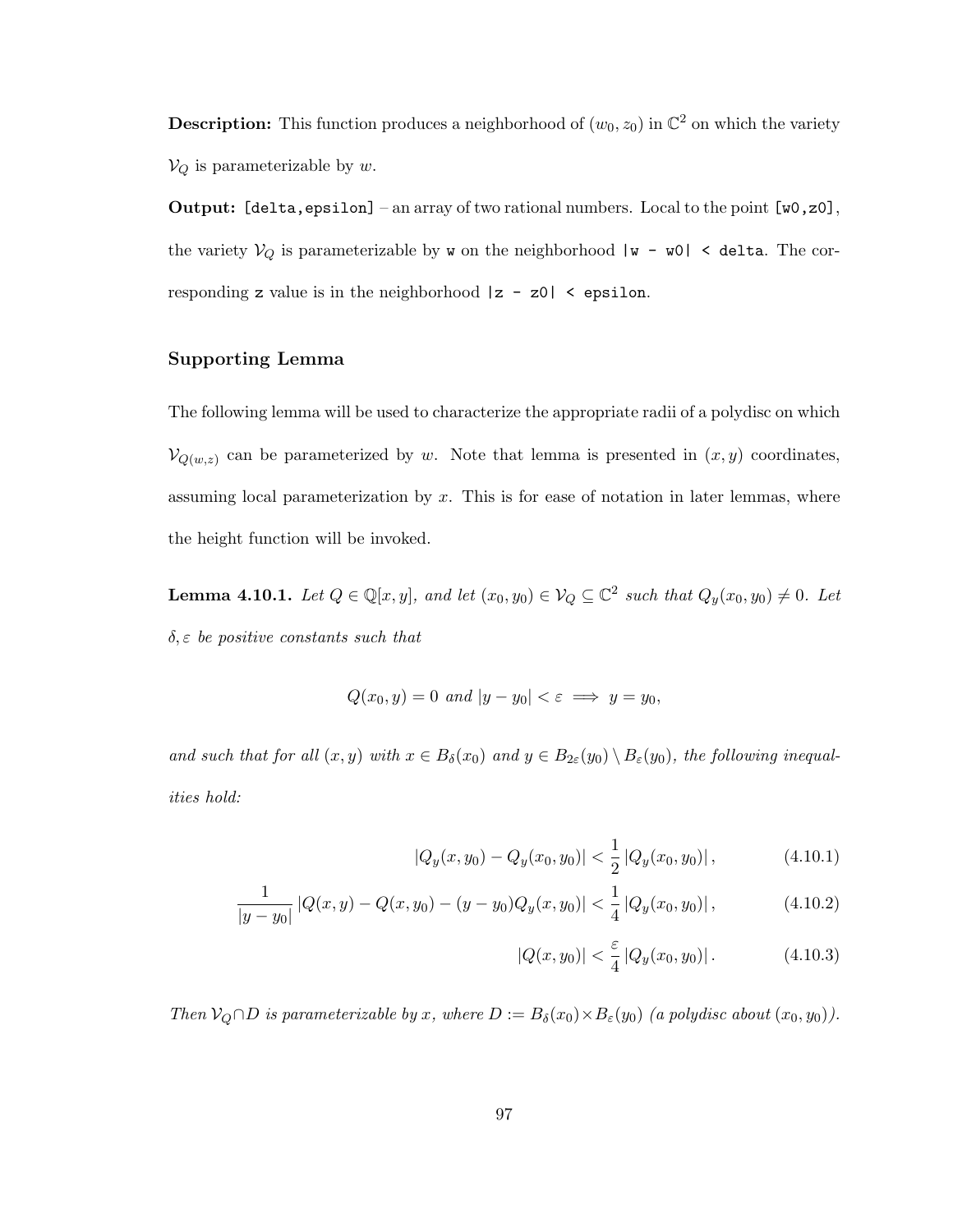**Description:** This function produces a neighborhood of $(w_0, z_0)$ in $\mathbb{C}^2$ on which the variety $\mathcal{V}_Q$ is parameterizable by $w$.

**Output:** `[delta,epsilon]` – an array of two rational numbers. Local to the point `[w0,z0]`, the variety $\mathcal{V}_Q$ is parameterizable by `w` on the neighborhood `|w - w0| < delta`. The corresponding `z` value is in the neighborhood `|z - z0| < epsilon`.

### Supporting Lemma

The following lemma will be used to characterize the appropriate radii of a polydisc on which $\mathcal{V}_{Q(w,z)}$ can be parameterized by $w$. Note that lemma is presented in $(x, y)$ coordinates, assuming local parameterization by $x$. This is for ease of notation in later lemmas, where the height function will be invoked.

**Lemma 4.10.1.** *Let $Q \in \mathbb{Q}[x, y]$, and let $(x_0, y_0) \in \mathcal{V}_Q \subseteq \mathbb{C}^2$ such that $Q_y(x_0, y_0) \neq 0$. Let $\delta, \varepsilon$ be positive constants such that*

$$Q(x_0, y) = 0 \text{ and } |y - y_0| < \varepsilon \implies y = y_0,$$

*and such that for all $(x, y)$ with $x \in B_\delta(x_0)$ and $y \in B_{2\varepsilon}(y_0) \setminus B_\varepsilon(y_0)$, the following inequalities hold:*

$$|Q_y(x, y_0) - Q_y(x_0, y_0)| < \frac{1}{2} |Q_y(x_0, y_0)|, \tag{4.10.1}$$

$$\frac{1}{|y - y_0|} |Q(x, y) - Q(x, y_0) - (y - y_0)Q_y(x, y_0)| < \frac{1}{4} |Q_y(x_0, y_0)|, \tag{4.10.2}$$

$$|Q(x, y_0)| < \frac{\varepsilon}{4} |Q_y(x_0, y_0)|. \tag{4.10.3}$$

*Then $\mathcal{V}_Q \cap D$ is parameterizable by $x$, where $D := B_\delta(x_0) \times B_\varepsilon(y_0)$ (a polydisc about $(x_0, y_0)$).*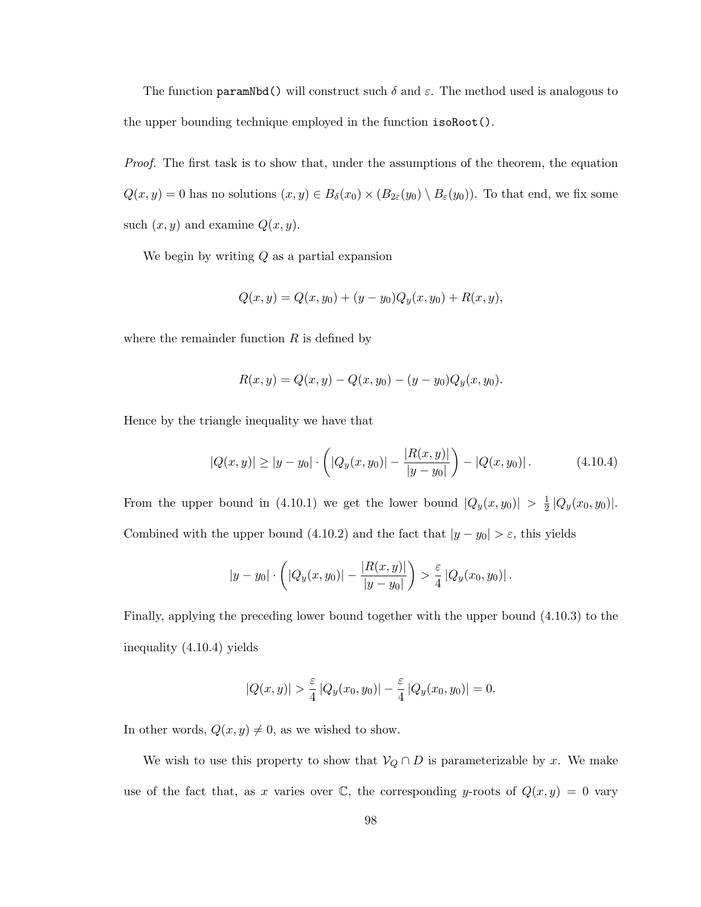The function `paramNbd()` will construct such $\delta$ and $\varepsilon$. The method used is analogous to the upper bounding technique employed in the function `isoRoot()`.

*Proof.* The first task is to show that, under the assumptions of the theorem, the equation $Q(x, y) = 0$ has no solutions $(x, y) \in B_\delta(x_0) \times (B_{2\varepsilon}(y_0) \setminus B_\varepsilon(y_0))$. To that end, we fix some such $(x, y)$ and examine $Q(x, y)$.

We begin by writing $Q$ as a partial expansion

$$Q(x, y) = Q(x, y_0) + (y - y_0)Q_y(x, y_0) + R(x, y),$$

where the remainder function $R$ is defined by

$$R(x, y) = Q(x, y) - Q(x, y_0) - (y - y_0)Q_y(x, y_0).$$

Hence by the triangle inequality we have that

$$|Q(x, y)| \geq |y - y_0| \cdot \left( |Q_y(x, y_0)| - \frac{|R(x, y)|}{|y - y_0|} \right) - |Q(x, y_0)|. \tag{4.10.4}$$

From the upper bound in (4.10.1) we get the lower bound $|Q_y(x, y_0)| > \frac{1}{2} |Q_y(x_0, y_0)|$. Combined with the upper bound (4.10.2) and the fact that $|y - y_0| > \varepsilon$, this yields

$$|y - y_0| \cdot \left( |Q_y(x, y_0)| - \frac{|R(x, y)|}{|y - y_0|} \right) > \frac{\varepsilon}{4} |Q_y(x_0, y_0)|.$$

Finally, applying the preceding lower bound together with the upper bound (4.10.3) to the inequality (4.10.4) yields

$$|Q(x, y)| > \frac{\varepsilon}{4} |Q_y(x_0, y_0)| - \frac{\varepsilon}{4} |Q_y(x_0, y_0)| = 0.$$

In other words, $Q(x, y) \neq 0$, as we wished to show.

We wish to use this property to show that $\mathcal{V}_Q \cap D$ is parameterizable by $x$. We make use of the fact that, as $x$ varies over $\mathbb{C}$, the corresponding $y$-roots of $Q(x, y) = 0$ vary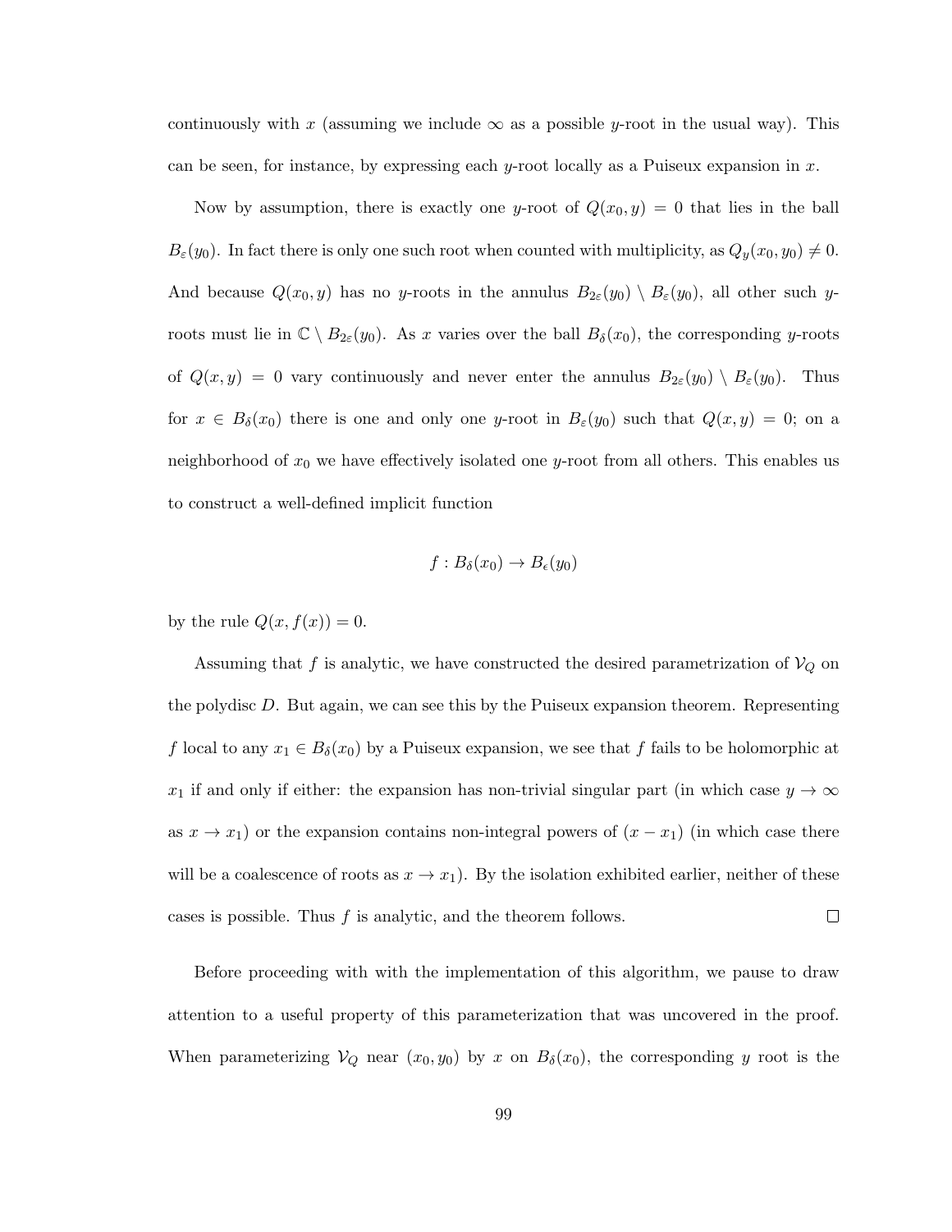continuously with $x$ (assuming we include $\infty$ as a possible $y$-root in the usual way). This can be seen, for instance, by expressing each $y$-root locally as a Puiseux expansion in $x$.

Now by assumption, there is exactly one $y$-root of $Q(x_0, y) = 0$ that lies in the ball $B_\varepsilon(y_0)$. In fact there is only one such root when counted with multiplicity, as $Q_y(x_0, y_0) \neq 0$. And because $Q(x_0, y)$ has no $y$-roots in the annulus $B_{2\varepsilon}(y_0) \setminus B_\varepsilon(y_0)$, all other such $y$-roots must lie in $\mathbb{C} \setminus B_{2\varepsilon}(y_0)$. As $x$ varies over the ball $B_\delta(x_0)$, the corresponding $y$-roots of $Q(x, y) = 0$ vary continuously and never enter the annulus $B_{2\varepsilon}(y_0) \setminus B_\varepsilon(y_0)$. Thus for $x \in B_\delta(x_0)$ there is one and only one $y$-root in $B_\varepsilon(y_0)$ such that $Q(x, y) = 0$; on a neighborhood of $x_0$ we have effectively isolated one $y$-root from all others. This enables us to construct a well-defined implicit function

$$f : B_\delta(x_0) \to B_\epsilon(y_0)$$

by the rule $Q(x, f(x)) = 0$.

Assuming that $f$ is analytic, we have constructed the desired parametrization of $\mathcal{V}_Q$ on the polydisc $D$. But again, we can see this by the Puiseux expansion theorem. Representing $f$ local to any $x_1 \in B_\delta(x_0)$ by a Puiseux expansion, we see that $f$ fails to be holomorphic at $x_1$ if and only if either: the expansion has non-trivial singular part (in which case $y \to \infty$ as $x \to x_1$) or the expansion contains non-integral powers of $(x - x_1)$ (in which case there will be a coalescence of roots as $x \to x_1$). By the isolation exhibited earlier, neither of these cases is possible. Thus $f$ is analytic, and the theorem follows. □

Before proceeding with with the implementation of this algorithm, we pause to draw attention to a useful property of this parameterization that was uncovered in the proof. When parameterizing $\mathcal{V}_Q$ near $(x_0, y_0)$ by $x$ on $B_\delta(x_0)$, the corresponding $y$ root is the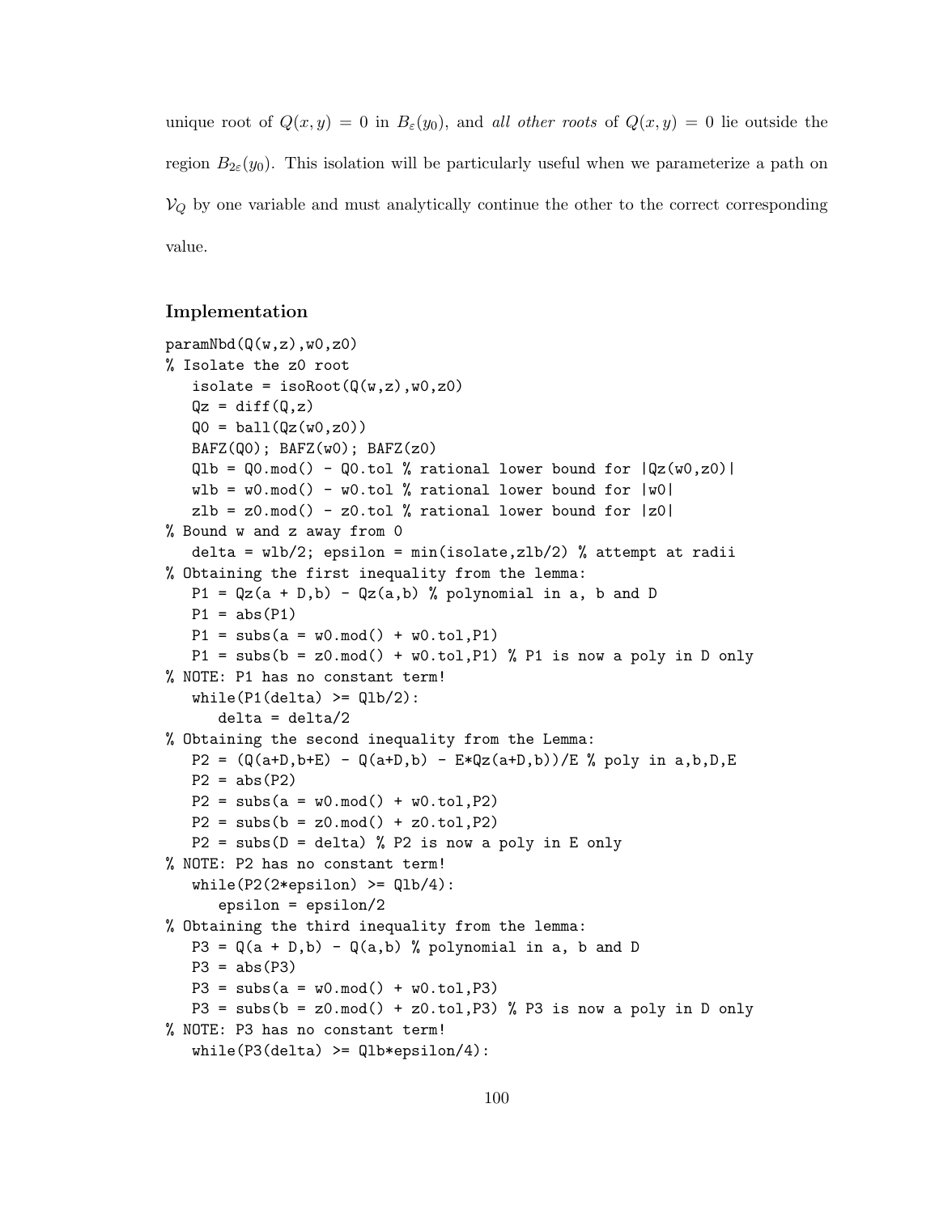unique root of $Q(x, y) = 0$ in $B_\varepsilon(y_0)$, and *all other roots* of $Q(x, y) = 0$ lie outside the region $B_{2\varepsilon}(y_0)$. This isolation will be particularly useful when we parameterize a path on $\mathcal{V}_Q$ by one variable and must analytically continue the other to the correct corresponding value.

### Implementation

```
paramNbd(Q(w,z),w0,z0)
% Isolate the z0 root
   isolate = isoRoot(Q(w,z),w0,z0)
   Qz = diff(Q,z)
   Q0 = ball(Qz(w0,z0))
   BAFZ(Q0); BAFZ(w0); BAFZ(z0)
   Qlb = Q0.mod() - Q0.tol % rational lower bound for |Qz(w0,z0)|
   wlb = w0.mod() - w0.tol % rational lower bound for |w0|
   zlb = z0.mod() - z0.tol % rational lower bound for |z0|
% Bound w and z away from 0
   delta = wlb/2; epsilon = min(isolate,zlb/2) % attempt at radii
% Obtaining the first inequality from the lemma:
   P1 = Qz(a + D,b) - Qz(a,b) % polynomial in a, b and D
   P1 = abs(P1)
   P1 = subs(a = w0.mod() + w0.tol,P1)
   P1 = subs(b = z0.mod() + w0.tol,P1) % P1 is now a poly in D only
% NOTE: P1 has no constant term!
   while(P1(delta) >= Qlb/2):
      delta = delta/2
% Obtaining the second inequality from the Lemma:
   P2 = (Q(a+D,b+E) - Q(a+D,b) - E*Qz(a+D,b))/E % poly in a,b,D,E
   P2 = abs(P2)
   P2 = subs(a = w0.mod() + w0.tol,P2)
   P2 = subs(b = z0.mod() + z0.tol,P2)
   P2 = subs(D = delta) % P2 is now a poly in E only
% NOTE: P2 has no constant term!
   while(P2(2*epsilon) >= Qlb/4):
      epsilon = epsilon/2
% Obtaining the third inequality from the lemma:
   P3 = Q(a + D,b) - Q(a,b) % polynomial in a, b and D
   P3 = abs(P3)
   P3 = subs(a = w0.mod() + w0.tol,P3)
   P3 = subs(b = z0.mod() + z0.tol,P3) % P3 is now a poly in D only
% NOTE: P3 has no constant term!
   while(P3(delta) >= Qlb*epsilon/4):
```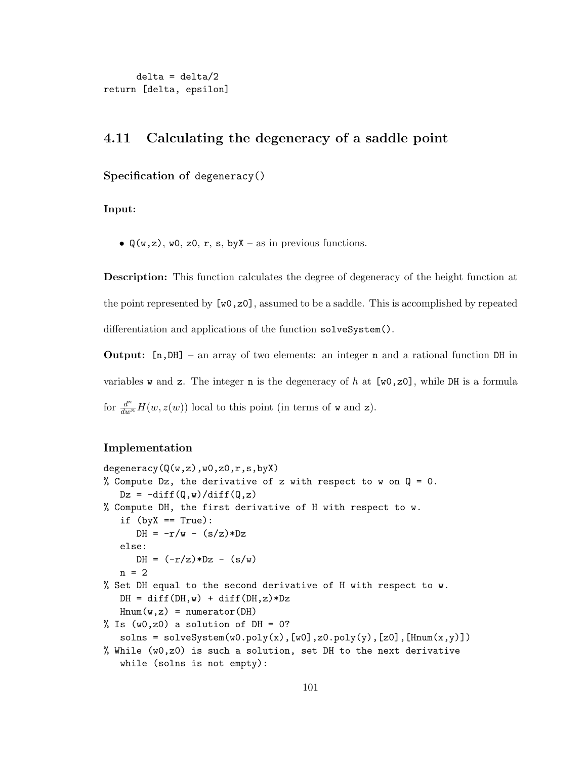```
      delta = delta/2
return [delta, epsilon]
```

## 4.11 Calculating the degeneracy of a saddle point

### Specification of `degeneracy()`

**Input:**

- `Q(w,z)`, `w0`, `z0`, `r`, `s`, `byX` – as in previous functions.

**Description:** This function calculates the degree of degeneracy of the height function at the point represented by `[w0,z0]`, assumed to be a saddle. This is accomplished by repeated differentiation and applications of the function `solveSystem()`.

**Output:** `[n,DH]` – an array of two elements: an integer `n` and a rational function `DH` in variables `w` and `z`. The integer `n` is the degeneracy of $h$ at `[w0,z0]`, while `DH` is a formula for $\frac{d^n}{dw^n}H(w,z(w))$ local to this point (in terms of `w` and `z`).

### Implementation

```
degeneracy(Q(w,z),w0,z0,r,s,byX)
% Compute Dz, the derivative of z with respect to w on Q = 0.
   Dz = -diff(Q,w)/diff(Q,z)
% Compute DH, the first derivative of H with respect to w.
   if (byX == True):
      DH = -r/w - (s/z)*Dz
   else:
      DH = (-r/z)*Dz - (s/w)
   n = 2
% Set DH equal to the second derivative of H with respect to w.
   DH = diff(DH,w) + diff(DH,z)*Dz
   Hnum(w,z) = numerator(DH)
% Is (w0,z0) a solution of DH = 0?
   solns = solveSystem(w0.poly(x),[w0],z0.poly(y),[z0],[Hnum(x,y)])
% While (w0,z0) is such a solution, set DH to the next derivative
   while (solns is not empty):
```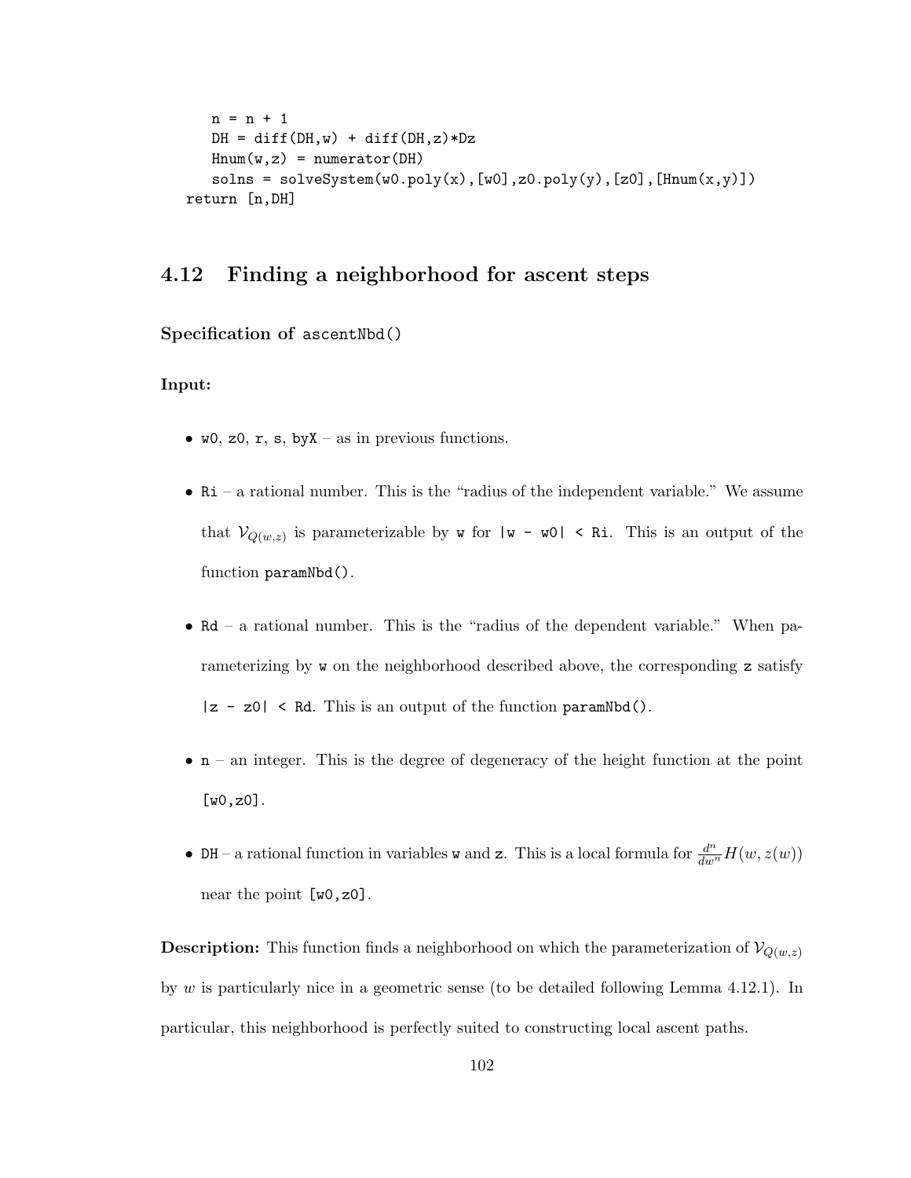```
    n = n + 1
    DH = diff(DH,w) + diff(DH,z)*Dz
    Hnum(w,z) = numerator(DH)
    solns = solveSystem(w0.poly(x),[w0],z0.poly(y),[z0],[Hnum(x,y)])
return [n,DH]
```

## 4.12 Finding a neighborhood for ascent steps

**Specification of** `ascentNbd()`

**Input:**

- `w0`, `z0`, `r`, `s`, `byX` – as in previous functions.
- `Ri` – a rational number. This is the "radius of the independent variable." We assume that $\mathcal{V}_{Q(w,z)}$ is parameterizable by `w` for `|w - w0| < Ri`. This is an output of the function `paramNbd()`.
- `Rd` – a rational number. This is the "radius of the dependent variable." When parameterizing by `w` on the neighborhood described above, the corresponding `z` satisfy `|z - z0| < Rd`. This is an output of the function `paramNbd()`.
- `n` – an integer. This is the degree of degeneracy of the height function at the point `[w0,z0]`.
- `DH` – a rational function in variables `w` and `z`. This is a local formula for $\frac{d^n}{dw^n}H(w, z(w))$ near the point `[w0,z0]`.

**Description:** This function finds a neighborhood on which the parameterization of $\mathcal{V}_{Q(w,z)}$ by $w$ is particularly nice in a geometric sense (to be detailed following Lemma 4.12.1). In particular, this neighborhood is perfectly suited to constructing local ascent paths.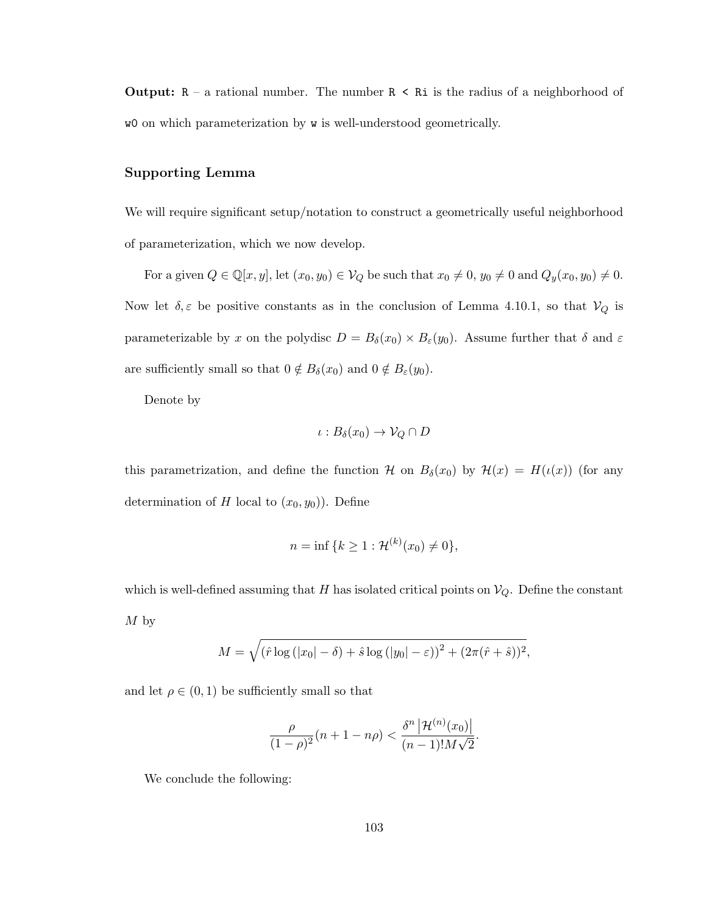**Output:** `R` – a rational number. The number `R < Ri` is the radius of a neighborhood of `w0` on which parameterization by `w` is well-understood geometrically.

### Supporting Lemma

We will require significant setup/notation to construct a geometrically useful neighborhood of parameterization, which we now develop.

For a given $Q \in \mathbb{Q}[x, y]$, let $(x_0, y_0) \in \mathcal{V}_Q$ be such that $x_0 \neq 0$, $y_0 \neq 0$ and $Q_y(x_0, y_0) \neq 0$. Now let $\delta, \varepsilon$ be positive constants as in the conclusion of Lemma 4.10.1, so that $\mathcal{V}_Q$ is parameterizable by $x$ on the polydisc $D = B_\delta(x_0) \times B_\varepsilon(y_0)$. Assume further that $\delta$ and $\varepsilon$ are sufficiently small so that $0 \notin B_\delta(x_0)$ and $0 \notin B_\varepsilon(y_0)$.

Denote by

$$\iota : B_\delta(x_0) \to \mathcal{V}_Q \cap D$$

this parametrization, and define the function $\mathcal{H}$ on $B_\delta(x_0)$ by $\mathcal{H}(x) = H(\iota(x))$ (for any determination of $H$ local to $(x_0, y_0)$). Define

$$n = \inf \{k \geq 1 : \mathcal{H}^{(k)}(x_0) \neq 0\},$$

which is well-defined assuming that $H$ has isolated critical points on $\mathcal{V}_Q$. Define the constant $M$ by

$$M = \sqrt{\left(\hat{r} \log\left(|x_0| - \delta\right) + \hat{s} \log\left(|y_0| - \varepsilon\right)\right)^2 + (2\pi(\hat{r} + \hat{s}))^2},$$

and let $\rho \in (0, 1)$ be sufficiently small so that

$$\frac{\rho}{(1-\rho)^2}(n + 1 - n\rho) < \frac{\delta^n \left|\mathcal{H}^{(n)}(x_0)\right|}{(n-1)! M \sqrt{2}}.$$

We conclude the following: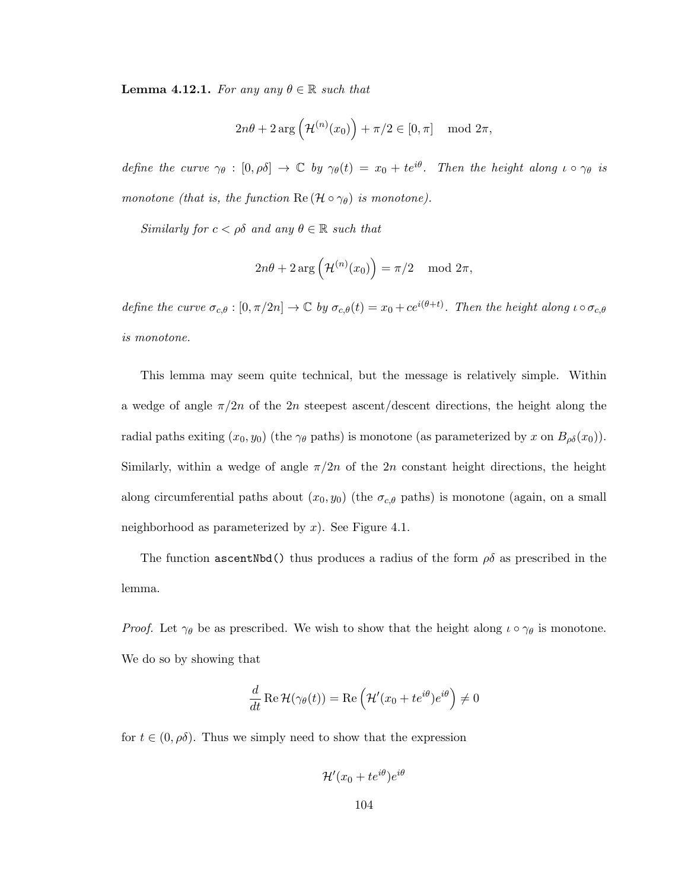**Lemma 4.12.1.** *For any any $\theta \in \mathbb{R}$ such that*

$$2n\theta + 2\arg\left(\mathcal{H}^{(n)}(x_0)\right) + \pi/2 \in [0, \pi] \mod 2\pi,$$

*define the curve $\gamma_\theta : [0, \rho\delta] \to \mathbb{C}$ by $\gamma_\theta(t) = x_0 + te^{i\theta}$. Then the height along $\iota \circ \gamma_\theta$ is monotone (that is, the function $\operatorname{Re}(\mathcal{H} \circ \gamma_\theta)$ is monotone).*

*Similarly for $c < \rho\delta$ and any $\theta \in \mathbb{R}$ such that*

$$2n\theta + 2\arg\left(\mathcal{H}^{(n)}(x_0)\right) = \pi/2 \mod 2\pi,$$

*define the curve $\sigma_{c,\theta} : [0, \pi/2n] \to \mathbb{C}$ by $\sigma_{c,\theta}(t) = x_0 + ce^{i(\theta+t)}$. Then the height along $\iota \circ \sigma_{c,\theta}$ is monotone.*

This lemma may seem quite technical, but the message is relatively simple. Within a wedge of angle $\pi/2n$ of the $2n$ steepest ascent/descent directions, the height along the radial paths exiting $(x_0, y_0)$ (the $\gamma_\theta$ paths) is monotone (as parameterized by $x$ on $B_{\rho\delta}(x_0)$). Similarly, within a wedge of angle $\pi/2n$ of the $2n$ constant height directions, the height along circumferential paths about $(x_0, y_0)$ (the $\sigma_{c,\theta}$ paths) is monotone (again, on a small neighborhood as parameterized by $x$). See Figure 4.1.

The function `ascentNbd()` thus produces a radius of the form $\rho\delta$ as prescribed in the lemma.

*Proof.* Let $\gamma_\theta$ be as prescribed. We wish to show that the height along $\iota \circ \gamma_\theta$ is monotone. We do so by showing that

$$\frac{d}{dt} \operatorname{Re} \mathcal{H}(\gamma_\theta(t)) = \operatorname{Re}\left(\mathcal{H}'(x_0 + te^{i\theta})e^{i\theta}\right) \neq 0$$

for $t \in (0, \rho\delta)$. Thus we simply need to show that the expression

$$\mathcal{H}'(x_0 + te^{i\theta})e^{i\theta}$$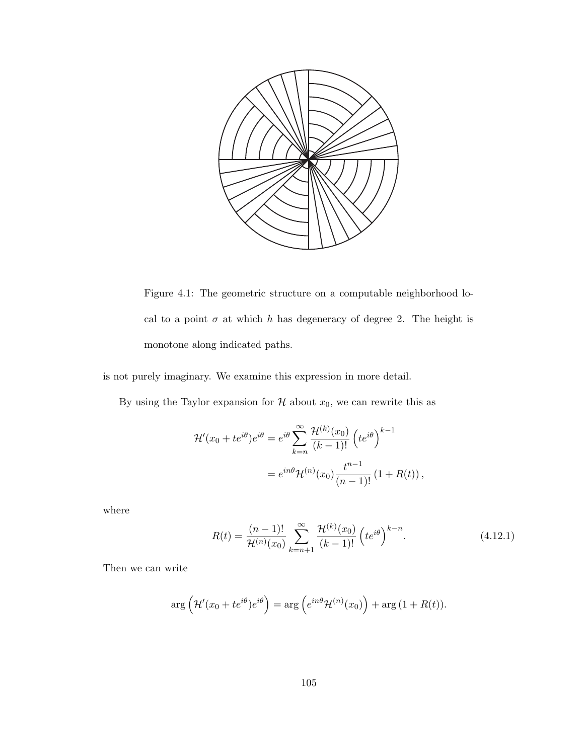Figure 4.1: The geometric structure on a computable neighborhood local to a point $\sigma$ at which $h$ has degeneracy of degree 2. The height is monotone along indicated paths.

is not purely imaginary. We examine this expression in more detail.

By using the Taylor expansion for $\mathcal{H}$ about $x_0$, we can rewrite this as

$$\begin{aligned}
\mathcal{H}'(x_0 + te^{i\theta})e^{i\theta} &= e^{i\theta} \sum_{k=n}^{\infty} \frac{\mathcal{H}^{(k)}(x_0)}{(k-1)!} \left(te^{i\theta}\right)^{k-1} \\
&= e^{in\theta} \mathcal{H}^{(n)}(x_0) \frac{t^{n-1}}{(n-1)!} \left(1 + R(t)\right),
\end{aligned}$$

where

$$R(t) = \frac{(n-1)!}{\mathcal{H}^{(n)}(x_0)} \sum_{k=n+1}^{\infty} \frac{\mathcal{H}^{(k)}(x_0)}{(k-1)!} \left(te^{i\theta}\right)^{k-n}. \tag{4.12.1}$$

Then we can write

$$\arg\left(\mathcal{H}'(x_0 + te^{i\theta})e^{i\theta}\right) = \arg\left(e^{in\theta}\mathcal{H}^{(n)}(x_0)\right) + \arg\left(1 + R(t)\right).$$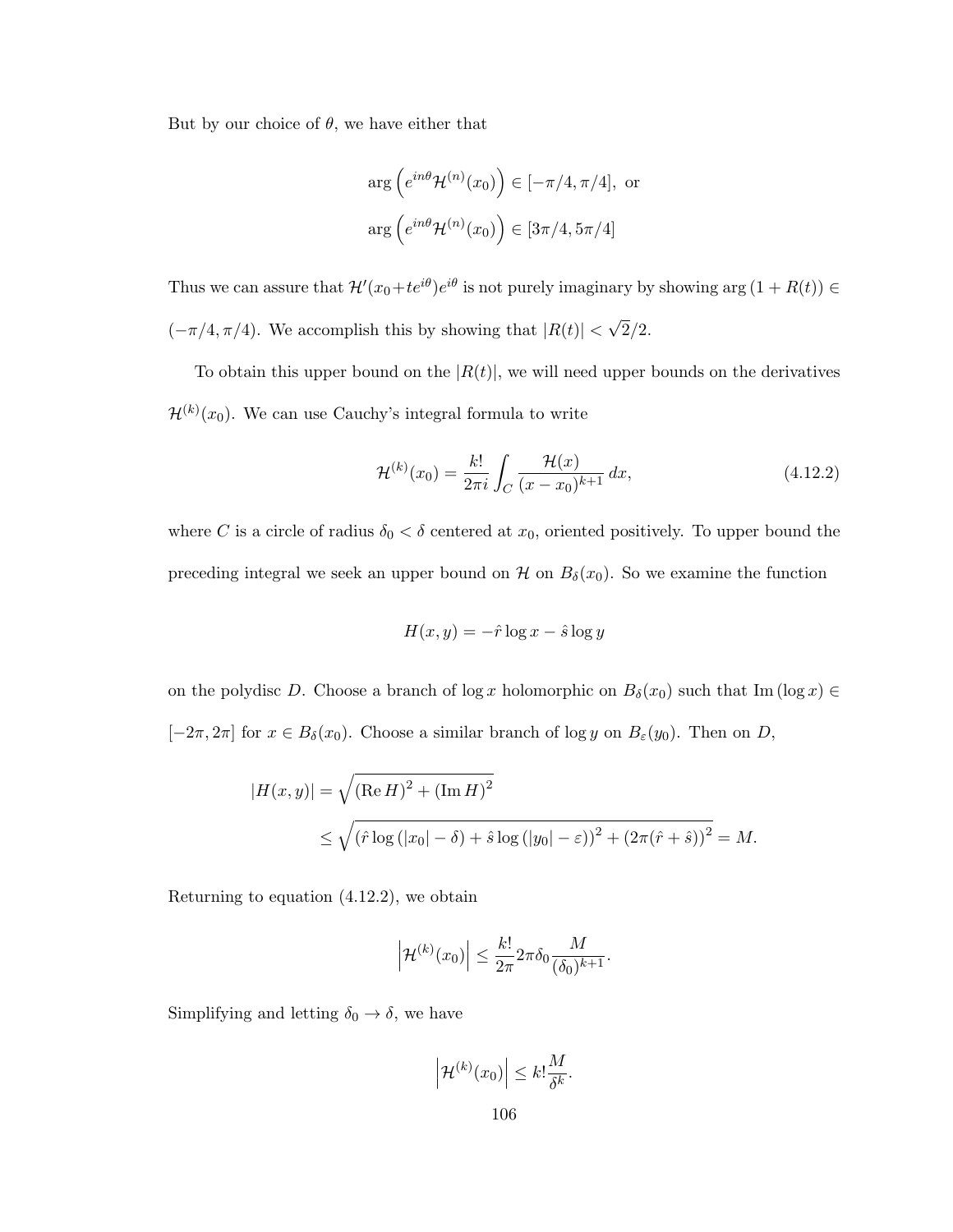But by our choice of $\theta$, we have either that

$$\arg\left(e^{in\theta}\mathcal{H}^{(n)}(x_0)\right) \in [-\pi/4, \pi/4], \text{ or}$$
$$\arg\left(e^{in\theta}\mathcal{H}^{(n)}(x_0)\right) \in [3\pi/4, 5\pi/4]$$

Thus we can assure that $\mathcal{H}'(x_0+te^{i\theta})e^{i\theta}$ is not purely imaginary by showing $\arg(1+R(t)) \in (-\pi/4, \pi/4)$. We accomplish this by showing that $|R(t)| < \sqrt{2}/2$.

To obtain this upper bound on the $|R(t)|$, we will need upper bounds on the derivatives $\mathcal{H}^{(k)}(x_0)$. We can use Cauchy's integral formula to write

$$\mathcal{H}^{(k)}(x_0) = \frac{k!}{2\pi i}\int_C \frac{\mathcal{H}(x)}{(x-x_0)^{k+1}}\,dx, \tag{4.12.2}$$

where $C$ is a circle of radius $\delta_0 < \delta$ centered at $x_0$, oriented positively. To upper bound the preceding integral we seek an upper bound on $\mathcal{H}$ on $B_\delta(x_0)$. So we examine the function

$$H(x,y) = -\hat{r}\log x - \hat{s}\log y$$

on the polydisc $D$. Choose a branch of $\log x$ holomorphic on $B_\delta(x_0)$ such that $\operatorname{Im}(\log x) \in [-2\pi, 2\pi]$ for $x \in B_\delta(x_0)$. Choose a similar branch of $\log y$ on $B_\varepsilon(y_0)$. Then on $D$,

$$\begin{aligned}
|H(x,y)| &= \sqrt{(\operatorname{Re} H)^2 + (\operatorname{Im} H)^2} \\
&\leq \sqrt{(\hat{r}\log(|x_0|-\delta) + \hat{s}\log(|y_0|-\varepsilon))^2 + (2\pi(\hat{r}+\hat{s}))^2} = M.
\end{aligned}$$

Returning to equation (4.12.2), we obtain

$$\left|\mathcal{H}^{(k)}(x_0)\right| \leq \frac{k!}{2\pi}2\pi\delta_0\frac{M}{(\delta_0)^{k+1}}.$$

Simplifying and letting $\delta_0 \to \delta$, we have

$$\left|\mathcal{H}^{(k)}(x_0)\right| \leq k!\frac{M}{\delta^k}.$$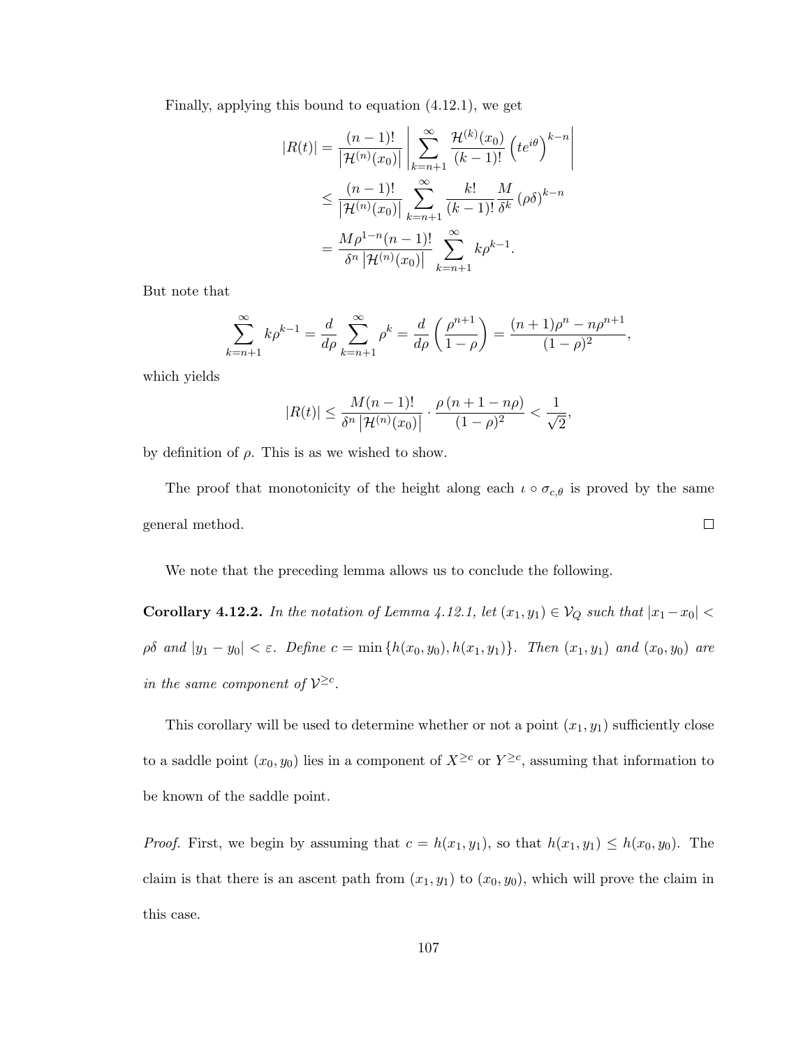Finally, applying this bound to equation (4.12.1), we get

$$
\begin{aligned}
|R(t)| &= \frac{(n-1)!}{\left|\mathcal{H}^{(n)}(x_0)\right|} \left| \sum_{k=n+1}^{\infty} \frac{\mathcal{H}^{(k)}(x_0)}{(k-1)!} \left(te^{i\theta}\right)^{k-n} \right| \\
&\leq \frac{(n-1)!}{\left|\mathcal{H}^{(n)}(x_0)\right|} \sum_{k=n+1}^{\infty} \frac{k!}{(k-1)!} \frac{M}{\delta^k} (\rho\delta)^{k-n} \\
&= \frac{M\rho^{1-n}(n-1)!}{\delta^n \left|\mathcal{H}^{(n)}(x_0)\right|} \sum_{k=n+1}^{\infty} k\rho^{k-1}.
\end{aligned}
$$

But note that

$$
\sum_{k=n+1}^{\infty} k\rho^{k-1} = \frac{d}{d\rho} \sum_{k=n+1}^{\infty} \rho^k = \frac{d}{d\rho}\left(\frac{\rho^{n+1}}{1-\rho}\right) = \frac{(n+1)\rho^n - n\rho^{n+1}}{(1-\rho)^2},
$$

which yields

$$
|R(t)| \leq \frac{M(n-1)!}{\delta^n \left|\mathcal{H}^{(n)}(x_0)\right|} \cdot \frac{\rho\,(n+1-n\rho)}{(1-\rho)^2} < \frac{1}{\sqrt{2}},
$$

by definition of $\rho$. This is as we wished to show.

The proof that monotonicity of the height along each $\iota \circ \sigma_{c,\theta}$ is proved by the same general method. $\square$

We note that the preceding lemma allows us to conclude the following.

**Corollary 4.12.2.** *In the notation of Lemma 4.12.1, let $(x_1, y_1) \in \mathcal{V}_Q$ such that $|x_1 - x_0| < \rho\delta$ and $|y_1 - y_0| < \varepsilon$. Define $c = \min\{h(x_0, y_0), h(x_1, y_1)\}$. Then $(x_1, y_1)$ and $(x_0, y_0)$ are in the same component of $\mathcal{V}^{\geq c}$.*

This corollary will be used to determine whether or not a point $(x_1, y_1)$ sufficiently close to a saddle point $(x_0, y_0)$ lies in a component of $X^{\geq c}$ or $Y^{\geq c}$, assuming that information to be known of the saddle point.

*Proof.* First, we begin by assuming that $c = h(x_1, y_1)$, so that $h(x_1, y_1) \leq h(x_0, y_0)$. The claim is that there is an ascent path from $(x_1, y_1)$ to $(x_0, y_0)$, which will prove the claim in this case.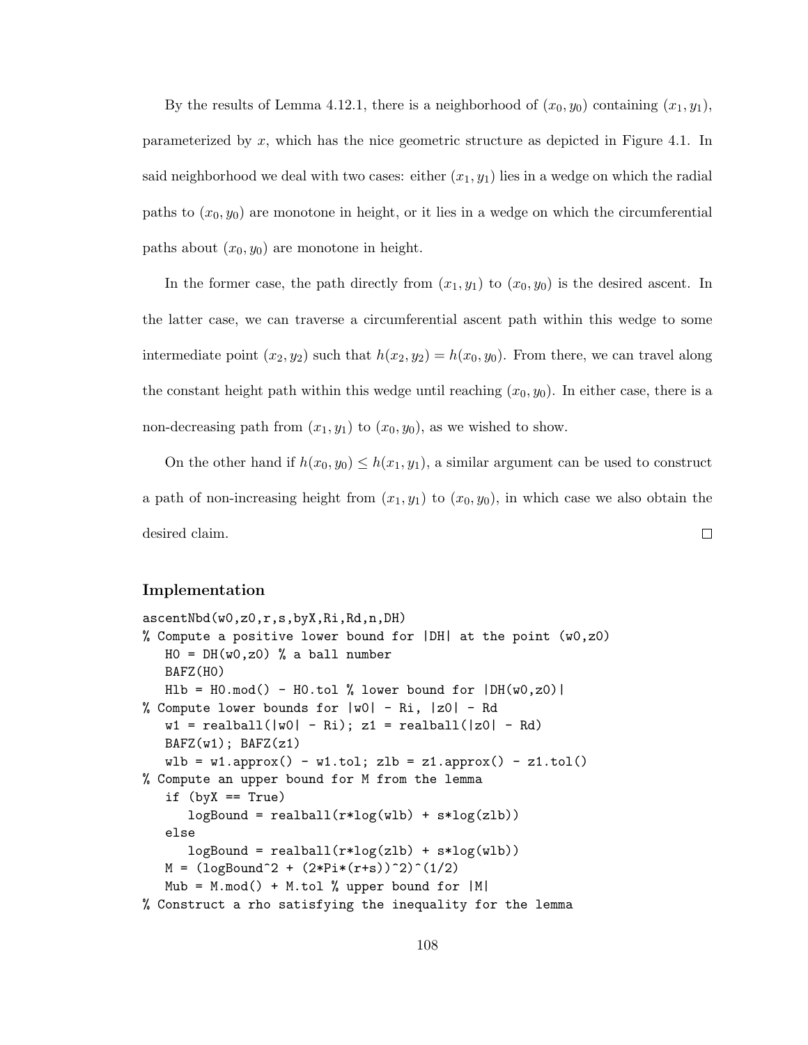By the results of Lemma 4.12.1, there is a neighborhood of $(x_0, y_0)$ containing $(x_1, y_1)$, parameterized by $x$, which has the nice geometric structure as depicted in Figure 4.1. In said neighborhood we deal with two cases: either $(x_1, y_1)$ lies in a wedge on which the radial paths to $(x_0, y_0)$ are monotone in height, or it lies in a wedge on which the circumferential paths about $(x_0, y_0)$ are monotone in height.

In the former case, the path directly from $(x_1, y_1)$ to $(x_0, y_0)$ is the desired ascent. In the latter case, we can traverse a circumferential ascent path within this wedge to some intermediate point $(x_2, y_2)$ such that $h(x_2, y_2) = h(x_0, y_0)$. From there, we can travel along the constant height path within this wedge until reaching $(x_0, y_0)$. In either case, there is a non-decreasing path from $(x_1, y_1)$ to $(x_0, y_0)$, as we wished to show.

On the other hand if $h(x_0, y_0) \leq h(x_1, y_1)$, a similar argument can be used to construct a path of non-increasing height from $(x_1, y_1)$ to $(x_0, y_0)$, in which case we also obtain the desired claim. □

### Implementation

```
ascentNbd(w0,z0,r,s,byX,Ri,Rd,n,DH)
% Compute a positive lower bound for |DH| at the point (w0,z0)
   H0 = DH(w0,z0) % a ball number
   BAFZ(H0)
   Hlb = H0.mod() - H0.tol % lower bound for |DH(w0,z0)|
% Compute lower bounds for |w0| - Ri, |z0| - Rd
   w1 = realball(|w0| - Ri); z1 = realball(|z0| - Rd)
   BAFZ(w1); BAFZ(z1)
   wlb = w1.approx() - w1.tol; zlb = z1.approx() - z1.tol()
% Compute an upper bound for M from the lemma
   if (byX == True)
      logBound = realball(r*log(wlb) + s*log(zlb))
   else
      logBound = realball(r*log(zlb) + s*log(wlb))
   M = (logBound^2 + (2*Pi*(r+s))^2)^(1/2)
   Mub = M.mod() + M.tol % upper bound for |M|
% Construct a rho satisfying the inequality for the lemma
```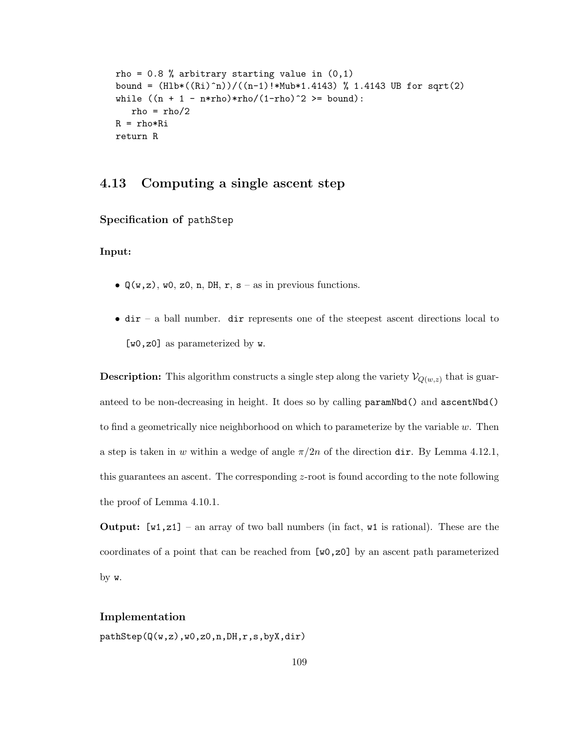```
rho = 0.8 % arbitrary starting value in (0,1)
bound = (Hlb*((Ri)^n))/((n-1)!*Mub*1.4143) % 1.4143 UB for sqrt(2)
while ((n + 1 - n*rho)*rho/(1-rho)^2 >= bound):
   rho = rho/2
R = rho*Ri
return R
```

## 4.13 Computing a single ascent step

### Specification of pathStep

#### Input:

- `Q(w,z)`, `w0`, `z0`, `n`, `DH`, `r`, `s` – as in previous functions.
- `dir` – a ball number. `dir` represents one of the steepest ascent directions local to `[w0,z0]` as parameterized by `w`.

**Description:** This algorithm constructs a single step along the variety $\mathcal{V}_{Q(w,z)}$ that is guaranteed to be non-decreasing in height. It does so by calling `paramNbd()` and `ascentNbd()` to find a geometrically nice neighborhood on which to parameterize by the variable $w$. Then a step is taken in $w$ within a wedge of angle $\pi/2n$ of the direction `dir`. By Lemma 4.12.1, this guarantees an ascent. The corresponding $z$-root is found according to the note following the proof of Lemma 4.10.1.

**Output:** `[w1,z1]` – an array of two ball numbers (in fact, `w1` is rational). These are the coordinates of a point that can be reached from `[w0,z0]` by an ascent path parameterized by `w`.

### Implementation

`pathStep(Q(w,z),w0,z0,n,DH,r,s,byX,dir)`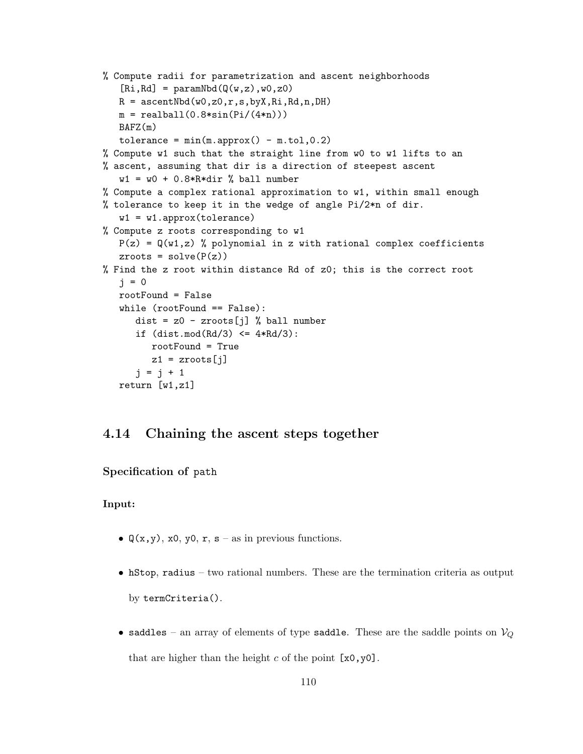```
% Compute radii for parametrization and ascent neighborhoods
   [Ri,Rd] = paramNbd(Q(w,z),w0,z0)
   R = ascentNbd(w0,z0,r,s,byX,Ri,Rd,n,DH)
   m = realball(0.8*sin(Pi/(4*n)))
   BAFZ(m)
   tolerance = min(m.approx() - m.tol,0.2)
% Compute w1 such that the straight line from w0 to w1 lifts to an
% ascent, assuming that dir is a direction of steepest ascent
   w1 = w0 + 0.8*R*dir % ball number
% Compute a complex rational approximation to w1, within small enough
% tolerance to keep it in the wedge of angle Pi/2*n of dir.
   w1 = w1.approx(tolerance)
% Compute z roots corresponding to w1
   P(z) = Q(w1,z) % polynomial in z with rational complex coefficients
   zroots = solve(P(z))
% Find the z root within distance Rd of z0; this is the correct root
   j = 0
   rootFound = False
   while (rootFound == False):
      dist = z0 - zroots[j] % ball number
      if (dist.mod(Rd/3) <= 4*Rd/3):
         rootFound = True
         z1 = zroots[j]
      j = j + 1
   return [w1,z1]
```

## 4.14 Chaining the ascent steps together

### Specification of `path`

**Input:**

- `Q(x,y)`, `x0`, `y0`, `r`, `s` – as in previous functions.
- `hStop`, `radius` – two rational numbers. These are the termination criteria as output by `termCriteria()`.
- `saddles` – an array of elements of type `saddle`. These are the saddle points on $\mathcal{V}_Q$ that are higher than the height $c$ of the point `[x0,y0]`.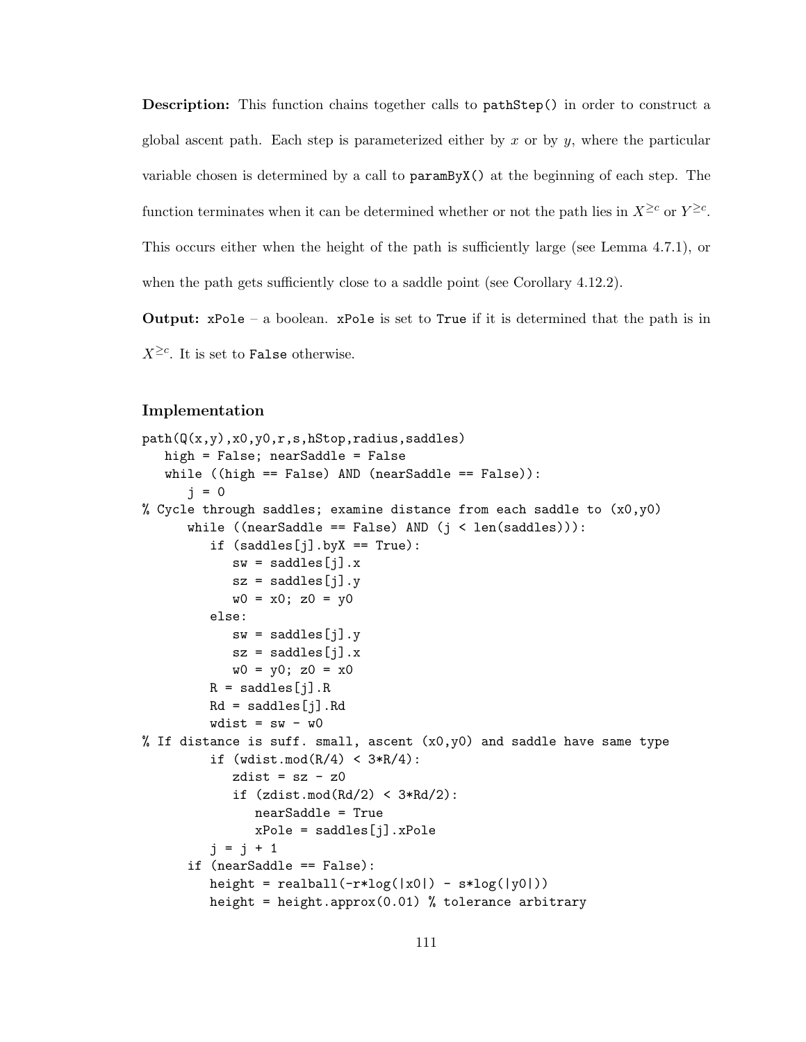**Description:** This function chains together calls to `pathStep()` in order to construct a global ascent path. Each step is parameterized either by $x$ or by $y$, where the particular variable chosen is determined by a call to `paramByX()` at the beginning of each step. The function terminates when it can be determined whether or not the path lies in $X^{\geq c}$ or $Y^{\geq c}$. This occurs either when the height of the path is sufficiently large (see Lemma 4.7.1), or when the path gets sufficiently close to a saddle point (see Corollary 4.12.2).

**Output:** `xPole` – a boolean. `xPole` is set to `True` if it is determined that the path is in $X^{\geq c}$. It is set to `False` otherwise.

### Implementation

```
path(Q(x,y),x0,y0,r,s,hStop,radius,saddles)
   high = False; nearSaddle = False
   while ((high == False) AND (nearSaddle == False)):
      j = 0
% Cycle through saddles; examine distance from each saddle to (x0,y0)
      while ((nearSaddle == False) AND (j < len(saddles))):
         if (saddles[j].byX == True):
            sw = saddles[j].x
            sz = saddles[j].y
            w0 = x0; z0 = y0
         else:
            sw = saddles[j].y
            sz = saddles[j].x
            w0 = y0; z0 = x0
         R = saddles[j].R
         Rd = saddles[j].Rd
         wdist = sw - w0
% If distance is suff. small, ascent (x0,y0) and saddle have same type
         if (wdist.mod(R/4) < 3*R/4):
            zdist = sz - z0
            if (zdist.mod(Rd/2) < 3*Rd/2):
               nearSaddle = True
               xPole = saddles[j].xPole
         j = j + 1
      if (nearSaddle == False):
         height = realball(-r*log(|x0|) - s*log(|y0|))
         height = height.approx(0.01) % tolerance arbitrary
```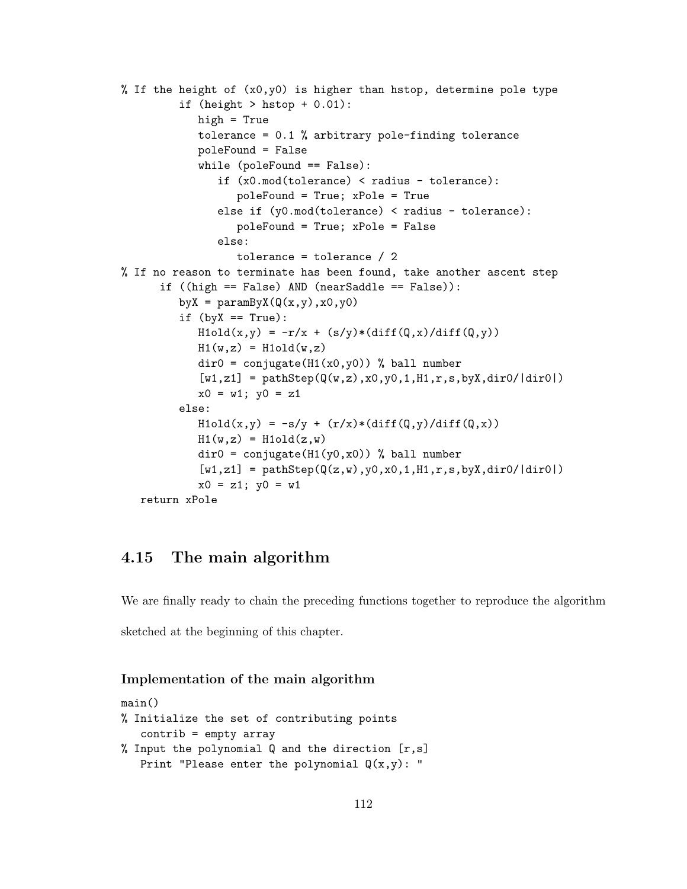```
% If the height of (x0,y0) is higher than hstop, determine pole type
        if (height > hstop + 0.01):
           high = True
           tolerance = 0.1 % arbitrary pole-finding tolerance
           poleFound = False
           while (poleFound == False):
              if (x0.mod(tolerance) < radius - tolerance):
                 poleFound = True; xPole = True
              else if (y0.mod(tolerance) < radius - tolerance):
                 poleFound = True; xPole = False
              else:
                 tolerance = tolerance / 2
% If no reason to terminate has been found, take another ascent step
      if ((high == False) AND (nearSaddle == False)):
        byX = paramByX(Q(x,y),x0,y0)
        if (byX == True):
           H1old(x,y) = -r/x + (s/y)*(diff(Q,x)/diff(Q,y))
           H1(w,z) = H1old(w,z)
           dir0 = conjugate(H1(x0,y0)) % ball number
           [w1,z1] = pathStep(Q(w,z),x0,y0,1,H1,r,s,byX,dir0/|dir0|)
           x0 = w1; y0 = z1
        else:
           H1old(x,y) = -s/y + (r/x)*(diff(Q,y)/diff(Q,x))
           H1(w,z) = H1old(z,w)
           dir0 = conjugate(H1(y0,x0)) % ball number
           [w1,z1] = pathStep(Q(z,w),y0,x0,1,H1,r,s,byX,dir0/|dir0|)
           x0 = z1; y0 = w1
  return xPole
```

## 4.15 The main algorithm

We are finally ready to chain the preceding functions together to reproduce the algorithm sketched at the beginning of this chapter.

### Implementation of the main algorithm

```
main()
% Initialize the set of contributing points
  contrib = empty array
% Input the polynomial Q and the direction [r,s]
  Print "Please enter the polynomial Q(x,y): "
```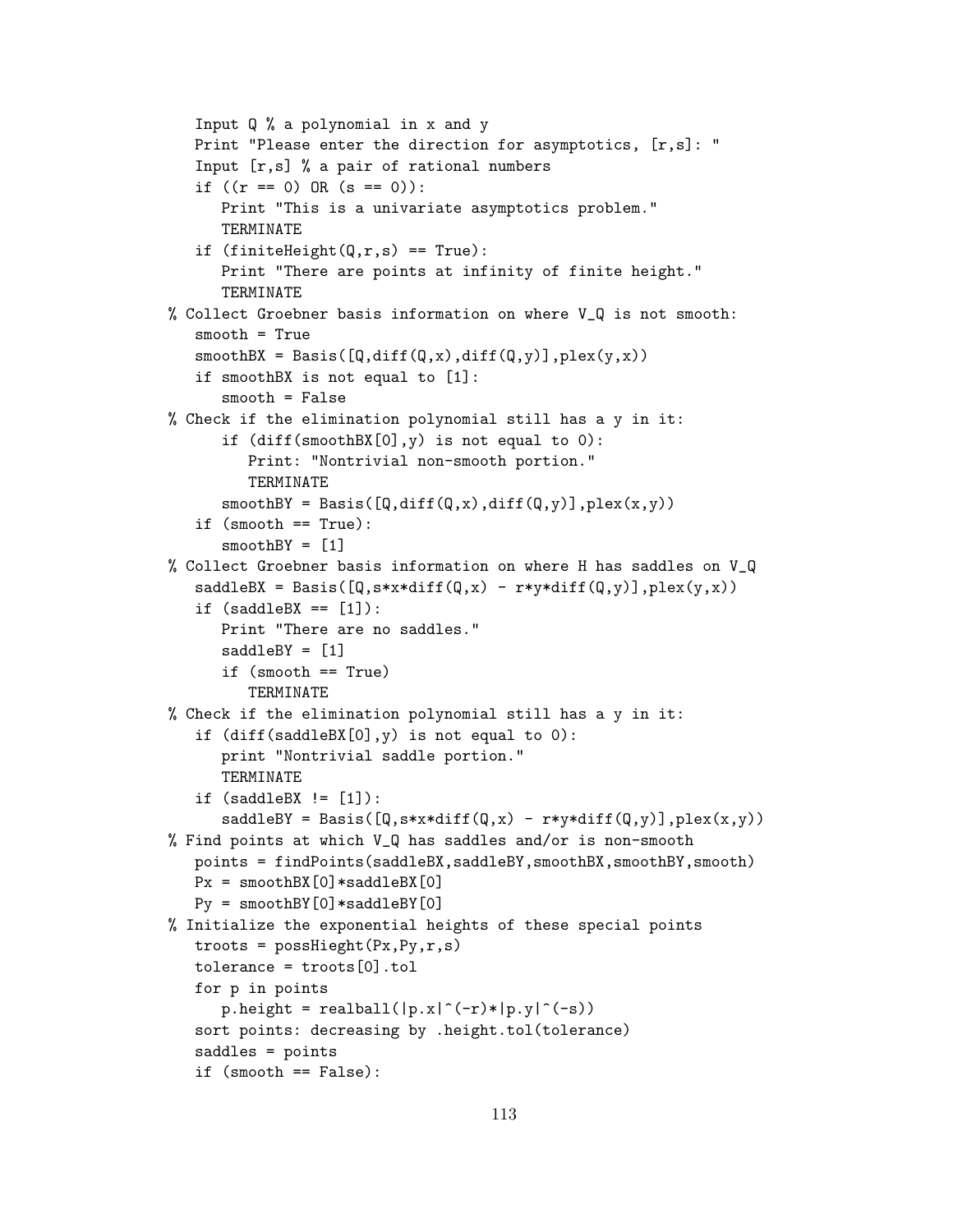```
   Input Q % a polynomial in x and y
   Print "Please enter the direction for asymptotics, [r,s]: "
   Input [r,s] % a pair of rational numbers
   if ((r == 0) OR (s == 0)):
      Print "This is a univariate asymptotics problem."
      TERMINATE
   if (finiteHeight(Q,r,s) == True):
      Print "There are points at infinity of finite height."
      TERMINATE
% Collect Groebner basis information on where V_Q is not smooth:
   smooth = True
   smoothBX = Basis([Q,diff(Q,x),diff(Q,y)],plex(y,x))
   if smoothBX is not equal to [1]:
      smooth = False
% Check if the elimination polynomial still has a y in it:
      if (diff(smoothBX[0],y) is not equal to 0):
         Print: "Nontrivial non-smooth portion."
         TERMINATE
      smoothBY = Basis([Q,diff(Q,x),diff(Q,y)],plex(x,y))
   if (smooth == True):
      smoothBY = [1]
% Collect Groebner basis information on where H has saddles on V_Q
   saddleBX = Basis([Q,s*x*diff(Q,x) - r*y*diff(Q,y)],plex(y,x))
   if (saddleBX == [1]):
      Print "There are no saddles."
      saddleBY = [1]
      if (smooth == True)
         TERMINATE
% Check if the elimination polynomial still has a y in it:
   if (diff(saddleBX[0],y) is not equal to 0):
      print "Nontrivial saddle portion."
      TERMINATE
   if (saddleBX != [1]):
      saddleBY = Basis([Q,s*x*diff(Q,x) - r*y*diff(Q,y)],plex(x,y))
% Find points at which V_Q has saddles and/or is non-smooth
   points = findPoints(saddleBX,saddleBY,smoothBX,smoothBY,smooth)
   Px = smoothBX[0]*saddleBX[0]
   Py = smoothBY[0]*saddleBY[0]
% Initialize the exponential heights of these special points
   troots = possHieght(Px,Py,r,s)
   tolerance = troots[0].tol
   for p in points
      p.height = realball(|p.x|^(-r)*|p.y|^(-s))
   sort points: decreasing by .height.tol(tolerance)
   saddles = points
   if (smooth == False):
```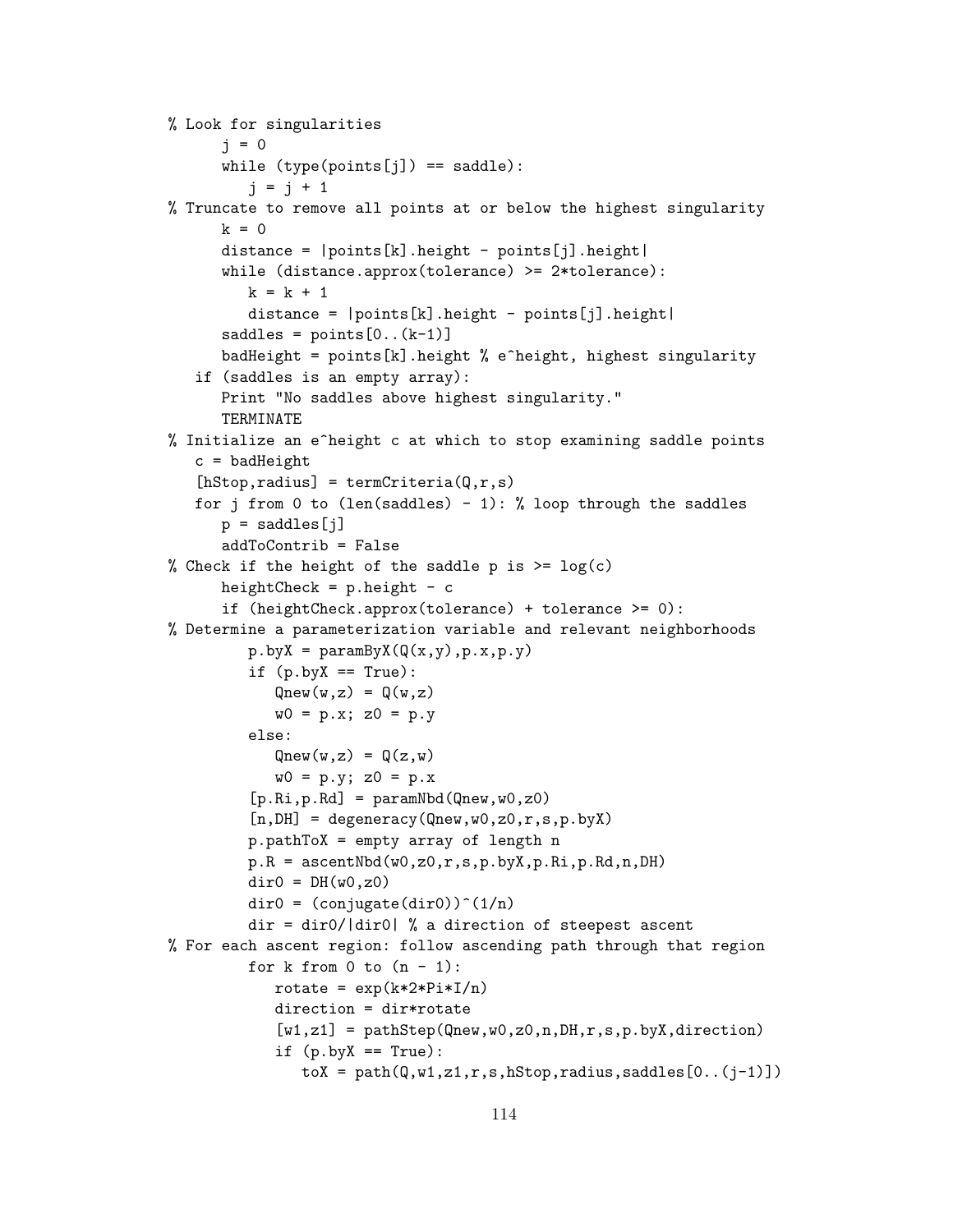```
% Look for singularities
      j = 0
      while (type(points[j]) == saddle):
         j = j + 1
% Truncate to remove all points at or below the highest singularity
      k = 0
      distance = |points[k].height - points[j].height|
      while (distance.approx(tolerance) >= 2*tolerance):
         k = k + 1
         distance = |points[k].height - points[j].height|
      saddles = points[0..(k-1)]
      badHeight = points[k].height % e^height, highest singularity
   if (saddles is an empty array):
      Print "No saddles above highest singularity."
      TERMINATE
% Initialize an e^height c at which to stop examining saddle points
   c = badHeight
   [hStop,radius] = termCriteria(Q,r,s)
   for j from 0 to (len(saddles) - 1): % loop through the saddles
      p = saddles[j]
      addToContrib = False
% Check if the height of the saddle p is >= log(c)
      heightCheck = p.height - c
      if (heightCheck.approx(tolerance) + tolerance >= 0):
% Determine a parameterization variable and relevant neighborhoods
         p.byX = paramByX(Q(x,y),p.x,p.y)
         if (p.byX == True):
            Qnew(w,z) = Q(w,z)
            w0 = p.x; z0 = p.y
         else:
            Qnew(w,z) = Q(z,w)
            w0 = p.y; z0 = p.x
         [p.Ri,p.Rd] = paramNbd(Qnew,w0,z0)
         [n,DH] = degeneracy(Qnew,w0,z0,r,s,p.byX)
         p.pathToX = empty array of length n
         p.R = ascentNbd(w0,z0,r,s,p.byX,p.Ri,p.Rd,n,DH)
         dir0 = DH(w0,z0)
         dir0 = (conjugate(dir0))^(1/n)
         dir = dir0/|dir0| % a direction of steepest ascent
% For each ascent region: follow ascending path through that region
         for k from 0 to (n - 1):
            rotate = exp(k*2*Pi*I/n)
            direction = dir*rotate
            [w1,z1] = pathStep(Qnew,w0,z0,n,DH,r,s,p.byX,direction)
            if (p.byX == True):
               toX = path(Q,w1,z1,r,s,hStop,radius,saddles[0..(j-1)])
```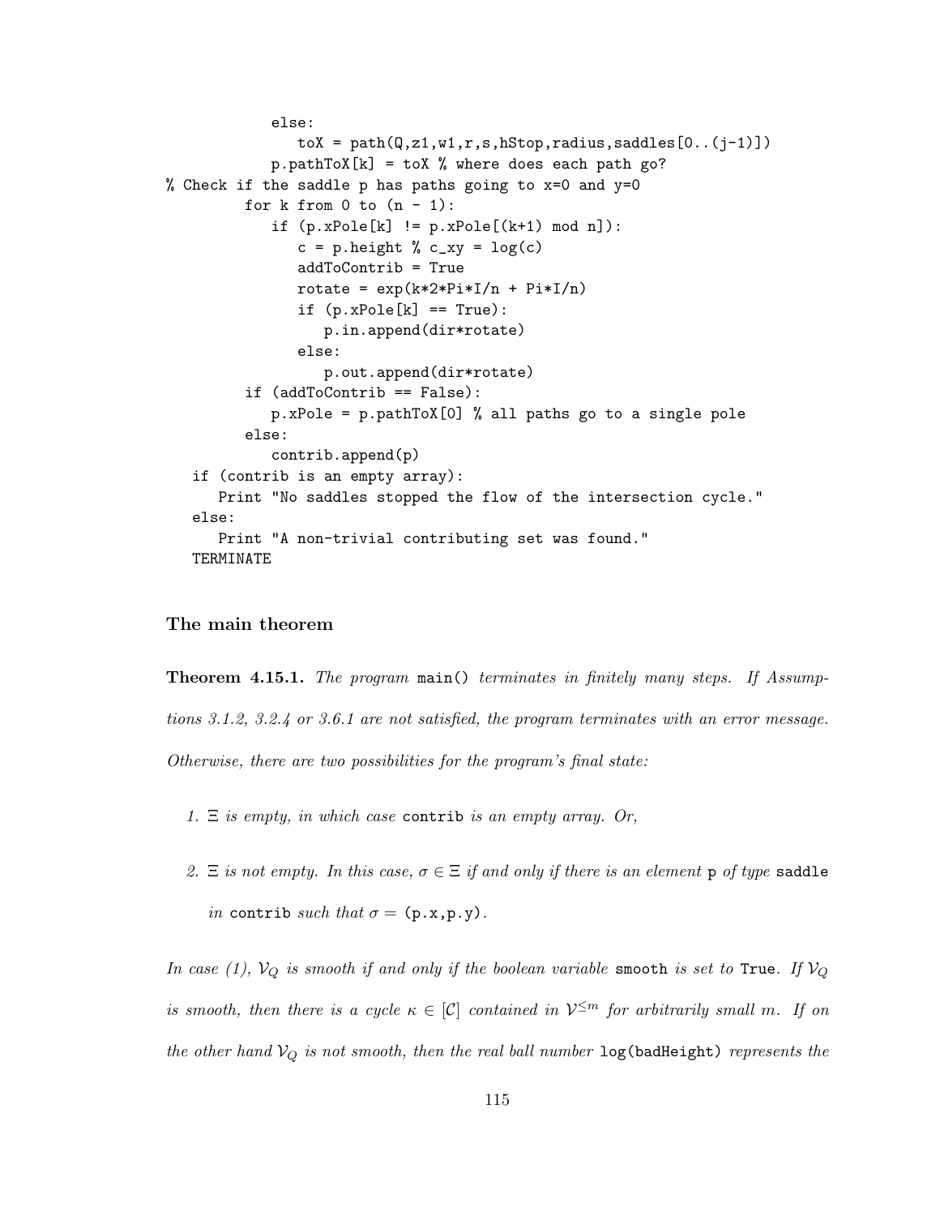```
            else:
               toX = path(Q,z1,w1,r,s,hStop,radius,saddles[0..(j-1)])
            p.pathToX[k] = toX % where does each path go?
% Check if the saddle p has paths going to x=0 and y=0
         for k from 0 to (n - 1):
            if (p.xPole[k] != p.xPole[(k+1) mod n]):
               c = p.height % c_xy = log(c)
               addToContrib = True
               rotate = exp(k*2*Pi*I/n + Pi*I/n)
               if (p.xPole[k] == True):
                  p.in.append(dir*rotate)
               else:
                  p.out.append(dir*rotate)
         if (addToContrib == False):
            p.xPole = p.pathToX[0] % all paths go to a single pole
         else:
            contrib.append(p)
   if (contrib is an empty array):
      Print "No saddles stopped the flow of the intersection cycle."
   else:
      Print "A non-trivial contributing set was found."
   TERMINATE
```

### The main theorem

**Theorem 4.15.1.** *The program* `main()` *terminates in finitely many steps. If Assumptions 3.1.2, 3.2.4 or 3.6.1 are not satisfied, the program terminates with an error message. Otherwise, there are two possibilities for the program's final state:*

1. *$\Xi$ is empty, in which case* `contrib` *is an empty array. Or,*
2. *$\Xi$ is not empty. In this case, $\sigma \in \Xi$ if and only if there is an element* `p` *of type* `saddle` *in* `contrib` *such that $\sigma =$* `(p.x,p.y)`*.*

*In case (1), $\mathcal{V}_Q$ is smooth if and only if the boolean variable* `smooth` *is set to* `True`*. If $\mathcal{V}_Q$ is smooth, then there is a cycle $\kappa \in [\mathcal{C}]$ contained in $\mathcal{V}^{\leq m}$ for arbitrarily small $m$. If on the other hand $\mathcal{V}_Q$ is not smooth, then the real ball number* `log(badHeight)` *represents the*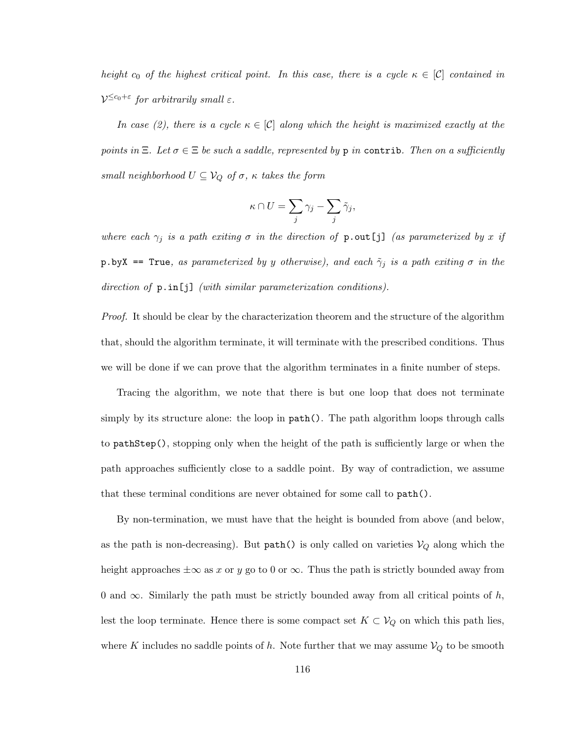*height $c_0$ of the highest critical point. In this case, there is a cycle $\kappa \in [\mathcal{C}]$ contained in $\mathcal{V}^{\leq c_0+\varepsilon}$ for arbitrarily small $\varepsilon$.*

*In case (2), there is a cycle $\kappa \in [\mathcal{C}]$ along which the height is maximized exactly at the points in $\Xi$. Let $\sigma \in \Xi$ be such a saddle, represented by `p` in `contrib`. Then on a sufficiently small neighborhood $U \subseteq \mathcal{V}_Q$ of $\sigma$, $\kappa$ takes the form*

$$\kappa \cap U = \sum_j \gamma_j - \sum_j \tilde{\gamma}_j,$$

*where each $\gamma_j$ is a path exiting $\sigma$ in the direction of `p.out[j]` (as parameterized by $x$ if `p.byX == True`, as parameterized by $y$ otherwise), and each $\tilde{\gamma}_j$ is a path exiting $\sigma$ in the direction of `p.in[j]` (with similar parameterization conditions).*

*Proof.* It should be clear by the characterization theorem and the structure of the algorithm that, should the algorithm terminate, it will terminate with the prescribed conditions. Thus we will be done if we can prove that the algorithm terminates in a finite number of steps.

Tracing the algorithm, we note that there is but one loop that does not terminate simply by its structure alone: the loop in `path()`. The path algorithm loops through calls to `pathStep()`, stopping only when the height of the path is sufficiently large or when the path approaches sufficiently close to a saddle point. By way of contradiction, we assume that these terminal conditions are never obtained for some call to `path()`.

By non-termination, we must have that the height is bounded from above (and below, as the path is non-decreasing). But `path()` is only called on varieties $\mathcal{V}_Q$ along which the height approaches $\pm\infty$ as $x$ or $y$ go to 0 or $\infty$. Thus the path is strictly bounded away from 0 and $\infty$. Similarly the path must be strictly bounded away from all critical points of $h$, lest the loop terminate. Hence there is some compact set $K \subset \mathcal{V}_Q$ on which this path lies, where $K$ includes no saddle points of $h$. Note further that we may assume $\mathcal{V}_Q$ to be smooth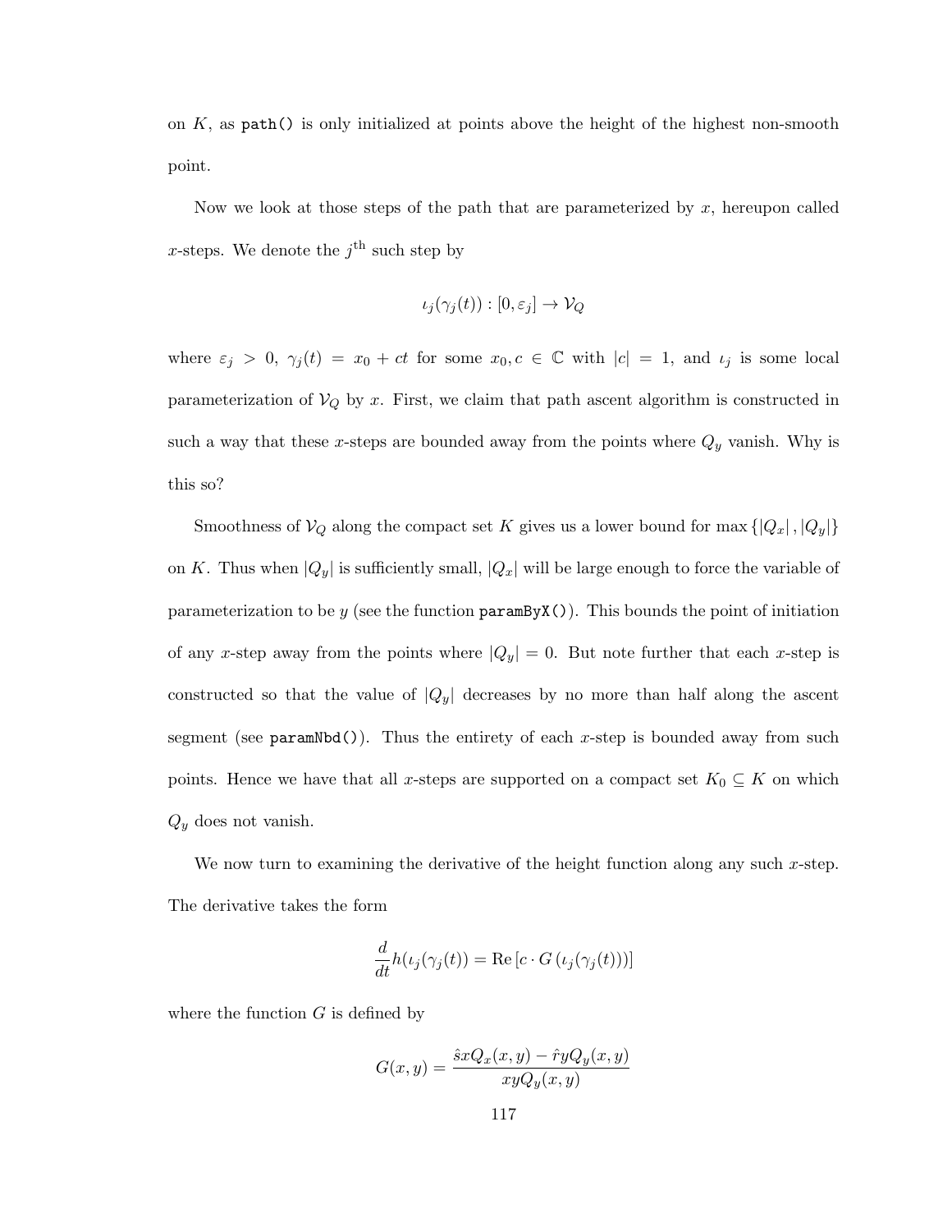on $K$, as `path()` is only initialized at points above the height of the highest non-smooth point.

Now we look at those steps of the path that are parameterized by $x$, hereupon called $x$-steps. We denote the $j^{\text{th}}$ such step by

$$\iota_j(\gamma_j(t)) : [0, \varepsilon_j] \to \mathcal{V}_Q$$

where $\varepsilon_j > 0$, $\gamma_j(t) = x_0 + ct$ for some $x_0, c \in \mathbb{C}$ with $|c| = 1$, and $\iota_j$ is some local parameterization of $\mathcal{V}_Q$ by $x$. First, we claim that path ascent algorithm is constructed in such a way that these $x$-steps are bounded away from the points where $Q_y$ vanish. Why is this so?

Smoothness of $\mathcal{V}_Q$ along the compact set $K$ gives us a lower bound for $\max\{|Q_x|, |Q_y|\}$ on $K$. Thus when $|Q_y|$ is sufficiently small, $|Q_x|$ will be large enough to force the variable of parameterization to be $y$ (see the function `paramByX()`). This bounds the point of initiation of any $x$-step away from the points where $|Q_y| = 0$. But note further that each $x$-step is constructed so that the value of $|Q_y|$ decreases by no more than half along the ascent segment (see `paramNbd()`). Thus the entirety of each $x$-step is bounded away from such points. Hence we have that all $x$-steps are supported on a compact set $K_0 \subseteq K$ on which $Q_y$ does not vanish.

We now turn to examining the derivative of the height function along any such $x$-step. The derivative takes the form

$$\frac{d}{dt} h(\iota_j(\gamma_j(t)) = \text{Re}\left[c \cdot G\left(\iota_j(\gamma_j(t))\right)\right]$$

where the function $G$ is defined by

$$G(x, y) = \frac{\hat{s}xQ_x(x, y) - \hat{r}yQ_y(x, y)}{xyQ_y(x, y)}$$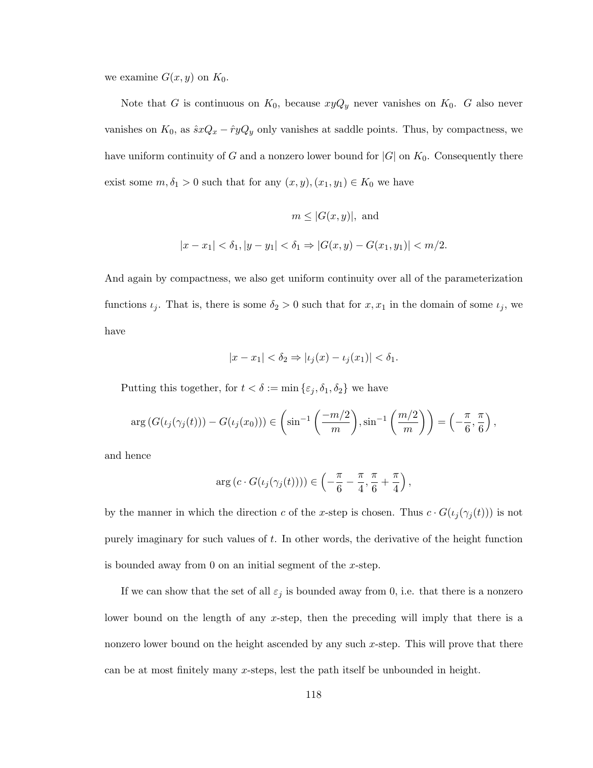we examine $G(x,y)$ on $K_0$.

Note that $G$ is continuous on $K_0$, because $xyQ_y$ never vanishes on $K_0$. $G$ also never vanishes on $K_0$, as $\hat{s}xQ_x - \hat{r}yQ_y$ only vanishes at saddle points. Thus, by compactness, we have uniform continuity of $G$ and a nonzero lower bound for $|G|$ on $K_0$. Consequently there exist some $m, \delta_1 > 0$ such that for any $(x,y), (x_1,y_1) \in K_0$ we have

$$m \leq |G(x,y)|, \text{ and}$$

$$|x - x_1| < \delta_1, |y - y_1| < \delta_1 \Rightarrow |G(x,y) - G(x_1,y_1)| < m/2.$$

And again by compactness, we also get uniform continuity over all of the parameterization functions $\iota_j$. That is, there is some $\delta_2 > 0$ such that for $x, x_1$ in the domain of some $\iota_j$, we have

$$|x - x_1| < \delta_2 \Rightarrow |\iota_j(x) - \iota_j(x_1)| < \delta_1.$$

Putting this together, for $t < \delta := \min\{\varepsilon_j, \delta_1, \delta_2\}$ we have

$$\arg\left(G(\iota_j(\gamma_j(t))) - G(\iota_j(x_0))\right) \in \left(\sin^{-1}\left(\frac{-m/2}{m}\right), \sin^{-1}\left(\frac{m/2}{m}\right)\right) = \left(-\frac{\pi}{6}, \frac{\pi}{6}\right),$$

and hence

$$\arg\left(c \cdot G(\iota_j(\gamma_j(t)))\right) \in \left(-\frac{\pi}{6} - \frac{\pi}{4}, \frac{\pi}{6} + \frac{\pi}{4}\right),$$

by the manner in which the direction $c$ of the $x$-step is chosen. Thus $c \cdot G(\iota_j(\gamma_j(t)))$ is not purely imaginary for such values of $t$. In other words, the derivative of the height function is bounded away from 0 on an initial segment of the $x$-step.

If we can show that the set of all $\varepsilon_j$ is bounded away from 0, i.e. that there is a nonzero lower bound on the length of any $x$-step, then the preceding will imply that there is a nonzero lower bound on the height ascended by any such $x$-step. This will prove that there can be at most finitely many $x$-steps, lest the path itself be unbounded in height.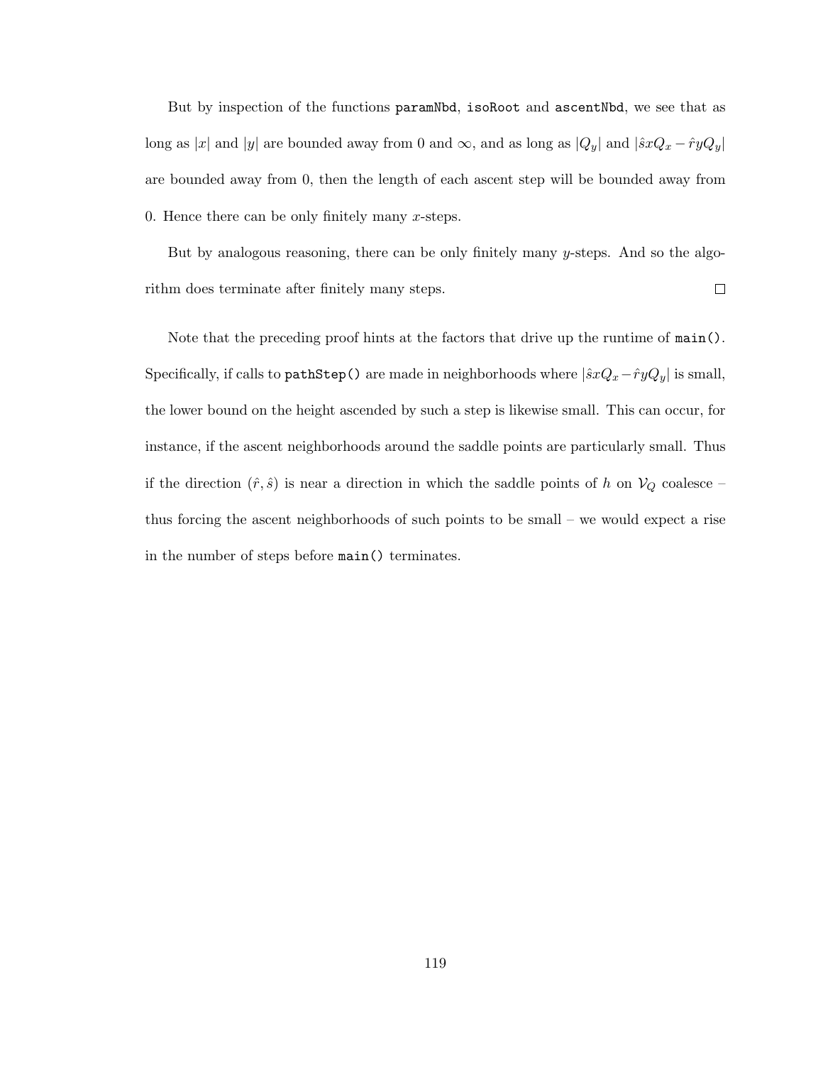But by inspection of the functions `paramNbd`, `isoRoot` and `ascentNbd`, we see that as long as $|x|$ and $|y|$ are bounded away from 0 and $\infty$, and as long as $|Q_y|$ and $|\hat{s}xQ_x - \hat{r}yQ_y|$ are bounded away from 0, then the length of each ascent step will be bounded away from 0. Hence there can be only finitely many $x$-steps.

But by analogous reasoning, there can be only finitely many $y$-steps. And so the algorithm does terminate after finitely many steps. □

Note that the preceding proof hints at the factors that drive up the runtime of `main()`. Specifically, if calls to `pathStep()` are made in neighborhoods where $|\hat{s}xQ_x - \hat{r}yQ_y|$ is small, the lower bound on the height ascended by such a step is likewise small. This can occur, for instance, if the ascent neighborhoods around the saddle points are particularly small. Thus if the direction $(\hat{r}, \hat{s})$ is near a direction in which the saddle points of $h$ on $\mathcal{V}_Q$ coalesce – thus forcing the ascent neighborhoods of such points to be small – we would expect a rise in the number of steps before `main()` terminates.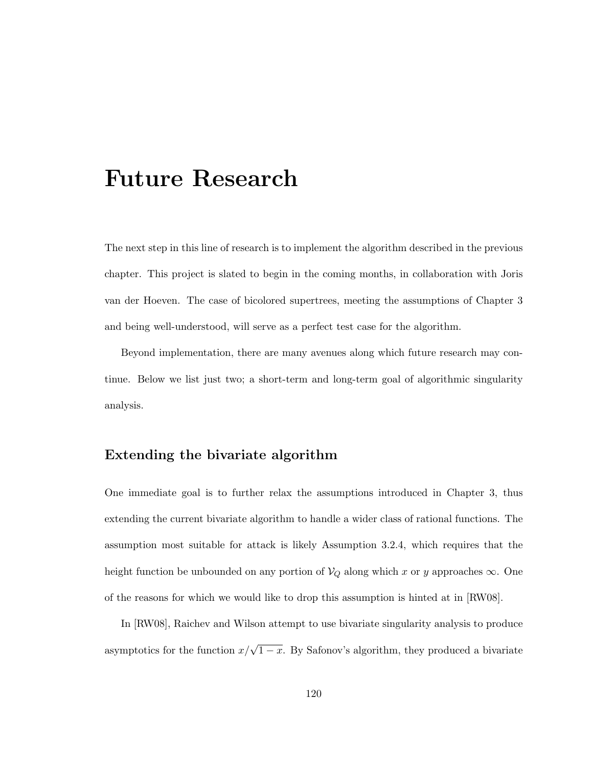# Future Research

The next step in this line of research is to implement the algorithm described in the previous chapter. This project is slated to begin in the coming months, in collaboration with Joris van der Hoeven. The case of bicolored supertrees, meeting the assumptions of Chapter 3 and being well-understood, will serve as a perfect test case for the algorithm.

Beyond implementation, there are many avenues along which future research may continue. Below we list just two; a short-term and long-term goal of algorithmic singularity analysis.

## Extending the bivariate algorithm

One immediate goal is to further relax the assumptions introduced in Chapter 3, thus extending the current bivariate algorithm to handle a wider class of rational functions. The assumption most suitable for attack is likely Assumption 3.2.4, which requires that the height function be unbounded on any portion of $\mathcal{V}_Q$ along which $x$ or $y$ approaches $\infty$. One of the reasons for which we would like to drop this assumption is hinted at in [RW08].

In [RW08], Raichev and Wilson attempt to use bivariate singularity analysis to produce asymptotics for the function $x/\sqrt{1-x}$. By Safonov's algorithm, they produced a bivariate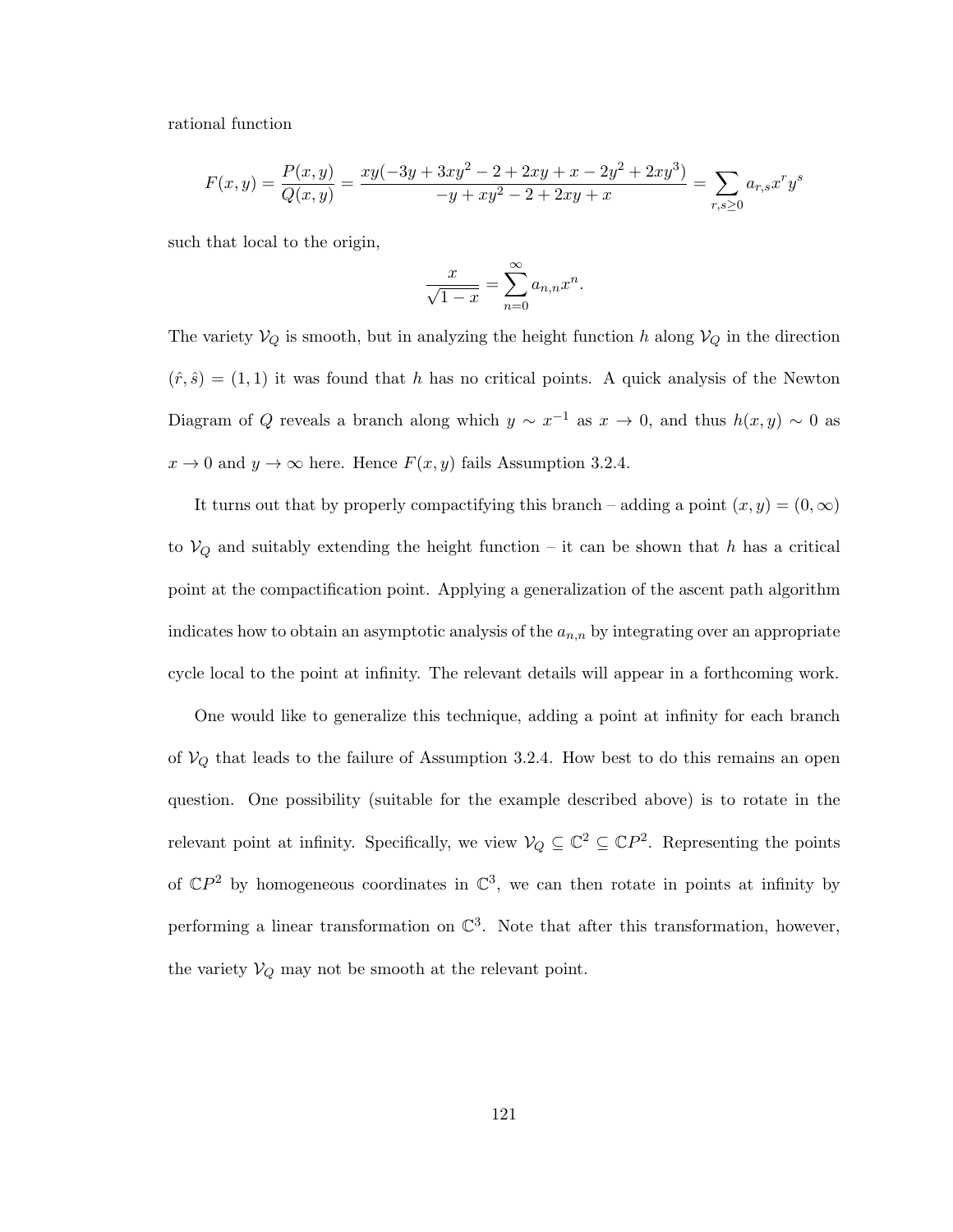rational function

$$F(x,y) = \frac{P(x,y)}{Q(x,y)} = \frac{xy(-3y + 3xy^2 - 2 + 2xy + x - 2y^2 + 2xy^3)}{-y + xy^2 - 2 + 2xy + x} = \sum_{r,s \geq 0} a_{r,s} x^r y^s$$

such that local to the origin,

$$\frac{x}{\sqrt{1-x}} = \sum_{n=0}^{\infty} a_{n,n} x^n.$$

The variety $\mathcal{V}_Q$ is smooth, but in analyzing the height function $h$ along $\mathcal{V}_Q$ in the direction $(\hat{r}, \hat{s}) = (1,1)$ it was found that $h$ has no critical points. A quick analysis of the Newton Diagram of $Q$ reveals a branch along which $y \sim x^{-1}$ as $x \to 0$, and thus $h(x,y) \sim 0$ as $x \to 0$ and $y \to \infty$ here. Hence $F(x,y)$ fails Assumption 3.2.4.

It turns out that by properly compactifying this branch – adding a point $(x,y) = (0, \infty)$ to $\mathcal{V}_Q$ and suitably extending the height function – it can be shown that $h$ has a critical point at the compactification point. Applying a generalization of the ascent path algorithm indicates how to obtain an asymptotic analysis of the $a_{n,n}$ by integrating over an appropriate cycle local to the point at infinity. The relevant details will appear in a forthcoming work.

One would like to generalize this technique, adding a point at infinity for each branch of $\mathcal{V}_Q$ that leads to the failure of Assumption 3.2.4. How best to do this remains an open question. One possibility (suitable for the example described above) is to rotate in the relevant point at infinity. Specifically, we view $\mathcal{V}_Q \subseteq \mathbb{C}^2 \subseteq \mathbb{C}P^2$. Representing the points of $\mathbb{C}P^2$ by homogeneous coordinates in $\mathbb{C}^3$, we can then rotate in points at infinity by performing a linear transformation on $\mathbb{C}^3$. Note that after this transformation, however, the variety $\mathcal{V}_Q$ may not be smooth at the relevant point.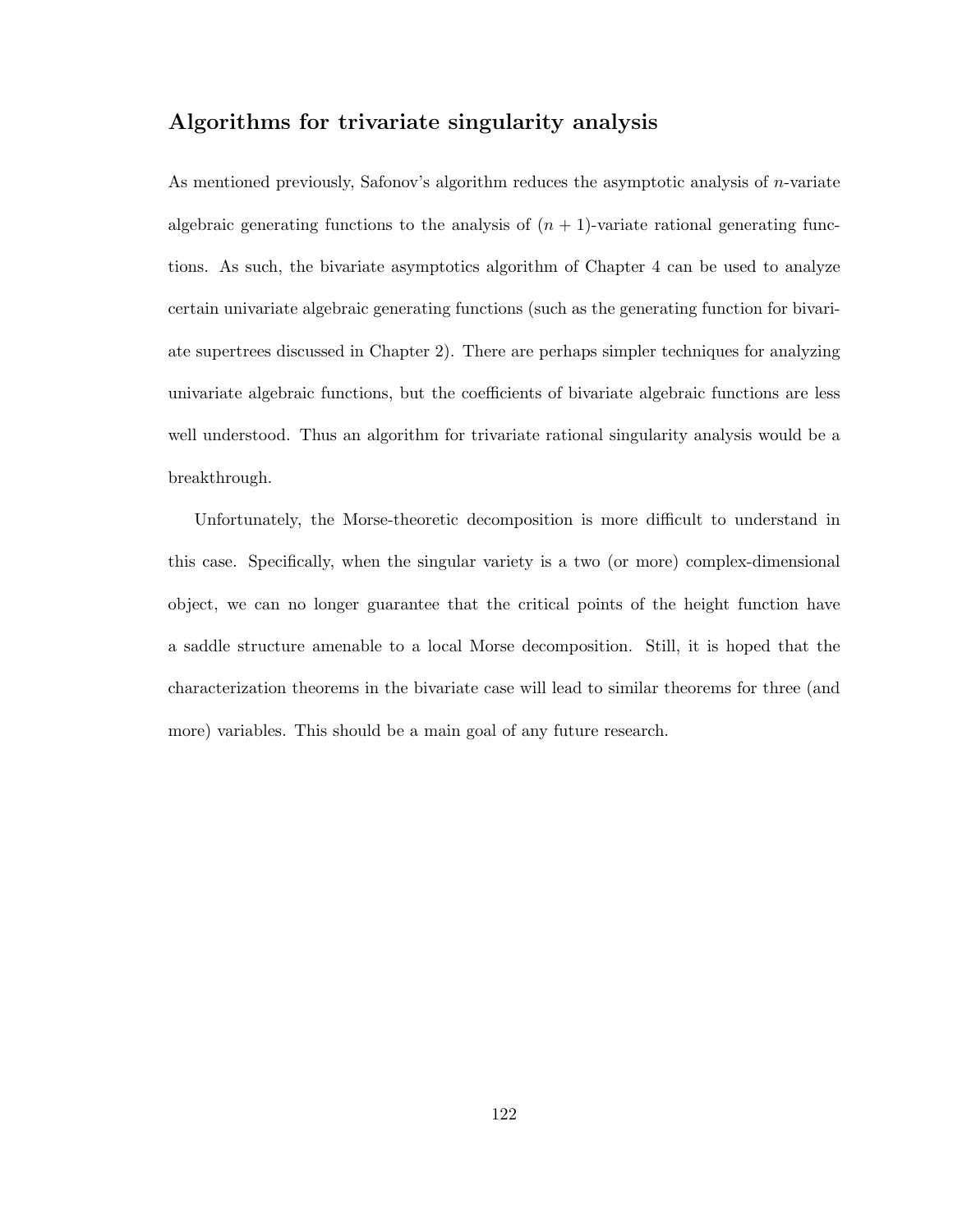## Algorithms for trivariate singularity analysis

As mentioned previously, Safonov's algorithm reduces the asymptotic analysis of $n$-variate algebraic generating functions to the analysis of $(n+1)$-variate rational generating functions. As such, the bivariate asymptotics algorithm of Chapter 4 can be used to analyze certain univariate algebraic generating functions (such as the generating function for bivariate supertrees discussed in Chapter 2). There are perhaps simpler techniques for analyzing univariate algebraic functions, but the coefficients of bivariate algebraic functions are less well understood. Thus an algorithm for trivariate rational singularity analysis would be a breakthrough.

Unfortunately, the Morse-theoretic decomposition is more difficult to understand in this case. Specifically, when the singular variety is a two (or more) complex-dimensional object, we can no longer guarantee that the critical points of the height function have a saddle structure amenable to a local Morse decomposition. Still, it is hoped that the characterization theorems in the bivariate case will lead to similar theorems for three (and more) variables. This should be a main goal of any future research.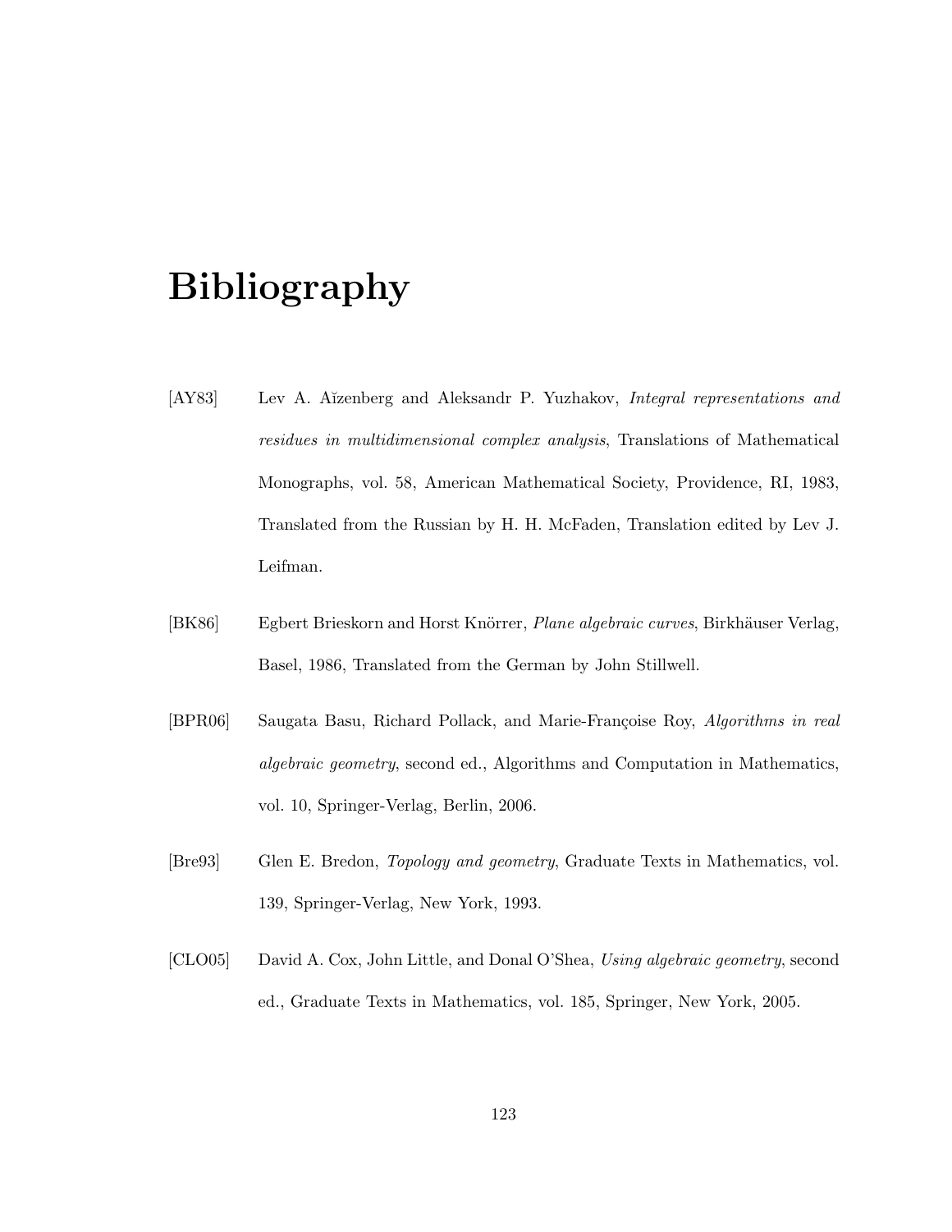# Bibliography

[AY83] Lev A. Aĭzenberg and Aleksandr P. Yuzhakov, *Integral representations and residues in multidimensional complex analysis*, Translations of Mathematical Monographs, vol. 58, American Mathematical Society, Providence, RI, 1983, Translated from the Russian by H. H. McFaden, Translation edited by Lev J. Leifman.

[BK86] Egbert Brieskorn and Horst Knörrer, *Plane algebraic curves*, Birkhäuser Verlag, Basel, 1986, Translated from the German by John Stillwell.

[BPR06] Saugata Basu, Richard Pollack, and Marie-Françoise Roy, *Algorithms in real algebraic geometry*, second ed., Algorithms and Computation in Mathematics, vol. 10, Springer-Verlag, Berlin, 2006.

[Bre93] Glen E. Bredon, *Topology and geometry*, Graduate Texts in Mathematics, vol. 139, Springer-Verlag, New York, 1993.

[CLO05] David A. Cox, John Little, and Donal O'Shea, *Using algebraic geometry*, second ed., Graduate Texts in Mathematics, vol. 185, Springer, New York, 2005.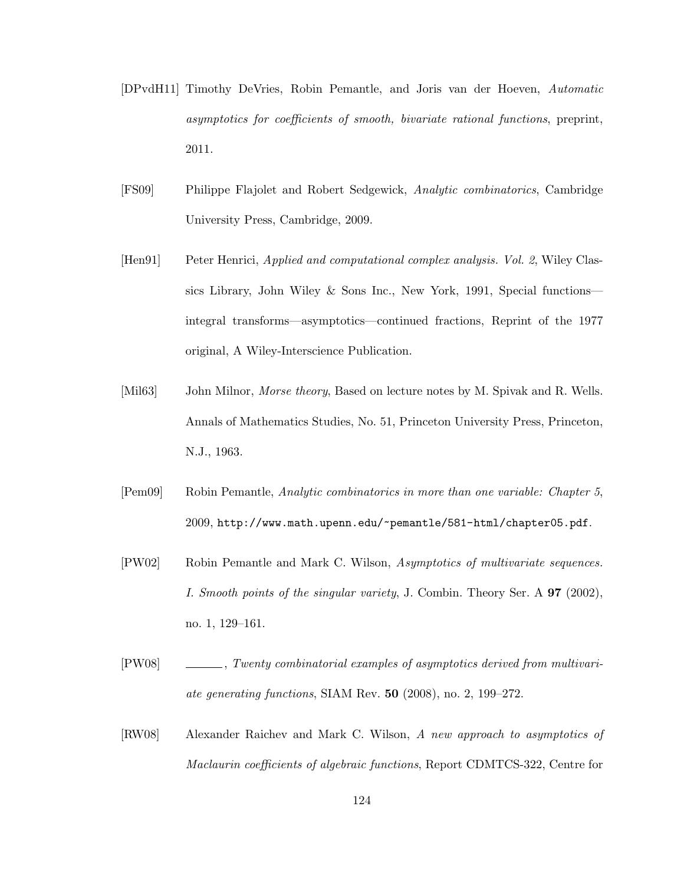[DPvdH11] Timothy DeVries, Robin Pemantle, and Joris van der Hoeven, *Automatic asymptotics for coefficients of smooth, bivariate rational functions*, preprint, 2011.

[FS09] Philippe Flajolet and Robert Sedgewick, *Analytic combinatorics*, Cambridge University Press, Cambridge, 2009.

[Hen91] Peter Henrici, *Applied and computational complex analysis. Vol. 2*, Wiley Classics Library, John Wiley & Sons Inc., New York, 1991, Special functions—integral transforms—asymptotics—continued fractions, Reprint of the 1977 original, A Wiley-Interscience Publication.

[Mil63] John Milnor, *Morse theory*, Based on lecture notes by M. Spivak and R. Wells. Annals of Mathematics Studies, No. 51, Princeton University Press, Princeton, N.J., 1963.

[Pem09] Robin Pemantle, *Analytic combinatorics in more than one variable: Chapter 5*, 2009, `http://www.math.upenn.edu/~pemantle/581-html/chapter05.pdf`.

[PW02] Robin Pemantle and Mark C. Wilson, *Asymptotics of multivariate sequences. I. Smooth points of the singular variety*, J. Combin. Theory Ser. A **97** (2002), no. 1, 129–161.

[PW08] ______, *Twenty combinatorial examples of asymptotics derived from multivariate generating functions*, SIAM Rev. **50** (2008), no. 2, 199–272.

[RW08] Alexander Raichev and Mark C. Wilson, *A new approach to asymptotics of Maclaurin coefficients of algebraic functions*, Report CDMTCS-322, Centre for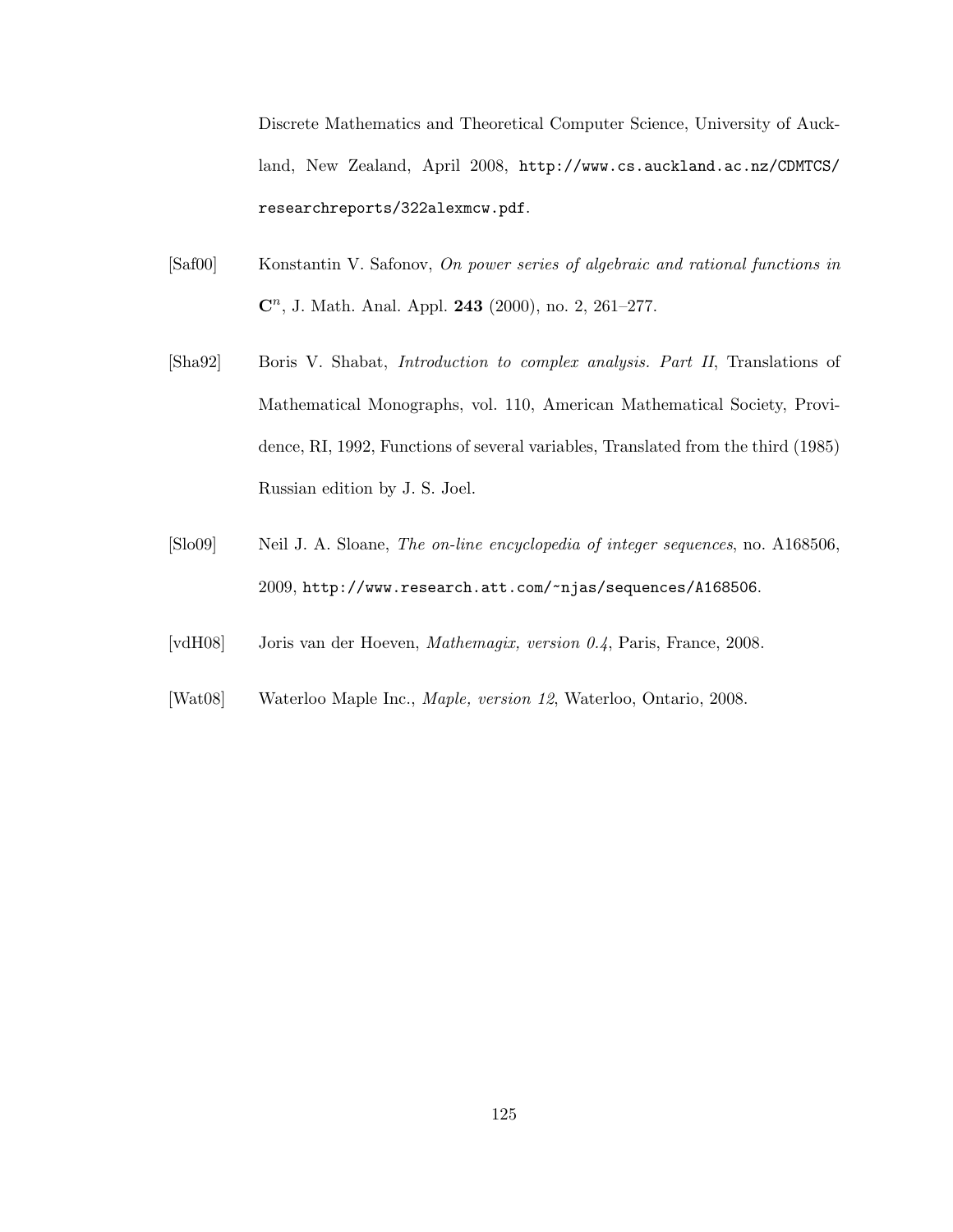Discrete Mathematics and Theoretical Computer Science, University of Auckland, New Zealand, April 2008, http://www.cs.auckland.ac.nz/CDMTCS/researchreports/322alexmcw.pdf.

[Saf00] Konstantin V. Safonov, *On power series of algebraic and rational functions in* $\mathbf{C}^n$, J. Math. Anal. Appl. **243** (2000), no. 2, 261–277.

[Sha92] Boris V. Shabat, *Introduction to complex analysis. Part II*, Translations of Mathematical Monographs, vol. 110, American Mathematical Society, Providence, RI, 1992, Functions of several variables, Translated from the third (1985) Russian edition by J. S. Joel.

[Slo09] Neil J. A. Sloane, *The on-line encyclopedia of integer sequences*, no. A168506, 2009, http://www.research.att.com/~njas/sequences/A168506.

[vdH08] Joris van der Hoeven, *Mathemagix, version 0.4*, Paris, France, 2008.

[Wat08] Waterloo Maple Inc., *Maple, version 12*, Waterloo, Ontario, 2008.